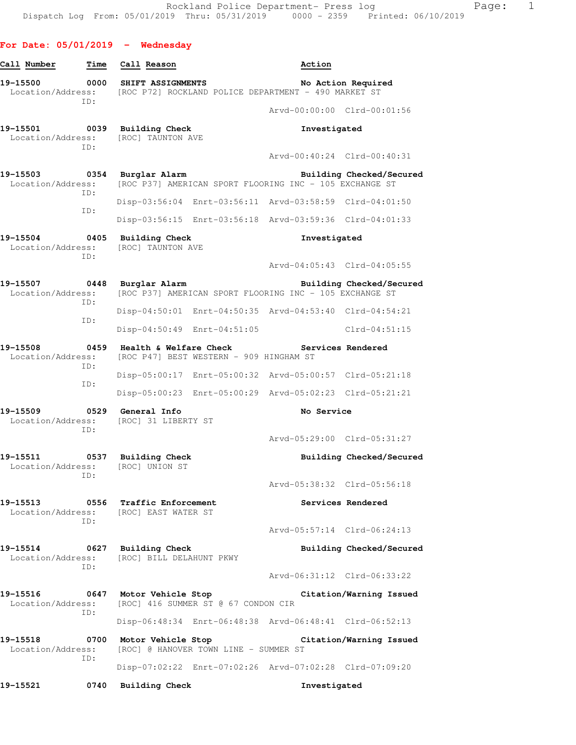Rockland Police Department- Press log
Dispatch Log From: 05/01/2019 Thru: 05/31/2019 0000 - 2359 Printed: 06/10/2019

## For Date: 05/01/2019 - Wednesday

**Call Number** **Time** **Call Reason** **Action**

**19-15500 0000 SHIFT ASSIGNMENTS** **No Action Required**
Location/Address: [ROC P72] ROCKLAND POLICE DEPARTMENT - 490 MARKET ST
ID:
Arvd-00:00:00 Clrd-00:01:56

**19-15501 0039 Building Check** **Investigated**
Location/Address: [ROC] TAUNTON AVE
ID:
Arvd-00:40:24 Clrd-00:40:31

**19-15503 0354 Burglar Alarm** **Building Checked/Secured**
Location/Address: [ROC P37] AMERICAN SPORT FLOORING INC - 105 EXCHANGE ST
ID:
Disp-03:56:04 Enrt-03:56:11 Arvd-03:58:59 Clrd-04:01:50
ID:
Disp-03:56:15 Enrt-03:56:18 Arvd-03:59:36 Clrd-04:01:33

**19-15504 0405 Building Check** **Investigated**
Location/Address: [ROC] TAUNTON AVE
ID:
Arvd-04:05:43 Clrd-04:05:55

**19-15507 0448 Burglar Alarm** **Building Checked/Secured**
Location/Address: [ROC P37] AMERICAN SPORT FLOORING INC - 105 EXCHANGE ST
ID:
Disp-04:50:01 Enrt-04:50:35 Arvd-04:53:40 Clrd-04:54:21
ID:
Disp-04:50:49 Enrt-04:51:05 Clrd-04:51:15

**19-15508 0459 Health & Welfare Check** **Services Rendered**
Location/Address: [ROC P47] BEST WESTERN - 909 HINGHAM ST
ID:
Disp-05:00:17 Enrt-05:00:32 Arvd-05:00:57 Clrd-05:21:18
ID:
Disp-05:00:23 Enrt-05:00:29 Arvd-05:02:23 Clrd-05:21:21

**19-15509 0529 General Info** **No Service**
Location/Address: [ROC] 31 LIBERTY ST
ID:
Arvd-05:29:00 Clrd-05:31:27

**19-15511 0537 Building Check** **Building Checked/Secured**
Location/Address: [ROC] UNION ST
ID:
Arvd-05:38:32 Clrd-05:56:18

**19-15513 0556 Traffic Enforcement** **Services Rendered**
Location/Address: [ROC] EAST WATER ST
ID:
Arvd-05:57:14 Clrd-06:24:13

**19-15514 0627 Building Check** **Building Checked/Secured**
Location/Address: [ROC] BILL DELAHUNT PKWY
ID:
Arvd-06:31:12 Clrd-06:33:22

**19-15516 0647 Motor Vehicle Stop** **Citation/Warning Issued**
Location/Address: [ROC] 416 SUMMER ST @ 67 CONDON CIR
ID:
Disp-06:48:34 Enrt-06:48:38 Arvd-06:48:41 Clrd-06:52:13

**19-15518 0700 Motor Vehicle Stop** **Citation/Warning Issued**
Location/Address: [ROC] @ HANOVER TOWN LINE - SUMMER ST
ID:
Disp-07:02:22 Enrt-07:02:26 Arvd-07:02:28 Clrd-07:09:20

**19-15521 0740 Building Check** **Investigated**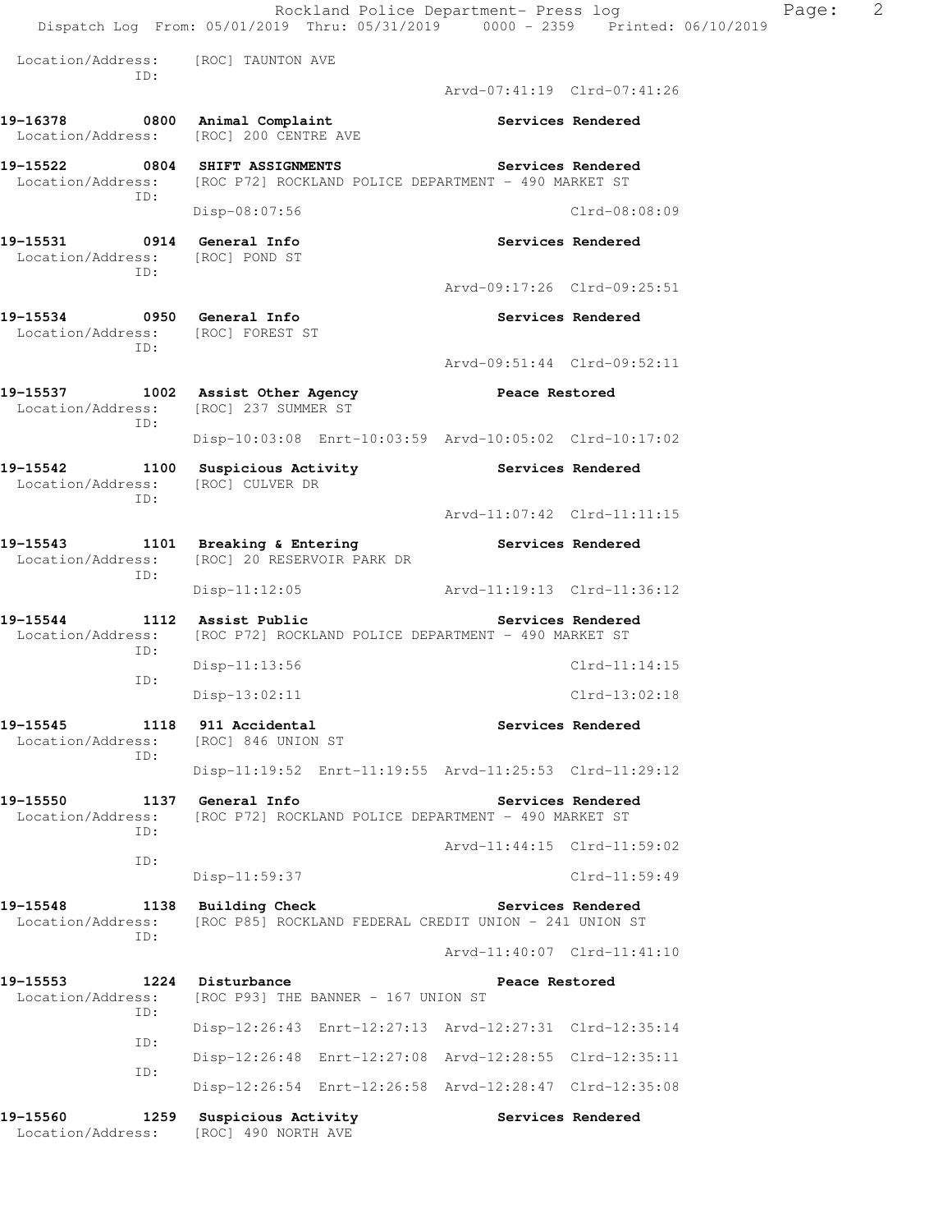Location/Address: [ROC] TAUNTON AVE
ID:
Arvd-07:41:19 Clrd-07:41:26

**19-16378 0800 Animal Complaint** **Services Rendered**
Location/Address: [ROC] 200 CENTRE AVE

**19-15522 0804 SHIFT ASSIGNMENTS** **Services Rendered**
Location/Address: [ROC P72] ROCKLAND POLICE DEPARTMENT - 490 MARKET ST
ID:
Disp-08:07:56 Clrd-08:08:09

**19-15531 0914 General Info** **Services Rendered**
Location/Address: [ROC] POND ST
ID:
Arvd-09:17:26 Clrd-09:25:51

**19-15534 0950 General Info** **Services Rendered**
Location/Address: [ROC] FOREST ST
ID:
Arvd-09:51:44 Clrd-09:52:11

**19-15537 1002 Assist Other Agency** **Peace Restored**
Location/Address: [ROC] 237 SUMMER ST
ID:
Disp-10:03:08 Enrt-10:03:59 Arvd-10:05:02 Clrd-10:17:02

**19-15542 1100 Suspicious Activity** **Services Rendered**
Location/Address: [ROC] CULVER DR
ID:
Arvd-11:07:42 Clrd-11:11:15

**19-15543 1101 Breaking & Entering** **Services Rendered**
Location/Address: [ROC] 20 RESERVOIR PARK DR
ID:
Disp-11:12:05 Arvd-11:19:13 Clrd-11:36:12

**19-15544 1112 Assist Public** **Services Rendered**
Location/Address: [ROC P72] ROCKLAND POLICE DEPARTMENT - 490 MARKET ST
ID:
Disp-11:13:56 Clrd-11:14:15
ID:
Disp-13:02:11 Clrd-13:02:18

**19-15545 1118 911 Accidental** **Services Rendered**
Location/Address: [ROC] 846 UNION ST
ID:
Disp-11:19:52 Enrt-11:19:55 Arvd-11:25:53 Clrd-11:29:12

**19-15550 1137 General Info** **Services Rendered**
Location/Address: [ROC P72] ROCKLAND POLICE DEPARTMENT - 490 MARKET ST
ID:
Arvd-11:44:15 Clrd-11:59:02
ID:
Disp-11:59:37 Clrd-11:59:49

**19-15548 1138 Building Check** **Services Rendered**
Location/Address: [ROC P85] ROCKLAND FEDERAL CREDIT UNION - 241 UNION ST
ID:
Arvd-11:40:07 Clrd-11:41:10

**19-15553 1224 Disturbance** **Peace Restored**
Location/Address: [ROC P93] THE BANNER - 167 UNION ST
ID:
Disp-12:26:43 Enrt-12:27:13 Arvd-12:27:31 Clrd-12:35:14
ID:
Disp-12:26:48 Enrt-12:27:08 Arvd-12:28:55 Clrd-12:35:11
ID:
Disp-12:26:54 Enrt-12:26:58 Arvd-12:28:47 Clrd-12:35:08

**19-15560 1259 Suspicious Activity** **Services Rendered**
Location/Address: [ROC] 490 NORTH AVE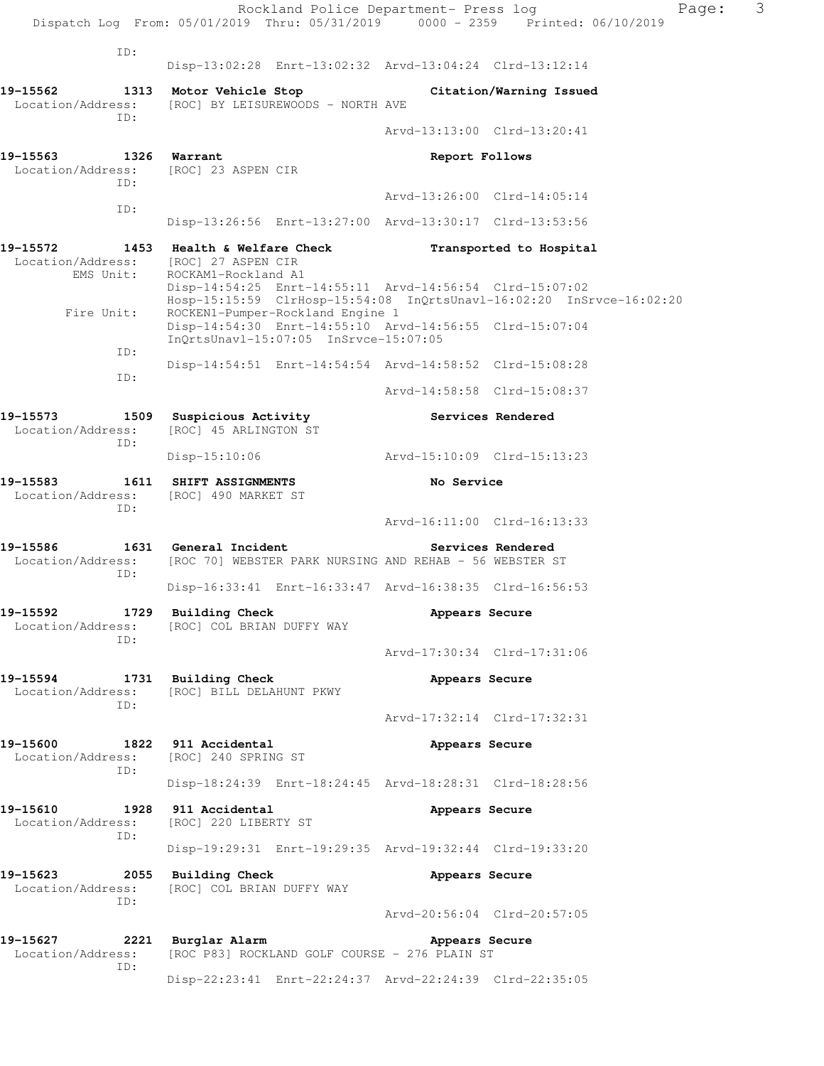ID:
Disp-13:02:28 Enrt-13:02:32 Arvd-13:04:24 Clrd-13:12:14

**19-15562 1313 Motor Vehicle Stop** — **Citation/Warning Issued**
Location/Address: [ROC] BY LEISUREWOODS - NORTH AVE
ID:
Arvd-13:13:00 Clrd-13:20:41

**19-15563 1326 Warrant** — **Report Follows**
Location/Address: [ROC] 23 ASPEN CIR
ID:
Arvd-13:26:00 Clrd-14:05:14
ID:
Disp-13:26:56 Enrt-13:27:00 Arvd-13:30:17 Clrd-13:53:56

**19-15572 1453 Health & Welfare Check** — **Transported to Hospital**
Location/Address: [ROC] 27 ASPEN CIR
EMS Unit: ROCKAM1-Rockland A1
Disp-14:54:25 Enrt-14:55:11 Arvd-14:56:54 Clrd-15:07:02
Hosp-15:15:59 ClrHosp-15:54:08 InQrtsUnavl-16:02:20 InSrvce-16:02:20
Fire Unit: ROCKEN1-Pumper-Rockland Engine 1
Disp-14:54:30 Enrt-14:55:10 Arvd-14:56:55 Clrd-15:07:04
InQrtsUnavl-15:07:05 InSrvce-15:07:05
ID:
Disp-14:54:51 Enrt-14:54:54 Arvd-14:58:52 Clrd-15:08:28
ID:
Arvd-14:58:58 Clrd-15:08:37

**19-15573 1509 Suspicious Activity** — **Services Rendered**
Location/Address: [ROC] 45 ARLINGTON ST
ID:
Disp-15:10:06 Arvd-15:10:09 Clrd-15:13:23

**19-15583 1611 SHIFT ASSIGNMENTS** — **No Service**
Location/Address: [ROC] 490 MARKET ST
ID:
Arvd-16:11:00 Clrd-16:13:33

**19-15586 1631 General Incident** — **Services Rendered**
Location/Address: [ROC 70] WEBSTER PARK NURSING AND REHAB - 56 WEBSTER ST
ID:
Disp-16:33:41 Enrt-16:33:47 Arvd-16:38:35 Clrd-16:56:53

**19-15592 1729 Building Check** — **Appears Secure**
Location/Address: [ROC] COL BRIAN DUFFY WAY
ID:
Arvd-17:30:34 Clrd-17:31:06

**19-15594 1731 Building Check** — **Appears Secure**
Location/Address: [ROC] BILL DELAHUNT PKWY
ID:
Arvd-17:32:14 Clrd-17:32:31

**19-15600 1822 911 Accidental** — **Appears Secure**
Location/Address: [ROC] 240 SPRING ST
ID:
Disp-18:24:39 Enrt-18:24:45 Arvd-18:28:31 Clrd-18:28:56

**19-15610 1928 911 Accidental** — **Appears Secure**
Location/Address: [ROC] 220 LIBERTY ST
ID:
Disp-19:29:31 Enrt-19:29:35 Arvd-19:32:44 Clrd-19:33:20

**19-15623 2055 Building Check** — **Appears Secure**
Location/Address: [ROC] COL BRIAN DUFFY WAY
ID:
Arvd-20:56:04 Clrd-20:57:05

**19-15627 2221 Burglar Alarm** — **Appears Secure**
Location/Address: [ROC P83] ROCKLAND GOLF COURSE - 276 PLAIN ST
ID:
Disp-22:23:41 Enrt-22:24:37 Arvd-22:24:39 Clrd-22:35:05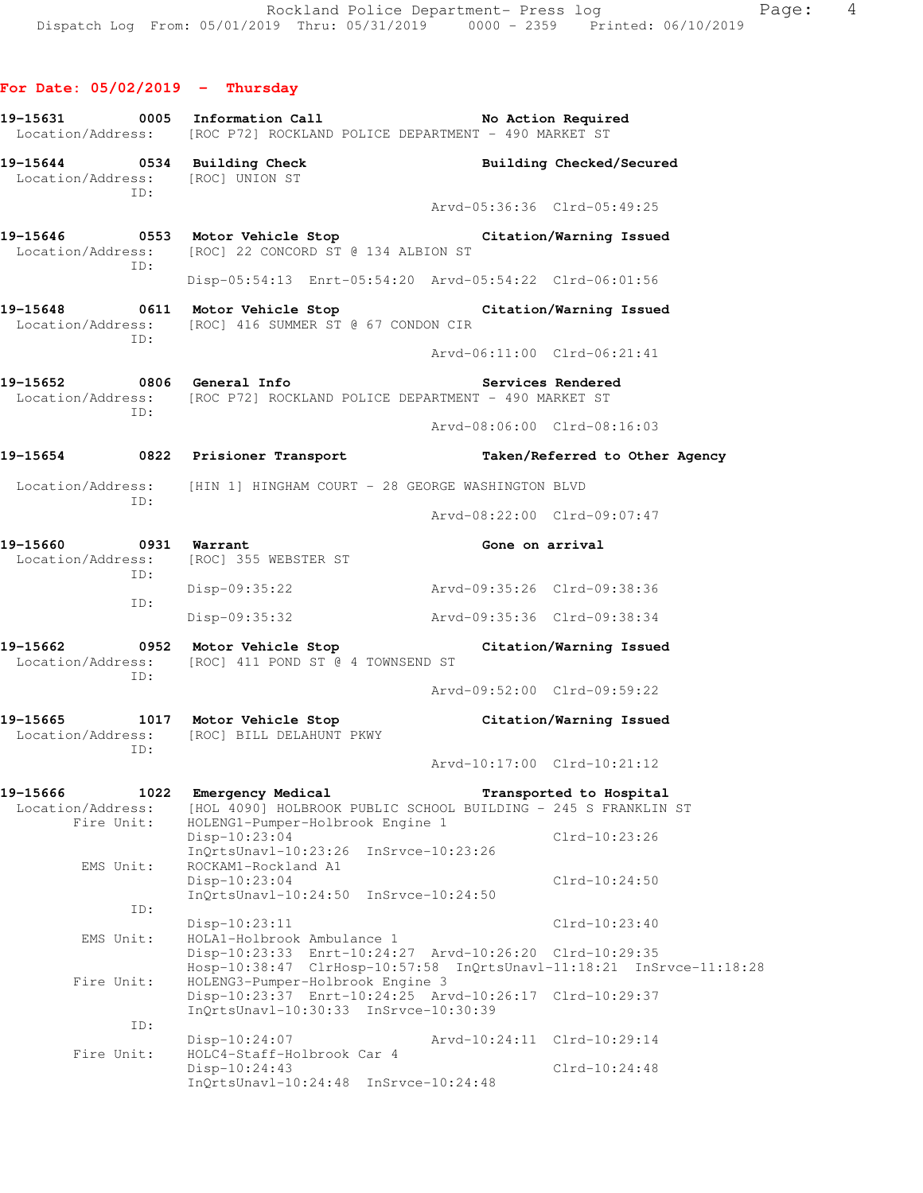## For Date: 05/02/2019 - Thursday

```
19-15631        0005   Information Call                      No Action Required
  Location/Address:    [ROC P72] ROCKLAND POLICE DEPARTMENT - 490 MARKET ST

19-15644        0534   Building Check                        Building Checked/Secured
  Location/Address:    [ROC] UNION ST
                ID:
                                                  Arvd-05:36:36  Clrd-05:49:25

19-15646        0553   Motor Vehicle Stop                    Citation/Warning Issued
  Location/Address:    [ROC] 22 CONCORD ST @ 134 ALBION ST
                ID:
                       Disp-05:54:13  Enrt-05:54:20  Arvd-05:54:22  Clrd-06:01:56

19-15648        0611   Motor Vehicle Stop                    Citation/Warning Issued
  Location/Address:    [ROC] 416 SUMMER ST @ 67 CONDON CIR
                ID:
                                                  Arvd-06:11:00  Clrd-06:21:41

19-15652        0806   General Info                          Services Rendered
  Location/Address:    [ROC P72] ROCKLAND POLICE DEPARTMENT - 490 MARKET ST
                ID:
                                                  Arvd-08:06:00  Clrd-08:16:03

19-15654        0822   Prisioner Transport                   Taken/Referred to Other Agency

  Location/Address:    [HIN 1] HINGHAM COURT - 28 GEORGE WASHINGTON BLVD
                ID:
                                                  Arvd-08:22:00  Clrd-09:07:47

19-15660        0931   Warrant                               Gone on arrival
  Location/Address:    [ROC] 355 WEBSTER ST
                ID:
                       Disp-09:35:22              Arvd-09:35:26  Clrd-09:38:36
                ID:
                       Disp-09:35:32              Arvd-09:35:36  Clrd-09:38:34

19-15662        0952   Motor Vehicle Stop                    Citation/Warning Issued
  Location/Address:    [ROC] 411 POND ST @ 4 TOWNSEND ST
                ID:
                                                  Arvd-09:52:00  Clrd-09:59:22

19-15665        1017   Motor Vehicle Stop                    Citation/Warning Issued
  Location/Address:    [ROC] BILL DELAHUNT PKWY
                ID:
                                                  Arvd-10:17:00  Clrd-10:21:12

19-15666        1022   Emergency Medical                     Transported to Hospital
  Location/Address:    [HOL 4090] HOLBROOK PUBLIC SCHOOL BUILDING - 245 S FRANKLIN ST
        Fire Unit:     HOLENG1-Pumper-Holbrook Engine 1
                       Disp-10:23:04                             Clrd-10:23:26
                       InQrtsUnavl-10:23:26  InSrvce-10:23:26
         EMS Unit:     ROCKAM1-Rockland A1
                       Disp-10:23:04                             Clrd-10:24:50
                       InQrtsUnavl-10:24:50  InSrvce-10:24:50
                ID:
                       Disp-10:23:11                             Clrd-10:23:40
         EMS Unit:     HOLA1-Holbrook Ambulance 1
                       Disp-10:23:33  Enrt-10:24:27  Arvd-10:26:20  Clrd-10:29:35
                       Hosp-10:38:47  ClrHosp-10:57:58  InQrtsUnavl-11:18:21  InSrvce-11:18:28
        Fire Unit:     HOLENG3-Pumper-Holbrook Engine 3
                       Disp-10:23:37  Enrt-10:24:25  Arvd-10:26:17  Clrd-10:29:37
                       InQrtsUnavl-10:30:33  InSrvce-10:30:39
                ID:
                       Disp-10:24:07              Arvd-10:24:11  Clrd-10:29:14
        Fire Unit:     HOLC4-Staff-Holbrook Car 4
                       Disp-10:24:43                             Clrd-10:24:48
                       InQrtsUnavl-10:24:48  InSrvce-10:24:48
```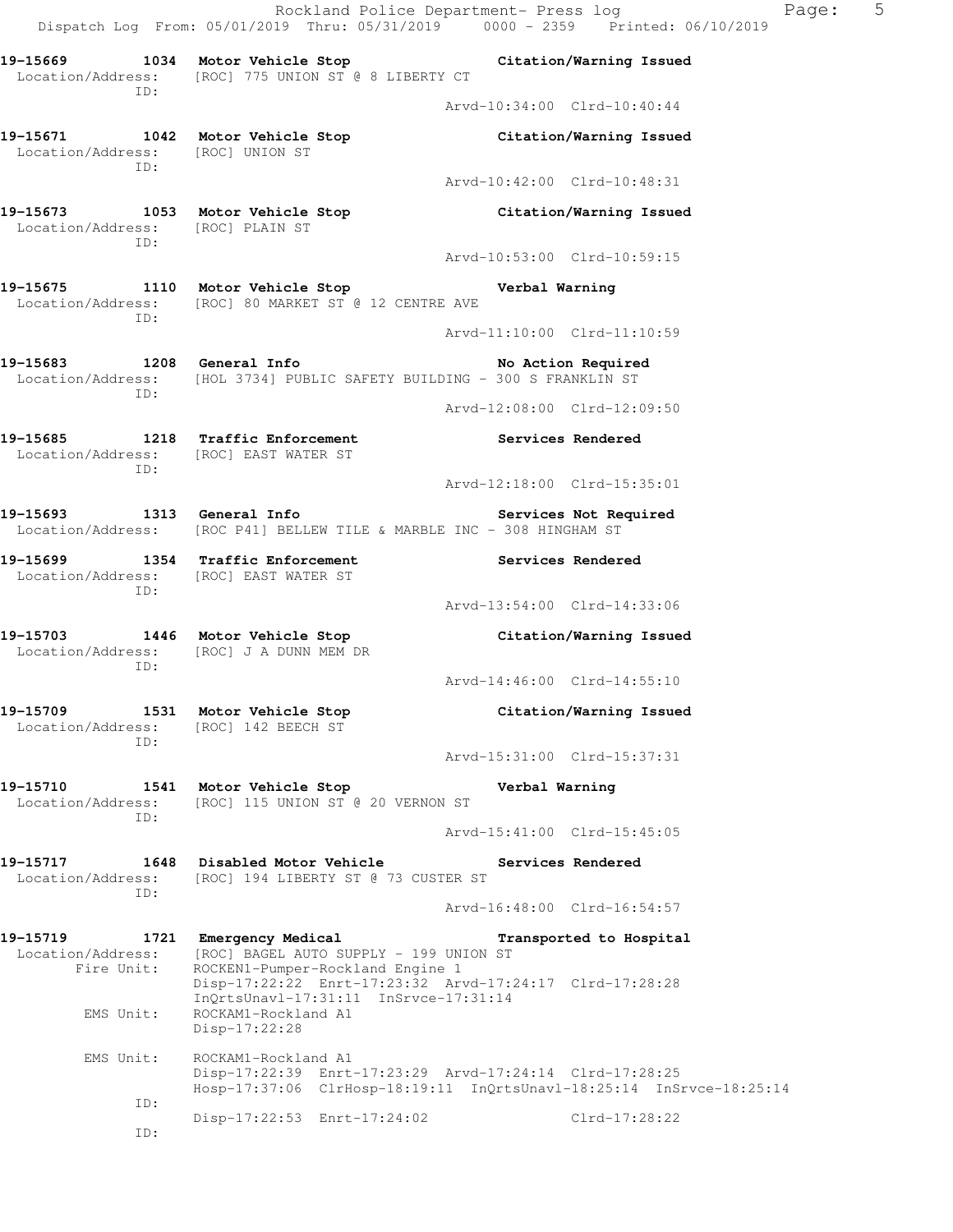**19-15669 1034 Motor Vehicle Stop — Citation/Warning Issued**
Location/Address: [ROC] 775 UNION ST @ 8 LIBERTY CT
ID:
Arvd-10:34:00 Clrd-10:40:44

**19-15671 1042 Motor Vehicle Stop — Citation/Warning Issued**
Location/Address: [ROC] UNION ST
ID:
Arvd-10:42:00 Clrd-10:48:31

**19-15673 1053 Motor Vehicle Stop — Citation/Warning Issued**
Location/Address: [ROC] PLAIN ST
ID:
Arvd-10:53:00 Clrd-10:59:15

**19-15675 1110 Motor Vehicle Stop — Verbal Warning**
Location/Address: [ROC] 80 MARKET ST @ 12 CENTRE AVE
ID:
Arvd-11:10:00 Clrd-11:10:59

**19-15683 1208 General Info — No Action Required**
Location/Address: [HOL 3734] PUBLIC SAFETY BUILDING - 300 S FRANKLIN ST
ID:
Arvd-12:08:00 Clrd-12:09:50

**19-15685 1218 Traffic Enforcement — Services Rendered**
Location/Address: [ROC] EAST WATER ST
ID:
Arvd-12:18:00 Clrd-15:35:01

**19-15693 1313 General Info — Services Not Required**
Location/Address: [ROC P41] BELLEW TILE & MARBLE INC - 308 HINGHAM ST

**19-15699 1354 Traffic Enforcement — Services Rendered**
Location/Address: [ROC] EAST WATER ST
ID:
Arvd-13:54:00 Clrd-14:33:06

**19-15703 1446 Motor Vehicle Stop — Citation/Warning Issued**
Location/Address: [ROC] J A DUNN MEM DR
ID:
Arvd-14:46:00 Clrd-14:55:10

**19-15709 1531 Motor Vehicle Stop — Citation/Warning Issued**
Location/Address: [ROC] 142 BEECH ST
ID:
Arvd-15:31:00 Clrd-15:37:31

**19-15710 1541 Motor Vehicle Stop — Verbal Warning**
Location/Address: [ROC] 115 UNION ST @ 20 VERNON ST
ID:
Arvd-15:41:00 Clrd-15:45:05

**19-15717 1648 Disabled Motor Vehicle — Services Rendered**
Location/Address: [ROC] 194 LIBERTY ST @ 73 CUSTER ST
ID:
Arvd-16:48:00 Clrd-16:54:57

**19-15719 1721 Emergency Medical — Transported to Hospital**
Location/Address: [ROC] BAGEL AUTO SUPPLY - 199 UNION ST
Fire Unit: ROCKEN1-Pumper-Rockland Engine 1
Disp-17:22:22 Enrt-17:23:32 Arvd-17:24:17 Clrd-17:28:28
InQrtsUnavl-17:31:11 InSrvce-17:31:14
EMS Unit: ROCKAM1-Rockland A1
Disp-17:22:28

EMS Unit: ROCKAM1-Rockland A1
Disp-17:22:39 Enrt-17:23:29 Arvd-17:24:14 Clrd-17:28:25
Hosp-17:37:06 ClrHosp-18:19:11 InQrtsUnavl-18:25:14 InSrvce-18:25:14
ID:
Disp-17:22:53 Enrt-17:24:02 Clrd-17:28:22
ID: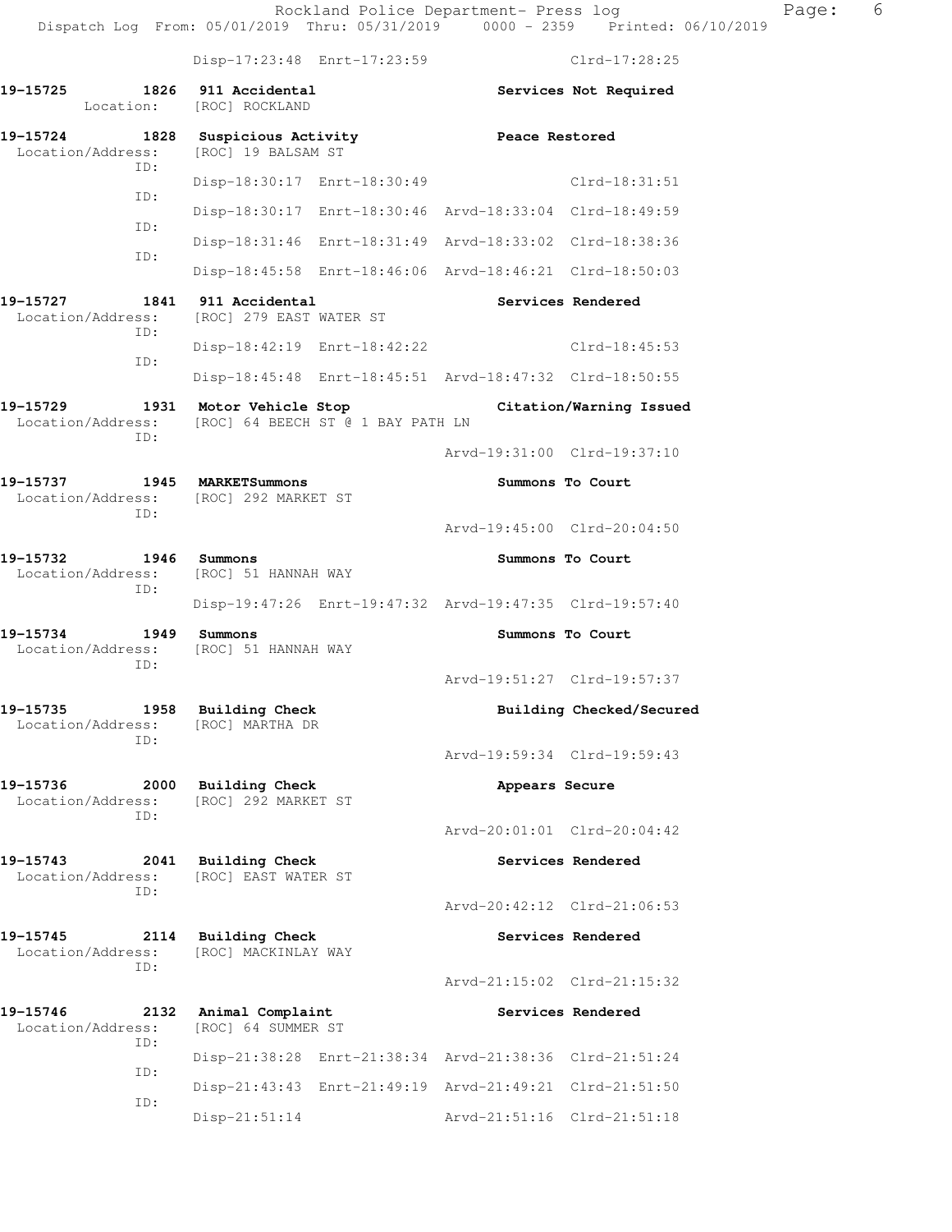Disp-17:23:48 Enrt-17:23:59 Clrd-17:28:25

**19-15725 1826 911 Accidental** Services Not Required
Location: [ROC] ROCKLAND

**19-15724 1828 Suspicious Activity** Peace Restored
Location/Address: [ROC] 19 BALSAM ST
ID: Disp-18:30:17 Enrt-18:30:49 Clrd-18:31:51
ID: Disp-18:30:17 Enrt-18:30:46 Arvd-18:33:04 Clrd-18:49:59
ID: Disp-18:31:46 Enrt-18:31:49 Arvd-18:33:02 Clrd-18:38:36
ID: Disp-18:45:58 Enrt-18:46:06 Arvd-18:46:21 Clrd-18:50:03

**19-15727 1841 911 Accidental** Services Rendered
Location/Address: [ROC] 279 EAST WATER ST
ID: Disp-18:42:19 Enrt-18:42:22 Clrd-18:45:53
ID: Disp-18:45:48 Enrt-18:45:51 Arvd-18:47:32 Clrd-18:50:55

**19-15729 1931 Motor Vehicle Stop** Citation/Warning Issued
Location/Address: [ROC] 64 BEECH ST @ 1 BAY PATH LN
ID: Arvd-19:31:00 Clrd-19:37:10

**19-15737 1945 MARKETSummons** Summons To Court
Location/Address: [ROC] 292 MARKET ST
ID: Arvd-19:45:00 Clrd-20:04:50

**19-15732 1946 Summons** Summons To Court
Location/Address: [ROC] 51 HANNAH WAY
ID: Disp-19:47:26 Enrt-19:47:32 Arvd-19:47:35 Clrd-19:57:40

**19-15734 1949 Summons** Summons To Court
Location/Address: [ROC] 51 HANNAH WAY
ID: Arvd-19:51:27 Clrd-19:57:37

**19-15735 1958 Building Check** Building Checked/Secured
Location/Address: [ROC] MARTHA DR
ID: Arvd-19:59:34 Clrd-19:59:43

**19-15736 2000 Building Check** Appears Secure
Location/Address: [ROC] 292 MARKET ST
ID: Arvd-20:01:01 Clrd-20:04:42

**19-15743 2041 Building Check** Services Rendered
Location/Address: [ROC] EAST WATER ST
ID: Arvd-20:42:12 Clrd-21:06:53

**19-15745 2114 Building Check** Services Rendered
Location/Address: [ROC] MACKINLAY WAY
ID: Arvd-21:15:02 Clrd-21:15:32

**19-15746 2132 Animal Complaint** Services Rendered
Location/Address: [ROC] 64 SUMMER ST
ID: Disp-21:38:28 Enrt-21:38:34 Arvd-21:38:36 Clrd-21:51:24
ID: Disp-21:43:43 Enrt-21:49:19 Arvd-21:49:21 Clrd-21:51:50
ID: Disp-21:51:14 Arvd-21:51:16 Clrd-21:51:18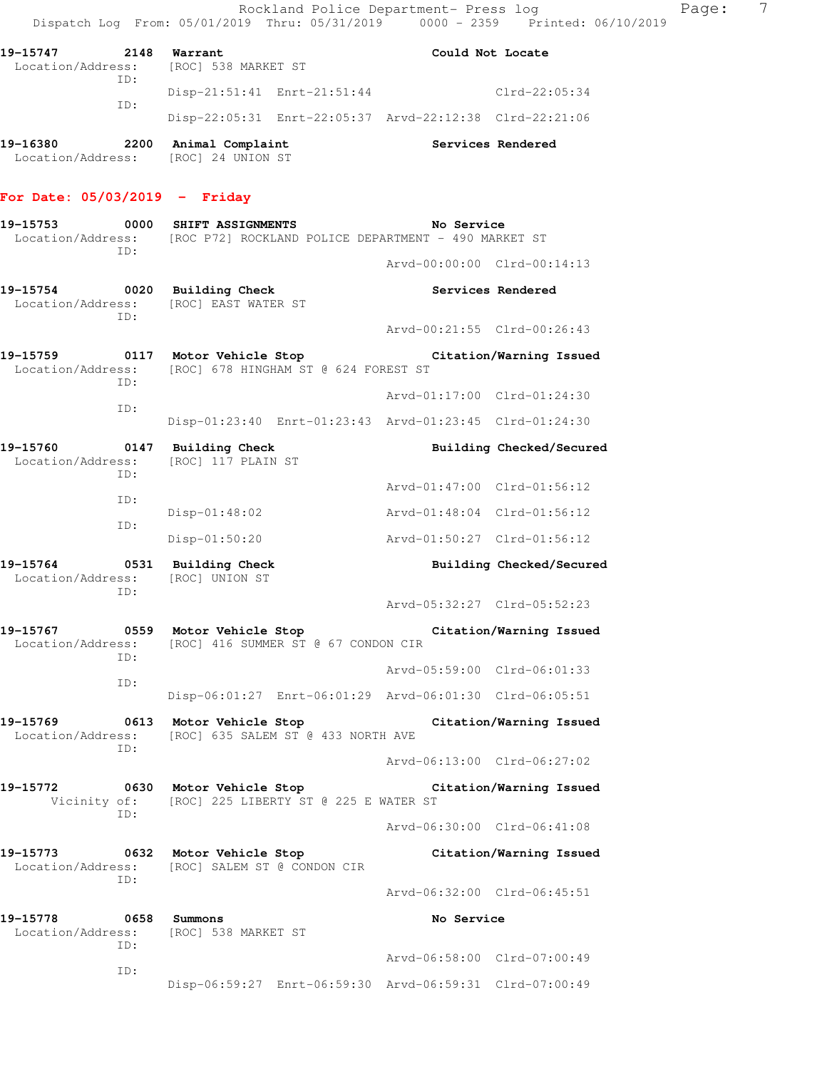**19-15747 2148 Warrant** — **Could Not Locate**
Location/Address: [ROC] 538 MARKET ST
ID:
Disp-21:51:41 Enrt-21:51:44 Clrd-22:05:34
ID:
Disp-22:05:31 Enrt-22:05:37 Arvd-22:12:38 Clrd-22:21:06

**19-16380 2200 Animal Complaint** — **Services Rendered**
Location/Address: [ROC] 24 UNION ST

## For Date: 05/03/2019 - Friday

**19-15753 0000 SHIFT ASSIGNMENTS** — **No Service**
Location/Address: [ROC P72] ROCKLAND POLICE DEPARTMENT - 490 MARKET ST
ID:
Arvd-00:00:00 Clrd-00:14:13

**19-15754 0020 Building Check** — **Services Rendered**
Location/Address: [ROC] EAST WATER ST
ID:
Arvd-00:21:55 Clrd-00:26:43

**19-15759 0117 Motor Vehicle Stop** — **Citation/Warning Issued**
Location/Address: [ROC] 678 HINGHAM ST @ 624 FOREST ST
ID:
Arvd-01:17:00 Clrd-01:24:30
ID:
Disp-01:23:40 Enrt-01:23:43 Arvd-01:23:45 Clrd-01:24:30

**19-15760 0147 Building Check** — **Building Checked/Secured**
Location/Address: [ROC] 117 PLAIN ST
ID:
Arvd-01:47:00 Clrd-01:56:12
ID:
Disp-01:48:02 Arvd-01:48:04 Clrd-01:56:12
ID:
Disp-01:50:20 Arvd-01:50:27 Clrd-01:56:12

**19-15764 0531 Building Check** — **Building Checked/Secured**
Location/Address: [ROC] UNION ST
ID:
Arvd-05:32:27 Clrd-05:52:23

**19-15767 0559 Motor Vehicle Stop** — **Citation/Warning Issued**
Location/Address: [ROC] 416 SUMMER ST @ 67 CONDON CIR
ID:
Arvd-05:59:00 Clrd-06:01:33
ID:
Disp-06:01:27 Enrt-06:01:29 Arvd-06:01:30 Clrd-06:05:51

**19-15769 0613 Motor Vehicle Stop** — **Citation/Warning Issued**
Location/Address: [ROC] 635 SALEM ST @ 433 NORTH AVE
ID:
Arvd-06:13:00 Clrd-06:27:02

**19-15772 0630 Motor Vehicle Stop** — **Citation/Warning Issued**
Vicinity of: [ROC] 225 LIBERTY ST @ 225 E WATER ST
ID:
Arvd-06:30:00 Clrd-06:41:08

**19-15773 0632 Motor Vehicle Stop** — **Citation/Warning Issued**
Location/Address: [ROC] SALEM ST @ CONDON CIR
ID:
Arvd-06:32:00 Clrd-06:45:51

**19-15778 0658 Summons** — **No Service**
Location/Address: [ROC] 538 MARKET ST
ID:
Arvd-06:58:00 Clrd-07:00:49
ID:
Disp-06:59:27 Enrt-06:59:30 Arvd-06:59:31 Clrd-07:00:49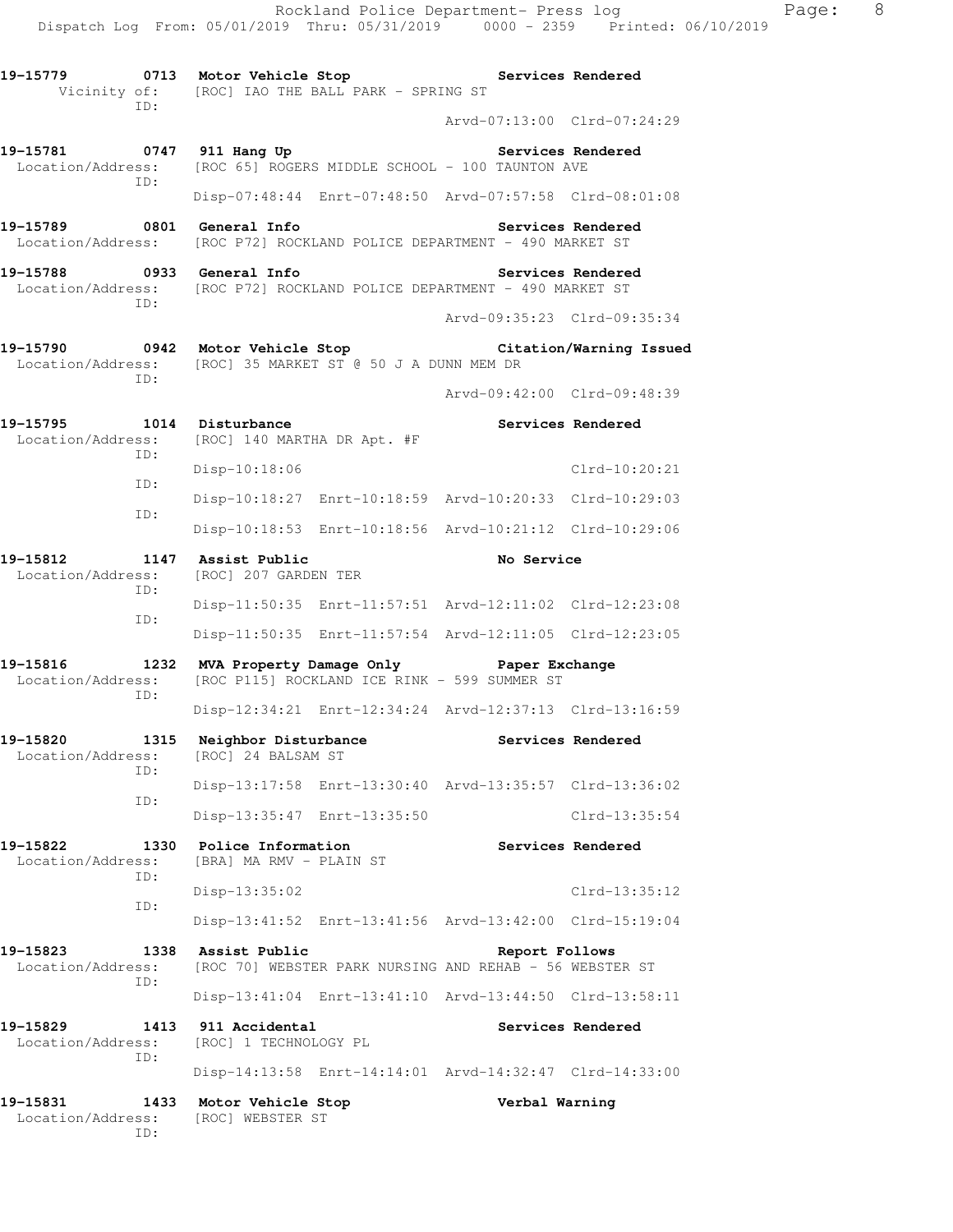```
19-15779        0713  Motor Vehicle Stop                    Services Rendered
      Vicinity of:    [ROC] IAO THE BALL PARK - SPRING ST
               ID:
                                                       Arvd-07:13:00  Clrd-07:24:29

19-15781        0747  911 Hang Up                           Services Rendered
  Location/Address:   [ROC 65] ROGERS MIDDLE SCHOOL - 100 TAUNTON AVE
               ID:
                      Disp-07:48:44  Enrt-07:48:50  Arvd-07:57:58  Clrd-08:01:08

19-15789        0801  General Info                          Services Rendered
  Location/Address:   [ROC P72] ROCKLAND POLICE DEPARTMENT - 490 MARKET ST

19-15788        0933  General Info                          Services Rendered
  Location/Address:   [ROC P72] ROCKLAND POLICE DEPARTMENT - 490 MARKET ST
               ID:
                                                       Arvd-09:35:23  Clrd-09:35:34

19-15790        0942  Motor Vehicle Stop                    Citation/Warning Issued
  Location/Address:   [ROC] 35 MARKET ST @ 50 J A DUNN MEM DR
               ID:
                                                       Arvd-09:42:00  Clrd-09:48:39

19-15795        1014  Disturbance                           Services Rendered
  Location/Address:   [ROC] 140 MARTHA DR Apt. #F
               ID:
                      Disp-10:18:06                               Clrd-10:20:21
               ID:
                      Disp-10:18:27  Enrt-10:18:59  Arvd-10:20:33  Clrd-10:29:03
               ID:
                      Disp-10:18:53  Enrt-10:18:56  Arvd-10:21:12  Clrd-10:29:06

19-15812        1147  Assist Public                         No Service
  Location/Address:   [ROC] 207 GARDEN TER
               ID:
                      Disp-11:50:35  Enrt-11:57:51  Arvd-12:11:02  Clrd-12:23:08
               ID:
                      Disp-11:50:35  Enrt-11:57:54  Arvd-12:11:05  Clrd-12:23:05

19-15816        1232  MVA Property Damage Only              Paper Exchange
  Location/Address:   [ROC P115] ROCKLAND ICE RINK - 599 SUMMER ST
               ID:
                      Disp-12:34:21  Enrt-12:34:24  Arvd-12:37:13  Clrd-13:16:59

19-15820        1315  Neighbor Disturbance                  Services Rendered
  Location/Address:   [ROC] 24 BALSAM ST
               ID:
                      Disp-13:17:58  Enrt-13:30:40  Arvd-13:35:57  Clrd-13:36:02
               ID:
                      Disp-13:35:47  Enrt-13:35:50                Clrd-13:35:54

19-15822        1330  Police Information                    Services Rendered
  Location/Address:   [BRA] MA RMV - PLAIN ST
               ID:
                      Disp-13:35:02                               Clrd-13:35:12
               ID:
                      Disp-13:41:52  Enrt-13:41:56  Arvd-13:42:00  Clrd-15:19:04

19-15823        1338  Assist Public                         Report Follows
  Location/Address:   [ROC 70] WEBSTER PARK NURSING AND REHAB - 56 WEBSTER ST
               ID:
                      Disp-13:41:04  Enrt-13:41:10  Arvd-13:44:50  Clrd-13:58:11

19-15829        1413  911 Accidental                        Services Rendered
  Location/Address:   [ROC] 1 TECHNOLOGY PL
               ID:
                      Disp-14:13:58  Enrt-14:14:01  Arvd-14:32:47  Clrd-14:33:00

19-15831        1433  Motor Vehicle Stop                    Verbal Warning
  Location/Address:   [ROC] WEBSTER ST
               ID:
```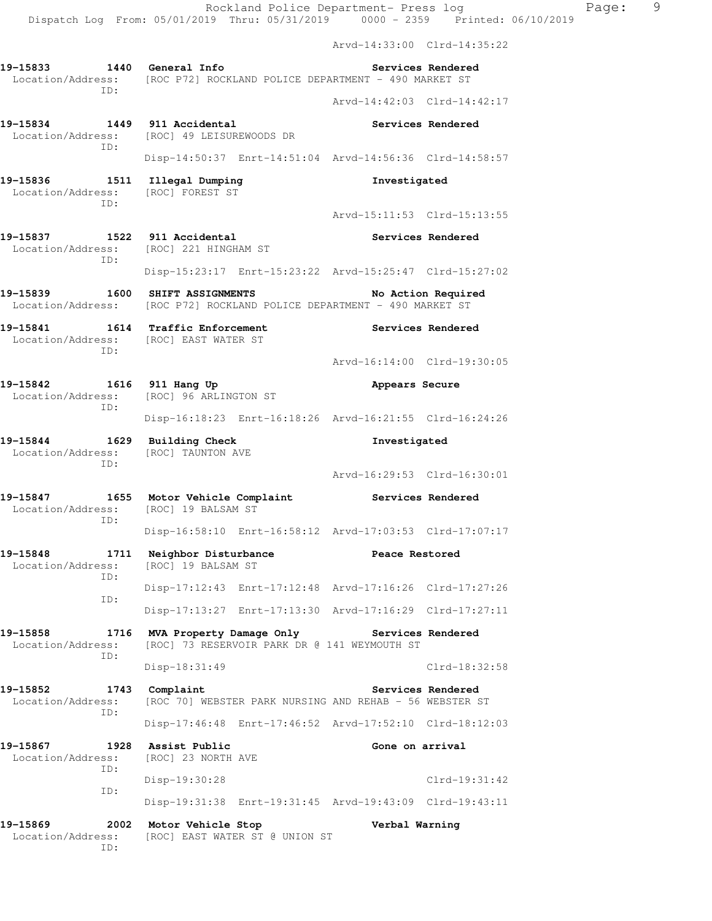Arvd-14:33:00 Clrd-14:35:22

**19-15833 1440 General Info** Services Rendered
Location/Address: [ROC P72] ROCKLAND POLICE DEPARTMENT - 490 MARKET ST
ID:
Arvd-14:42:03 Clrd-14:42:17

**19-15834 1449 911 Accidental** Services Rendered
Location/Address: [ROC] 49 LEISUREWOODS DR
ID:
Disp-14:50:37 Enrt-14:51:04 Arvd-14:56:36 Clrd-14:58:57

**19-15836 1511 Illegal Dumping** Investigated
Location/Address: [ROC] FOREST ST
ID:
Arvd-15:11:53 Clrd-15:13:55

**19-15837 1522 911 Accidental** Services Rendered
Location/Address: [ROC] 221 HINGHAM ST
ID:
Disp-15:23:17 Enrt-15:23:22 Arvd-15:25:47 Clrd-15:27:02

**19-15839 1600 SHIFT ASSIGNMENTS** No Action Required
Location/Address: [ROC P72] ROCKLAND POLICE DEPARTMENT - 490 MARKET ST

**19-15841 1614 Traffic Enforcement** Services Rendered
Location/Address: [ROC] EAST WATER ST
ID:
Arvd-16:14:00 Clrd-19:30:05

**19-15842 1616 911 Hang Up** Appears Secure
Location/Address: [ROC] 96 ARLINGTON ST
ID:
Disp-16:18:23 Enrt-16:18:26 Arvd-16:21:55 Clrd-16:24:26

**19-15844 1629 Building Check** Investigated
Location/Address: [ROC] TAUNTON AVE
ID:
Arvd-16:29:53 Clrd-16:30:01

**19-15847 1655 Motor Vehicle Complaint** Services Rendered
Location/Address: [ROC] 19 BALSAM ST
ID:
Disp-16:58:10 Enrt-16:58:12 Arvd-17:03:53 Clrd-17:07:17

**19-15848 1711 Neighbor Disturbance** Peace Restored
Location/Address: [ROC] 19 BALSAM ST
ID:
Disp-17:12:43 Enrt-17:12:48 Arvd-17:16:26 Clrd-17:27:26
ID:
Disp-17:13:27 Enrt-17:13:30 Arvd-17:16:29 Clrd-17:27:11

**19-15858 1716 MVA Property Damage Only** Services Rendered
Location/Address: [ROC] 73 RESERVOIR PARK DR @ 141 WEYMOUTH ST
ID:
Disp-18:31:49 Clrd-18:32:58

**19-15852 1743 Complaint** Services Rendered
Location/Address: [ROC 70] WEBSTER PARK NURSING AND REHAB - 56 WEBSTER ST
ID:
Disp-17:46:48 Enrt-17:46:52 Arvd-17:52:10 Clrd-18:12:03

**19-15867 1928 Assist Public** Gone on arrival
Location/Address: [ROC] 23 NORTH AVE
ID:
Disp-19:30:28 Clrd-19:31:42
ID:
Disp-19:31:38 Enrt-19:31:45 Arvd-19:43:09 Clrd-19:43:11

**19-15869 2002 Motor Vehicle Stop** Verbal Warning
Location/Address: [ROC] EAST WATER ST @ UNION ST
ID: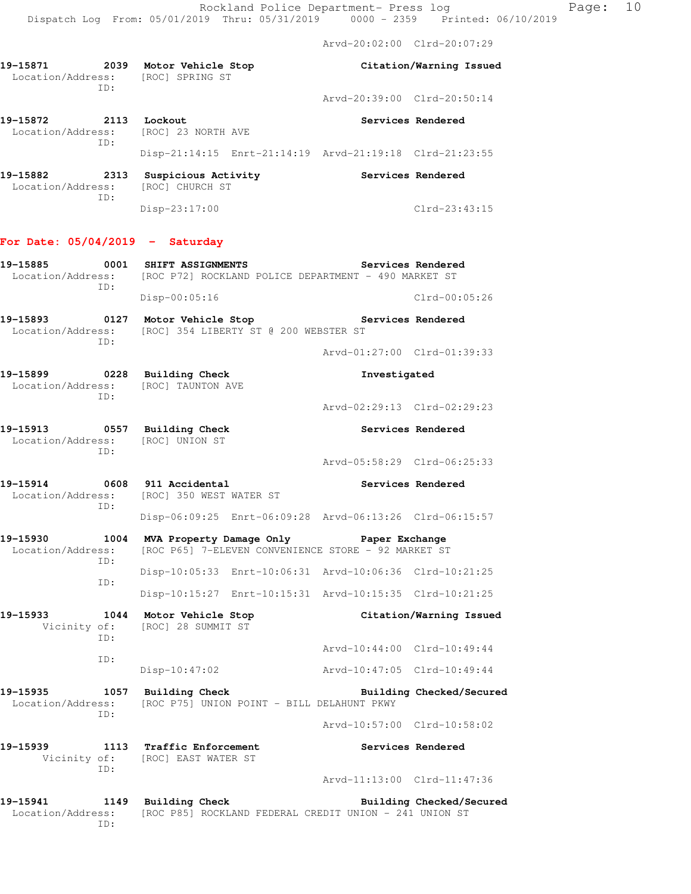Arvd-20:02:00 Clrd-20:07:29

**19-15871** 2039 **Motor Vehicle Stop** **Citation/Warning Issued**
Location/Address: [ROC] SPRING ST
ID:
Arvd-20:39:00 Clrd-20:50:14

**19-15872** 2113 **Lockout** **Services Rendered**
Location/Address: [ROC] 23 NORTH AVE
ID:
Disp-21:14:15 Enrt-21:14:19 Arvd-21:19:18 Clrd-21:23:55

**19-15882** 2313 **Suspicious Activity** **Services Rendered**
Location/Address: [ROC] CHURCH ST
ID:
Disp-23:17:00 Clrd-23:43:15

## For Date: 05/04/2019 - Saturday

**19-15885** 0001 **SHIFT ASSIGNMENTS** **Services Rendered**
Location/Address: [ROC P72] ROCKLAND POLICE DEPARTMENT - 490 MARKET ST
ID:
Disp-00:05:16 Clrd-00:05:26

**19-15893** 0127 **Motor Vehicle Stop** **Services Rendered**
Location/Address: [ROC] 354 LIBERTY ST @ 200 WEBSTER ST
ID:
Arvd-01:27:00 Clrd-01:39:33

**19-15899** 0228 **Building Check** **Investigated**
Location/Address: [ROC] TAUNTON AVE
ID:
Arvd-02:29:13 Clrd-02:29:23

**19-15913** 0557 **Building Check** **Services Rendered**
Location/Address: [ROC] UNION ST
ID:
Arvd-05:58:29 Clrd-06:25:33

**19-15914** 0608 **911 Accidental** **Services Rendered**
Location/Address: [ROC] 350 WEST WATER ST
ID:
Disp-06:09:25 Enrt-06:09:28 Arvd-06:13:26 Clrd-06:15:57

**19-15930** 1004 **MVA Property Damage Only** **Paper Exchange**
Location/Address: [ROC P65] 7-ELEVEN CONVENIENCE STORE - 92 MARKET ST
ID:
Disp-10:05:33 Enrt-10:06:31 Arvd-10:06:36 Clrd-10:21:25
ID:
Disp-10:15:27 Enrt-10:15:31 Arvd-10:15:35 Clrd-10:21:25

**19-15933** 1044 **Motor Vehicle Stop** **Citation/Warning Issued**
Vicinity of: [ROC] 28 SUMMIT ST
ID:
Arvd-10:44:00 Clrd-10:49:44
ID:
Disp-10:47:02 Arvd-10:47:05 Clrd-10:49:44

**19-15935** 1057 **Building Check** **Building Checked/Secured**
Location/Address: [ROC P75] UNION POINT - BILL DELAHUNT PKWY
ID:
Arvd-10:57:00 Clrd-10:58:02

**19-15939** 1113 **Traffic Enforcement** **Services Rendered**
Vicinity of: [ROC] EAST WATER ST
ID:
Arvd-11:13:00 Clrd-11:47:36

**19-15941** 1149 **Building Check** **Building Checked/Secured**
Location/Address: [ROC P85] ROCKLAND FEDERAL CREDIT UNION - 241 UNION ST
ID: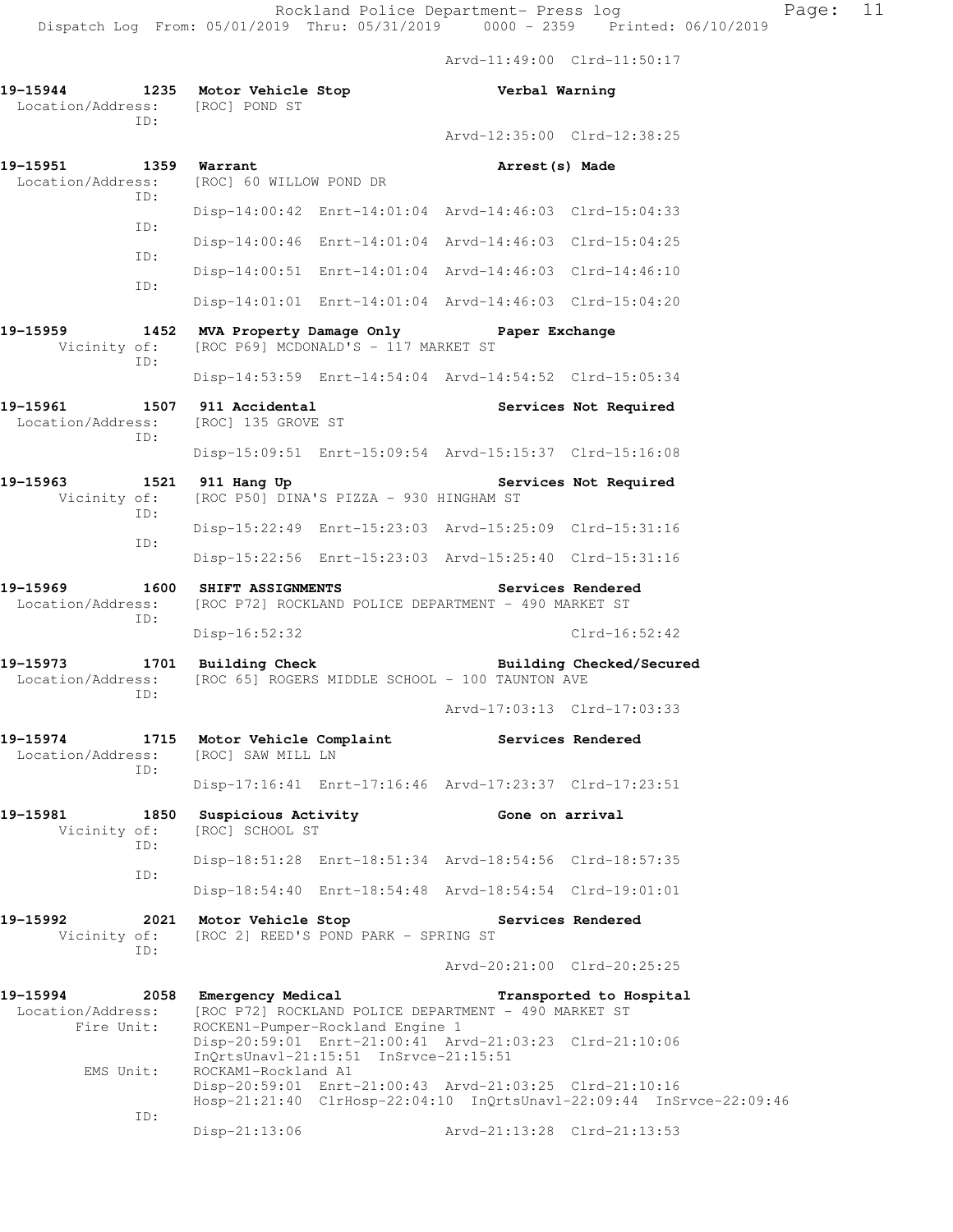Arvd-11:49:00 Clrd-11:50:17

**19-15944 1235 Motor Vehicle Stop** — **Verbal Warning**
Location/Address: [ROC] POND ST
ID:
Arvd-12:35:00 Clrd-12:38:25

**19-15951 1359 Warrant** — **Arrest(s) Made**
Location/Address: [ROC] 60 WILLOW POND DR
ID:
Disp-14:00:42 Enrt-14:01:04 Arvd-14:46:03 Clrd-15:04:33
ID:
Disp-14:00:46 Enrt-14:01:04 Arvd-14:46:03 Clrd-15:04:25
ID:
Disp-14:00:51 Enrt-14:01:04 Arvd-14:46:03 Clrd-14:46:10
ID:
Disp-14:01:01 Enrt-14:01:04 Arvd-14:46:03 Clrd-15:04:20

**19-15959 1452 MVA Property Damage Only** — **Paper Exchange**
Vicinity of: [ROC P69] MCDONALD'S - 117 MARKET ST
ID:
Disp-14:53:59 Enrt-14:54:04 Arvd-14:54:52 Clrd-15:05:34

**19-15961 1507 911 Accidental** — **Services Not Required**
Location/Address: [ROC] 135 GROVE ST
ID:
Disp-15:09:51 Enrt-15:09:54 Arvd-15:15:37 Clrd-15:16:08

**19-15963 1521 911 Hang Up** — **Services Not Required**
Vicinity of: [ROC P50] DINA'S PIZZA - 930 HINGHAM ST
ID:
Disp-15:22:49 Enrt-15:23:03 Arvd-15:25:09 Clrd-15:31:16
ID:
Disp-15:22:56 Enrt-15:23:03 Arvd-15:25:40 Clrd-15:31:16

**19-15969 1600 SHIFT ASSIGNMENTS** — **Services Rendered**
Location/Address: [ROC P72] ROCKLAND POLICE DEPARTMENT - 490 MARKET ST
ID:
Disp-16:52:32 Clrd-16:52:42

**19-15973 1701 Building Check** — **Building Checked/Secured**
Location/Address: [ROC 65] ROGERS MIDDLE SCHOOL - 100 TAUNTON AVE
ID:
Arvd-17:03:13 Clrd-17:03:33

**19-15974 1715 Motor Vehicle Complaint** — **Services Rendered**
Location/Address: [ROC] SAW MILL LN
ID:
Disp-17:16:41 Enrt-17:16:46 Arvd-17:23:37 Clrd-17:23:51

**19-15981 1850 Suspicious Activity** — **Gone on arrival**
Vicinity of: [ROC] SCHOOL ST
ID:
Disp-18:51:28 Enrt-18:51:34 Arvd-18:54:56 Clrd-18:57:35
ID:
Disp-18:54:40 Enrt-18:54:48 Arvd-18:54:54 Clrd-19:01:01

**19-15992 2021 Motor Vehicle Stop** — **Services Rendered**
Vicinity of: [ROC 2] REED'S POND PARK - SPRING ST
ID:
Arvd-20:21:00 Clrd-20:25:25

**19-15994 2058 Emergency Medical** — **Transported to Hospital**
Location/Address: [ROC P72] ROCKLAND POLICE DEPARTMENT - 490 MARKET ST
Fire Unit: ROCKEN1-Pumper-Rockland Engine 1
Disp-20:59:01 Enrt-21:00:41 Arvd-21:03:23 Clrd-21:10:06
InQrtsUnavl-21:15:51 InSrvce-21:15:51
EMS Unit: ROCKAM1-Rockland A1
Disp-20:59:01 Enrt-21:00:43 Arvd-21:03:25 Clrd-21:10:16
Hosp-21:21:40 ClrHosp-22:04:10 InQrtsUnavl-22:09:44 InSrvce-22:09:46
ID:
Disp-21:13:06 Arvd-21:13:28 Clrd-21:13:53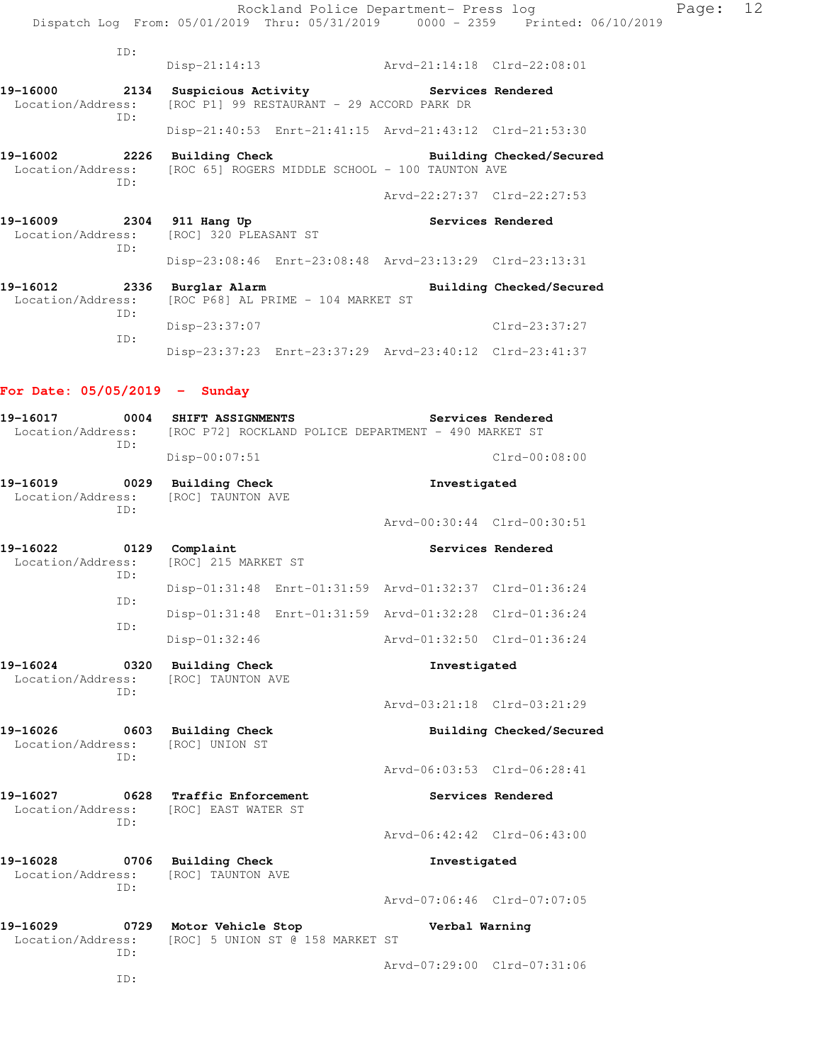ID:
Disp-21:14:13 Arvd-21:14:18 Clrd-22:08:01

**19-16000 2134 Suspicious Activity Services Rendered**
Location/Address: [ROC P1] 99 RESTAURANT - 29 ACCORD PARK DR
ID:
Disp-21:40:53 Enrt-21:41:15 Arvd-21:43:12 Clrd-21:53:30

**19-16002 2226 Building Check Building Checked/Secured**
Location/Address: [ROC 65] ROGERS MIDDLE SCHOOL - 100 TAUNTON AVE
ID:
Arvd-22:27:37 Clrd-22:27:53

**19-16009 2304 911 Hang Up Services Rendered**
Location/Address: [ROC] 320 PLEASANT ST
ID:
Disp-23:08:46 Enrt-23:08:48 Arvd-23:13:29 Clrd-23:13:31

**19-16012 2336 Burglar Alarm Building Checked/Secured**
Location/Address: [ROC P68] AL PRIME - 104 MARKET ST
ID:
Disp-23:37:07 Clrd-23:37:27
ID:
Disp-23:37:23 Enrt-23:37:29 Arvd-23:40:12 Clrd-23:41:37

## For Date: 05/05/2019 - Sunday

**19-16017 0004 SHIFT ASSIGNMENTS Services Rendered**
Location/Address: [ROC P72] ROCKLAND POLICE DEPARTMENT - 490 MARKET ST
ID:
Disp-00:07:51 Clrd-00:08:00

**19-16019 0029 Building Check Investigated**
Location/Address: [ROC] TAUNTON AVE
ID:
Arvd-00:30:44 Clrd-00:30:51

**19-16022 0129 Complaint Services Rendered**
Location/Address: [ROC] 215 MARKET ST
ID:
Disp-01:31:48 Enrt-01:31:59 Arvd-01:32:37 Clrd-01:36:24
ID:
Disp-01:31:48 Enrt-01:31:59 Arvd-01:32:28 Clrd-01:36:24
ID:
Disp-01:32:46 Arvd-01:32:50 Clrd-01:36:24

**19-16024 0320 Building Check Investigated**
Location/Address: [ROC] TAUNTON AVE
ID:
Arvd-03:21:18 Clrd-03:21:29

**19-16026 0603 Building Check Building Checked/Secured**
Location/Address: [ROC] UNION ST
ID:
Arvd-06:03:53 Clrd-06:28:41

**19-16027 0628 Traffic Enforcement Services Rendered**
Location/Address: [ROC] EAST WATER ST
ID:
Arvd-06:42:42 Clrd-06:43:00

**19-16028 0706 Building Check Investigated**
Location/Address: [ROC] TAUNTON AVE
ID:
Arvd-07:06:46 Clrd-07:07:05

**19-16029 0729 Motor Vehicle Stop Verbal Warning**
Location/Address: [ROC] 5 UNION ST @ 158 MARKET ST
ID:
Arvd-07:29:00 Clrd-07:31:06
ID: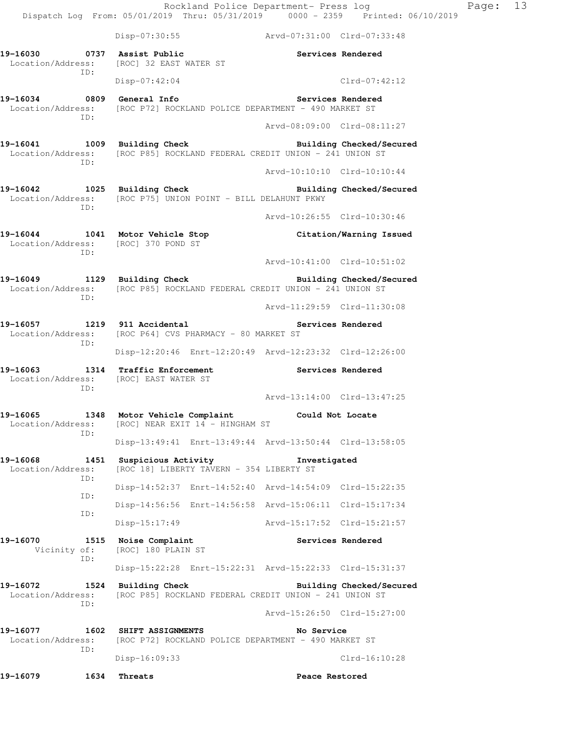Disp-07:30:55 Arvd-07:31:00 Clrd-07:33:48

**19-16030 0737 Assist Public** **Services Rendered**
Location/Address: [ROC] 32 EAST WATER ST
ID:
Disp-07:42:04 Clrd-07:42:12

**19-16034 0809 General Info** **Services Rendered**
Location/Address: [ROC P72] ROCKLAND POLICE DEPARTMENT - 490 MARKET ST
ID:
Arvd-08:09:00 Clrd-08:11:27

**19-16041 1009 Building Check** **Building Checked/Secured**
Location/Address: [ROC P85] ROCKLAND FEDERAL CREDIT UNION - 241 UNION ST
ID:
Arvd-10:10:10 Clrd-10:10:44

**19-16042 1025 Building Check** **Building Checked/Secured**
Location/Address: [ROC P75] UNION POINT - BILL DELAHUNT PKWY
ID:
Arvd-10:26:55 Clrd-10:30:46

**19-16044 1041 Motor Vehicle Stop** **Citation/Warning Issued**
Location/Address: [ROC] 370 POND ST
ID:
Arvd-10:41:00 Clrd-10:51:02

**19-16049 1129 Building Check** **Building Checked/Secured**
Location/Address: [ROC P85] ROCKLAND FEDERAL CREDIT UNION - 241 UNION ST
ID:
Arvd-11:29:59 Clrd-11:30:08

**19-16057 1219 911 Accidental** **Services Rendered**
Location/Address: [ROC P64] CVS PHARMACY - 80 MARKET ST
ID:
Disp-12:20:46 Enrt-12:20:49 Arvd-12:23:32 Clrd-12:26:00

**19-16063 1314 Traffic Enforcement** **Services Rendered**
Location/Address: [ROC] EAST WATER ST
ID:
Arvd-13:14:00 Clrd-13:47:25

**19-16065 1348 Motor Vehicle Complaint** **Could Not Locate**
Location/Address: [ROC] NEAR EXIT 14 - HINGHAM ST
ID:
Disp-13:49:41 Enrt-13:49:44 Arvd-13:50:44 Clrd-13:58:05

**19-16068 1451 Suspicious Activity** **Investigated**
Location/Address: [ROC 18] LIBERTY TAVERN - 354 LIBERTY ST
ID:
Disp-14:52:37 Enrt-14:52:40 Arvd-14:54:09 Clrd-15:22:35
ID:
Disp-14:56:56 Enrt-14:56:58 Arvd-15:06:11 Clrd-15:17:34
ID:
Disp-15:17:49 Arvd-15:17:52 Clrd-15:21:57

**19-16070 1515 Noise Complaint** **Services Rendered**
Vicinity of: [ROC] 180 PLAIN ST
ID:
Disp-15:22:28 Enrt-15:22:31 Arvd-15:22:33 Clrd-15:31:37

**19-16072 1524 Building Check** **Building Checked/Secured**
Location/Address: [ROC P85] ROCKLAND FEDERAL CREDIT UNION - 241 UNION ST
ID:
Arvd-15:26:50 Clrd-15:27:00

**19-16077 1602 SHIFT ASSIGNMENTS** **No Service**
Location/Address: [ROC P72] ROCKLAND POLICE DEPARTMENT - 490 MARKET ST
ID:
Disp-16:09:33 Clrd-16:10:28

**19-16079 1634 Threats** **Peace Restored**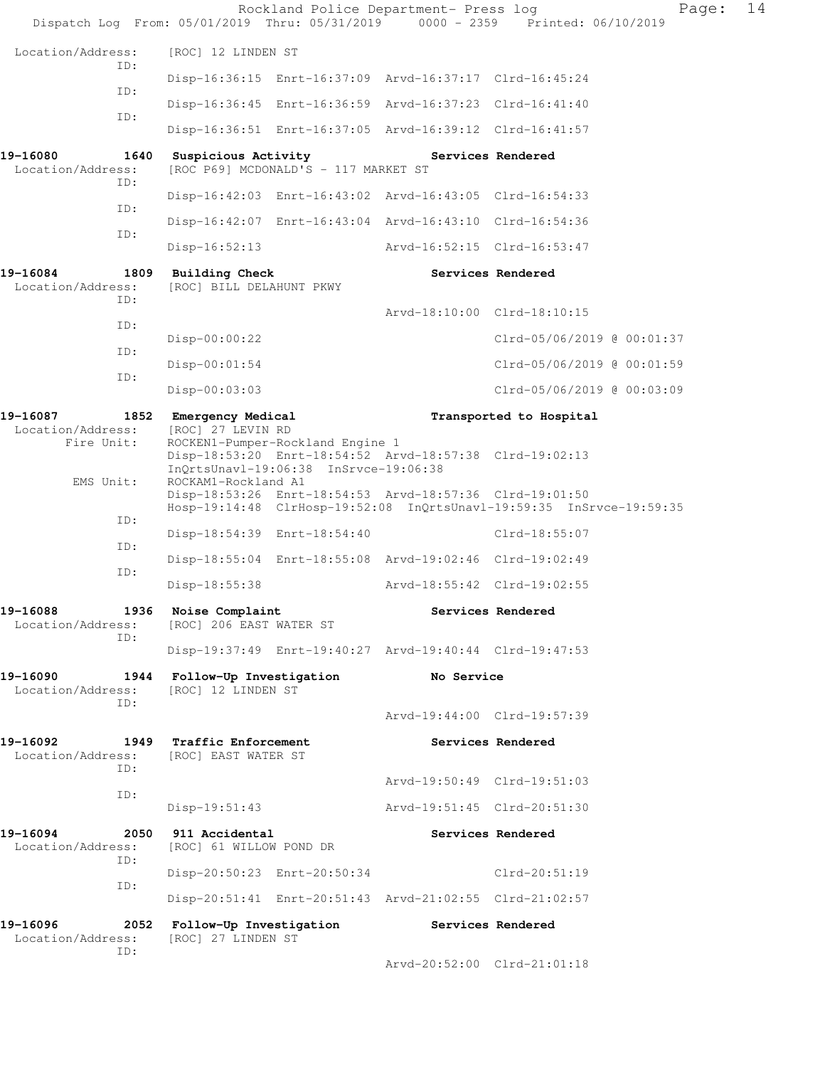Location/Address: [ROC] 12 LINDEN ST

```
 ID:
         Disp-16:36:15  Enrt-16:37:09  Arvd-16:37:17  Clrd-16:45:24
 ID:
         Disp-16:36:45  Enrt-16:36:59  Arvd-16:37:23  Clrd-16:41:40
 ID:
         Disp-16:36:51  Enrt-16:37:05  Arvd-16:39:12  Clrd-16:41:57
```

**19-16080 1640 Suspicious Activity — Services Rendered**

Location/Address: [ROC P69] MCDONALD'S - 117 MARKET ST

```
 ID:
         Disp-16:42:03  Enrt-16:43:02  Arvd-16:43:05  Clrd-16:54:33
 ID:
         Disp-16:42:07  Enrt-16:43:04  Arvd-16:43:10  Clrd-16:54:36
 ID:
         Disp-16:52:13                 Arvd-16:52:15  Clrd-16:53:47
```

**19-16084 1809 Building Check — Services Rendered**

Location/Address: [ROC] BILL DELAHUNT PKWY

```
 ID:
                                       Arvd-18:10:00  Clrd-18:10:15
 ID:
         Disp-00:00:22                                Clrd-05/06/2019 @ 00:01:37
 ID:
         Disp-00:01:54                                Clrd-05/06/2019 @ 00:01:59
 ID:
         Disp-00:03:03                                Clrd-05/06/2019 @ 00:03:09
```

**19-16087 1852 Emergency Medical — Transported to Hospital**

Location/Address: [ROC] 27 LEVIN RD

```
 Fire Unit: ROCKEN1-Pumper-Rockland Engine 1
         Disp-18:53:20  Enrt-18:54:52  Arvd-18:57:38  Clrd-19:02:13
         InQrtsUnavl-19:06:38  InSrvce-19:06:38
 EMS Unit: ROCKAM1-Rockland A1
         Disp-18:53:26  Enrt-18:54:53  Arvd-18:57:36  Clrd-19:01:50
         Hosp-19:14:48  ClrHosp-19:52:08  InQrtsUnavl-19:59:35  InSrvce-19:59:35
 ID:
         Disp-18:54:39  Enrt-18:54:40                 Clrd-18:55:07
 ID:
         Disp-18:55:04  Enrt-18:55:08  Arvd-19:02:46  Clrd-19:02:49
 ID:
         Disp-18:55:38                 Arvd-18:55:42  Clrd-19:02:55
```

**19-16088 1936 Noise Complaint — Services Rendered**

Location/Address: [ROC] 206 EAST WATER ST

```
 ID:
         Disp-19:37:49  Enrt-19:40:27  Arvd-19:40:44  Clrd-19:47:53
```

**19-16090 1944 Follow-Up Investigation — No Service**

Location/Address: [ROC] 12 LINDEN ST

```
 ID:
                                       Arvd-19:44:00  Clrd-19:57:39
```

**19-16092 1949 Traffic Enforcement — Services Rendered**

Location/Address: [ROC] EAST WATER ST

```
 ID:
                                       Arvd-19:50:49  Clrd-19:51:03
 ID:
         Disp-19:51:43                 Arvd-19:51:45  Clrd-20:51:30
```

**19-16094 2050 911 Accidental — Services Rendered**

Location/Address: [ROC] 61 WILLOW POND DR

```
 ID:
         Disp-20:50:23  Enrt-20:50:34                 Clrd-20:51:19
 ID:
         Disp-20:51:41  Enrt-20:51:43  Arvd-21:02:55  Clrd-21:02:57
```

**19-16096 2052 Follow-Up Investigation — Services Rendered**

Location/Address: [ROC] 27 LINDEN ST

```
 ID:
                                       Arvd-20:52:00  Clrd-21:01:18
```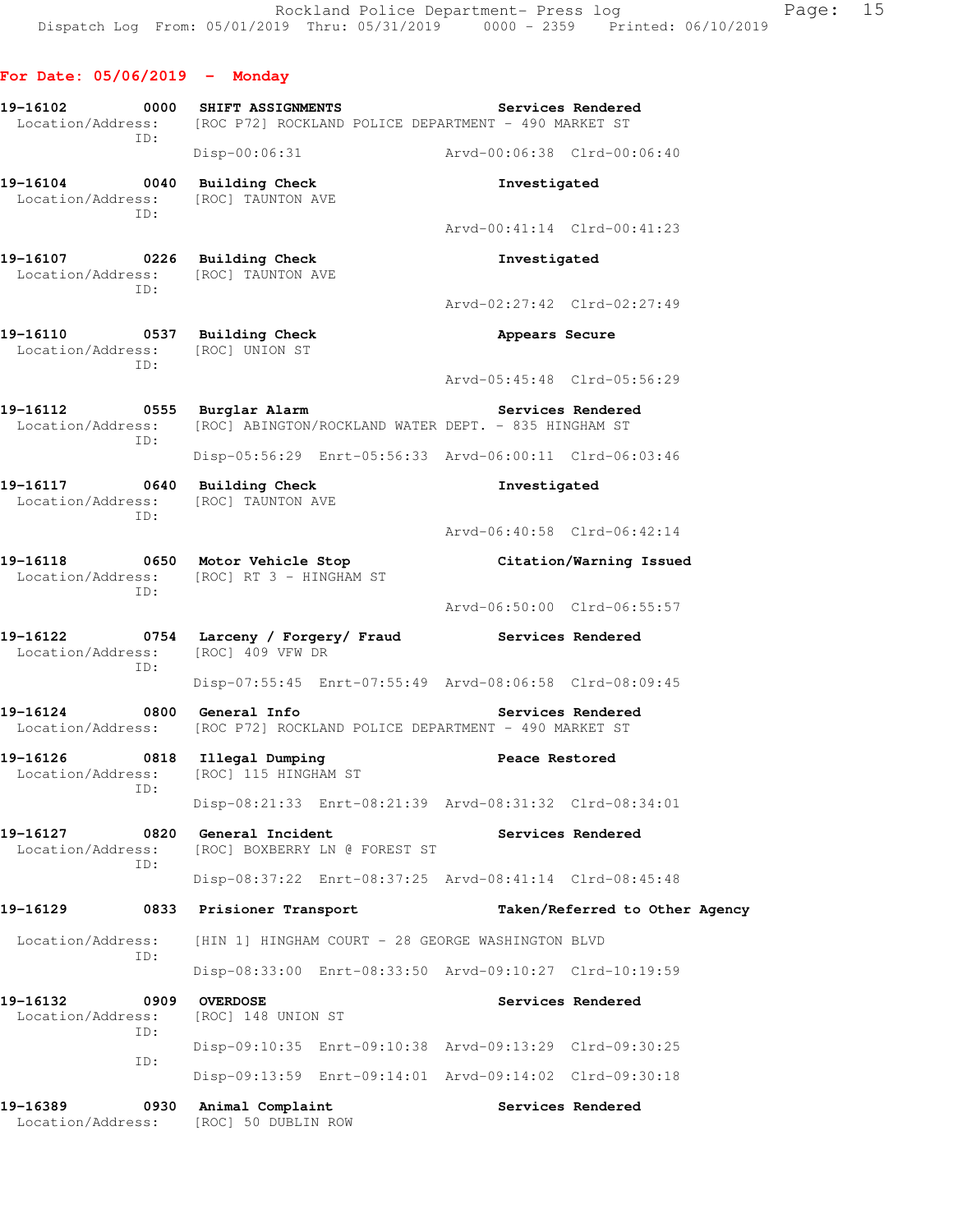## For Date: 05/06/2019 - Monday

**19-16102 0000 SHIFT ASSIGNMENTS** — Services Rendered
Location/Address: [ROC P72] ROCKLAND POLICE DEPARTMENT - 490 MARKET ST
ID:
Disp-00:06:31 Arvd-00:06:38 Clrd-00:06:40

**19-16104 0040 Building Check** — Investigated
Location/Address: [ROC] TAUNTON AVE
ID:
Arvd-00:41:14 Clrd-00:41:23

**19-16107 0226 Building Check** — Investigated
Location/Address: [ROC] TAUNTON AVE
ID:
Arvd-02:27:42 Clrd-02:27:49

**19-16110 0537 Building Check** — Appears Secure
Location/Address: [ROC] UNION ST
ID:
Arvd-05:45:48 Clrd-05:56:29

**19-16112 0555 Burglar Alarm** — Services Rendered
Location/Address: [ROC] ABINGTON/ROCKLAND WATER DEPT. - 835 HINGHAM ST
ID:
Disp-05:56:29 Enrt-05:56:33 Arvd-06:00:11 Clrd-06:03:46

**19-16117 0640 Building Check** — Investigated
Location/Address: [ROC] TAUNTON AVE
ID:
Arvd-06:40:58 Clrd-06:42:14

**19-16118 0650 Motor Vehicle Stop** — Citation/Warning Issued
Location/Address: [ROC] RT 3 - HINGHAM ST
ID:
Arvd-06:50:00 Clrd-06:55:57

**19-16122 0754 Larceny / Forgery/ Fraud** — Services Rendered
Location/Address: [ROC] 409 VFW DR
ID:
Disp-07:55:45 Enrt-07:55:49 Arvd-08:06:58 Clrd-08:09:45

**19-16124 0800 General Info** — Services Rendered
Location/Address: [ROC P72] ROCKLAND POLICE DEPARTMENT - 490 MARKET ST

**19-16126 0818 Illegal Dumping** — Peace Restored
Location/Address: [ROC] 115 HINGHAM ST
ID:
Disp-08:21:33 Enrt-08:21:39 Arvd-08:31:32 Clrd-08:34:01

**19-16127 0820 General Incident** — Services Rendered
Location/Address: [ROC] BOXBERRY LN @ FOREST ST
ID:
Disp-08:37:22 Enrt-08:37:25 Arvd-08:41:14 Clrd-08:45:48

**19-16129 0833 Prisioner Transport** — Taken/Referred to Other Agency
Location/Address: [HIN 1] HINGHAM COURT - 28 GEORGE WASHINGTON BLVD
ID:
Disp-08:33:00 Enrt-08:33:50 Arvd-09:10:27 Clrd-10:19:59

**19-16132 0909 OVERDOSE** — Services Rendered
Location/Address: [ROC] 148 UNION ST
ID:
Disp-09:10:35 Enrt-09:10:38 Arvd-09:13:29 Clrd-09:30:25
ID:
Disp-09:13:59 Enrt-09:14:01 Arvd-09:14:02 Clrd-09:30:18

**19-16389 0930 Animal Complaint** — Services Rendered
Location/Address: [ROC] 50 DUBLIN ROW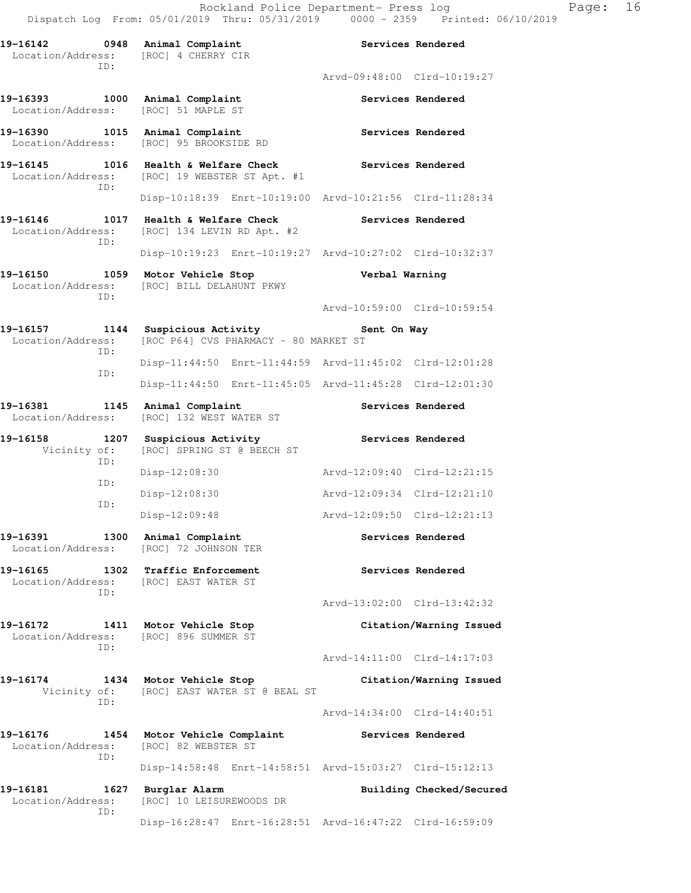19-16142 0948 Animal Complaint Services Rendered
Location/Address: [ROC] 4 CHERRY CIR
ID:
Arvd-09:48:00 Clrd-10:19:27

19-16393 1000 Animal Complaint Services Rendered
Location/Address: [ROC] 51 MAPLE ST

19-16390 1015 Animal Complaint Services Rendered
Location/Address: [ROC] 95 BROOKSIDE RD

19-16145 1016 Health & Welfare Check Services Rendered
Location/Address: [ROC] 19 WEBSTER ST Apt. #1
ID:
Disp-10:18:39 Enrt-10:19:00 Arvd-10:21:56 Clrd-11:28:34

19-16146 1017 Health & Welfare Check Services Rendered
Location/Address: [ROC] 134 LEVIN RD Apt. #2
ID:
Disp-10:19:23 Enrt-10:19:27 Arvd-10:27:02 Clrd-10:32:37

19-16150 1059 Motor Vehicle Stop Verbal Warning
Location/Address: [ROC] BILL DELAHUNT PKWY
ID:
Arvd-10:59:00 Clrd-10:59:54

19-16157 1144 Suspicious Activity Sent On Way
Location/Address: [ROC P64] CVS PHARMACY - 80 MARKET ST
ID:
Disp-11:44:50 Enrt-11:44:59 Arvd-11:45:02 Clrd-12:01:28
ID:
Disp-11:44:50 Enrt-11:45:05 Arvd-11:45:28 Clrd-12:01:30

19-16381 1145 Animal Complaint Services Rendered
Location/Address: [ROC] 132 WEST WATER ST

19-16158 1207 Suspicious Activity Services Rendered
Vicinity of: [ROC] SPRING ST @ BEECH ST
ID:
Disp-12:08:30 Arvd-12:09:40 Clrd-12:21:15
ID:
Disp-12:08:30 Arvd-12:09:34 Clrd-12:21:10
ID:
Disp-12:09:48 Arvd-12:09:50 Clrd-12:21:13

19-16391 1300 Animal Complaint Services Rendered
Location/Address: [ROC] 72 JOHNSON TER

19-16165 1302 Traffic Enforcement Services Rendered
Location/Address: [ROC] EAST WATER ST
ID:
Arvd-13:02:00 Clrd-13:42:32

19-16172 1411 Motor Vehicle Stop Citation/Warning Issued
Location/Address: [ROC] 896 SUMMER ST
ID:
Arvd-14:11:00 Clrd-14:17:03

19-16174 1434 Motor Vehicle Stop Citation/Warning Issued
Vicinity of: [ROC] EAST WATER ST @ BEAL ST
ID:
Arvd-14:34:00 Clrd-14:40:51

19-16176 1454 Motor Vehicle Complaint Services Rendered
Location/Address: [ROC] 82 WEBSTER ST
ID:
Disp-14:58:48 Enrt-14:58:51 Arvd-15:03:27 Clrd-15:12:13

19-16181 1627 Burglar Alarm Building Checked/Secured
Location/Address: [ROC] 10 LEISUREWOODS DR
ID:
Disp-16:28:47 Enrt-16:28:51 Arvd-16:47:22 Clrd-16:59:09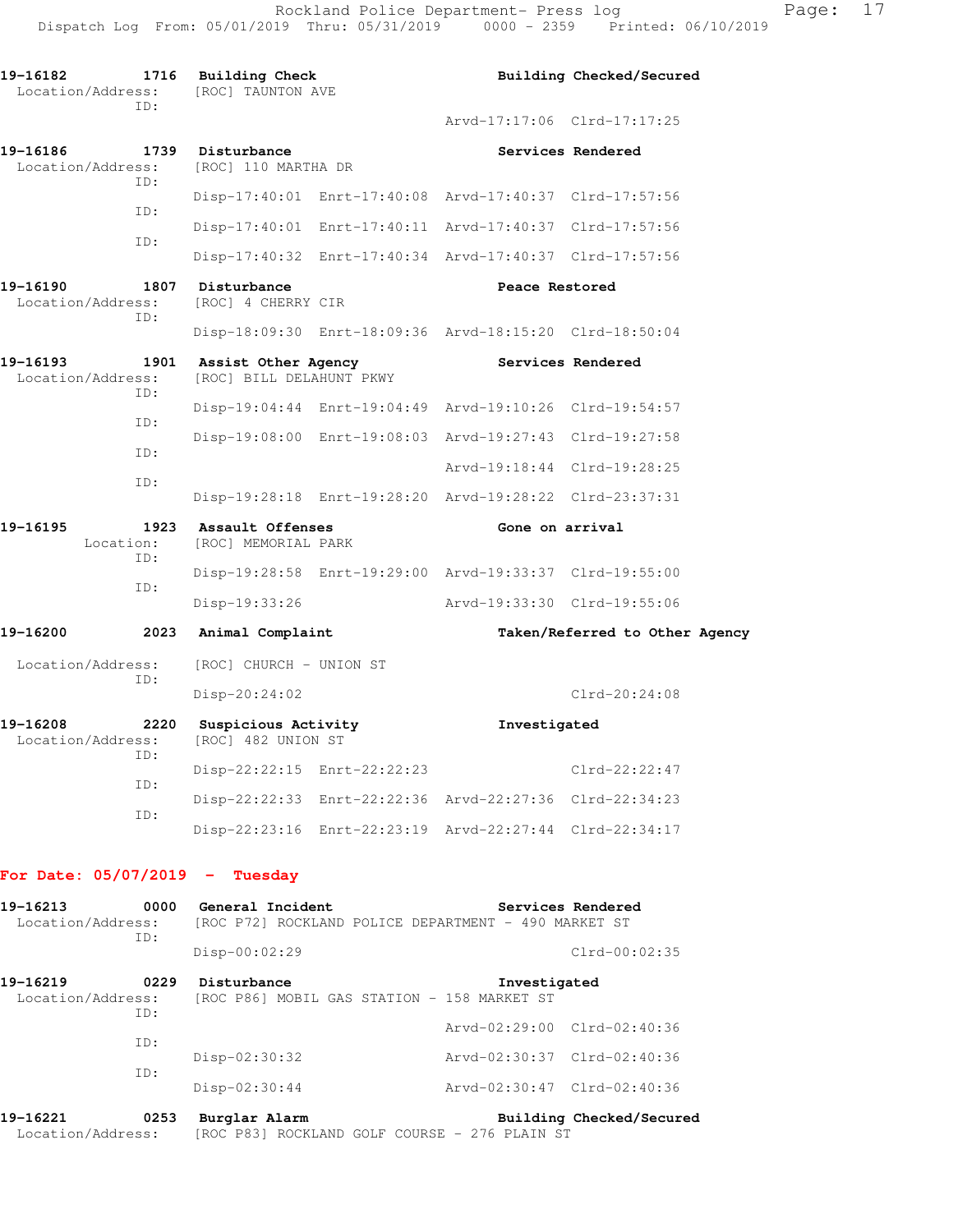**19-16182** 1716 **Building Check** **Building Checked/Secured**
Location/Address: [ROC] TAUNTON AVE
ID:
Arvd-17:17:06 Clrd-17:17:25

**19-16186** 1739 **Disturbance** **Services Rendered**
Location/Address: [ROC] 110 MARTHA DR
ID:
Disp-17:40:01 Enrt-17:40:08 Arvd-17:40:37 Clrd-17:57:56
ID:
Disp-17:40:01 Enrt-17:40:11 Arvd-17:40:37 Clrd-17:57:56
ID:
Disp-17:40:32 Enrt-17:40:34 Arvd-17:40:37 Clrd-17:57:56

**19-16190** 1807 **Disturbance** **Peace Restored**
Location/Address: [ROC] 4 CHERRY CIR
ID:
Disp-18:09:30 Enrt-18:09:36 Arvd-18:15:20 Clrd-18:50:04

**19-16193** 1901 **Assist Other Agency** **Services Rendered**
Location/Address: [ROC] BILL DELAHUNT PKWY
ID:
Disp-19:04:44 Enrt-19:04:49 Arvd-19:10:26 Clrd-19:54:57
ID:
Disp-19:08:00 Enrt-19:08:03 Arvd-19:27:43 Clrd-19:27:58
ID:
Arvd-19:18:44 Clrd-19:28:25
ID:
Disp-19:28:18 Enrt-19:28:20 Arvd-19:28:22 Clrd-23:37:31

**19-16195** 1923 **Assault Offenses** **Gone on arrival**
Location: [ROC] MEMORIAL PARK
ID:
Disp-19:28:58 Enrt-19:29:00 Arvd-19:33:37 Clrd-19:55:00
ID:
Disp-19:33:26 Arvd-19:33:30 Clrd-19:55:06

**19-16200** 2023 **Animal Complaint** **Taken/Referred to Other Agency**
Location/Address: [ROC] CHURCH - UNION ST
ID:
Disp-20:24:02 Clrd-20:24:08

**19-16208** 2220 **Suspicious Activity** **Investigated**
Location/Address: [ROC] 482 UNION ST
ID:
Disp-22:22:15 Enrt-22:22:23 Clrd-22:22:47
ID:
Disp-22:22:33 Enrt-22:22:36 Arvd-22:27:36 Clrd-22:34:23
ID:
Disp-22:23:16 Enrt-22:23:19 Arvd-22:27:44 Clrd-22:34:17

## For Date: 05/07/2019 - Tuesday

**19-16213** 0000 **General Incident** **Services Rendered**
Location/Address: [ROC P72] ROCKLAND POLICE DEPARTMENT - 490 MARKET ST
ID:
Disp-00:02:29 Clrd-00:02:35

**19-16219** 0229 **Disturbance** **Investigated**
Location/Address: [ROC P86] MOBIL GAS STATION - 158 MARKET ST
ID:
Arvd-02:29:00 Clrd-02:40:36
ID:
Disp-02:30:32 Arvd-02:30:37 Clrd-02:40:36
ID:
Disp-02:30:44 Arvd-02:30:47 Clrd-02:40:36

**19-16221** 0253 **Burglar Alarm** **Building Checked/Secured**
Location/Address: [ROC P83] ROCKLAND GOLF COURSE - 276 PLAIN ST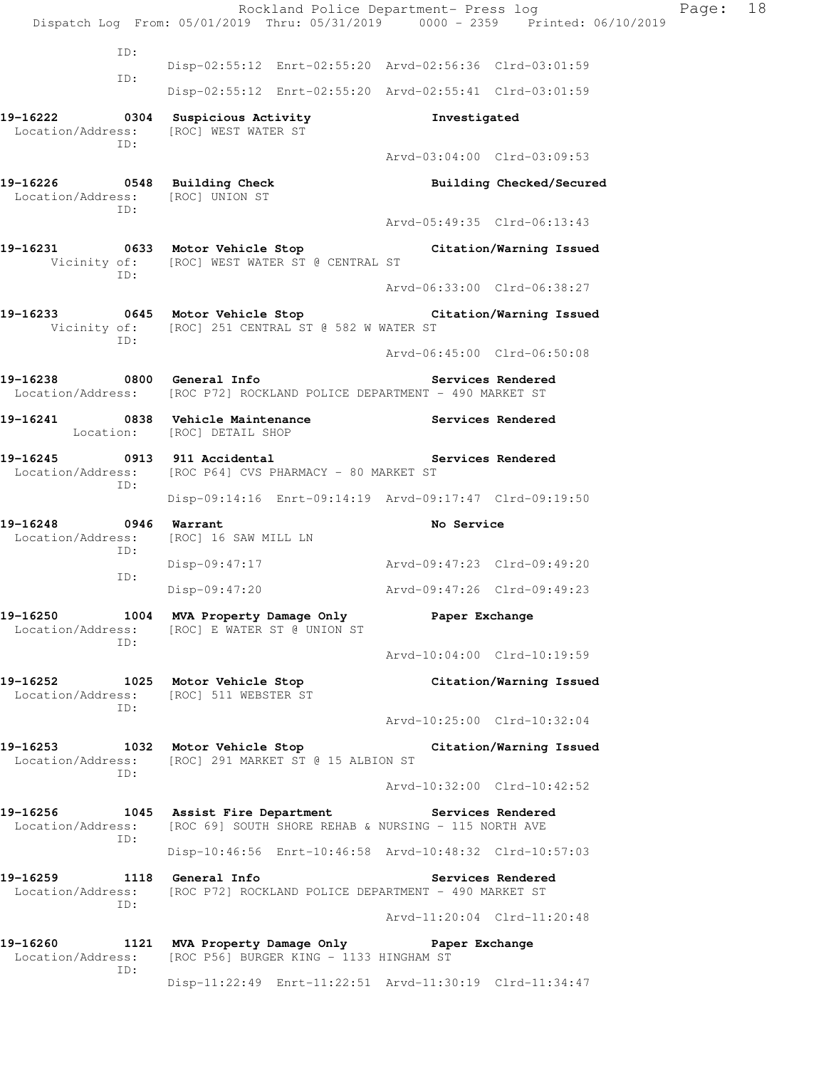```
            ID:
                    Disp-02:55:12  Enrt-02:55:20  Arvd-02:56:36  Clrd-03:01:59
            ID:
                    Disp-02:55:12  Enrt-02:55:20  Arvd-02:55:41  Clrd-03:01:59

19-16222        0304  Suspicious Activity                  Investigated
 Location/Address:    [ROC] WEST WATER ST
            ID:
                                                  Arvd-03:04:00  Clrd-03:09:53

19-16226        0548  Building Check                       Building Checked/Secured
 Location/Address:    [ROC] UNION ST
            ID:
                                                  Arvd-05:49:35  Clrd-06:13:43

19-16231        0633  Motor Vehicle Stop                   Citation/Warning Issued
      Vicinity of:    [ROC] WEST WATER ST @ CENTRAL ST
            ID:
                                                  Arvd-06:33:00  Clrd-06:38:27

19-16233        0645  Motor Vehicle Stop                   Citation/Warning Issued
      Vicinity of:    [ROC] 251 CENTRAL ST @ 582 W WATER ST
            ID:
                                                  Arvd-06:45:00  Clrd-06:50:08

19-16238        0800  General Info                         Services Rendered
 Location/Address:    [ROC P72] ROCKLAND POLICE DEPARTMENT - 490 MARKET ST

19-16241        0838  Vehicle Maintenance                  Services Rendered
        Location:     [ROC] DETAIL SHOP

19-16245        0913  911 Accidental                       Services Rendered
 Location/Address:    [ROC P64] CVS PHARMACY - 80 MARKET ST
            ID:
                    Disp-09:14:16  Enrt-09:14:19  Arvd-09:17:47  Clrd-09:19:50

19-16248        0946  Warrant                              No Service
 Location/Address:    [ROC] 16 SAW MILL LN
            ID:
                    Disp-09:47:17                 Arvd-09:47:23  Clrd-09:49:20
            ID:
                    Disp-09:47:20                 Arvd-09:47:26  Clrd-09:49:23

19-16250        1004  MVA Property Damage Only             Paper Exchange
 Location/Address:    [ROC] E WATER ST @ UNION ST
            ID:
                                                  Arvd-10:04:00  Clrd-10:19:59

19-16252        1025  Motor Vehicle Stop                   Citation/Warning Issued
 Location/Address:    [ROC] 511 WEBSTER ST
            ID:
                                                  Arvd-10:25:00  Clrd-10:32:04

19-16253        1032  Motor Vehicle Stop                   Citation/Warning Issued
 Location/Address:    [ROC] 291 MARKET ST @ 15 ALBION ST
            ID:
                                                  Arvd-10:32:00  Clrd-10:42:52

19-16256        1045  Assist Fire Department               Services Rendered
 Location/Address:    [ROC 69] SOUTH SHORE REHAB & NURSING - 115 NORTH AVE
            ID:
                    Disp-10:46:56  Enrt-10:46:58  Arvd-10:48:32  Clrd-10:57:03

19-16259        1118  General Info                         Services Rendered
 Location/Address:    [ROC P72] ROCKLAND POLICE DEPARTMENT - 490 MARKET ST
            ID:
                                                  Arvd-11:20:04  Clrd-11:20:48

19-16260        1121  MVA Property Damage Only             Paper Exchange
 Location/Address:    [ROC P56] BURGER KING - 1133 HINGHAM ST
            ID:
                    Disp-11:22:49  Enrt-11:22:51  Arvd-11:30:19  Clrd-11:34:47
```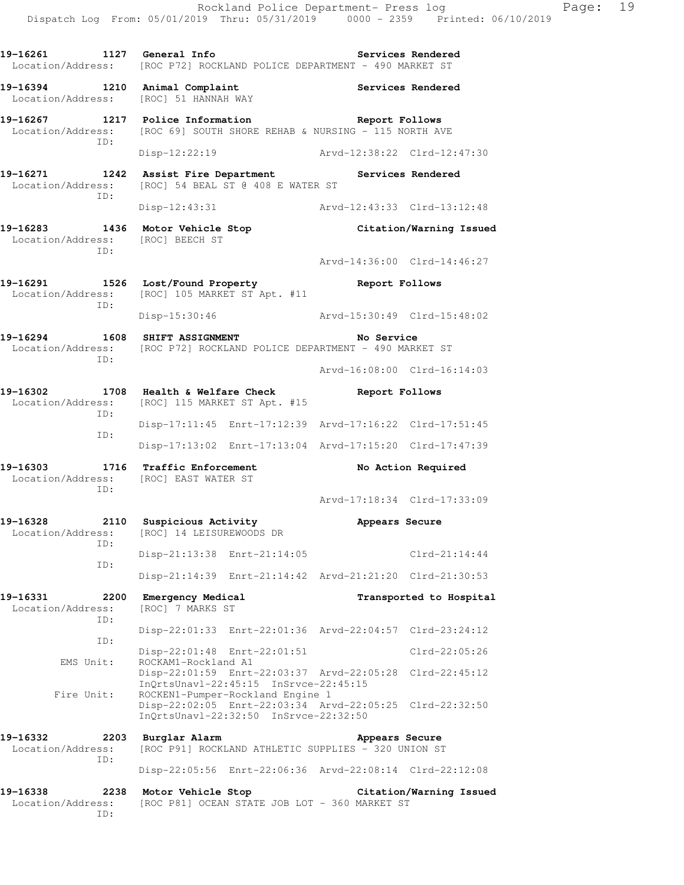```
19-16261        1127  General Info                          Services Rendered
  Location/Address:    [ROC P72] ROCKLAND POLICE DEPARTMENT - 490 MARKET ST

19-16394        1210  Animal Complaint                      Services Rendered
  Location/Address:    [ROC] 51 HANNAH WAY

19-16267        1217  Police Information                    Report Follows
  Location/Address:    [ROC 69] SOUTH SHORE REHAB & NURSING - 115 NORTH AVE
               ID:
                       Disp-12:22:19                 Arvd-12:38:22  Clrd-12:47:30

19-16271        1242  Assist Fire Department                Services Rendered
  Location/Address:    [ROC] 54 BEAL ST @ 408 E WATER ST
               ID:
                       Disp-12:43:31                 Arvd-12:43:33  Clrd-13:12:48

19-16283        1436  Motor Vehicle Stop                    Citation/Warning Issued
  Location/Address:    [ROC] BEECH ST
               ID:
                                                     Arvd-14:36:00  Clrd-14:46:27

19-16291        1526  Lost/Found Property                   Report Follows
  Location/Address:    [ROC] 105 MARKET ST Apt. #11
               ID:
                       Disp-15:30:46                 Arvd-15:30:49  Clrd-15:48:02

19-16294        1608  SHIFT ASSIGNMENT                      No Service
  Location/Address:    [ROC P72] ROCKLAND POLICE DEPARTMENT - 490 MARKET ST
               ID:
                                                     Arvd-16:08:00  Clrd-16:14:03

19-16302        1708  Health & Welfare Check                Report Follows
  Location/Address:    [ROC] 115 MARKET ST Apt. #15
               ID:
                       Disp-17:11:45  Enrt-17:12:39  Arvd-17:16:22  Clrd-17:51:45
               ID:
                       Disp-17:13:02  Enrt-17:13:04  Arvd-17:15:20  Clrd-17:47:39

19-16303        1716  Traffic Enforcement                   No Action Required
  Location/Address:    [ROC] EAST WATER ST
               ID:
                                                     Arvd-17:18:34  Clrd-17:33:09

19-16328        2110  Suspicious Activity                   Appears Secure
  Location/Address:    [ROC] 14 LEISUREWOODS DR
               ID:
                       Disp-21:13:38  Enrt-21:14:05                 Clrd-21:14:44
               ID:
                       Disp-21:14:39  Enrt-21:14:42  Arvd-21:21:20  Clrd-21:30:53

19-16331        2200  Emergency Medical                     Transported to Hospital
  Location/Address:    [ROC] 7 MARKS ST
               ID:
                       Disp-22:01:33  Enrt-22:01:36  Arvd-22:04:57  Clrd-23:24:12
               ID:
                       Disp-22:01:48  Enrt-22:01:51                 Clrd-22:05:26
         EMS Unit:     ROCKAM1-Rockland A1
                       Disp-22:01:59  Enrt-22:03:37  Arvd-22:05:28  Clrd-22:45:12
                       InQrtsUnavl-22:45:15  InSrvce-22:45:15
        Fire Unit:     ROCKEN1-Pumper-Rockland Engine 1
                       Disp-22:02:05  Enrt-22:03:34  Arvd-22:05:25  Clrd-22:32:50
                       InQrtsUnavl-22:32:50  InSrvce-22:32:50

19-16332        2203  Burglar Alarm                         Appears Secure
  Location/Address:    [ROC P91] ROCKLAND ATHLETIC SUPPLIES - 320 UNION ST
               ID:
                       Disp-22:05:56  Enrt-22:06:36  Arvd-22:08:14  Clrd-22:12:08

19-16338        2238  Motor Vehicle Stop                    Citation/Warning Issued
  Location/Address:    [ROC P81] OCEAN STATE JOB LOT - 360 MARKET ST
               ID:
```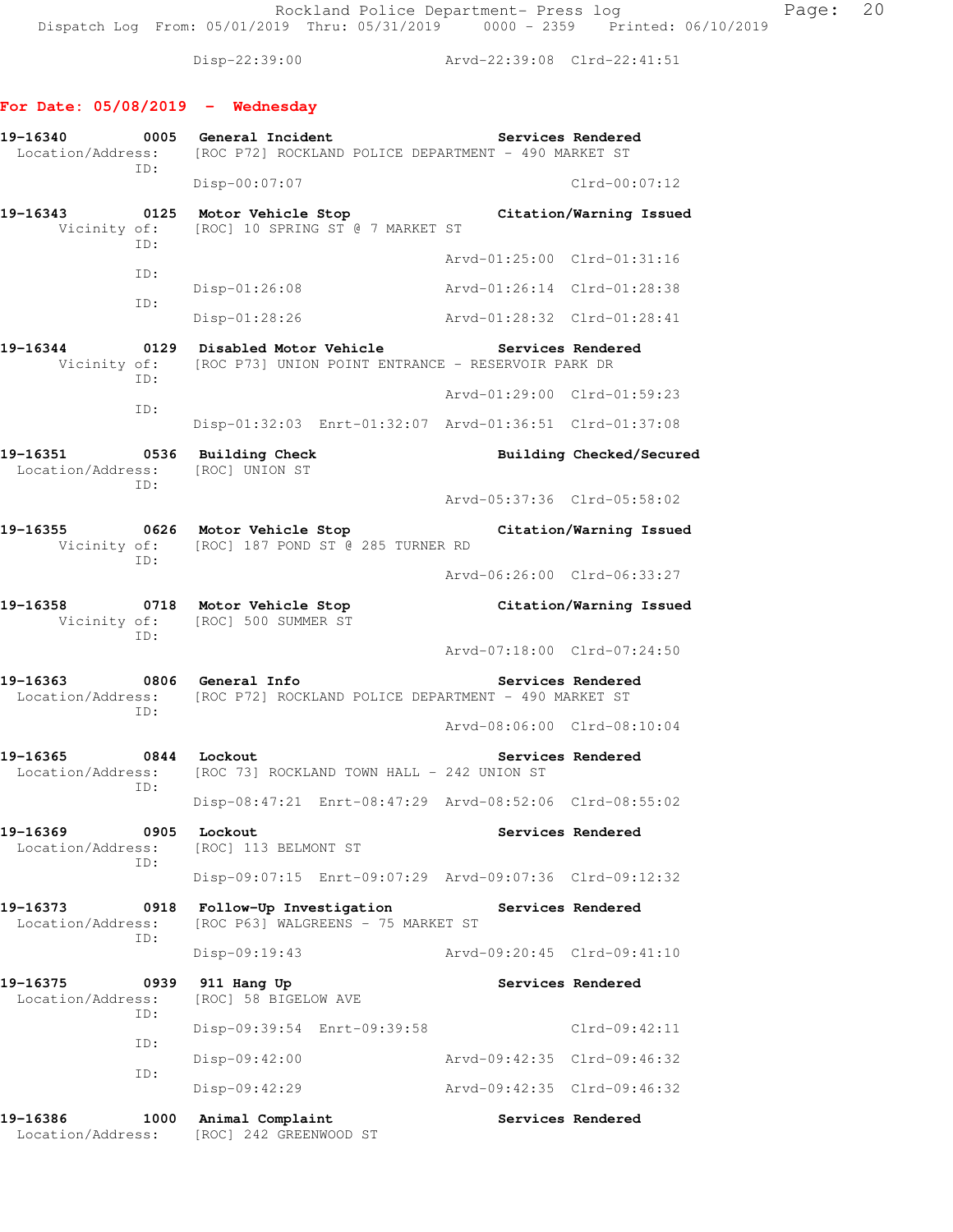Disp-22:39:00 Arvd-22:39:08 Clrd-22:41:51

## For Date: 05/08/2019 - Wednesday

**19-16340 0005 General Incident** Services Rendered
Location/Address: [ROC P72] ROCKLAND POLICE DEPARTMENT - 490 MARKET ST
ID:
Disp-00:07:07 Clrd-00:07:12

**19-16343 0125 Motor Vehicle Stop** Citation/Warning Issued
Vicinity of: [ROC] 10 SPRING ST @ 7 MARKET ST
ID:
Arvd-01:25:00 Clrd-01:31:16
ID:
Disp-01:26:08 Arvd-01:26:14 Clrd-01:28:38
ID:
Disp-01:28:26 Arvd-01:28:32 Clrd-01:28:41

**19-16344 0129 Disabled Motor Vehicle** Services Rendered
Vicinity of: [ROC P73] UNION POINT ENTRANCE - RESERVOIR PARK DR
ID:
Arvd-01:29:00 Clrd-01:59:23
ID:
Disp-01:32:03 Enrt-01:32:07 Arvd-01:36:51 Clrd-01:37:08

**19-16351 0536 Building Check** Building Checked/Secured
Location/Address: [ROC] UNION ST
ID:
Arvd-05:37:36 Clrd-05:58:02

**19-16355 0626 Motor Vehicle Stop** Citation/Warning Issued
Vicinity of: [ROC] 187 POND ST @ 285 TURNER RD
ID:
Arvd-06:26:00 Clrd-06:33:27

**19-16358 0718 Motor Vehicle Stop** Citation/Warning Issued
Vicinity of: [ROC] 500 SUMMER ST
ID:
Arvd-07:18:00 Clrd-07:24:50

**19-16363 0806 General Info** Services Rendered
Location/Address: [ROC P72] ROCKLAND POLICE DEPARTMENT - 490 MARKET ST
ID:
Arvd-08:06:00 Clrd-08:10:04

**19-16365 0844 Lockout** Services Rendered
Location/Address: [ROC 73] ROCKLAND TOWN HALL - 242 UNION ST
ID:
Disp-08:47:21 Enrt-08:47:29 Arvd-08:52:06 Clrd-08:55:02

**19-16369 0905 Lockout** Services Rendered
Location/Address: [ROC] 113 BELMONT ST
ID:
Disp-09:07:15 Enrt-09:07:29 Arvd-09:07:36 Clrd-09:12:32

**19-16373 0918 Follow-Up Investigation** Services Rendered
Location/Address: [ROC P63] WALGREENS - 75 MARKET ST
ID:
Disp-09:19:43 Arvd-09:20:45 Clrd-09:41:10

**19-16375 0939 911 Hang Up** Services Rendered
Location/Address: [ROC] 58 BIGELOW AVE
ID:
Disp-09:39:54 Enrt-09:39:58 Clrd-09:42:11
ID:
Disp-09:42:00 Arvd-09:42:35 Clrd-09:46:32
ID:
Disp-09:42:29 Arvd-09:42:35 Clrd-09:46:32

**19-16386 1000 Animal Complaint** Services Rendered
Location/Address: [ROC] 242 GREENWOOD ST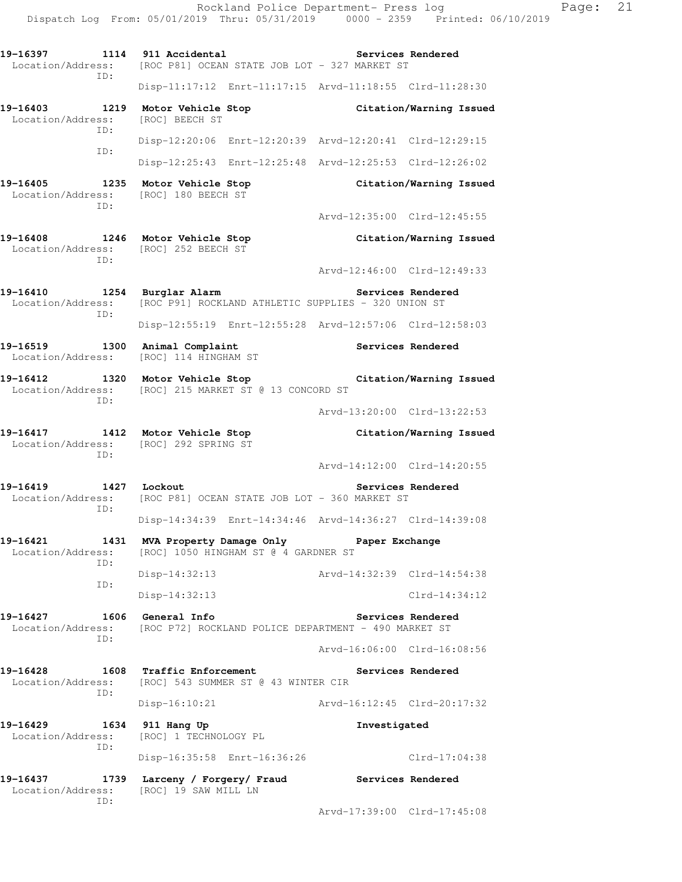```
19-16397        1114  911 Accidental                           Services Rendered
  Location/Address:    [ROC P81] OCEAN STATE JOB LOT - 327 MARKET ST
                ID:
                       Disp-11:17:12  Enrt-11:17:15  Arvd-11:18:55  Clrd-11:28:30

19-16403        1219  Motor Vehicle Stop                       Citation/Warning Issued
  Location/Address:    [ROC] BEECH ST
                ID:
                       Disp-12:20:06  Enrt-12:20:39  Arvd-12:20:41  Clrd-12:29:15
                ID:
                       Disp-12:25:43  Enrt-12:25:48  Arvd-12:25:53  Clrd-12:26:02

19-16405        1235  Motor Vehicle Stop                       Citation/Warning Issued
  Location/Address:    [ROC] 180 BEECH ST
                ID:
                                                     Arvd-12:35:00  Clrd-12:45:55

19-16408        1246  Motor Vehicle Stop                       Citation/Warning Issued
  Location/Address:    [ROC] 252 BEECH ST
                ID:
                                                     Arvd-12:46:00  Clrd-12:49:33

19-16410        1254  Burglar Alarm                            Services Rendered
  Location/Address:    [ROC P91] ROCKLAND ATHLETIC SUPPLIES - 320 UNION ST
                ID:
                       Disp-12:55:19  Enrt-12:55:28  Arvd-12:57:06  Clrd-12:58:03

19-16519        1300  Animal Complaint                         Services Rendered
  Location/Address:    [ROC] 114 HINGHAM ST

19-16412        1320  Motor Vehicle Stop                       Citation/Warning Issued
  Location/Address:    [ROC] 215 MARKET ST @ 13 CONCORD ST
                ID:
                                                     Arvd-13:20:00  Clrd-13:22:53

19-16417        1412  Motor Vehicle Stop                       Citation/Warning Issued
  Location/Address:    [ROC] 292 SPRING ST
                ID:
                                                     Arvd-14:12:00  Clrd-14:20:55

19-16419        1427  Lockout                                  Services Rendered
  Location/Address:    [ROC P81] OCEAN STATE JOB LOT - 360 MARKET ST
                ID:
                       Disp-14:34:39  Enrt-14:34:46  Arvd-14:36:27  Clrd-14:39:08

19-16421        1431  MVA Property Damage Only                 Paper Exchange
  Location/Address:    [ROC] 1050 HINGHAM ST @ 4 GARDNER ST
                ID:
                       Disp-14:32:13                 Arvd-14:32:39  Clrd-14:54:38
                ID:
                       Disp-14:32:13                                Clrd-14:34:12

19-16427        1606  General Info                             Services Rendered
  Location/Address:    [ROC P72] ROCKLAND POLICE DEPARTMENT - 490 MARKET ST
                ID:
                                                     Arvd-16:06:00  Clrd-16:08:56

19-16428        1608  Traffic Enforcement                      Services Rendered
  Location/Address:    [ROC] 543 SUMMER ST @ 43 WINTER CIR
                ID:
                       Disp-16:10:21                 Arvd-16:12:45  Clrd-20:17:32

19-16429        1634  911 Hang Up                              Investigated
  Location/Address:    [ROC] 1 TECHNOLOGY PL
                ID:
                       Disp-16:35:58  Enrt-16:36:26                 Clrd-17:04:38

19-16437        1739  Larceny / Forgery/ Fraud                 Services Rendered
  Location/Address:    [ROC] 19 SAW MILL LN
                ID:
                                                     Arvd-17:39:00  Clrd-17:45:08
```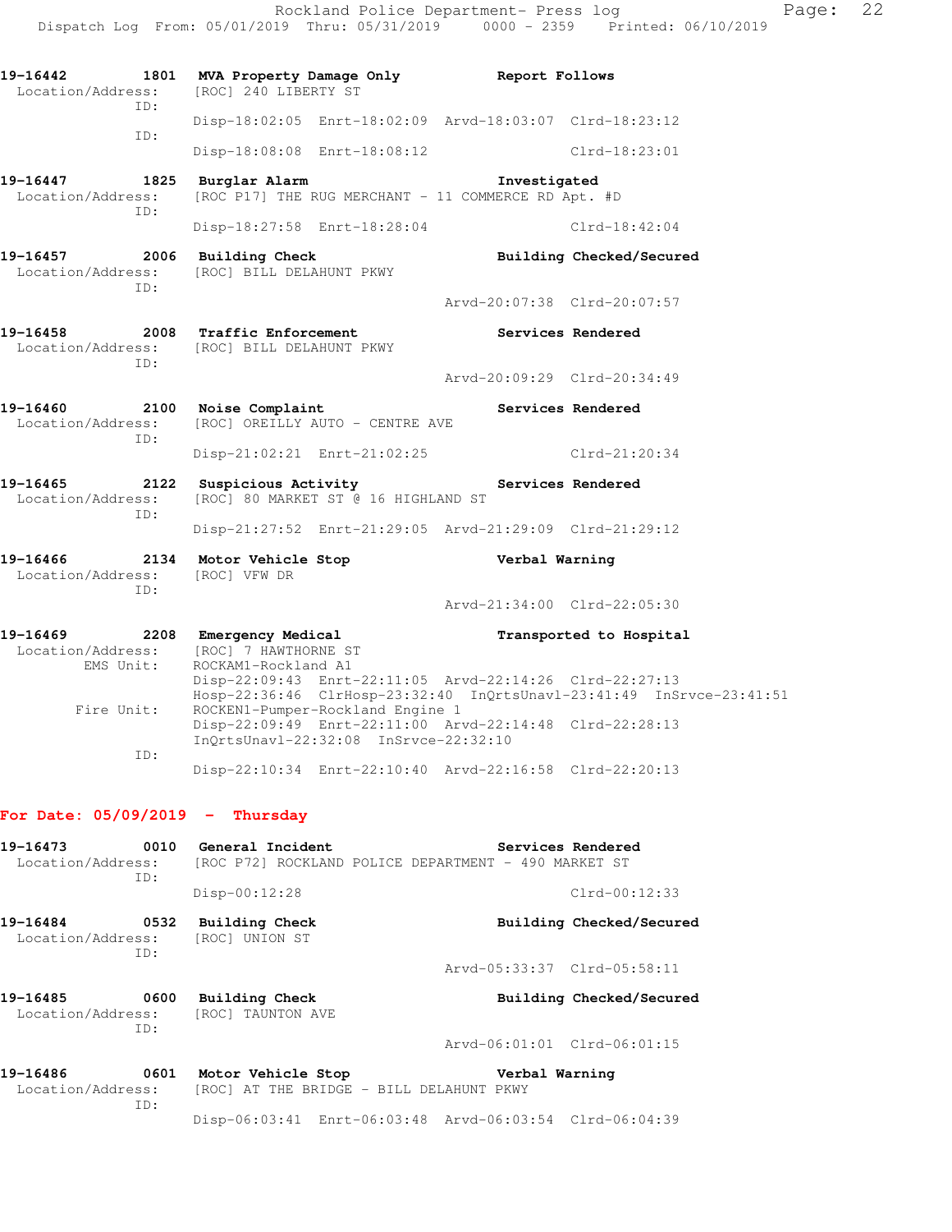19-16442 1801 MVA Property Damage Only Report Follows
Location/Address: [ROC] 240 LIBERTY ST
ID:
Disp-18:02:05 Enrt-18:02:09 Arvd-18:03:07 Clrd-18:23:12
ID:
Disp-18:08:08 Enrt-18:08:12 Clrd-18:23:01

19-16447 1825 Burglar Alarm Investigated
Location/Address: [ROC P17] THE RUG MERCHANT - 11 COMMERCE RD Apt. #D
ID:
Disp-18:27:58 Enrt-18:28:04 Clrd-18:42:04

19-16457 2006 Building Check Building Checked/Secured
Location/Address: [ROC] BILL DELAHUNT PKWY
ID:
Arvd-20:07:38 Clrd-20:07:57

19-16458 2008 Traffic Enforcement Services Rendered
Location/Address: [ROC] BILL DELAHUNT PKWY
ID:
Arvd-20:09:29 Clrd-20:34:49

19-16460 2100 Noise Complaint Services Rendered
Location/Address: [ROC] OREILLY AUTO - CENTRE AVE
ID:
Disp-21:02:21 Enrt-21:02:25 Clrd-21:20:34

19-16465 2122 Suspicious Activity Services Rendered
Location/Address: [ROC] 80 MARKET ST @ 16 HIGHLAND ST
ID:
Disp-21:27:52 Enrt-21:29:05 Arvd-21:29:09 Clrd-21:29:12

19-16466 2134 Motor Vehicle Stop Verbal Warning
Location/Address: [ROC] VFW DR
ID:
Arvd-21:34:00 Clrd-22:05:30

19-16469 2208 Emergency Medical Transported to Hospital
Location/Address: [ROC] 7 HAWTHORNE ST
EMS Unit: ROCKAM1-Rockland A1
Disp-22:09:43 Enrt-22:11:05 Arvd-22:14:26 Clrd-22:27:13
Hosp-22:36:46 ClrHosp-23:32:40 InQrtsUnavl-23:41:49 InSrvce-23:41:51
Fire Unit: ROCKEN1-Pumper-Rockland Engine 1
Disp-22:09:49 Enrt-22:11:00 Arvd-22:14:48 Clrd-22:28:13
InQrtsUnavl-22:32:08 InSrvce-22:32:10
ID:
Disp-22:10:34 Enrt-22:10:40 Arvd-22:16:58 Clrd-22:20:13

## For Date: 05/09/2019 - Thursday

19-16473 0010 General Incident Services Rendered
Location/Address: [ROC P72] ROCKLAND POLICE DEPARTMENT - 490 MARKET ST
ID:
Disp-00:12:28 Clrd-00:12:33

19-16484 0532 Building Check Building Checked/Secured
Location/Address: [ROC] UNION ST
ID:
Arvd-05:33:37 Clrd-05:58:11

19-16485 0600 Building Check Building Checked/Secured
Location/Address: [ROC] TAUNTON AVE
ID:
Arvd-06:01:01 Clrd-06:01:15

19-16486 0601 Motor Vehicle Stop Verbal Warning
Location/Address: [ROC] AT THE BRIDGE - BILL DELAHUNT PKWY
ID:
Disp-06:03:41 Enrt-06:03:48 Arvd-06:03:54 Clrd-06:04:39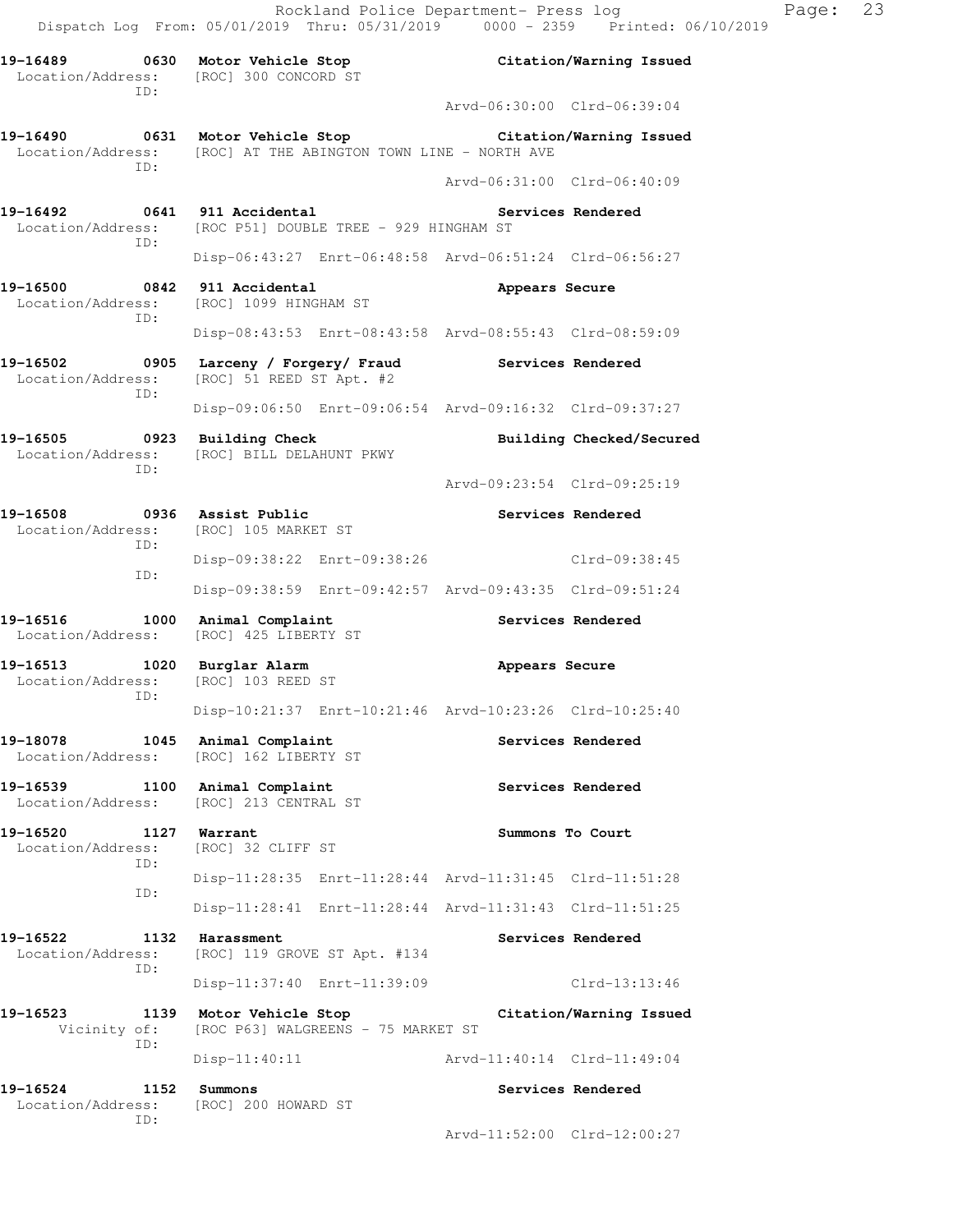Rockland Police Department- Press log
Dispatch Log From: 05/01/2019 Thru: 05/31/2019 0000 - 2359 Printed: 06/10/2019

**19-16489 0630 Motor Vehicle Stop** — **Citation/Warning Issued**
Location/Address: [ROC] 300 CONCORD ST
ID:
Arvd-06:30:00 Clrd-06:39:04

**19-16490 0631 Motor Vehicle Stop** — **Citation/Warning Issued**
Location/Address: [ROC] AT THE ABINGTON TOWN LINE - NORTH AVE
ID:
Arvd-06:31:00 Clrd-06:40:09

**19-16492 0641 911 Accidental** — **Services Rendered**
Location/Address: [ROC P51] DOUBLE TREE - 929 HINGHAM ST
ID:
Disp-06:43:27 Enrt-06:48:58 Arvd-06:51:24 Clrd-06:56:27

**19-16500 0842 911 Accidental** — **Appears Secure**
Location/Address: [ROC] 1099 HINGHAM ST
ID:
Disp-08:43:53 Enrt-08:43:58 Arvd-08:55:43 Clrd-08:59:09

**19-16502 0905 Larceny / Forgery/ Fraud** — **Services Rendered**
Location/Address: [ROC] 51 REED ST Apt. #2
ID:
Disp-09:06:50 Enrt-09:06:54 Arvd-09:16:32 Clrd-09:37:27

**19-16505 0923 Building Check** — **Building Checked/Secured**
Location/Address: [ROC] BILL DELAHUNT PKWY
ID:
Arvd-09:23:54 Clrd-09:25:19

**19-16508 0936 Assist Public** — **Services Rendered**
Location/Address: [ROC] 105 MARKET ST
ID:
Disp-09:38:22 Enrt-09:38:26 Clrd-09:38:45
ID:
Disp-09:38:59 Enrt-09:42:57 Arvd-09:43:35 Clrd-09:51:24

**19-16516 1000 Animal Complaint** — **Services Rendered**
Location/Address: [ROC] 425 LIBERTY ST

**19-16513 1020 Burglar Alarm** — **Appears Secure**
Location/Address: [ROC] 103 REED ST
ID:
Disp-10:21:37 Enrt-10:21:46 Arvd-10:23:26 Clrd-10:25:40

**19-18078 1045 Animal Complaint** — **Services Rendered**
Location/Address: [ROC] 162 LIBERTY ST

**19-16539 1100 Animal Complaint** — **Services Rendered**
Location/Address: [ROC] 213 CENTRAL ST

**19-16520 1127 Warrant** — **Summons To Court**
Location/Address: [ROC] 32 CLIFF ST
ID:
Disp-11:28:35 Enrt-11:28:44 Arvd-11:31:45 Clrd-11:51:28
ID:
Disp-11:28:41 Enrt-11:28:44 Arvd-11:31:43 Clrd-11:51:25

**19-16522 1132 Harassment** — **Services Rendered**
Location/Address: [ROC] 119 GROVE ST Apt. #134
ID:
Disp-11:37:40 Enrt-11:39:09 Clrd-13:13:46

**19-16523 1139 Motor Vehicle Stop** — **Citation/Warning Issued**
Vicinity of: [ROC P63] WALGREENS - 75 MARKET ST
ID:
Disp-11:40:11 Arvd-11:40:14 Clrd-11:49:04

**19-16524 1152 Summons** — **Services Rendered**
Location/Address: [ROC] 200 HOWARD ST
ID:
Arvd-11:52:00 Clrd-12:00:27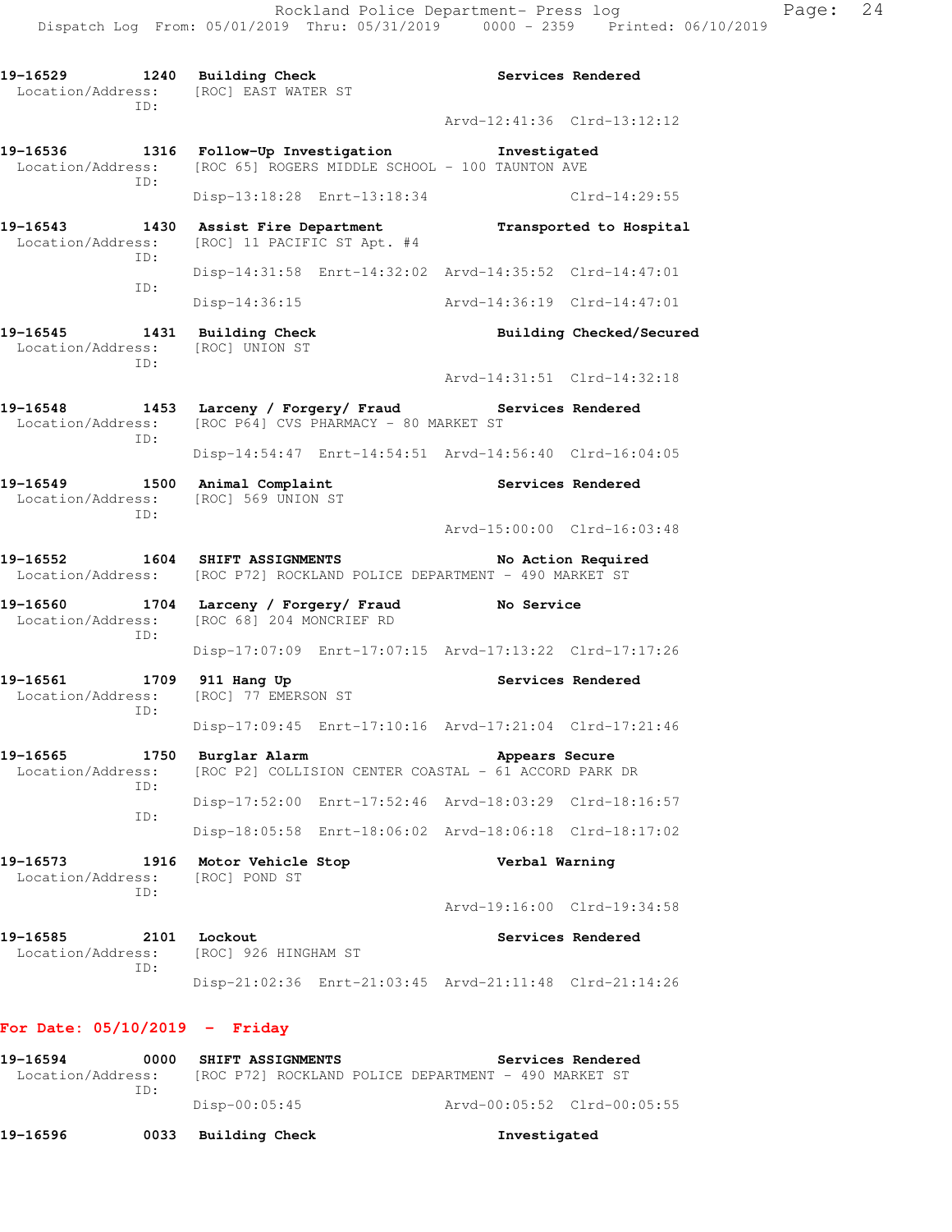**19-16529** 1240 **Building Check** **Services Rendered**
Location/Address: [ROC] EAST WATER ST
ID:
Arvd-12:41:36 Clrd-13:12:12

**19-16536** 1316 **Follow-Up Investigation** **Investigated**
Location/Address: [ROC 65] ROGERS MIDDLE SCHOOL - 100 TAUNTON AVE
ID:
Disp-13:18:28 Enrt-13:18:34 Clrd-14:29:55

**19-16543** 1430 **Assist Fire Department** **Transported to Hospital**
Location/Address: [ROC] 11 PACIFIC ST Apt. #4
ID:
Disp-14:31:58 Enrt-14:32:02 Arvd-14:35:52 Clrd-14:47:01
ID:
Disp-14:36:15 Arvd-14:36:19 Clrd-14:47:01

**19-16545** 1431 **Building Check** **Building Checked/Secured**
Location/Address: [ROC] UNION ST
ID:
Arvd-14:31:51 Clrd-14:32:18

**19-16548** 1453 **Larceny / Forgery/ Fraud** **Services Rendered**
Location/Address: [ROC P64] CVS PHARMACY - 80 MARKET ST
ID:
Disp-14:54:47 Enrt-14:54:51 Arvd-14:56:40 Clrd-16:04:05

**19-16549** 1500 **Animal Complaint** **Services Rendered**
Location/Address: [ROC] 569 UNION ST
ID:
Arvd-15:00:00 Clrd-16:03:48

**19-16552** 1604 **SHIFT ASSIGNMENTS** **No Action Required**
Location/Address: [ROC P72] ROCKLAND POLICE DEPARTMENT - 490 MARKET ST

**19-16560** 1704 **Larceny / Forgery/ Fraud** **No Service**
Location/Address: [ROC 68] 204 MONCRIEF RD
ID:
Disp-17:07:09 Enrt-17:07:15 Arvd-17:13:22 Clrd-17:17:26

**19-16561** 1709 **911 Hang Up** **Services Rendered**
Location/Address: [ROC] 77 EMERSON ST
ID:
Disp-17:09:45 Enrt-17:10:16 Arvd-17:21:04 Clrd-17:21:46

**19-16565** 1750 **Burglar Alarm** **Appears Secure**
Location/Address: [ROC P2] COLLISION CENTER COASTAL - 61 ACCORD PARK DR
ID:
Disp-17:52:00 Enrt-17:52:46 Arvd-18:03:29 Clrd-18:16:57
ID:
Disp-18:05:58 Enrt-18:06:02 Arvd-18:06:18 Clrd-18:17:02

**19-16573** 1916 **Motor Vehicle Stop** **Verbal Warning**
Location/Address: [ROC] POND ST
ID:
Arvd-19:16:00 Clrd-19:34:58

**19-16585** 2101 **Lockout** **Services Rendered**
Location/Address: [ROC] 926 HINGHAM ST
ID:
Disp-21:02:36 Enrt-21:03:45 Arvd-21:11:48 Clrd-21:14:26

**For Date: 05/10/2019 - Friday**

**19-16594** 0000 **SHIFT ASSIGNMENTS** **Services Rendered**
Location/Address: [ROC P72] ROCKLAND POLICE DEPARTMENT - 490 MARKET ST
ID:
Disp-00:05:45 Arvd-00:05:52 Clrd-00:05:55

**19-16596** 0033 **Building Check** **Investigated**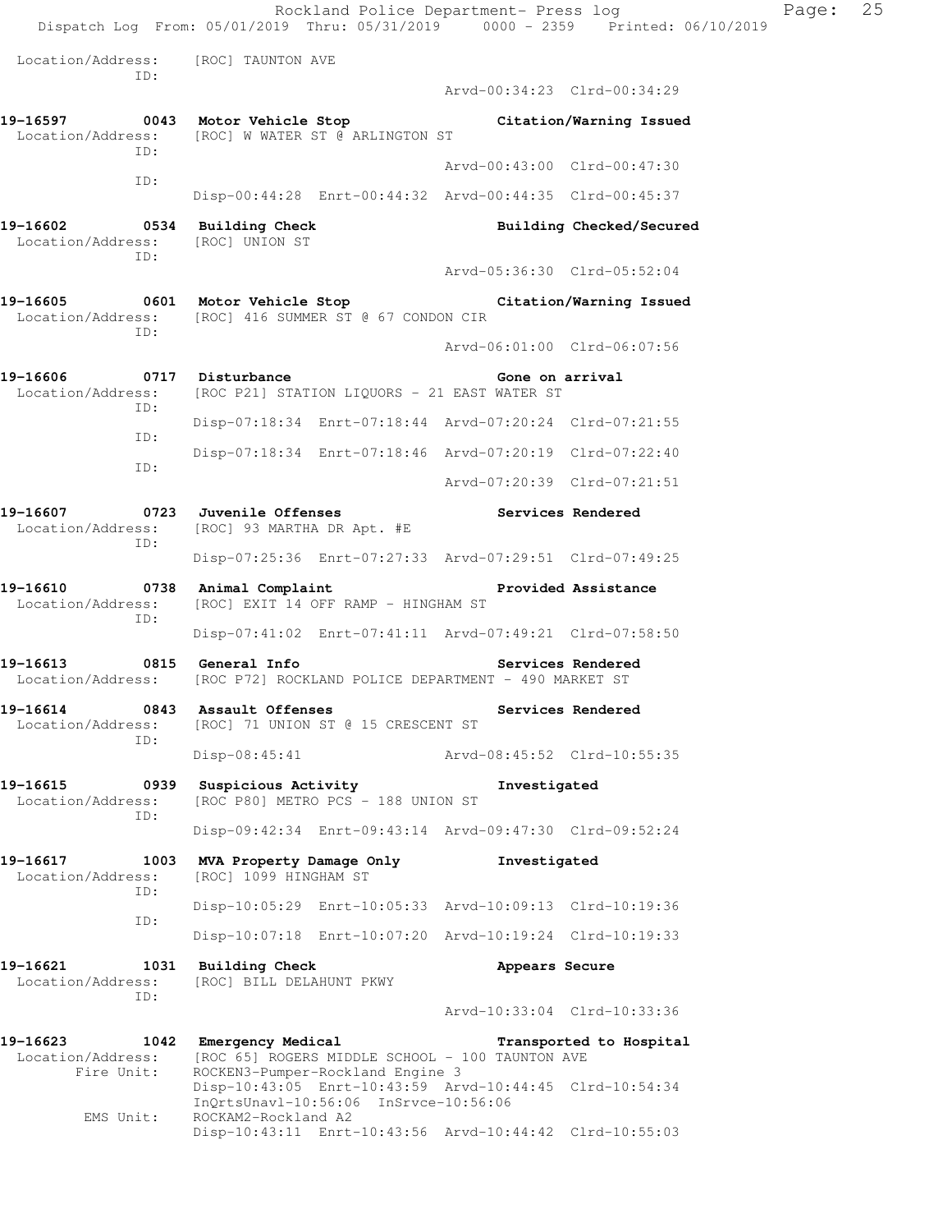Location/Address: [ROC] TAUNTON AVE
ID:
Arvd-00:34:23 Clrd-00:34:29

**19-16597 0043 Motor Vehicle Stop — Citation/Warning Issued**
Location/Address: [ROC] W WATER ST @ ARLINGTON ST
ID:
Arvd-00:43:00 Clrd-00:47:30
ID:
Disp-00:44:28 Enrt-00:44:32 Arvd-00:44:35 Clrd-00:45:37

**19-16602 0534 Building Check — Building Checked/Secured**
Location/Address: [ROC] UNION ST
ID:
Arvd-05:36:30 Clrd-05:52:04

**19-16605 0601 Motor Vehicle Stop — Citation/Warning Issued**
Location/Address: [ROC] 416 SUMMER ST @ 67 CONDON CIR
ID:
Arvd-06:01:00 Clrd-06:07:56

**19-16606 0717 Disturbance — Gone on arrival**
Location/Address: [ROC P21] STATION LIQUORS - 21 EAST WATER ST
ID:
Disp-07:18:34 Enrt-07:18:44 Arvd-07:20:24 Clrd-07:21:55
ID:
Disp-07:18:34 Enrt-07:18:46 Arvd-07:20:19 Clrd-07:22:40
ID:
Arvd-07:20:39 Clrd-07:21:51

**19-16607 0723 Juvenile Offenses — Services Rendered**
Location/Address: [ROC] 93 MARTHA DR Apt. #E
ID:
Disp-07:25:36 Enrt-07:27:33 Arvd-07:29:51 Clrd-07:49:25

**19-16610 0738 Animal Complaint — Provided Assistance**
Location/Address: [ROC] EXIT 14 OFF RAMP - HINGHAM ST
ID:
Disp-07:41:02 Enrt-07:41:11 Arvd-07:49:21 Clrd-07:58:50

**19-16613 0815 General Info — Services Rendered**
Location/Address: [ROC P72] ROCKLAND POLICE DEPARTMENT - 490 MARKET ST

**19-16614 0843 Assault Offenses — Services Rendered**
Location/Address: [ROC] 71 UNION ST @ 15 CRESCENT ST
ID:
Disp-08:45:41 Arvd-08:45:52 Clrd-10:55:35

**19-16615 0939 Suspicious Activity — Investigated**
Location/Address: [ROC P80] METRO PCS - 188 UNION ST
ID:
Disp-09:42:34 Enrt-09:43:14 Arvd-09:47:30 Clrd-09:52:24

**19-16617 1003 MVA Property Damage Only — Investigated**
Location/Address: [ROC] 1099 HINGHAM ST
ID:
Disp-10:05:29 Enrt-10:05:33 Arvd-10:09:13 Clrd-10:19:36
ID:
Disp-10:07:18 Enrt-10:07:20 Arvd-10:19:24 Clrd-10:19:33

**19-16621 1031 Building Check — Appears Secure**
Location/Address: [ROC] BILL DELAHUNT PKWY
ID:
Arvd-10:33:04 Clrd-10:33:36

**19-16623 1042 Emergency Medical — Transported to Hospital**
Location/Address: [ROC 65] ROGERS MIDDLE SCHOOL - 100 TAUNTON AVE
Fire Unit: ROCKEN3-Pumper-Rockland Engine 3
Disp-10:43:05 Enrt-10:43:59 Arvd-10:44:45 Clrd-10:54:34
InQrtsUnavl-10:56:06 InSrvce-10:56:06
EMS Unit: ROCKAM2-Rockland A2
Disp-10:43:11 Enrt-10:43:56 Arvd-10:44:42 Clrd-10:55:03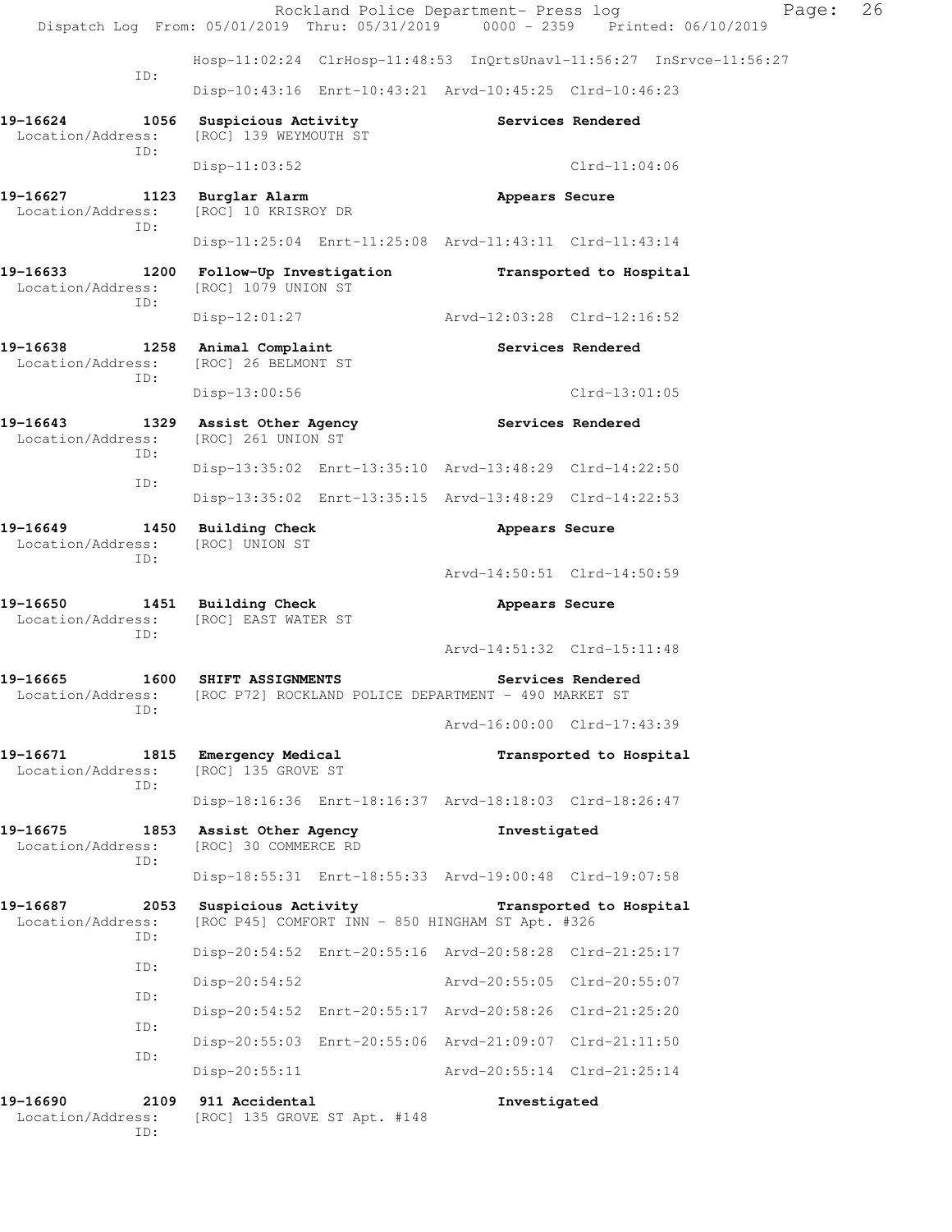Hosp-11:02:24 ClrHosp-11:48:53 InQrtsUnavl-11:56:27 InSrvce-11:56:27
ID:
Disp-10:43:16 Enrt-10:43:21 Arvd-10:45:25 Clrd-10:46:23

**19-16624 1056 Suspicious Activity** **Services Rendered**
Location/Address: [ROC] 139 WEYMOUTH ST
ID:
Disp-11:03:52 Clrd-11:04:06

**19-16627 1123 Burglar Alarm** **Appears Secure**
Location/Address: [ROC] 10 KRISROY DR
ID:
Disp-11:25:04 Enrt-11:25:08 Arvd-11:43:11 Clrd-11:43:14

**19-16633 1200 Follow-Up Investigation** **Transported to Hospital**
Location/Address: [ROC] 1079 UNION ST
ID:
Disp-12:01:27 Arvd-12:03:28 Clrd-12:16:52

**19-16638 1258 Animal Complaint** **Services Rendered**
Location/Address: [ROC] 26 BELMONT ST
ID:
Disp-13:00:56 Clrd-13:01:05

**19-16643 1329 Assist Other Agency** **Services Rendered**
Location/Address: [ROC] 261 UNION ST
ID:
Disp-13:35:02 Enrt-13:35:10 Arvd-13:48:29 Clrd-14:22:50
ID:
Disp-13:35:02 Enrt-13:35:15 Arvd-13:48:29 Clrd-14:22:53

**19-16649 1450 Building Check** **Appears Secure**
Location/Address: [ROC] UNION ST
ID:
Arvd-14:50:51 Clrd-14:50:59

**19-16650 1451 Building Check** **Appears Secure**
Location/Address: [ROC] EAST WATER ST
ID:
Arvd-14:51:32 Clrd-15:11:48

**19-16665 1600 SHIFT ASSIGNMENTS** **Services Rendered**
Location/Address: [ROC P72] ROCKLAND POLICE DEPARTMENT - 490 MARKET ST
ID:
Arvd-16:00:00 Clrd-17:43:39

**19-16671 1815 Emergency Medical** **Transported to Hospital**
Location/Address: [ROC] 135 GROVE ST
ID:
Disp-18:16:36 Enrt-18:16:37 Arvd-18:18:03 Clrd-18:26:47

**19-16675 1853 Assist Other Agency** **Investigated**
Location/Address: [ROC] 30 COMMERCE RD
ID:
Disp-18:55:31 Enrt-18:55:33 Arvd-19:00:48 Clrd-19:07:58

**19-16687 2053 Suspicious Activity** **Transported to Hospital**
Location/Address: [ROC P45] COMFORT INN - 850 HINGHAM ST Apt. #326
ID:
Disp-20:54:52 Enrt-20:55:16 Arvd-20:58:28 Clrd-21:25:17
ID:
Disp-20:54:52 Arvd-20:55:05 Clrd-20:55:07
ID:
Disp-20:54:52 Enrt-20:55:17 Arvd-20:58:26 Clrd-21:25:20
ID:
Disp-20:55:03 Enrt-20:55:06 Arvd-21:09:07 Clrd-21:11:50
ID:
Disp-20:55:11 Arvd-20:55:14 Clrd-21:25:14

**19-16690 2109 911 Accidental** **Investigated**
Location/Address: [ROC] 135 GROVE ST Apt. #148
ID: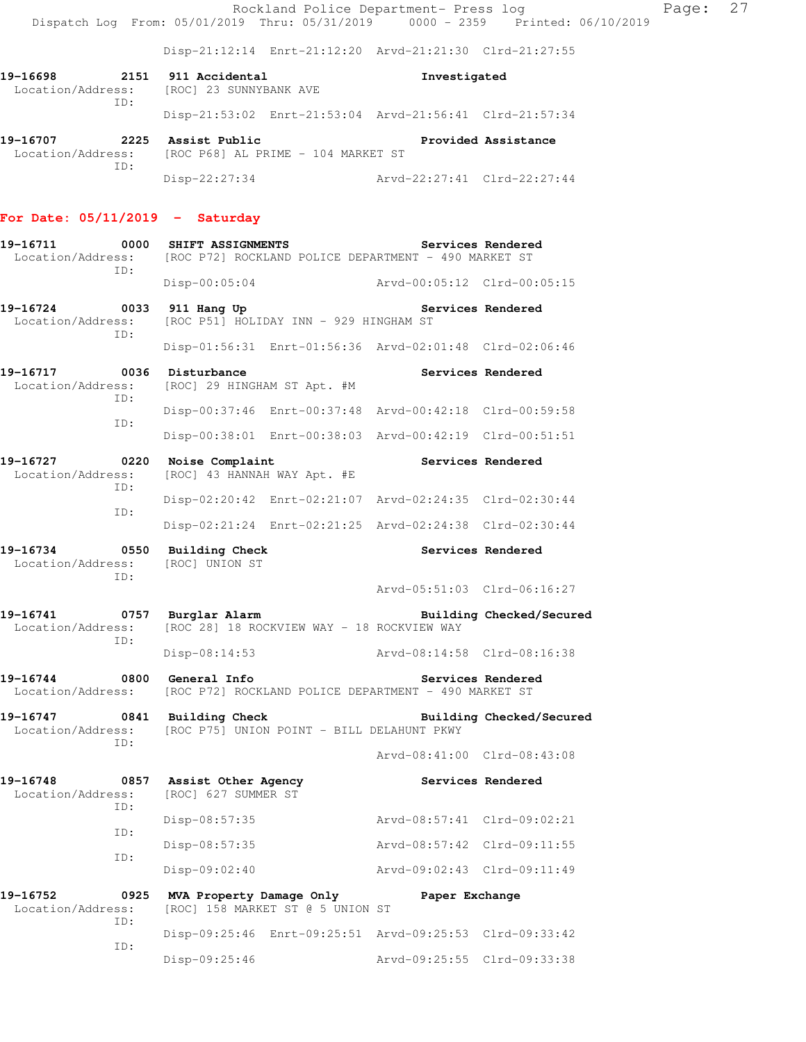Disp-21:12:14 Enrt-21:12:20 Arvd-21:21:30 Clrd-21:27:55

**19-16698 2151 911 Accidental** — Investigated
Location/Address: [ROC] 23 SUNNYBANK AVE
ID:
Disp-21:53:02 Enrt-21:53:04 Arvd-21:56:41 Clrd-21:57:34

**19-16707 2225 Assist Public** — Provided Assistance
Location/Address: [ROC P68] AL PRIME - 104 MARKET ST
ID:
Disp-22:27:34 Arvd-22:27:41 Clrd-22:27:44

## For Date: 05/11/2019 - Saturday

**19-16711 0000 SHIFT ASSIGNMENTS** — Services Rendered
Location/Address: [ROC P72] ROCKLAND POLICE DEPARTMENT - 490 MARKET ST
ID:
Disp-00:05:04 Arvd-00:05:12 Clrd-00:05:15

**19-16724 0033 911 Hang Up** — Services Rendered
Location/Address: [ROC P51] HOLIDAY INN - 929 HINGHAM ST
ID:
Disp-01:56:31 Enrt-01:56:36 Arvd-02:01:48 Clrd-02:06:46

**19-16717 0036 Disturbance** — Services Rendered
Location/Address: [ROC] 29 HINGHAM ST Apt. #M
ID:
Disp-00:37:46 Enrt-00:37:48 Arvd-00:42:18 Clrd-00:59:58
ID:
Disp-00:38:01 Enrt-00:38:03 Arvd-00:42:19 Clrd-00:51:51

**19-16727 0220 Noise Complaint** — Services Rendered
Location/Address: [ROC] 43 HANNAH WAY Apt. #E
ID:
Disp-02:20:42 Enrt-02:21:07 Arvd-02:24:35 Clrd-02:30:44
ID:
Disp-02:21:24 Enrt-02:21:25 Arvd-02:24:38 Clrd-02:30:44

**19-16734 0550 Building Check** — Services Rendered
Location/Address: [ROC] UNION ST
ID:
Arvd-05:51:03 Clrd-06:16:27

**19-16741 0757 Burglar Alarm** — Building Checked/Secured
Location/Address: [ROC 28] 18 ROCKVIEW WAY - 18 ROCKVIEW WAY
ID:
Disp-08:14:53 Arvd-08:14:58 Clrd-08:16:38

**19-16744 0800 General Info** — Services Rendered
Location/Address: [ROC P72] ROCKLAND POLICE DEPARTMENT - 490 MARKET ST

**19-16747 0841 Building Check** — Building Checked/Secured
Location/Address: [ROC P75] UNION POINT - BILL DELAHUNT PKWY
ID:
Arvd-08:41:00 Clrd-08:43:08

**19-16748 0857 Assist Other Agency** — Services Rendered
Location/Address: [ROC] 627 SUMMER ST
ID:
Disp-08:57:35 Arvd-08:57:41 Clrd-09:02:21
ID:
Disp-08:57:35 Arvd-08:57:42 Clrd-09:11:55
ID:
Disp-09:02:40 Arvd-09:02:43 Clrd-09:11:49

**19-16752 0925 MVA Property Damage Only** — Paper Exchange
Location/Address: [ROC] 158 MARKET ST @ 5 UNION ST
ID:
Disp-09:25:46 Enrt-09:25:51 Arvd-09:25:53 Clrd-09:33:42
ID:
Disp-09:25:46 Arvd-09:25:55 Clrd-09:33:38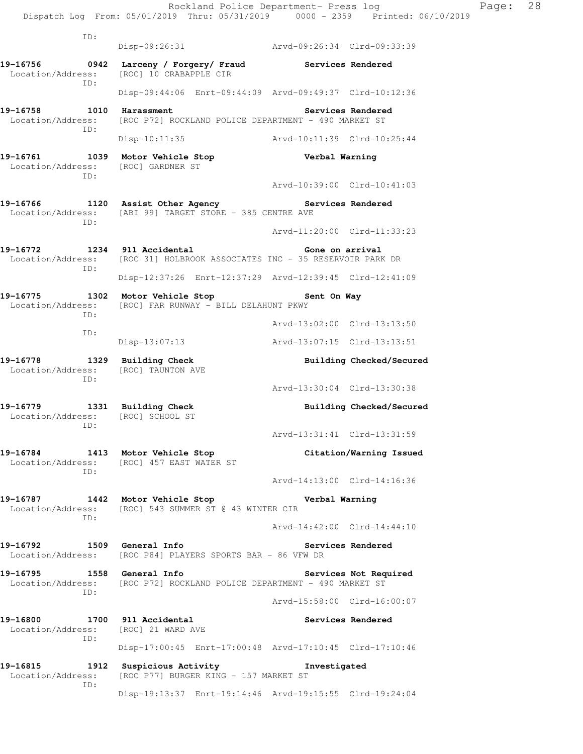ID:
Disp-09:26:31 Arvd-09:26:34 Clrd-09:33:39

**19-16756 0942 Larceny / Forgery/ Fraud** **Services Rendered**
Location/Address: [ROC] 10 CRABAPPLE CIR
ID:
Disp-09:44:06 Enrt-09:44:09 Arvd-09:49:37 Clrd-10:12:36

**19-16758 1010 Harassment** **Services Rendered**
Location/Address: [ROC P72] ROCKLAND POLICE DEPARTMENT - 490 MARKET ST
ID:
Disp-10:11:35 Arvd-10:11:39 Clrd-10:25:44

**19-16761 1039 Motor Vehicle Stop** **Verbal Warning**
Location/Address: [ROC] GARDNER ST
ID:
Arvd-10:39:00 Clrd-10:41:03

**19-16766 1120 Assist Other Agency** **Services Rendered**
Location/Address: [ABI 99] TARGET STORE - 385 CENTRE AVE
ID:
Arvd-11:20:00 Clrd-11:33:23

**19-16772 1234 911 Accidental** **Gone on arrival**
Location/Address: [ROC 31] HOLBROOK ASSOCIATES INC - 35 RESERVOIR PARK DR
ID:
Disp-12:37:26 Enrt-12:37:29 Arvd-12:39:45 Clrd-12:41:09

**19-16775 1302 Motor Vehicle Stop** **Sent On Way**
Location/Address: [ROC] FAR RUNWAY - BILL DELAHUNT PKWY
ID:
Arvd-13:02:00 Clrd-13:13:50
ID:
Disp-13:07:13 Arvd-13:07:15 Clrd-13:13:51

**19-16778 1329 Building Check** **Building Checked/Secured**
Location/Address: [ROC] TAUNTON AVE
ID:
Arvd-13:30:04 Clrd-13:30:38

**19-16779 1331 Building Check** **Building Checked/Secured**
Location/Address: [ROC] SCHOOL ST
ID:
Arvd-13:31:41 Clrd-13:31:59

**19-16784 1413 Motor Vehicle Stop** **Citation/Warning Issued**
Location/Address: [ROC] 457 EAST WATER ST
ID:
Arvd-14:13:00 Clrd-14:16:36

**19-16787 1442 Motor Vehicle Stop** **Verbal Warning**
Location/Address: [ROC] 543 SUMMER ST @ 43 WINTER CIR
ID:
Arvd-14:42:00 Clrd-14:44:10

**19-16792 1509 General Info** **Services Rendered**
Location/Address: [ROC P84] PLAYERS SPORTS BAR - 86 VFW DR

**19-16795 1558 General Info** **Services Not Required**
Location/Address: [ROC P72] ROCKLAND POLICE DEPARTMENT - 490 MARKET ST
ID:
Arvd-15:58:00 Clrd-16:00:07

**19-16800 1700 911 Accidental** **Services Rendered**
Location/Address: [ROC] 21 WARD AVE
ID:
Disp-17:00:45 Enrt-17:00:48 Arvd-17:10:45 Clrd-17:10:46

**19-16815 1912 Suspicious Activity** **Investigated**
Location/Address: [ROC P77] BURGER KING - 157 MARKET ST
ID:
Disp-19:13:37 Enrt-19:14:46 Arvd-19:15:55 Clrd-19:24:04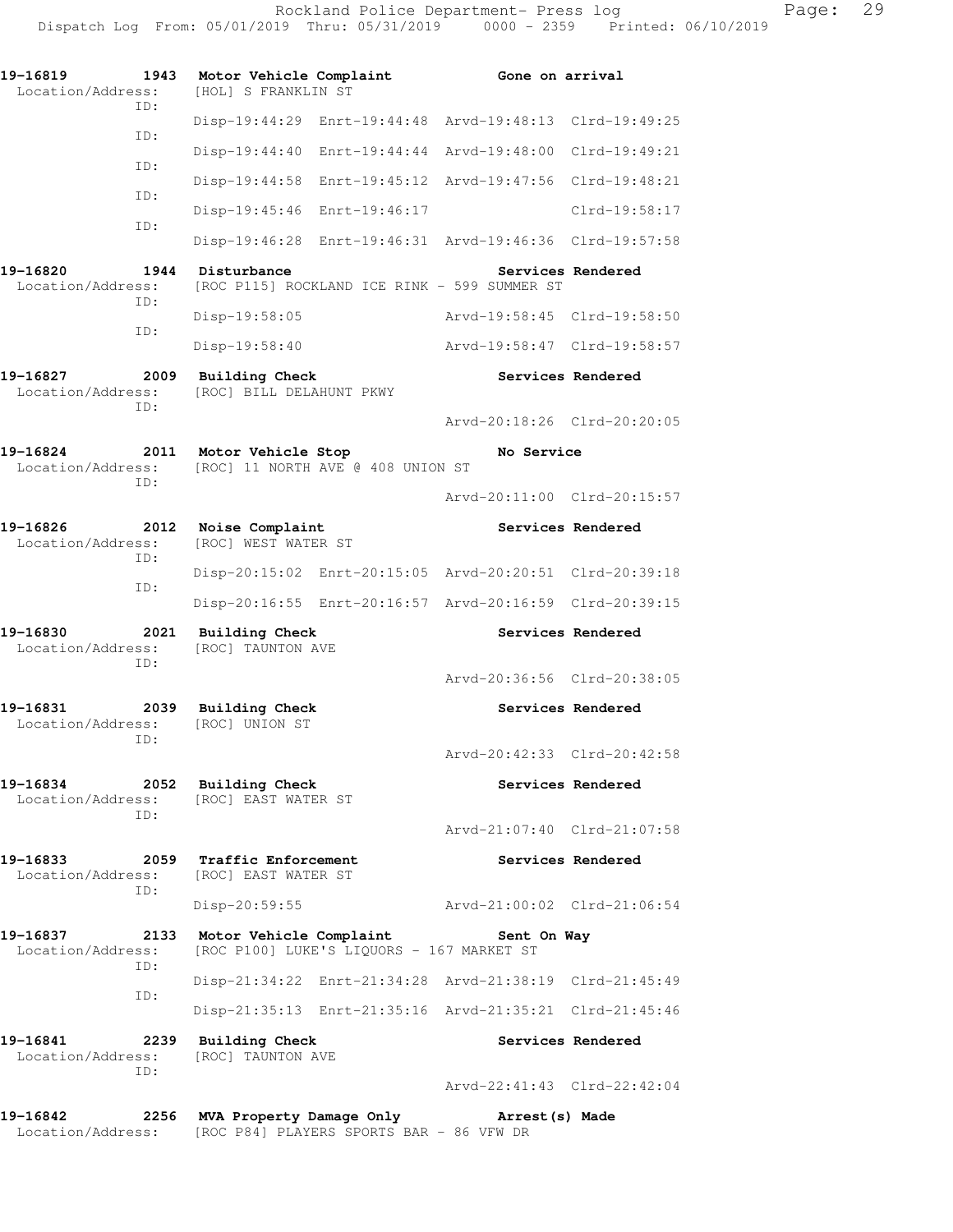```
19-16819        1943  Motor Vehicle Complaint              Gone on arrival
 Location/Address:    [HOL] S FRANKLIN ST
              ID:
                      Disp-19:44:29  Enrt-19:44:48  Arvd-19:48:13  Clrd-19:49:25
              ID:
                      Disp-19:44:40  Enrt-19:44:44  Arvd-19:48:00  Clrd-19:49:21
              ID:
                      Disp-19:44:58  Enrt-19:45:12  Arvd-19:47:56  Clrd-19:48:21
              ID:
                      Disp-19:45:46  Enrt-19:46:17                 Clrd-19:58:17
              ID:
                      Disp-19:46:28  Enrt-19:46:31  Arvd-19:46:36  Clrd-19:57:58

19-16820        1944  Disturbance                          Services Rendered
 Location/Address:    [ROC P115] ROCKLAND ICE RINK - 599 SUMMER ST
              ID:
                      Disp-19:58:05                 Arvd-19:58:45  Clrd-19:58:50
              ID:
                      Disp-19:58:40                 Arvd-19:58:47  Clrd-19:58:57

19-16827        2009  Building Check                       Services Rendered
 Location/Address:    [ROC] BILL DELAHUNT PKWY
              ID:
                                                    Arvd-20:18:26  Clrd-20:20:05

19-16824        2011  Motor Vehicle Stop                   No Service
 Location/Address:    [ROC] 11 NORTH AVE @ 408 UNION ST
              ID:
                                                    Arvd-20:11:00  Clrd-20:15:57

19-16826        2012  Noise Complaint                      Services Rendered
 Location/Address:    [ROC] WEST WATER ST
              ID:
                      Disp-20:15:02  Enrt-20:15:05  Arvd-20:20:51  Clrd-20:39:18
              ID:
                      Disp-20:16:55  Enrt-20:16:57  Arvd-20:16:59  Clrd-20:39:15

19-16830        2021  Building Check                       Services Rendered
 Location/Address:    [ROC] TAUNTON AVE
              ID:
                                                    Arvd-20:36:56  Clrd-20:38:05

19-16831        2039  Building Check                       Services Rendered
 Location/Address:    [ROC] UNION ST
              ID:
                                                    Arvd-20:42:33  Clrd-20:42:58

19-16834        2052  Building Check                       Services Rendered
 Location/Address:    [ROC] EAST WATER ST
              ID:
                                                    Arvd-21:07:40  Clrd-21:07:58

19-16833        2059  Traffic Enforcement                  Services Rendered
 Location/Address:    [ROC] EAST WATER ST
              ID:
                      Disp-20:59:55                 Arvd-21:00:02  Clrd-21:06:54

19-16837        2133  Motor Vehicle Complaint              Sent On Way
 Location/Address:    [ROC P100] LUKE'S LIQUORS - 167 MARKET ST
              ID:
                      Disp-21:34:22  Enrt-21:34:28  Arvd-21:38:19  Clrd-21:45:49
              ID:
                      Disp-21:35:13  Enrt-21:35:16  Arvd-21:35:21  Clrd-21:45:46

19-16841        2239  Building Check                       Services Rendered
 Location/Address:    [ROC] TAUNTON AVE
              ID:
                                                    Arvd-22:41:43  Clrd-22:42:04

19-16842        2256  MVA Property Damage Only             Arrest(s) Made
 Location/Address:    [ROC P84] PLAYERS SPORTS BAR - 86 VFW DR
```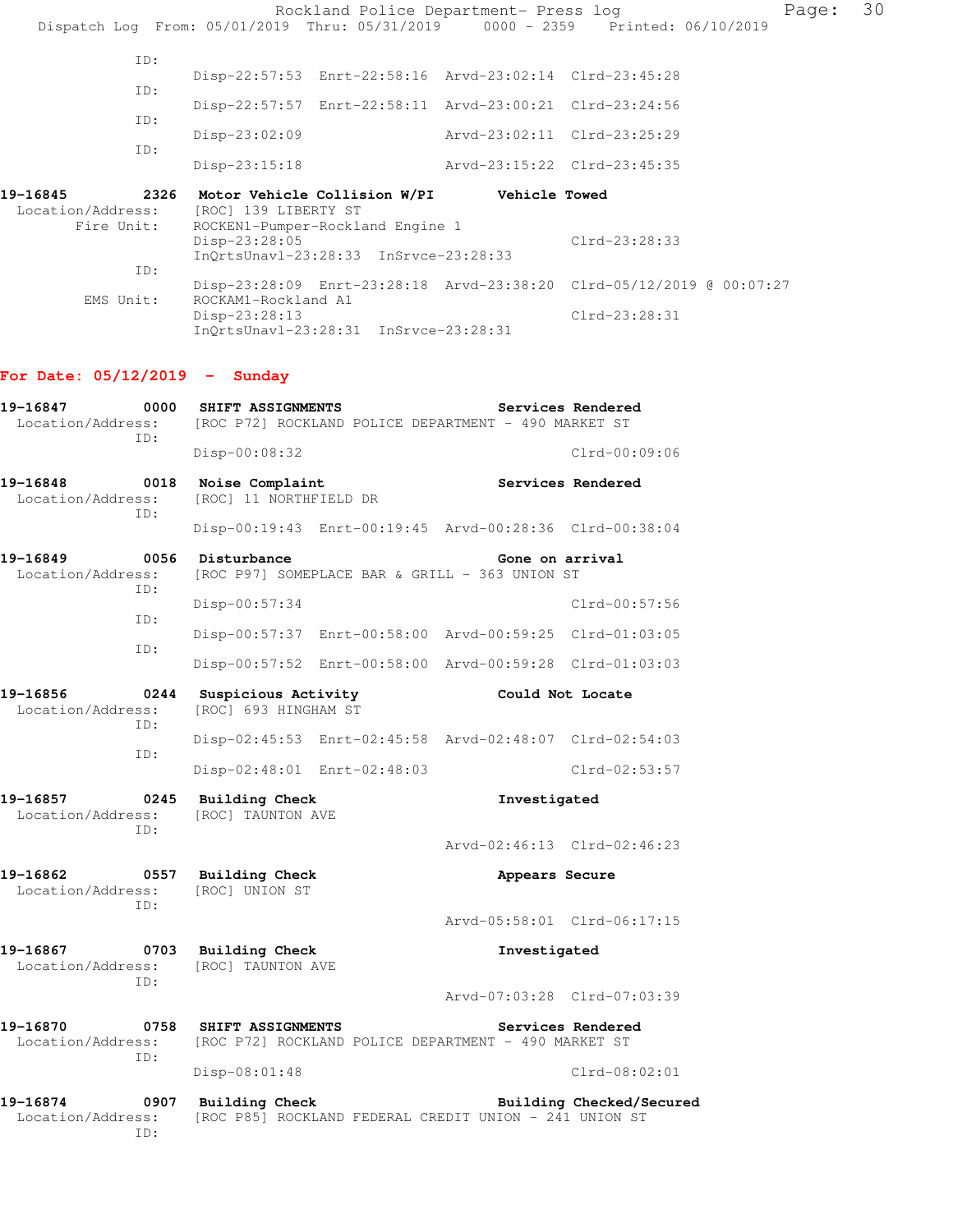ID:
Disp-22:57:53 Enrt-22:58:16 Arvd-23:02:14 Clrd-23:45:28
ID:
Disp-22:57:57 Enrt-22:58:11 Arvd-23:00:21 Clrd-23:24:56
ID:
Disp-23:02:09 Arvd-23:02:11 Clrd-23:25:29
ID:
Disp-23:15:18 Arvd-23:15:22 Clrd-23:45:35

**19-16845 2326 Motor Vehicle Collision W/PI Vehicle Towed**
Location/Address: [ROC] 139 LIBERTY ST
Fire Unit: ROCKEN1-Pumper-Rockland Engine 1
Disp-23:28:05 Clrd-23:28:33
InQrtsUnavl-23:28:33 InSrvce-23:28:33
ID:
Disp-23:28:09 Enrt-23:28:18 Arvd-23:38:20 Clrd-05/12/2019 @ 00:07:27
EMS Unit: ROCKAM1-Rockland A1
Disp-23:28:13 Clrd-23:28:31
InQrtsUnavl-23:28:31 InSrvce-23:28:31

## For Date: 05/12/2019 - Sunday

**19-16847 0000 SHIFT ASSIGNMENTS Services Rendered**
Location/Address: [ROC P72] ROCKLAND POLICE DEPARTMENT - 490 MARKET ST
ID:
Disp-00:08:32 Clrd-00:09:06

**19-16848 0018 Noise Complaint Services Rendered**
Location/Address: [ROC] 11 NORTHFIELD DR
ID:
Disp-00:19:43 Enrt-00:19:45 Arvd-00:28:36 Clrd-00:38:04

**19-16849 0056 Disturbance Gone on arrival**
Location/Address: [ROC P97] SOMEPLACE BAR & GRILL - 363 UNION ST
ID:
Disp-00:57:34 Clrd-00:57:56
ID:
Disp-00:57:37 Enrt-00:58:00 Arvd-00:59:25 Clrd-01:03:05
ID:
Disp-00:57:52 Enrt-00:58:00 Arvd-00:59:28 Clrd-01:03:03

**19-16856 0244 Suspicious Activity Could Not Locate**
Location/Address: [ROC] 693 HINGHAM ST
ID:
Disp-02:45:53 Enrt-02:45:58 Arvd-02:48:07 Clrd-02:54:03
ID:
Disp-02:48:01 Enrt-02:48:03 Clrd-02:53:57

**19-16857 0245 Building Check Investigated**
Location/Address: [ROC] TAUNTON AVE
ID:
Arvd-02:46:13 Clrd-02:46:23

**19-16862 0557 Building Check Appears Secure**
Location/Address: [ROC] UNION ST
ID:
Arvd-05:58:01 Clrd-06:17:15

**19-16867 0703 Building Check Investigated**
Location/Address: [ROC] TAUNTON AVE
ID:
Arvd-07:03:28 Clrd-07:03:39

**19-16870 0758 SHIFT ASSIGNMENTS Services Rendered**
Location/Address: [ROC P72] ROCKLAND POLICE DEPARTMENT - 490 MARKET ST
ID:
Disp-08:01:48 Clrd-08:02:01

**19-16874 0907 Building Check Building Checked/Secured**
Location/Address: [ROC P85] ROCKLAND FEDERAL CREDIT UNION - 241 UNION ST
ID: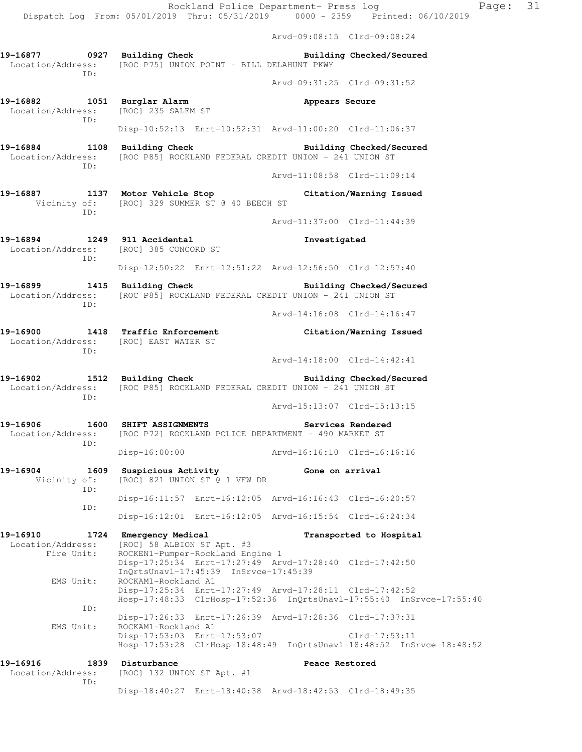Arvd-09:08:15 Clrd-09:08:24

**19-16877 0927 Building Check** — **Building Checked/Secured**
Location/Address: [ROC P75] UNION POINT - BILL DELAHUNT PKWY
ID:
Arvd-09:31:25 Clrd-09:31:52

**19-16882 1051 Burglar Alarm** — **Appears Secure**
Location/Address: [ROC] 235 SALEM ST
ID:
Disp-10:52:13 Enrt-10:52:31 Arvd-11:00:20 Clrd-11:06:37

**19-16884 1108 Building Check** — **Building Checked/Secured**
Location/Address: [ROC P85] ROCKLAND FEDERAL CREDIT UNION - 241 UNION ST
ID:
Arvd-11:08:58 Clrd-11:09:14

**19-16887 1137 Motor Vehicle Stop** — **Citation/Warning Issued**
Vicinity of: [ROC] 329 SUMMER ST @ 40 BEECH ST
ID:
Arvd-11:37:00 Clrd-11:44:39

**19-16894 1249 911 Accidental** — **Investigated**
Location/Address: [ROC] 385 CONCORD ST
ID:
Disp-12:50:22 Enrt-12:51:22 Arvd-12:56:50 Clrd-12:57:40

**19-16899 1415 Building Check** — **Building Checked/Secured**
Location/Address: [ROC P85] ROCKLAND FEDERAL CREDIT UNION - 241 UNION ST
ID:
Arvd-14:16:08 Clrd-14:16:47

**19-16900 1418 Traffic Enforcement** — **Citation/Warning Issued**
Location/Address: [ROC] EAST WATER ST
ID:
Arvd-14:18:00 Clrd-14:42:41

**19-16902 1512 Building Check** — **Building Checked/Secured**
Location/Address: [ROC P85] ROCKLAND FEDERAL CREDIT UNION - 241 UNION ST
ID:
Arvd-15:13:07 Clrd-15:13:15

**19-16906 1600 SHIFT ASSIGNMENTS** — **Services Rendered**
Location/Address: [ROC P72] ROCKLAND POLICE DEPARTMENT - 490 MARKET ST
ID:
Disp-16:00:00 Arvd-16:16:10 Clrd-16:16:16

**19-16904 1609 Suspicious Activity** — **Gone on arrival**
Vicinity of: [ROC] 821 UNION ST @ 1 VFW DR
ID:
Disp-16:11:57 Enrt-16:12:05 Arvd-16:16:43 Clrd-16:20:57
ID:
Disp-16:12:01 Enrt-16:12:05 Arvd-16:15:54 Clrd-16:24:34

**19-16910 1724 Emergency Medical** — **Transported to Hospital**
Location/Address: [ROC] 58 ALBION ST Apt. #3
Fire Unit: ROCKEN1-Pumper-Rockland Engine 1
Disp-17:25:34 Enrt-17:27:49 Arvd-17:28:40 Clrd-17:42:50
InQrtsUnavl-17:45:39 InSrvce-17:45:39
EMS Unit: ROCKAM1-Rockland A1
Disp-17:25:34 Enrt-17:27:49 Arvd-17:28:11 Clrd-17:42:52
Hosp-17:48:33 ClrHosp-17:52:36 InQrtsUnavl-17:55:40 InSrvce-17:55:40
ID:
Disp-17:26:33 Enrt-17:26:39 Arvd-17:28:36 Clrd-17:37:31
EMS Unit: ROCKAM1-Rockland A1
Disp-17:53:03 Enrt-17:53:07 Clrd-17:53:11
Hosp-17:53:28 ClrHosp-18:48:49 InQrtsUnavl-18:48:52 InSrvce-18:48:52

**19-16916 1839 Disturbance** — **Peace Restored**
Location/Address: [ROC] 132 UNION ST Apt. #1
ID:
Disp-18:40:27 Enrt-18:40:38 Arvd-18:42:53 Clrd-18:49:35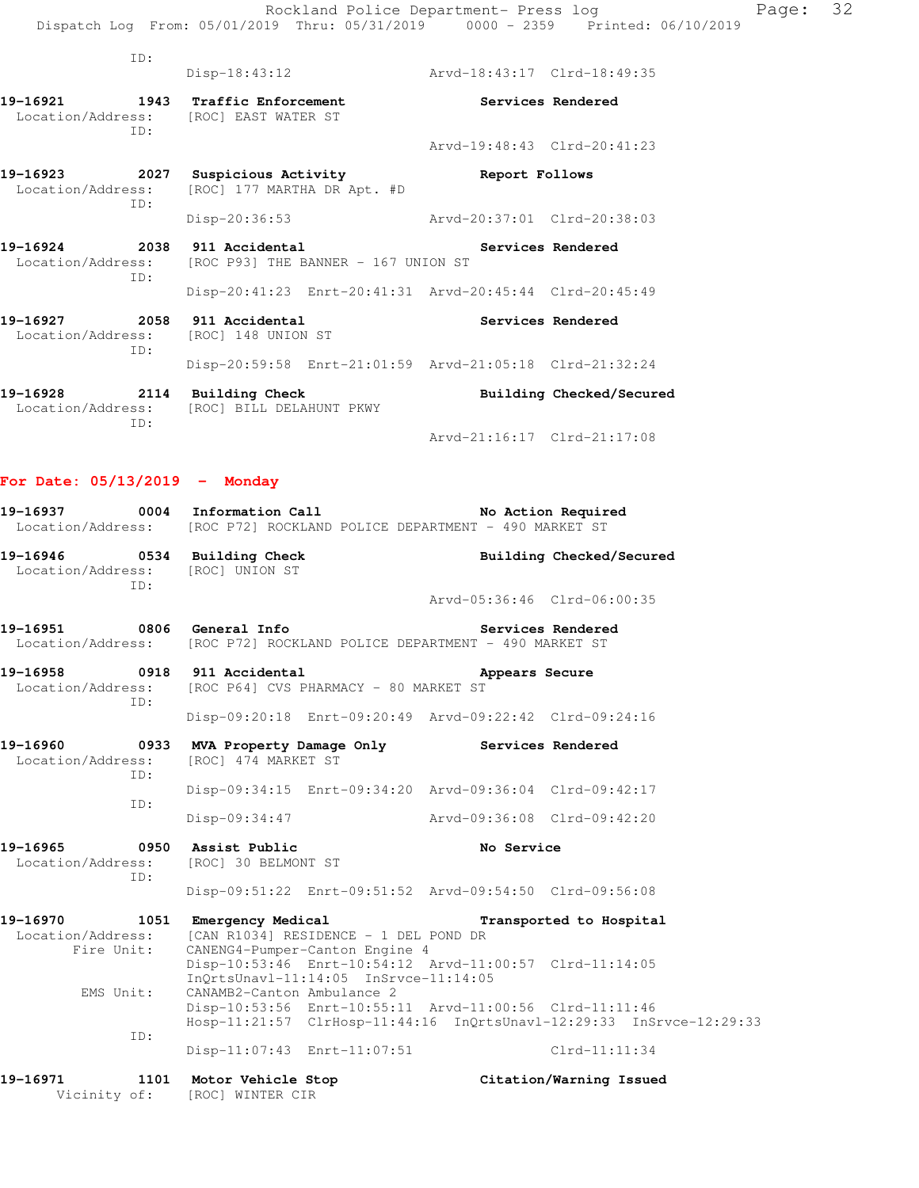ID:
Disp-18:43:12 Arvd-18:43:17 Clrd-18:49:35

**19-16921 1943 Traffic Enforcement Services Rendered**
Location/Address: [ROC] EAST WATER ST
ID:
Arvd-19:48:43 Clrd-20:41:23

**19-16923 2027 Suspicious Activity Report Follows**
Location/Address: [ROC] 177 MARTHA DR Apt. #D
ID:
Disp-20:36:53 Arvd-20:37:01 Clrd-20:38:03

**19-16924 2038 911 Accidental Services Rendered**
Location/Address: [ROC P93] THE BANNER - 167 UNION ST
ID:
Disp-20:41:23 Enrt-20:41:31 Arvd-20:45:44 Clrd-20:45:49

**19-16927 2058 911 Accidental Services Rendered**
Location/Address: [ROC] 148 UNION ST
ID:
Disp-20:59:58 Enrt-21:01:59 Arvd-21:05:18 Clrd-21:32:24

**19-16928 2114 Building Check Building Checked/Secured**
Location/Address: [ROC] BILL DELAHUNT PKWY
ID:
Arvd-21:16:17 Clrd-21:17:08

## For Date: 05/13/2019 - Monday

**19-16937 0004 Information Call No Action Required**
Location/Address: [ROC P72] ROCKLAND POLICE DEPARTMENT - 490 MARKET ST

**19-16946 0534 Building Check Building Checked/Secured**
Location/Address: [ROC] UNION ST
ID:
Arvd-05:36:46 Clrd-06:00:35

**19-16951 0806 General Info Services Rendered**
Location/Address: [ROC P72] ROCKLAND POLICE DEPARTMENT - 490 MARKET ST

**19-16958 0918 911 Accidental Appears Secure**
Location/Address: [ROC P64] CVS PHARMACY - 80 MARKET ST
ID:
Disp-09:20:18 Enrt-09:20:49 Arvd-09:22:42 Clrd-09:24:16

**19-16960 0933 MVA Property Damage Only Services Rendered**
Location/Address: [ROC] 474 MARKET ST
ID:
Disp-09:34:15 Enrt-09:34:20 Arvd-09:36:04 Clrd-09:42:17
ID:
Disp-09:34:47 Arvd-09:36:08 Clrd-09:42:20

**19-16965 0950 Assist Public No Service**
Location/Address: [ROC] 30 BELMONT ST
ID:
Disp-09:51:22 Enrt-09:51:52 Arvd-09:54:50 Clrd-09:56:08

**19-16970 1051 Emergency Medical Transported to Hospital**
Location/Address: [CAN R1034] RESIDENCE - 1 DEL POND DR
Fire Unit: CANENG4-Pumper-Canton Engine 4
Disp-10:53:46 Enrt-10:54:12 Arvd-11:00:57 Clrd-11:14:05
InQrtsUnavl-11:14:05 InSrvce-11:14:05
EMS Unit: CANAMB2-Canton Ambulance 2
Disp-10:53:56 Enrt-10:55:11 Arvd-11:00:56 Clrd-11:11:46
Hosp-11:21:57 ClrHosp-11:44:16 InQrtsUnavl-12:29:33 InSrvce-12:29:33
ID:
Disp-11:07:43 Enrt-11:07:51 Clrd-11:11:34

**19-16971 1101 Motor Vehicle Stop Citation/Warning Issued**
Vicinity of: [ROC] WINTER CIR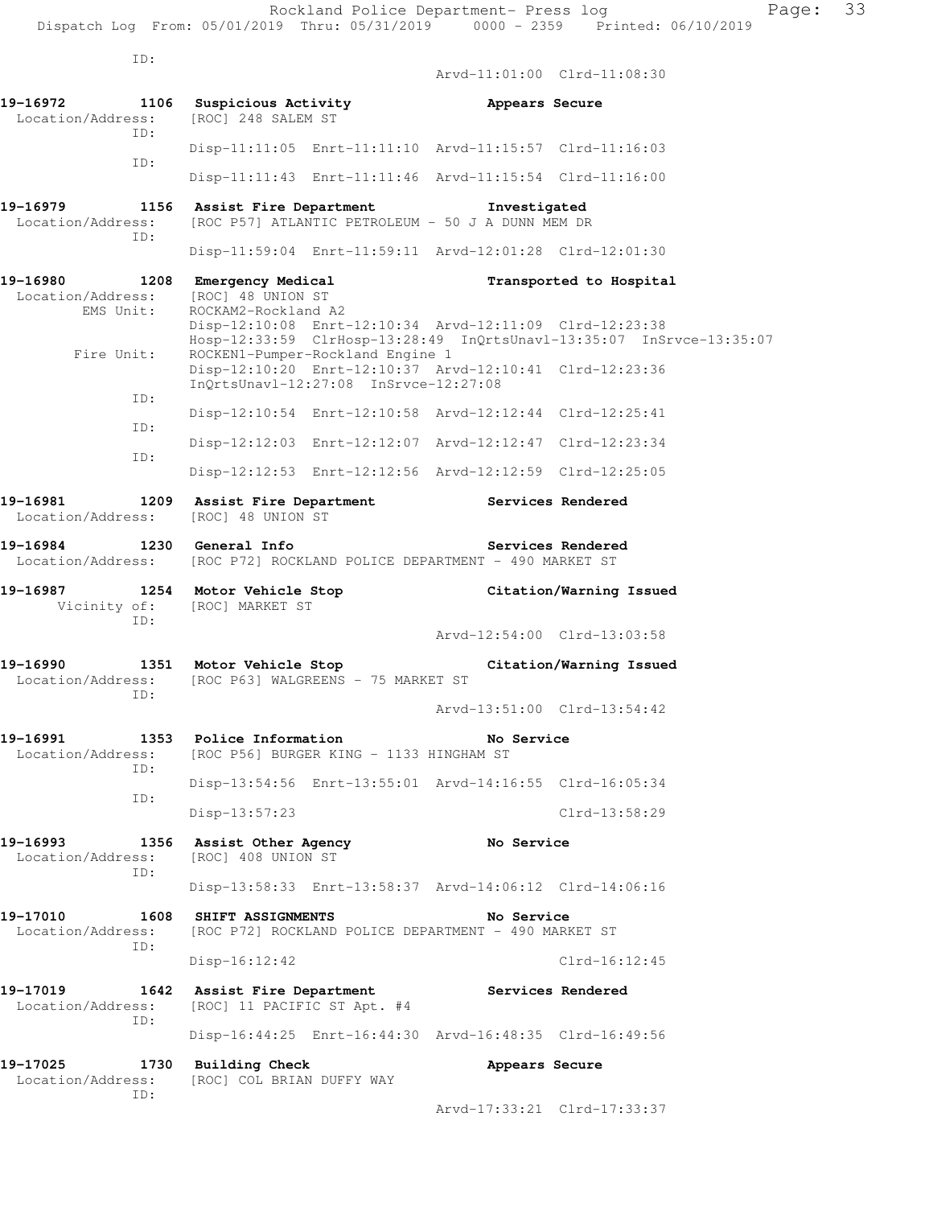```
            ID:
                                               Arvd-11:01:00  Clrd-11:08:30

19-16972         1106  Suspicious Activity                  Appears Secure
  Location/Address:    [ROC] 248 SALEM ST
            ID:
                       Disp-11:11:05  Enrt-11:11:10  Arvd-11:15:57  Clrd-11:16:03
            ID:
                       Disp-11:11:43  Enrt-11:11:46  Arvd-11:15:54  Clrd-11:16:00

19-16979         1156  Assist Fire Department               Investigated
  Location/Address:    [ROC P57] ATLANTIC PETROLEUM - 50 J A DUNN MEM DR
            ID:
                       Disp-11:59:04  Enrt-11:59:11  Arvd-12:01:28  Clrd-12:01:30

19-16980         1208  Emergency Medical                    Transported to Hospital
  Location/Address:    [ROC] 48 UNION ST
         EMS Unit:     ROCKAM2-Rockland A2
                       Disp-12:10:08  Enrt-12:10:34  Arvd-12:11:09  Clrd-12:23:38
                       Hosp-12:33:59  ClrHosp-13:28:49  InQrtsUnavl-13:35:07  InSrvce-13:35:07
        Fire Unit:     ROCKEN1-Pumper-Rockland Engine 1
                       Disp-12:10:20  Enrt-12:10:37  Arvd-12:10:41  Clrd-12:23:36
                       InQrtsUnavl-12:27:08  InSrvce-12:27:08
            ID:
                       Disp-12:10:54  Enrt-12:10:58  Arvd-12:12:44  Clrd-12:25:41
            ID:
                       Disp-12:12:03  Enrt-12:12:07  Arvd-12:12:47  Clrd-12:23:34
            ID:
                       Disp-12:12:53  Enrt-12:12:56  Arvd-12:12:59  Clrd-12:25:05

19-16981         1209  Assist Fire Department               Services Rendered
  Location/Address:    [ROC] 48 UNION ST

19-16984         1230  General Info                         Services Rendered
  Location/Address:    [ROC P72] ROCKLAND POLICE DEPARTMENT - 490 MARKET ST

19-16987         1254  Motor Vehicle Stop                   Citation/Warning Issued
      Vicinity of:     [ROC] MARKET ST
            ID:
                                               Arvd-12:54:00  Clrd-13:03:58

19-16990         1351  Motor Vehicle Stop                   Citation/Warning Issued
  Location/Address:    [ROC P63] WALGREENS - 75 MARKET ST
            ID:
                                               Arvd-13:51:00  Clrd-13:54:42

19-16991         1353  Police Information                   No Service
  Location/Address:    [ROC P56] BURGER KING - 1133 HINGHAM ST
            ID:
                       Disp-13:54:56  Enrt-13:55:01  Arvd-14:16:55  Clrd-16:05:34
            ID:
                       Disp-13:57:23                                Clrd-13:58:29

19-16993         1356  Assist Other Agency                  No Service
  Location/Address:    [ROC] 408 UNION ST
            ID:
                       Disp-13:58:33  Enrt-13:58:37  Arvd-14:06:12  Clrd-14:06:16

19-17010         1608  SHIFT ASSIGNMENTS                    No Service
  Location/Address:    [ROC P72] ROCKLAND POLICE DEPARTMENT - 490 MARKET ST
            ID:
                       Disp-16:12:42                                Clrd-16:12:45

19-17019         1642  Assist Fire Department               Services Rendered
  Location/Address:    [ROC] 11 PACIFIC ST Apt. #4
            ID:
                       Disp-16:44:25  Enrt-16:44:30  Arvd-16:48:35  Clrd-16:49:56

19-17025         1730  Building Check                       Appears Secure
  Location/Address:    [ROC] COL BRIAN DUFFY WAY
            ID:
                                               Arvd-17:33:21  Clrd-17:33:37
```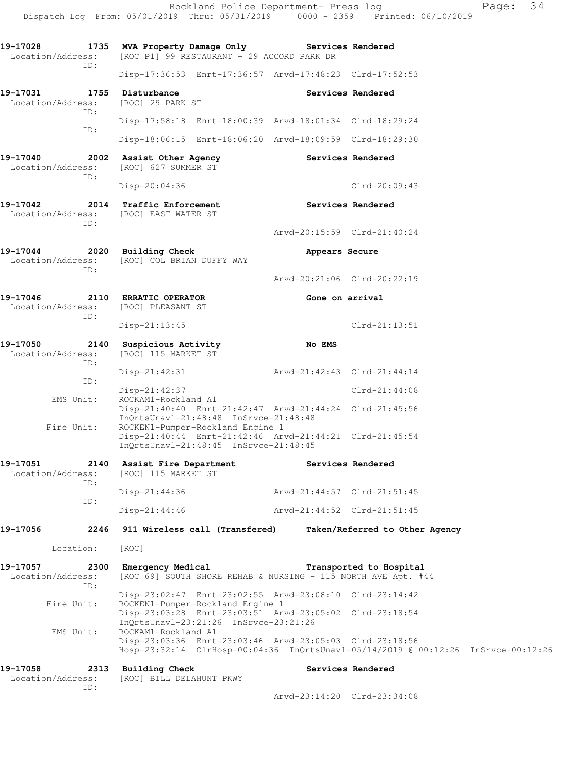**19-17028 1735 MVA Property Damage Only Services Rendered**
Location/Address: [ROC P1] 99 RESTAURANT - 29 ACCORD PARK DR
ID:
Disp-17:36:53 Enrt-17:36:57 Arvd-17:48:23 Clrd-17:52:53

**19-17031 1755 Disturbance Services Rendered**
Location/Address: [ROC] 29 PARK ST
ID:
Disp-17:58:18 Enrt-18:00:39 Arvd-18:01:34 Clrd-18:29:24
ID:
Disp-18:06:15 Enrt-18:06:20 Arvd-18:09:59 Clrd-18:29:30

**19-17040 2002 Assist Other Agency Services Rendered**
Location/Address: [ROC] 627 SUMMER ST
ID:
Disp-20:04:36 Clrd-20:09:43

**19-17042 2014 Traffic Enforcement Services Rendered**
Location/Address: [ROC] EAST WATER ST
ID:
Arvd-20:15:59 Clrd-21:40:24

**19-17044 2020 Building Check Appears Secure**
Location/Address: [ROC] COL BRIAN DUFFY WAY
ID:
Arvd-20:21:06 Clrd-20:22:19

**19-17046 2110 ERRATIC OPERATOR Gone on arrival**
Location/Address: [ROC] PLEASANT ST
ID:
Disp-21:13:45 Clrd-21:13:51

**19-17050 2140 Suspicious Activity No EMS**
Location/Address: [ROC] 115 MARKET ST
ID:
Disp-21:42:31 Arvd-21:42:43 Clrd-21:44:14
ID:
Disp-21:42:37 Clrd-21:44:08
EMS Unit: ROCKAM1-Rockland A1
Disp-21:40:40 Enrt-21:42:47 Arvd-21:44:24 Clrd-21:45:56
InQrtsUnavl-21:48:48 InSrvce-21:48:48
Fire Unit: ROCKEN1-Pumper-Rockland Engine 1
Disp-21:40:44 Enrt-21:42:46 Arvd-21:44:21 Clrd-21:45:54
InQrtsUnavl-21:48:45 InSrvce-21:48:45

**19-17051 2140 Assist Fire Department Services Rendered**
Location/Address: [ROC] 115 MARKET ST
ID:
Disp-21:44:36 Arvd-21:44:57 Clrd-21:51:45
ID:
Disp-21:44:46 Arvd-21:44:52 Clrd-21:51:45

**19-17056 2246 911 Wireless call (Transfered) Taken/Referred to Other Agency**
Location: [ROC]

**19-17057 2300 Emergency Medical Transported to Hospital**
Location/Address: [ROC 69] SOUTH SHORE REHAB & NURSING - 115 NORTH AVE Apt. #44
ID:
Disp-23:02:47 Enrt-23:02:55 Arvd-23:08:10 Clrd-23:14:42
Fire Unit: ROCKEN1-Pumper-Rockland Engine 1
Disp-23:03:28 Enrt-23:03:51 Arvd-23:05:02 Clrd-23:18:54
InQrtsUnavl-23:21:26 InSrvce-23:21:26
EMS Unit: ROCKAM1-Rockland A1
Disp-23:03:36 Enrt-23:03:46 Arvd-23:05:03 Clrd-23:18:56
Hosp-23:32:14 ClrHosp-00:04:36 InQrtsUnavl-05/14/2019 @ 00:12:26 InSrvce-00:12:26

**19-17058 2313 Building Check Services Rendered**
Location/Address: [ROC] BILL DELAHUNT PKWY
ID:
Arvd-23:14:20 Clrd-23:34:08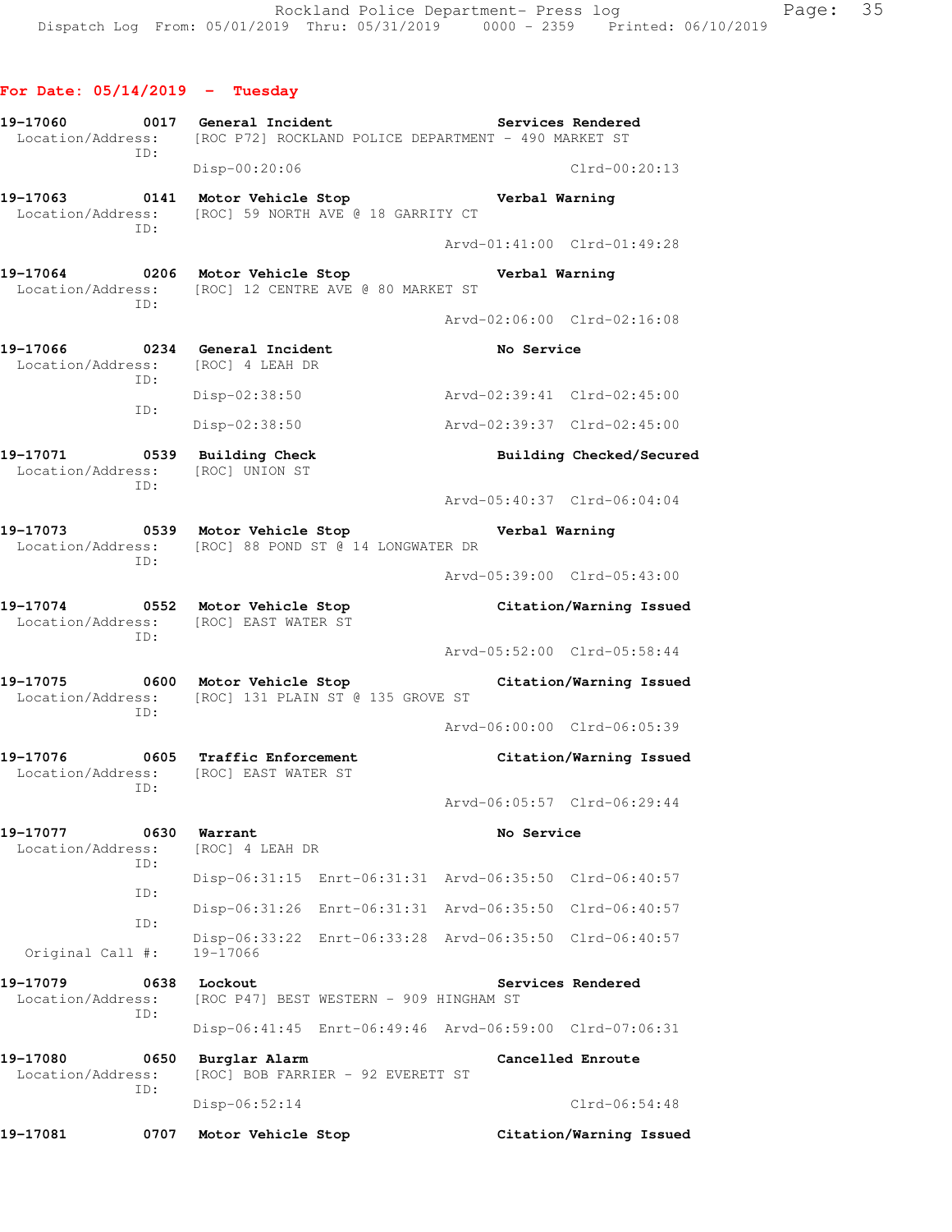## For Date: 05/14/2019 - Tuesday

**19-17060** 0017 **General Incident** — **Services Rendered**
Location/Address: [ROC P72] ROCKLAND POLICE DEPARTMENT - 490 MARKET ST
ID:
Disp-00:20:06 Clrd-00:20:13

**19-17063** 0141 **Motor Vehicle Stop** — **Verbal Warning**
Location/Address: [ROC] 59 NORTH AVE @ 18 GARRITY CT
ID:
Arvd-01:41:00 Clrd-01:49:28

**19-17064** 0206 **Motor Vehicle Stop** — **Verbal Warning**
Location/Address: [ROC] 12 CENTRE AVE @ 80 MARKET ST
ID:
Arvd-02:06:00 Clrd-02:16:08

**19-17066** 0234 **General Incident** — **No Service**
Location/Address: [ROC] 4 LEAH DR
ID:
Disp-02:38:50 Arvd-02:39:41 Clrd-02:45:00
ID:
Disp-02:38:50 Arvd-02:39:37 Clrd-02:45:00

**19-17071** 0539 **Building Check** — **Building Checked/Secured**
Location/Address: [ROC] UNION ST
ID:
Arvd-05:40:37 Clrd-06:04:04

**19-17073** 0539 **Motor Vehicle Stop** — **Verbal Warning**
Location/Address: [ROC] 88 POND ST @ 14 LONGWATER DR
ID:
Arvd-05:39:00 Clrd-05:43:00

**19-17074** 0552 **Motor Vehicle Stop** — **Citation/Warning Issued**
Location/Address: [ROC] EAST WATER ST
ID:
Arvd-05:52:00 Clrd-05:58:44

**19-17075** 0600 **Motor Vehicle Stop** — **Citation/Warning Issued**
Location/Address: [ROC] 131 PLAIN ST @ 135 GROVE ST
ID:
Arvd-06:00:00 Clrd-06:05:39

**19-17076** 0605 **Traffic Enforcement** — **Citation/Warning Issued**
Location/Address: [ROC] EAST WATER ST
ID:
Arvd-06:05:57 Clrd-06:29:44

**19-17077** 0630 **Warrant** — **No Service**
Location/Address: [ROC] 4 LEAH DR
ID:
Disp-06:31:15 Enrt-06:31:31 Arvd-06:35:50 Clrd-06:40:57
ID:
Disp-06:31:26 Enrt-06:31:31 Arvd-06:35:50 Clrd-06:40:57
ID:
Disp-06:33:22 Enrt-06:33:28 Arvd-06:35:50 Clrd-06:40:57
Original Call #: 19-17066

**19-17079** 0638 **Lockout** — **Services Rendered**
Location/Address: [ROC P47] BEST WESTERN - 909 HINGHAM ST
ID:
Disp-06:41:45 Enrt-06:49:46 Arvd-06:59:00 Clrd-07:06:31

**19-17080** 0650 **Burglar Alarm** — **Cancelled Enroute**
Location/Address: [ROC] BOB FARRIER - 92 EVERETT ST
ID:
Disp-06:52:14 Clrd-06:54:48

**19-17081** 0707 **Motor Vehicle Stop** — **Citation/Warning Issued**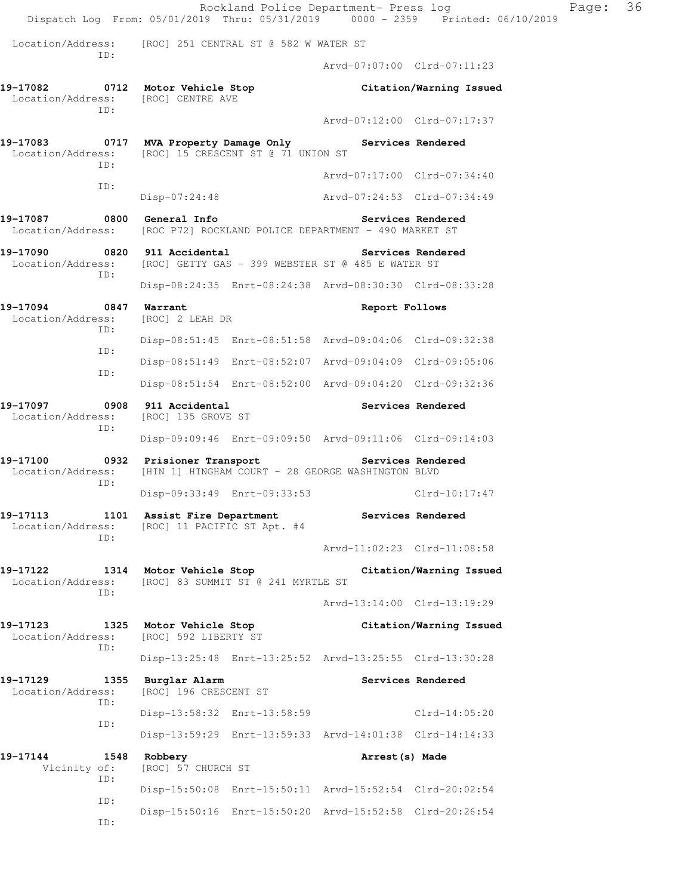Location/Address: [ROC] 251 CENTRAL ST @ 582 W WATER ST
ID:
Arvd-07:07:00 Clrd-07:11:23

**19-17082 0712 Motor Vehicle Stop** **Citation/Warning Issued**
Location/Address: [ROC] CENTRE AVE
ID:
Arvd-07:12:00 Clrd-07:17:37

**19-17083 0717 MVA Property Damage Only** **Services Rendered**
Location/Address: [ROC] 15 CRESCENT ST @ 71 UNION ST
ID:
Arvd-07:17:00 Clrd-07:34:40
ID:
Disp-07:24:48 Arvd-07:24:53 Clrd-07:34:49

**19-17087 0800 General Info** **Services Rendered**
Location/Address: [ROC P72] ROCKLAND POLICE DEPARTMENT - 490 MARKET ST

**19-17090 0820 911 Accidental** **Services Rendered**
Location/Address: [ROC] GETTY GAS - 399 WEBSTER ST @ 485 E WATER ST
ID:
Disp-08:24:35 Enrt-08:24:38 Arvd-08:30:30 Clrd-08:33:28

**19-17094 0847 Warrant** **Report Follows**
Location/Address: [ROC] 2 LEAH DR
ID:
Disp-08:51:45 Enrt-08:51:58 Arvd-09:04:06 Clrd-09:32:38
ID:
Disp-08:51:49 Enrt-08:52:07 Arvd-09:04:09 Clrd-09:05:06
ID:
Disp-08:51:54 Enrt-08:52:00 Arvd-09:04:20 Clrd-09:32:36

**19-17097 0908 911 Accidental** **Services Rendered**
Location/Address: [ROC] 135 GROVE ST
ID:
Disp-09:09:46 Enrt-09:09:50 Arvd-09:11:06 Clrd-09:14:03

**19-17100 0932 Prisioner Transport** **Services Rendered**
Location/Address: [HIN 1] HINGHAM COURT - 28 GEORGE WASHINGTON BLVD
ID:
Disp-09:33:49 Enrt-09:33:53 Clrd-10:17:47

**19-17113 1101 Assist Fire Department** **Services Rendered**
Location/Address: [ROC] 11 PACIFIC ST Apt. #4
ID:
Arvd-11:02:23 Clrd-11:08:58

**19-17122 1314 Motor Vehicle Stop** **Citation/Warning Issued**
Location/Address: [ROC] 83 SUMMIT ST @ 241 MYRTLE ST
ID:
Arvd-13:14:00 Clrd-13:19:29

**19-17123 1325 Motor Vehicle Stop** **Citation/Warning Issued**
Location/Address: [ROC] 592 LIBERTY ST
ID:
Disp-13:25:48 Enrt-13:25:52 Arvd-13:25:55 Clrd-13:30:28

**19-17129 1355 Burglar Alarm** **Services Rendered**
Location/Address: [ROC] 196 CRESCENT ST
ID:
Disp-13:58:32 Enrt-13:58:59 Clrd-14:05:20
ID:
Disp-13:59:29 Enrt-13:59:33 Arvd-14:01:38 Clrd-14:14:33

**19-17144 1548 Robbery** **Arrest(s) Made**
Vicinity of: [ROC] 57 CHURCH ST
ID:
Disp-15:50:08 Enrt-15:50:11 Arvd-15:52:54 Clrd-20:02:54
ID:
Disp-15:50:16 Enrt-15:50:20 Arvd-15:52:58 Clrd-20:26:54
ID: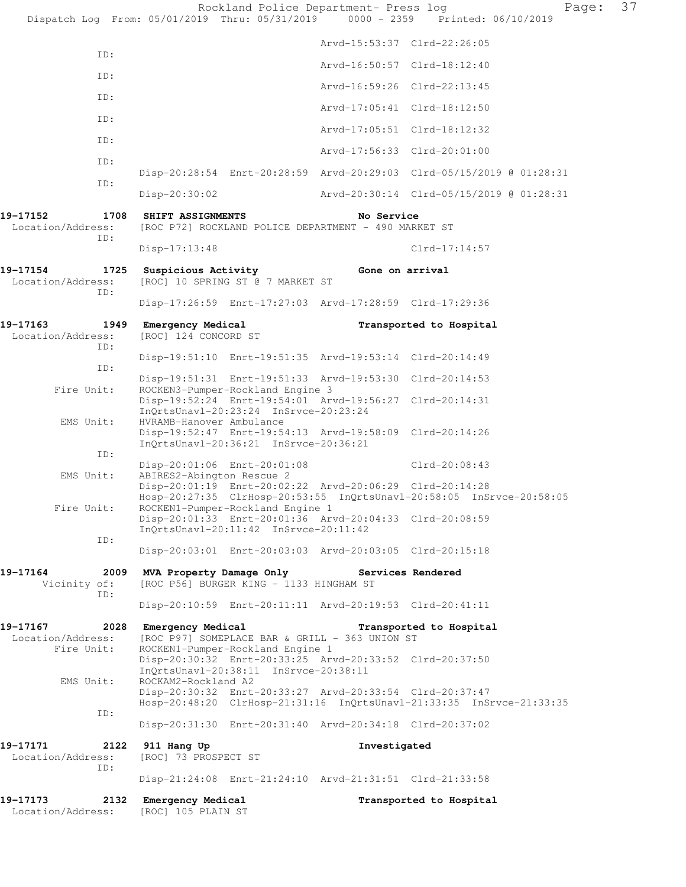```
                                         Arvd-15:53:37  Clrd-22:26:05
          ID:
                                         Arvd-16:50:57  Clrd-18:12:40
          ID:
                                         Arvd-16:59:26  Clrd-22:13:45
          ID:
                                         Arvd-17:05:41  Clrd-18:12:50
          ID:
                                         Arvd-17:05:51  Clrd-18:12:32
          ID:
                                         Arvd-17:56:33  Clrd-20:01:00
          ID:
               Disp-20:28:54  Enrt-20:28:59  Arvd-20:29:03  Clrd-05/15/2019 @ 01:28:31
          ID:
               Disp-20:30:02                 Arvd-20:30:14  Clrd-05/15/2019 @ 01:28:31

19-17152        1708  SHIFT ASSIGNMENTS                        No Service
 Location/Address:    [ROC P72] ROCKLAND POLICE DEPARTMENT - 490 MARKET ST
          ID:
               Disp-17:13:48                                Clrd-17:14:57

19-17154        1725  Suspicious Activity                      Gone on arrival
 Location/Address:    [ROC] 10 SPRING ST @ 7 MARKET ST
          ID:
               Disp-17:26:59  Enrt-17:27:03  Arvd-17:28:59  Clrd-17:29:36

19-17163        1949  Emergency Medical                        Transported to Hospital
 Location/Address:    [ROC] 124 CONCORD ST
          ID:
               Disp-19:51:10  Enrt-19:51:35  Arvd-19:53:14  Clrd-20:14:49
          ID:
               Disp-19:51:31  Enrt-19:51:33  Arvd-19:53:30  Clrd-20:14:53
      Fire Unit:    ROCKEN3-Pumper-Rockland Engine 3
               Disp-19:52:24  Enrt-19:54:01  Arvd-19:56:27  Clrd-20:14:31
               InQrtsUnavl-20:23:24  InSrvce-20:23:24
       EMS Unit:    HVRAMB-Hanover Ambulance
               Disp-19:52:47  Enrt-19:54:13  Arvd-19:58:09  Clrd-20:14:26
               InQrtsUnavl-20:36:21  InSrvce-20:36:21
          ID:
               Disp-20:01:06  Enrt-20:01:08                 Clrd-20:08:43
       EMS Unit:    ABIRES2-Abington Rescue 2
               Disp-20:01:19  Enrt-20:02:22  Arvd-20:06:29  Clrd-20:14:28
               Hosp-20:27:35  ClrHosp-20:53:55  InQrtsUnavl-20:58:05  InSrvce-20:58:05
      Fire Unit:    ROCKEN1-Pumper-Rockland Engine 1
               Disp-20:01:33  Enrt-20:01:36  Arvd-20:04:33  Clrd-20:08:59
               InQrtsUnavl-20:11:42  InSrvce-20:11:42
          ID:
               Disp-20:03:01  Enrt-20:03:03  Arvd-20:03:05  Clrd-20:15:18

19-17164        2009  MVA Property Damage Only                 Services Rendered
    Vicinity of:    [ROC P56] BURGER KING - 1133 HINGHAM ST
          ID:
               Disp-20:10:59  Enrt-20:11:11  Arvd-20:19:53  Clrd-20:41:11

19-17167        2028  Emergency Medical                        Transported to Hospital
 Location/Address:    [ROC P97] SOMEPLACE BAR & GRILL - 363 UNION ST
      Fire Unit:    ROCKEN1-Pumper-Rockland Engine 1
               Disp-20:30:32  Enrt-20:33:25  Arvd-20:33:52  Clrd-20:37:50
               InQrtsUnavl-20:38:11  InSrvce-20:38:11
       EMS Unit:    ROCKAM2-Rockland A2
               Disp-20:30:32  Enrt-20:33:27  Arvd-20:33:54  Clrd-20:37:47
               Hosp-20:48:20  ClrHosp-21:31:16  InQrtsUnavl-21:33:35  InSrvce-21:33:35
          ID:
               Disp-20:31:30  Enrt-20:31:40  Arvd-20:34:18  Clrd-20:37:02

19-17171        2122  911 Hang Up                              Investigated
 Location/Address:    [ROC] 73 PROSPECT ST
          ID:
               Disp-21:24:08  Enrt-21:24:10  Arvd-21:31:51  Clrd-21:33:58

19-17173        2132  Emergency Medical                        Transported to Hospital
 Location/Address:    [ROC] 105 PLAIN ST
```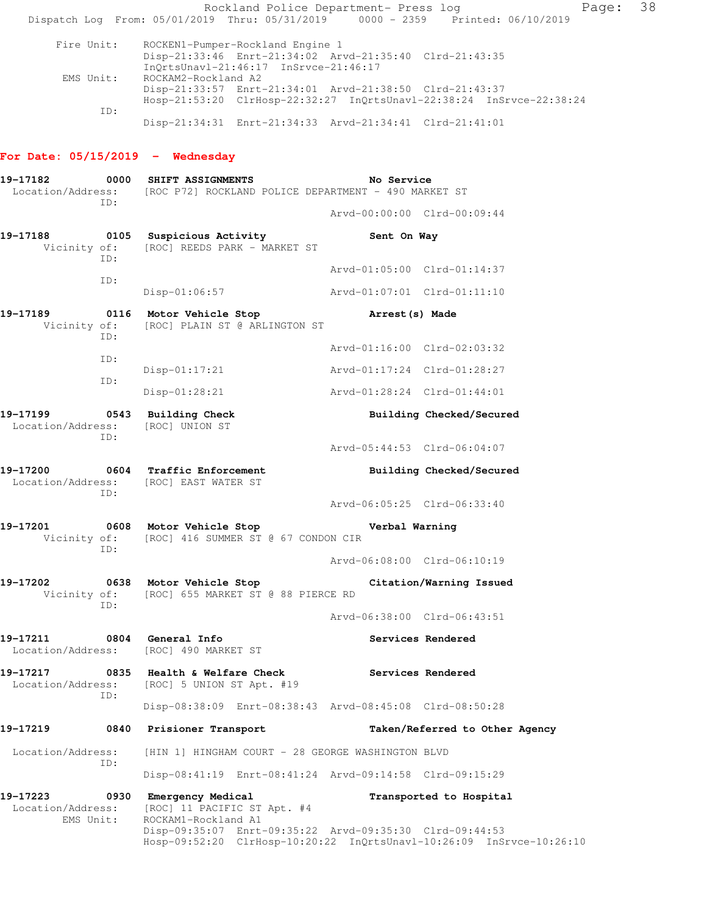Rockland Police Department- Press log
Dispatch Log From: 05/01/2019 Thru: 05/31/2019 0000 - 2359 Printed: 06/10/2019

```
     Fire Unit:     ROCKEN1-Pumper-Rockland Engine 1
                    Disp-21:33:46  Enrt-21:34:02  Arvd-21:35:40  Clrd-21:43:35
                    InQrtsUnavl-21:46:17  InSrvce-21:46:17
      EMS Unit:     ROCKAM2-Rockland A2
                    Disp-21:33:57  Enrt-21:34:01  Arvd-21:38:50  Clrd-21:43:37
                    Hosp-21:53:20  ClrHosp-22:32:27  InQrtsUnavl-22:38:24  InSrvce-22:38:24
            ID:
                    Disp-21:34:31  Enrt-21:34:33  Arvd-21:34:41  Clrd-21:41:01
```

## For Date: 05/15/2019 - Wednesday

```
19-17182       0000  SHIFT ASSIGNMENTS                    No Service
 Location/Address:   [ROC P72] ROCKLAND POLICE DEPARTMENT - 490 MARKET ST
            ID:
                                              Arvd-00:00:00  Clrd-00:09:44

19-17188       0105  Suspicious Activity                  Sent On Way
      Vicinity of:   [ROC] REEDS PARK - MARKET ST
            ID:
                                              Arvd-01:05:00  Clrd-01:14:37
            ID:
                     Disp-01:06:57            Arvd-01:07:01  Clrd-01:11:10

19-17189       0116  Motor Vehicle Stop                   Arrest(s) Made
      Vicinity of:   [ROC] PLAIN ST @ ARLINGTON ST
            ID:
                                              Arvd-01:16:00  Clrd-02:03:32
            ID:
                     Disp-01:17:21            Arvd-01:17:24  Clrd-01:28:27
            ID:
                     Disp-01:28:21            Arvd-01:28:24  Clrd-01:44:01

19-17199       0543  Building Check                       Building Checked/Secured
 Location/Address:   [ROC] UNION ST
            ID:
                                              Arvd-05:44:53  Clrd-06:04:07

19-17200       0604  Traffic Enforcement                  Building Checked/Secured
 Location/Address:   [ROC] EAST WATER ST
            ID:
                                              Arvd-06:05:25  Clrd-06:33:40

19-17201       0608  Motor Vehicle Stop                   Verbal Warning
      Vicinity of:   [ROC] 416 SUMMER ST @ 67 CONDON CIR
            ID:
                                              Arvd-06:08:00  Clrd-06:10:19

19-17202       0638  Motor Vehicle Stop                   Citation/Warning Issued
      Vicinity of:   [ROC] 655 MARKET ST @ 88 PIERCE RD
            ID:
                                              Arvd-06:38:00  Clrd-06:43:51

19-17211       0804  General Info                         Services Rendered
 Location/Address:   [ROC] 490 MARKET ST

19-17217       0835  Health & Welfare Check               Services Rendered
 Location/Address:   [ROC] 5 UNION ST Apt. #19
            ID:
                     Disp-08:38:09  Enrt-08:38:43  Arvd-08:45:08  Clrd-08:50:28

19-17219       0840  Prisioner Transport                  Taken/Referred to Other Agency

 Location/Address:   [HIN 1] HINGHAM COURT - 28 GEORGE WASHINGTON BLVD
            ID:
                     Disp-08:41:19  Enrt-08:41:24  Arvd-09:14:58  Clrd-09:15:29

19-17223       0930  Emergency Medical                    Transported to Hospital
 Location/Address:   [ROC] 11 PACIFIC ST Apt. #4
        EMS Unit:    ROCKAM1-Rockland A1
                     Disp-09:35:07  Enrt-09:35:22  Arvd-09:35:30  Clrd-09:44:53
                     Hosp-09:52:20  ClrHosp-10:20:22  InQrtsUnavl-10:26:09  InSrvce-10:26:10
```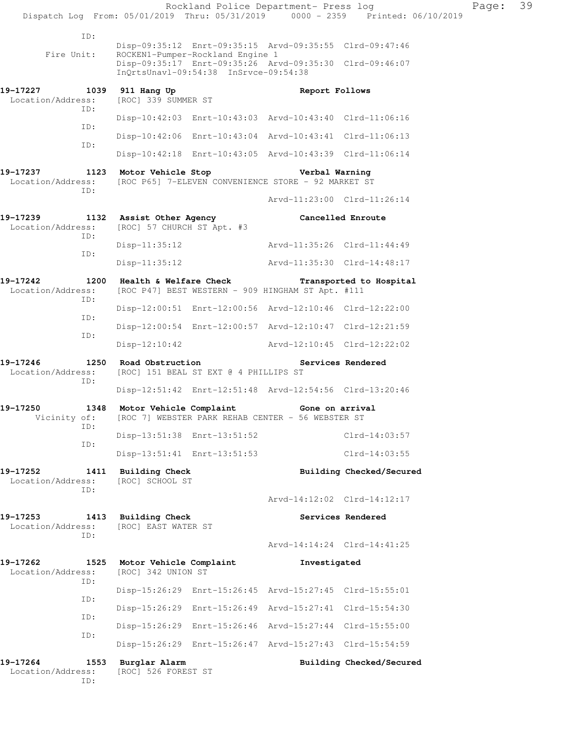```
 ID:
              Disp-09:35:12 Enrt-09:35:15 Arvd-09:35:55 Clrd-09:47:46
 Fire Unit:   ROCKEN1-Pumper-Rockland Engine 1
              Disp-09:35:17 Enrt-09:35:26 Arvd-09:35:30 Clrd-09:46:07
              InQrtsUnavl-09:54:38 InSrvce-09:54:38

19-17227        1039  911 Hang Up                           Report Follows
 Location/Address:    [ROC] 339 SUMMER ST
              ID:
                      Disp-10:42:03 Enrt-10:43:03 Arvd-10:43:40 Clrd-11:06:16
              ID:
                      Disp-10:42:06 Enrt-10:43:04 Arvd-10:43:41 Clrd-11:06:13
              ID:
                      Disp-10:42:18 Enrt-10:43:05 Arvd-10:43:39 Clrd-11:06:14

19-17237        1123  Motor Vehicle Stop                    Verbal Warning
 Location/Address:    [ROC P65] 7-ELEVEN CONVENIENCE STORE - 92 MARKET ST
              ID:
                                                  Arvd-11:23:00 Clrd-11:26:14

19-17239        1132  Assist Other Agency                   Cancelled Enroute
 Location/Address:    [ROC] 57 CHURCH ST Apt. #3
              ID:
                      Disp-11:35:12               Arvd-11:35:26 Clrd-11:44:49
              ID:
                      Disp-11:35:12               Arvd-11:35:30 Clrd-14:48:17

19-17242        1200  Health & Welfare Check                Transported to Hospital
 Location/Address:    [ROC P47] BEST WESTERN - 909 HINGHAM ST Apt. #111
              ID:
                      Disp-12:00:51 Enrt-12:00:56 Arvd-12:10:46 Clrd-12:22:00
              ID:
                      Disp-12:00:54 Enrt-12:00:57 Arvd-12:10:47 Clrd-12:21:59
              ID:
                      Disp-12:10:42               Arvd-12:10:45 Clrd-12:22:02

19-17246        1250  Road Obstruction                      Services Rendered
 Location/Address:    [ROC] 151 BEAL ST EXT @ 4 PHILLIPS ST
              ID:
                      Disp-12:51:42 Enrt-12:51:48 Arvd-12:54:56 Clrd-13:20:46

19-17250        1348  Motor Vehicle Complaint               Gone on arrival
      Vicinity of:    [ROC 7] WEBSTER PARK REHAB CENTER - 56 WEBSTER ST
              ID:
                      Disp-13:51:38 Enrt-13:51:52               Clrd-14:03:57
              ID:
                      Disp-13:51:41 Enrt-13:51:53               Clrd-14:03:55

19-17252        1411  Building Check                        Building Checked/Secured
 Location/Address:    [ROC] SCHOOL ST
              ID:
                                                  Arvd-14:12:02 Clrd-14:12:17

19-17253        1413  Building Check                        Services Rendered
 Location/Address:    [ROC] EAST WATER ST
              ID:
                                                  Arvd-14:14:24 Clrd-14:41:25

19-17262        1525  Motor Vehicle Complaint               Investigated
 Location/Address:    [ROC] 342 UNION ST
              ID:
                      Disp-15:26:29 Enrt-15:26:45 Arvd-15:27:45 Clrd-15:55:01
              ID:
                      Disp-15:26:29 Enrt-15:26:49 Arvd-15:27:41 Clrd-15:54:30
              ID:
                      Disp-15:26:29 Enrt-15:26:46 Arvd-15:27:44 Clrd-15:55:00
              ID:
                      Disp-15:26:29 Enrt-15:26:47 Arvd-15:27:43 Clrd-15:54:59

19-17264        1553  Burglar Alarm                         Building Checked/Secured
 Location/Address:    [ROC] 526 FOREST ST
              ID:
```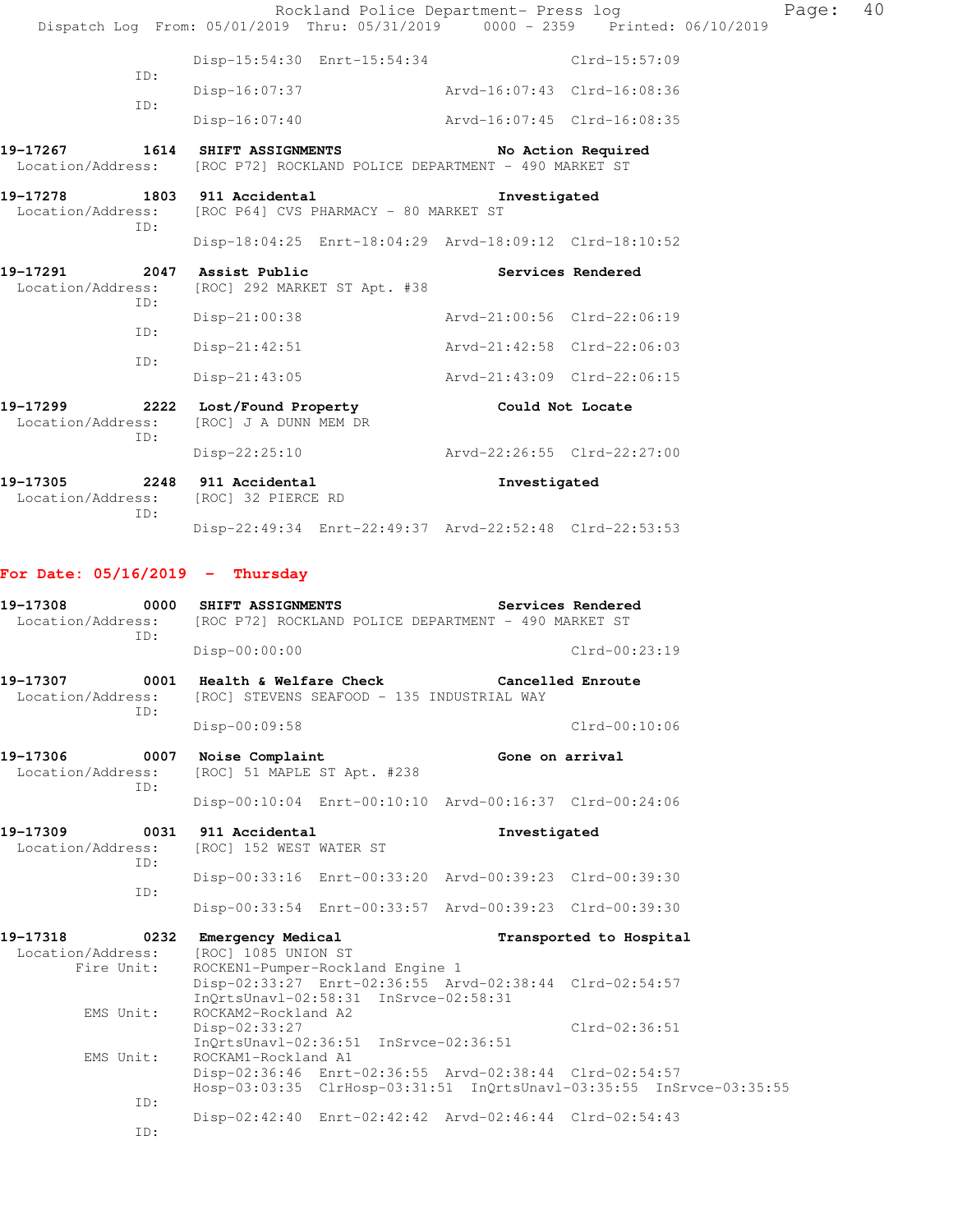Disp-15:54:30 Enrt-15:54:34 Clrd-15:57:09

ID:

Disp-16:07:37 Arvd-16:07:43 Clrd-16:08:36

ID:

Disp-16:07:40 Arvd-16:07:45 Clrd-16:08:35

**19-17267 1614 SHIFT ASSIGNMENTS No Action Required**

Location/Address: [ROC P72] ROCKLAND POLICE DEPARTMENT - 490 MARKET ST

**19-17278 1803 911 Accidental Investigated**

Location/Address: [ROC P64] CVS PHARMACY - 80 MARKET ST

ID:

Disp-18:04:25 Enrt-18:04:29 Arvd-18:09:12 Clrd-18:10:52

**19-17291 2047 Assist Public Services Rendered**

Location/Address: [ROC] 292 MARKET ST Apt. #38

ID:

Disp-21:00:38 Arvd-21:00:56 Clrd-22:06:19

ID:

Disp-21:42:51 Arvd-21:42:58 Clrd-22:06:03

ID:

Disp-21:43:05 Arvd-21:43:09 Clrd-22:06:15

**19-17299 2222 Lost/Found Property Could Not Locate**

Location/Address: [ROC] J A DUNN MEM DR

ID:

Disp-22:25:10 Arvd-22:26:55 Clrd-22:27:00

**19-17305 2248 911 Accidental Investigated**

Location/Address: [ROC] 32 PIERCE RD

ID:

Disp-22:49:34 Enrt-22:49:37 Arvd-22:52:48 Clrd-22:53:53

## For Date: 05/16/2019 - Thursday

**19-17308 0000 SHIFT ASSIGNMENTS Services Rendered**

Location/Address: [ROC P72] ROCKLAND POLICE DEPARTMENT - 490 MARKET ST

ID:

Disp-00:00:00 Clrd-00:23:19

**19-17307 0001 Health & Welfare Check Cancelled Enroute**

Location/Address: [ROC] STEVENS SEAFOOD - 135 INDUSTRIAL WAY

ID:

Disp-00:09:58 Clrd-00:10:06

**19-17306 0007 Noise Complaint Gone on arrival**

Location/Address: [ROC] 51 MAPLE ST Apt. #238

ID:

Disp-00:10:04 Enrt-00:10:10 Arvd-00:16:37 Clrd-00:24:06

**19-17309 0031 911 Accidental Investigated**

Location/Address: [ROC] 152 WEST WATER ST

ID:

Disp-00:33:16 Enrt-00:33:20 Arvd-00:39:23 Clrd-00:39:30

ID:

Disp-00:33:54 Enrt-00:33:57 Arvd-00:39:23 Clrd-00:39:30

**19-17318 0232 Emergency Medical Transported to Hospital**

Location/Address: [ROC] 1085 UNION ST

Fire Unit: ROCKEN1-Pumper-Rockland Engine 1

Disp-02:33:27 Enrt-02:36:55 Arvd-02:38:44 Clrd-02:54:57

InQrtsUnavl-02:58:31 InSrvce-02:58:31

EMS Unit: ROCKAM2-Rockland A2

Disp-02:33:27 Clrd-02:36:51

InQrtsUnavl-02:36:51 InSrvce-02:36:51

EMS Unit: ROCKAM1-Rockland A1

Disp-02:36:46 Enrt-02:36:55 Arvd-02:38:44 Clrd-02:54:57

Hosp-03:03:35 ClrHosp-03:31:51 InQrtsUnavl-03:35:55 InSrvce-03:35:55

ID:

Disp-02:42:40 Enrt-02:42:42 Arvd-02:46:44 Clrd-02:54:43

ID: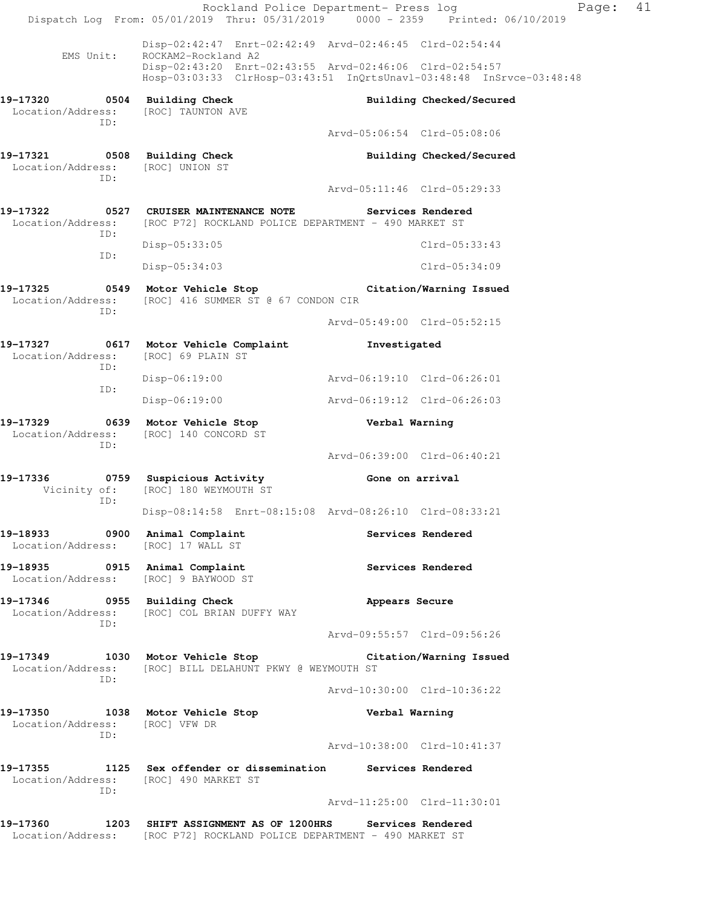Disp-02:42:47 Enrt-02:42:49 Arvd-02:46:45 Clrd-02:54:44

EMS Unit: ROCKAM2-Rockland A2
Disp-02:43:20 Enrt-02:43:55 Arvd-02:46:06 Clrd-02:54:57
Hosp-03:03:33 ClrHosp-03:43:51 InQrtsUnavl-03:48:48 InSrvce-03:48:48

**19-17320 0504 Building Check — Building Checked/Secured**
Location/Address: [ROC] TAUNTON AVE
ID:
Arvd-05:06:54 Clrd-05:08:06

**19-17321 0508 Building Check — Building Checked/Secured**
Location/Address: [ROC] UNION ST
ID:
Arvd-05:11:46 Clrd-05:29:33

**19-17322 0527 CRUISER MAINTENANCE NOTE — Services Rendered**
Location/Address: [ROC P72] ROCKLAND POLICE DEPARTMENT - 490 MARKET ST
ID:
Disp-05:33:05 Clrd-05:33:43
ID:
Disp-05:34:03 Clrd-05:34:09

**19-17325 0549 Motor Vehicle Stop — Citation/Warning Issued**
Location/Address: [ROC] 416 SUMMER ST @ 67 CONDON CIR
ID:
Arvd-05:49:00 Clrd-05:52:15

**19-17327 0617 Motor Vehicle Complaint — Investigated**
Location/Address: [ROC] 69 PLAIN ST
ID:
Disp-06:19:00 Arvd-06:19:10 Clrd-06:26:01
ID:
Disp-06:19:00 Arvd-06:19:12 Clrd-06:26:03

**19-17329 0639 Motor Vehicle Stop — Verbal Warning**
Location/Address: [ROC] 140 CONCORD ST
ID:
Arvd-06:39:00 Clrd-06:40:21

**19-17336 0759 Suspicious Activity — Gone on arrival**
Vicinity of: [ROC] 180 WEYMOUTH ST
ID:
Disp-08:14:58 Enrt-08:15:08 Arvd-08:26:10 Clrd-08:33:21

**19-18933 0900 Animal Complaint — Services Rendered**
Location/Address: [ROC] 17 WALL ST

**19-18935 0915 Animal Complaint — Services Rendered**
Location/Address: [ROC] 9 BAYWOOD ST

**19-17346 0955 Building Check — Appears Secure**
Location/Address: [ROC] COL BRIAN DUFFY WAY
ID:
Arvd-09:55:57 Clrd-09:56:26

**19-17349 1030 Motor Vehicle Stop — Citation/Warning Issued**
Location/Address: [ROC] BILL DELAHUNT PKWY @ WEYMOUTH ST
ID:
Arvd-10:30:00 Clrd-10:36:22

**19-17350 1038 Motor Vehicle Stop — Verbal Warning**
Location/Address: [ROC] VFW DR
ID:
Arvd-10:38:00 Clrd-10:41:37

**19-17355 1125 Sex offender or dissemination — Services Rendered**
Location/Address: [ROC] 490 MARKET ST
ID:
Arvd-11:25:00 Clrd-11:30:01

**19-17360 1203 SHIFT ASSIGNMENT AS OF 1200HRS — Services Rendered**
Location/Address: [ROC P72] ROCKLAND POLICE DEPARTMENT - 490 MARKET ST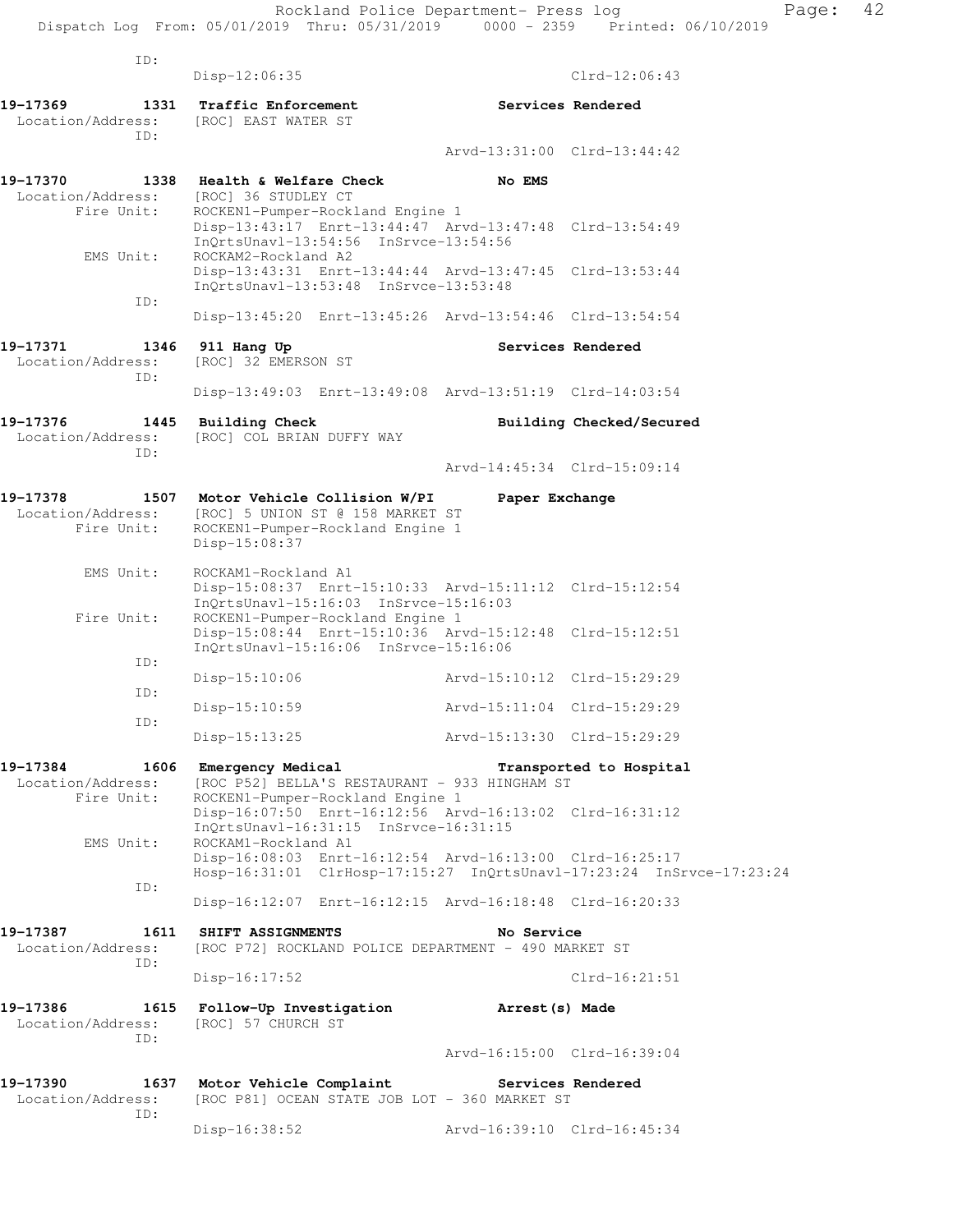```
 ID:
               Disp-12:06:35                              Clrd-12:06:43

19-17369        1331  Traffic Enforcement              Services Rendered
 Location/Address:    [ROC] EAST WATER ST
              ID:
                                            Arvd-13:31:00  Clrd-13:44:42

19-17370        1338  Health & Welfare Check           No EMS
 Location/Address:    [ROC] 36 STUDLEY CT
       Fire Unit:     ROCKEN1-Pumper-Rockland Engine 1
                      Disp-13:43:17  Enrt-13:44:47  Arvd-13:47:48  Clrd-13:54:49
                      InQrtsUnavl-13:54:56  InSrvce-13:54:56
        EMS Unit:     ROCKAM2-Rockland A2
                      Disp-13:43:31  Enrt-13:44:44  Arvd-13:47:45  Clrd-13:53:44
                      InQrtsUnavl-13:53:48  InSrvce-13:53:48
              ID:
                      Disp-13:45:20  Enrt-13:45:26  Arvd-13:54:46  Clrd-13:54:54

19-17371        1346  911 Hang Up                      Services Rendered
 Location/Address:    [ROC] 32 EMERSON ST
              ID:
                      Disp-13:49:03  Enrt-13:49:08  Arvd-13:51:19  Clrd-14:03:54

19-17376        1445  Building Check                   Building Checked/Secured
 Location/Address:    [ROC] COL BRIAN DUFFY WAY
              ID:
                                            Arvd-14:45:34  Clrd-15:09:14

19-17378        1507  Motor Vehicle Collision W/PI     Paper Exchange
 Location/Address:    [ROC] 5 UNION ST @ 158 MARKET ST
       Fire Unit:     ROCKEN1-Pumper-Rockland Engine 1
                      Disp-15:08:37

        EMS Unit:     ROCKAM1-Rockland A1
                      Disp-15:08:37  Enrt-15:10:33  Arvd-15:11:12  Clrd-15:12:54
                      InQrtsUnavl-15:16:03  InSrvce-15:16:03
       Fire Unit:     ROCKEN1-Pumper-Rockland Engine 1
                      Disp-15:08:44  Enrt-15:10:36  Arvd-15:12:48  Clrd-15:12:51
                      InQrtsUnavl-15:16:06  InSrvce-15:16:06
              ID:
                      Disp-15:10:06                Arvd-15:10:12  Clrd-15:29:29
              ID:
                      Disp-15:10:59                Arvd-15:11:04  Clrd-15:29:29
              ID:
                      Disp-15:13:25                Arvd-15:13:30  Clrd-15:29:29

19-17384        1606  Emergency Medical                Transported to Hospital
 Location/Address:    [ROC P52] BELLA'S RESTAURANT - 933 HINGHAM ST
       Fire Unit:     ROCKEN1-Pumper-Rockland Engine 1
                      Disp-16:07:50  Enrt-16:12:56  Arvd-16:13:02  Clrd-16:31:12
                      InQrtsUnavl-16:31:15  InSrvce-16:31:15
        EMS Unit:     ROCKAM1-Rockland A1
                      Disp-16:08:03  Enrt-16:12:54  Arvd-16:13:00  Clrd-16:25:17
                      Hosp-16:31:01  ClrHosp-17:15:27  InQrtsUnavl-17:23:24  InSrvce-17:23:24
              ID:
                      Disp-16:12:07  Enrt-16:12:15  Arvd-16:18:48  Clrd-16:20:33

19-17387        1611  SHIFT ASSIGNMENTS                No Service
 Location/Address:    [ROC P72] ROCKLAND POLICE DEPARTMENT - 490 MARKET ST
              ID:
                      Disp-16:17:52                               Clrd-16:21:51

19-17386        1615  Follow-Up Investigation          Arrest(s) Made
 Location/Address:    [ROC] 57 CHURCH ST
              ID:
                                            Arvd-16:15:00  Clrd-16:39:04

19-17390        1637  Motor Vehicle Complaint          Services Rendered
 Location/Address:    [ROC P81] OCEAN STATE JOB LOT - 360 MARKET ST
              ID:
                      Disp-16:38:52                Arvd-16:39:10  Clrd-16:45:34
```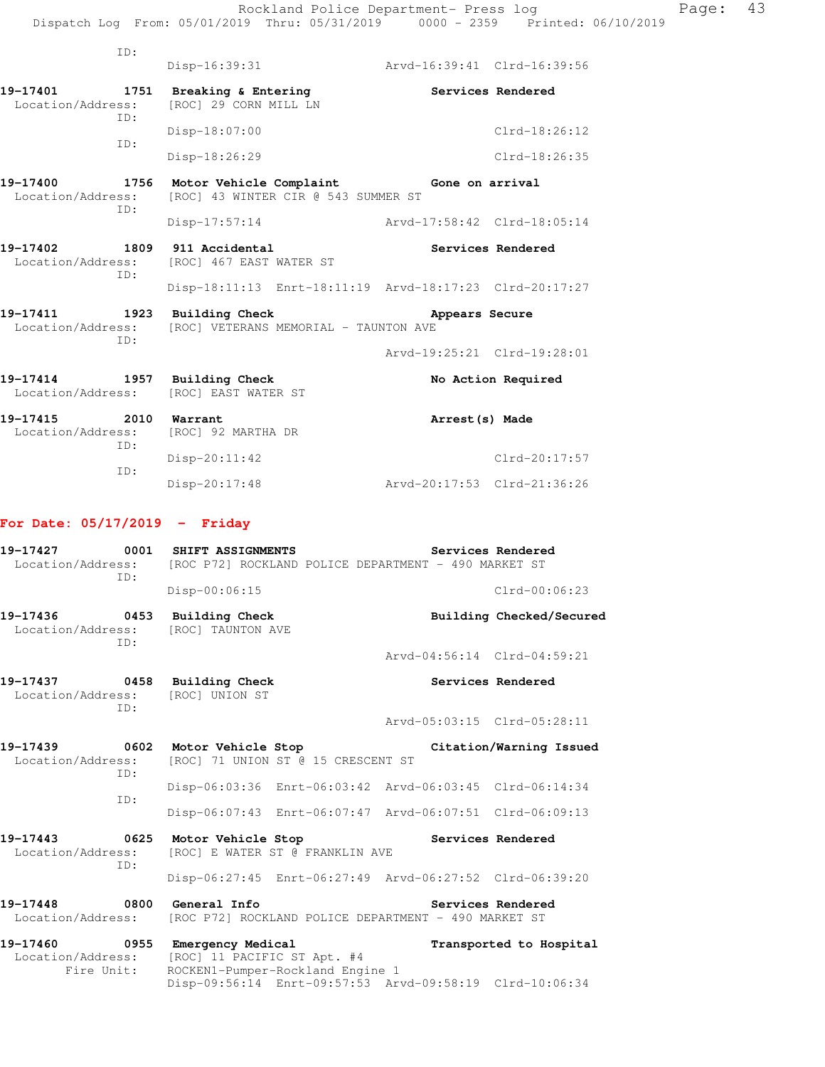```
          ID:
                  Disp-16:39:31                  Arvd-16:39:41  Clrd-16:39:56

19-17401        1751  Breaking & Entering                 Services Rendered
  Location/Address:   [ROC] 29 CORN MILL LN
          ID:
                  Disp-18:07:00                                 Clrd-18:26:12
          ID:
                  Disp-18:26:29                                 Clrd-18:26:35

19-17400        1756  Motor Vehicle Complaint             Gone on arrival
  Location/Address:   [ROC] 43 WINTER CIR @ 543 SUMMER ST
          ID:
                  Disp-17:57:14                  Arvd-17:58:42  Clrd-18:05:14

19-17402        1809  911 Accidental                      Services Rendered
  Location/Address:   [ROC] 467 EAST WATER ST
          ID:
                  Disp-18:11:13  Enrt-18:11:19  Arvd-18:17:23  Clrd-20:17:27

19-17411        1923  Building Check                      Appears Secure
  Location/Address:   [ROC] VETERANS MEMORIAL - TAUNTON AVE
          ID:
                                                 Arvd-19:25:21  Clrd-19:28:01

19-17414        1957  Building Check                      No Action Required
  Location/Address:   [ROC] EAST WATER ST

19-17415        2010  Warrant                             Arrest(s) Made
  Location/Address:   [ROC] 92 MARTHA DR
          ID:
                  Disp-20:11:42                                 Clrd-20:17:57
          ID:
                  Disp-20:17:48                  Arvd-20:17:53  Clrd-21:36:26
```

**For Date: 05/17/2019 - Friday**

```
19-17427        0001  SHIFT ASSIGNMENTS                   Services Rendered
  Location/Address:   [ROC P72] ROCKLAND POLICE DEPARTMENT - 490 MARKET ST
          ID:
                  Disp-00:06:15                                 Clrd-00:06:23

19-17436        0453  Building Check                      Building Checked/Secured
  Location/Address:   [ROC] TAUNTON AVE
          ID:
                                                 Arvd-04:56:14  Clrd-04:59:21

19-17437        0458  Building Check                      Services Rendered
  Location/Address:   [ROC] UNION ST
          ID:
                                                 Arvd-05:03:15  Clrd-05:28:11

19-17439        0602  Motor Vehicle Stop                  Citation/Warning Issued
  Location/Address:   [ROC] 71 UNION ST @ 15 CRESCENT ST
          ID:
                  Disp-06:03:36  Enrt-06:03:42  Arvd-06:03:45  Clrd-06:14:34
          ID:
                  Disp-06:07:43  Enrt-06:07:47  Arvd-06:07:51  Clrd-06:09:13

19-17443        0625  Motor Vehicle Stop                  Services Rendered
  Location/Address:   [ROC] E WATER ST @ FRANKLIN AVE
          ID:
                  Disp-06:27:45  Enrt-06:27:49  Arvd-06:27:52  Clrd-06:39:20

19-17448        0800  General Info                        Services Rendered
  Location/Address:   [ROC P72] ROCKLAND POLICE DEPARTMENT - 490 MARKET ST

19-17460        0955  Emergency Medical                   Transported to Hospital
  Location/Address:   [ROC] 11 PACIFIC ST Apt. #4
        Fire Unit:    ROCKEN1-Pumper-Rockland Engine 1
                  Disp-09:56:14  Enrt-09:57:53  Arvd-09:58:19  Clrd-10:06:34
```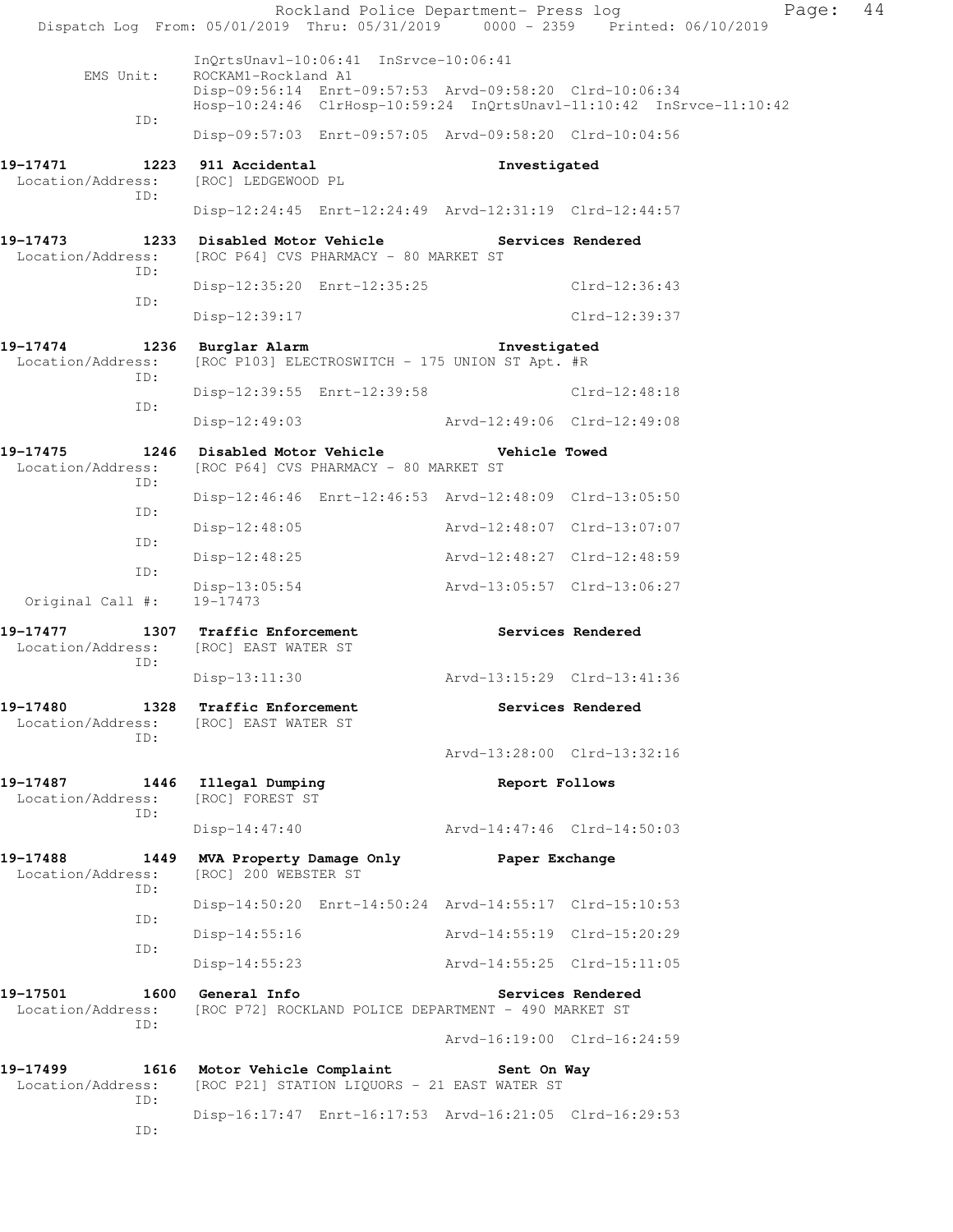InQrtsUnavl-10:06:41 InSrvce-10:06:41

EMS Unit: ROCKAM1-Rockland A1
Disp-09:56:14 Enrt-09:57:53 Arvd-09:58:20 Clrd-10:06:34
Hosp-10:24:46 ClrHosp-10:59:24 InQrtsUnavl-11:10:42 InSrvce-11:10:42

ID:
Disp-09:57:03 Enrt-09:57:05 Arvd-09:58:20 Clrd-10:04:56

**19-17471 1223 911 Accidental** **Investigated**
Location/Address: [ROC] LEDGEWOOD PL
ID:
Disp-12:24:45 Enrt-12:24:49 Arvd-12:31:19 Clrd-12:44:57

**19-17473 1233 Disabled Motor Vehicle** **Services Rendered**
Location/Address: [ROC P64] CVS PHARMACY - 80 MARKET ST
ID:
Disp-12:35:20 Enrt-12:35:25 Clrd-12:36:43
ID:
Disp-12:39:17 Clrd-12:39:37

**19-17474 1236 Burglar Alarm** **Investigated**
Location/Address: [ROC P103] ELECTROSWITCH - 175 UNION ST Apt. #R
ID:
Disp-12:39:55 Enrt-12:39:58 Clrd-12:48:18
ID:
Disp-12:49:03 Arvd-12:49:06 Clrd-12:49:08

**19-17475 1246 Disabled Motor Vehicle** **Vehicle Towed**
Location/Address: [ROC P64] CVS PHARMACY - 80 MARKET ST
ID:
Disp-12:46:46 Enrt-12:46:53 Arvd-12:48:09 Clrd-13:05:50
ID:
Disp-12:48:05 Arvd-12:48:07 Clrd-13:07:07
ID:
Disp-12:48:25 Arvd-12:48:27 Clrd-12:48:59
ID:
Disp-13:05:54 Arvd-13:05:57 Clrd-13:06:27
Original Call #: 19-17473

**19-17477 1307 Traffic Enforcement** **Services Rendered**
Location/Address: [ROC] EAST WATER ST
ID:
Disp-13:11:30 Arvd-13:15:29 Clrd-13:41:36

**19-17480 1328 Traffic Enforcement** **Services Rendered**
Location/Address: [ROC] EAST WATER ST
ID:
Arvd-13:28:00 Clrd-13:32:16

**19-17487 1446 Illegal Dumping** **Report Follows**
Location/Address: [ROC] FOREST ST
ID:
Disp-14:47:40 Arvd-14:47:46 Clrd-14:50:03

**19-17488 1449 MVA Property Damage Only** **Paper Exchange**
Location/Address: [ROC] 200 WEBSTER ST
ID:
Disp-14:50:20 Enrt-14:50:24 Arvd-14:55:17 Clrd-15:10:53
ID:
Disp-14:55:16 Arvd-14:55:19 Clrd-15:20:29
ID:
Disp-14:55:23 Arvd-14:55:25 Clrd-15:11:05

**19-17501 1600 General Info** **Services Rendered**
Location/Address: [ROC P72] ROCKLAND POLICE DEPARTMENT - 490 MARKET ST
ID:
Arvd-16:19:00 Clrd-16:24:59

**19-17499 1616 Motor Vehicle Complaint** **Sent On Way**
Location/Address: [ROC P21] STATION LIQUORS - 21 EAST WATER ST
ID:
Disp-16:17:47 Enrt-16:17:53 Arvd-16:21:05 Clrd-16:29:53
ID: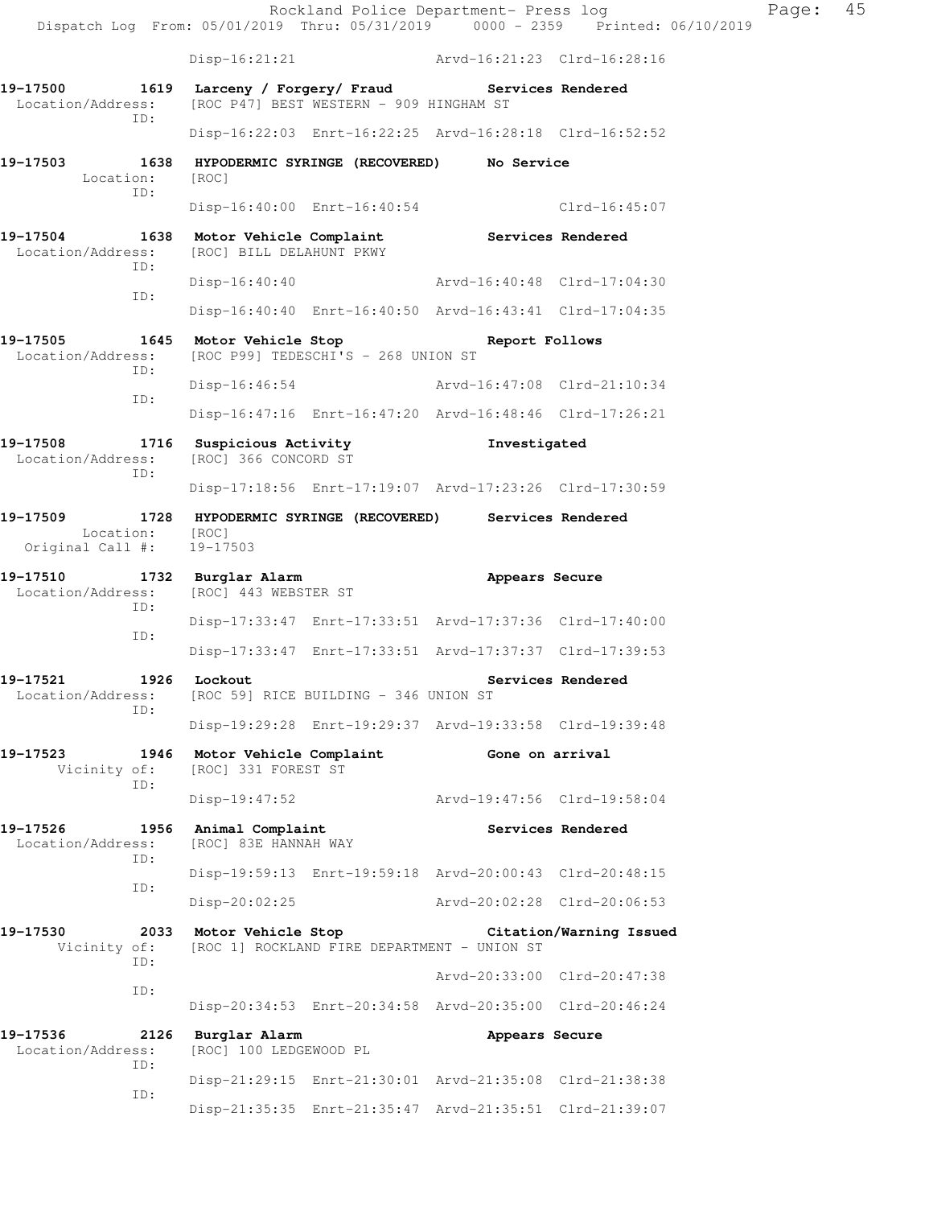Disp-16:21:21 Arvd-16:21:23 Clrd-16:28:16

**19-17500 1619 Larceny / Forgery/ Fraud Services Rendered**
Location/Address: [ROC P47] BEST WESTERN - 909 HINGHAM ST
ID:
Disp-16:22:03 Enrt-16:22:25 Arvd-16:28:18 Clrd-16:52:52

**19-17503 1638 HYPODERMIC SYRINGE (RECOVERED) No Service**
Location: [ROC]
ID:
Disp-16:40:00 Enrt-16:40:54 Clrd-16:45:07

**19-17504 1638 Motor Vehicle Complaint Services Rendered**
Location/Address: [ROC] BILL DELAHUNT PKWY
ID:
Disp-16:40:40 Arvd-16:40:48 Clrd-17:04:30
ID:
Disp-16:40:40 Enrt-16:40:50 Arvd-16:43:41 Clrd-17:04:35

**19-17505 1645 Motor Vehicle Stop Report Follows**
Location/Address: [ROC P99] TEDESCHI'S - 268 UNION ST
ID:
Disp-16:46:54 Arvd-16:47:08 Clrd-21:10:34
ID:
Disp-16:47:16 Enrt-16:47:20 Arvd-16:48:46 Clrd-17:26:21

**19-17508 1716 Suspicious Activity Investigated**
Location/Address: [ROC] 366 CONCORD ST
ID:
Disp-17:18:56 Enrt-17:19:07 Arvd-17:23:26 Clrd-17:30:59

**19-17509 1728 HYPODERMIC SYRINGE (RECOVERED) Services Rendered**
Location: [ROC]
Original Call #: 19-17503

**19-17510 1732 Burglar Alarm Appears Secure**
Location/Address: [ROC] 443 WEBSTER ST
ID:
Disp-17:33:47 Enrt-17:33:51 Arvd-17:37:36 Clrd-17:40:00
ID:
Disp-17:33:47 Enrt-17:33:51 Arvd-17:37:37 Clrd-17:39:53

**19-17521 1926 Lockout Services Rendered**
Location/Address: [ROC 59] RICE BUILDING - 346 UNION ST
ID:
Disp-19:29:28 Enrt-19:29:37 Arvd-19:33:58 Clrd-19:39:48

**19-17523 1946 Motor Vehicle Complaint Gone on arrival**
Vicinity of: [ROC] 331 FOREST ST
ID:
Disp-19:47:52 Arvd-19:47:56 Clrd-19:58:04

**19-17526 1956 Animal Complaint Services Rendered**
Location/Address: [ROC] 83E HANNAH WAY
ID:
Disp-19:59:13 Enrt-19:59:18 Arvd-20:00:43 Clrd-20:48:15
ID:
Disp-20:02:25 Arvd-20:02:28 Clrd-20:06:53

**19-17530 2033 Motor Vehicle Stop Citation/Warning Issued**
Vicinity of: [ROC 1] ROCKLAND FIRE DEPARTMENT - UNION ST
ID:
Arvd-20:33:00 Clrd-20:47:38
ID:
Disp-20:34:53 Enrt-20:34:58 Arvd-20:35:00 Clrd-20:46:24

**19-17536 2126 Burglar Alarm Appears Secure**
Location/Address: [ROC] 100 LEDGEWOOD PL
ID:
Disp-21:29:15 Enrt-21:30:01 Arvd-21:35:08 Clrd-21:38:38
ID:
Disp-21:35:35 Enrt-21:35:47 Arvd-21:35:51 Clrd-21:39:07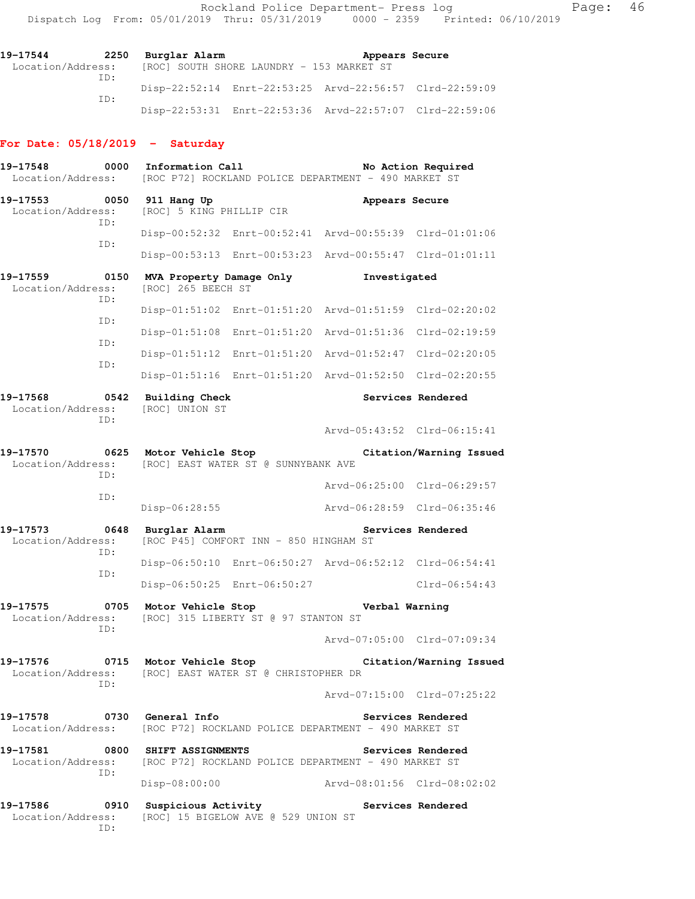19-17544 2250 **Burglar Alarm** **Appears Secure**
Location/Address: [ROC] SOUTH SHORE LAUNDRY - 153 MARKET ST
ID:
Disp-22:52:14 Enrt-22:53:25 Arvd-22:56:57 Clrd-22:59:09
ID:
Disp-22:53:31 Enrt-22:53:36 Arvd-22:57:07 Clrd-22:59:06

**For Date: 05/18/2019 - Saturday**

19-17548 0000 **Information Call** **No Action Required**
Location/Address: [ROC P72] ROCKLAND POLICE DEPARTMENT - 490 MARKET ST

19-17553 0050 **911 Hang Up** **Appears Secure**
Location/Address: [ROC] 5 KING PHILLIP CIR
ID:
Disp-00:52:32 Enrt-00:52:41 Arvd-00:55:39 Clrd-01:01:06
ID:
Disp-00:53:13 Enrt-00:53:23 Arvd-00:55:47 Clrd-01:01:11

19-17559 0150 **MVA Property Damage Only** **Investigated**
Location/Address: [ROC] 265 BEECH ST
ID:
Disp-01:51:02 Enrt-01:51:20 Arvd-01:51:59 Clrd-02:20:02
ID:
Disp-01:51:08 Enrt-01:51:20 Arvd-01:51:36 Clrd-02:19:59
ID:
Disp-01:51:12 Enrt-01:51:20 Arvd-01:52:47 Clrd-02:20:05
ID:
Disp-01:51:16 Enrt-01:51:20 Arvd-01:52:50 Clrd-02:20:55

19-17568 0542 **Building Check** **Services Rendered**
Location/Address: [ROC] UNION ST
ID:
Arvd-05:43:52 Clrd-06:15:41

19-17570 0625 **Motor Vehicle Stop** **Citation/Warning Issued**
Location/Address: [ROC] EAST WATER ST @ SUNNYBANK AVE
ID:
Arvd-06:25:00 Clrd-06:29:57
ID:
Disp-06:28:55 Arvd-06:28:59 Clrd-06:35:46

19-17573 0648 **Burglar Alarm** **Services Rendered**
Location/Address: [ROC P45] COMFORT INN - 850 HINGHAM ST
ID:
Disp-06:50:10 Enrt-06:50:27 Arvd-06:52:12 Clrd-06:54:41
ID:
Disp-06:50:25 Enrt-06:50:27 Clrd-06:54:43

19-17575 0705 **Motor Vehicle Stop** **Verbal Warning**
Location/Address: [ROC] 315 LIBERTY ST @ 97 STANTON ST
ID:
Arvd-07:05:00 Clrd-07:09:34

19-17576 0715 **Motor Vehicle Stop** **Citation/Warning Issued**
Location/Address: [ROC] EAST WATER ST @ CHRISTOPHER DR
ID:
Arvd-07:15:00 Clrd-07:25:22

19-17578 0730 **General Info** **Services Rendered**
Location/Address: [ROC P72] ROCKLAND POLICE DEPARTMENT - 490 MARKET ST

19-17581 0800 **SHIFT ASSIGNMENTS** **Services Rendered**
Location/Address: [ROC P72] ROCKLAND POLICE DEPARTMENT - 490 MARKET ST
ID:
Disp-08:00:00 Arvd-08:01:56 Clrd-08:02:02

19-17586 0910 **Suspicious Activity** **Services Rendered**
Location/Address: [ROC] 15 BIGELOW AVE @ 529 UNION ST
ID: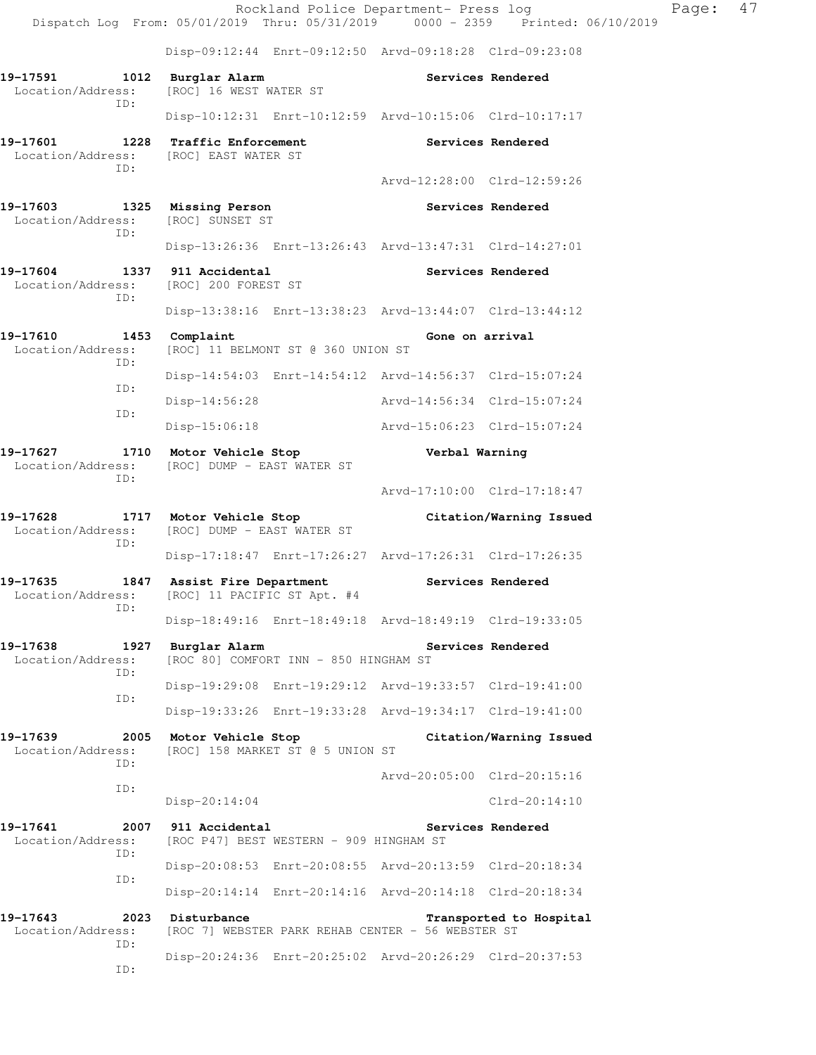Disp-09:12:44 Enrt-09:12:50 Arvd-09:18:28 Clrd-09:23:08

**19-17591 1012 Burglar Alarm** **Services Rendered**
Location/Address: [ROC] 16 WEST WATER ST
ID:
Disp-10:12:31 Enrt-10:12:59 Arvd-10:15:06 Clrd-10:17:17

**19-17601 1228 Traffic Enforcement** **Services Rendered**
Location/Address: [ROC] EAST WATER ST
ID:
Arvd-12:28:00 Clrd-12:59:26

**19-17603 1325 Missing Person** **Services Rendered**
Location/Address: [ROC] SUNSET ST
ID:
Disp-13:26:36 Enrt-13:26:43 Arvd-13:47:31 Clrd-14:27:01

**19-17604 1337 911 Accidental** **Services Rendered**
Location/Address: [ROC] 200 FOREST ST
ID:
Disp-13:38:16 Enrt-13:38:23 Arvd-13:44:07 Clrd-13:44:12

**19-17610 1453 Complaint** **Gone on arrival**
Location/Address: [ROC] 11 BELMONT ST @ 360 UNION ST
ID:
Disp-14:54:03 Enrt-14:54:12 Arvd-14:56:37 Clrd-15:07:24
ID:
Disp-14:56:28 Arvd-14:56:34 Clrd-15:07:24
ID:
Disp-15:06:18 Arvd-15:06:23 Clrd-15:07:24

**19-17627 1710 Motor Vehicle Stop** **Verbal Warning**
Location/Address: [ROC] DUMP - EAST WATER ST
ID:
Arvd-17:10:00 Clrd-17:18:47

**19-17628 1717 Motor Vehicle Stop** **Citation/Warning Issued**
Location/Address: [ROC] DUMP - EAST WATER ST
ID:
Disp-17:18:47 Enrt-17:26:27 Arvd-17:26:31 Clrd-17:26:35

**19-17635 1847 Assist Fire Department** **Services Rendered**
Location/Address: [ROC] 11 PACIFIC ST Apt. #4
ID:
Disp-18:49:16 Enrt-18:49:18 Arvd-18:49:19 Clrd-19:33:05

**19-17638 1927 Burglar Alarm** **Services Rendered**
Location/Address: [ROC 80] COMFORT INN - 850 HINGHAM ST
ID:
Disp-19:29:08 Enrt-19:29:12 Arvd-19:33:57 Clrd-19:41:00
ID:
Disp-19:33:26 Enrt-19:33:28 Arvd-19:34:17 Clrd-19:41:00

**19-17639 2005 Motor Vehicle Stop** **Citation/Warning Issued**
Location/Address: [ROC] 158 MARKET ST @ 5 UNION ST
ID:
Arvd-20:05:00 Clrd-20:15:16
ID:
Disp-20:14:04 Clrd-20:14:10

**19-17641 2007 911 Accidental** **Services Rendered**
Location/Address: [ROC P47] BEST WESTERN - 909 HINGHAM ST
ID:
Disp-20:08:53 Enrt-20:08:55 Arvd-20:13:59 Clrd-20:18:34
ID:
Disp-20:14:14 Enrt-20:14:16 Arvd-20:14:18 Clrd-20:18:34

**19-17643 2023 Disturbance** **Transported to Hospital**
Location/Address: [ROC 7] WEBSTER PARK REHAB CENTER - 56 WEBSTER ST
ID:
Disp-20:24:36 Enrt-20:25:02 Arvd-20:26:29 Clrd-20:37:53
ID: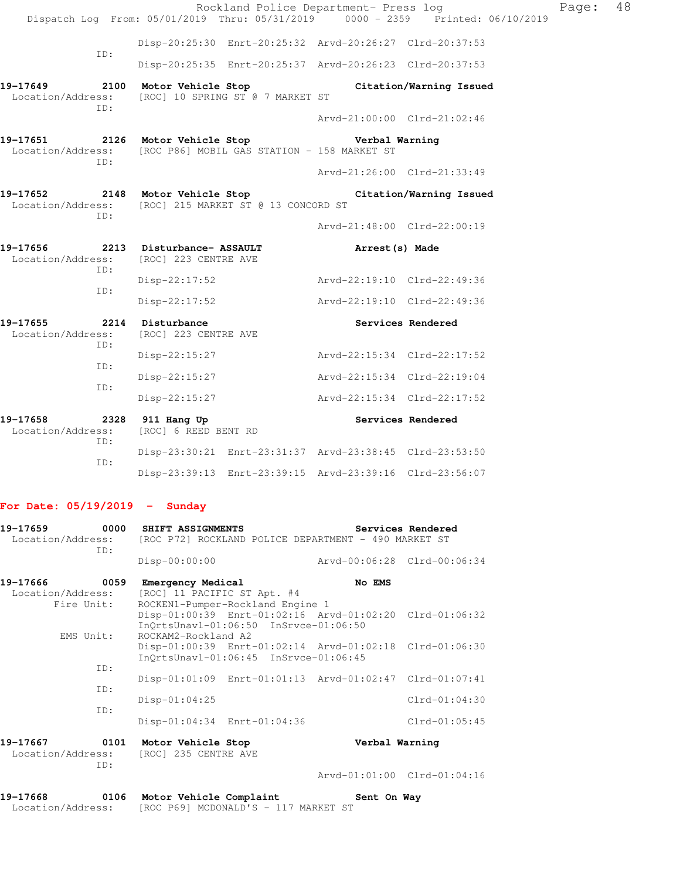Disp-20:25:30 Enrt-20:25:32 Arvd-20:26:27 Clrd-20:37:53
ID:
Disp-20:25:35 Enrt-20:25:37 Arvd-20:26:23 Clrd-20:37:53

**19-17649** 2100 **Motor Vehicle Stop** **Citation/Warning Issued**
Location/Address: [ROC] 10 SPRING ST @ 7 MARKET ST
ID:
Arvd-21:00:00 Clrd-21:02:46

**19-17651** 2126 **Motor Vehicle Stop** **Verbal Warning**
Location/Address: [ROC P86] MOBIL GAS STATION - 158 MARKET ST
ID:
Arvd-21:26:00 Clrd-21:33:49

**19-17652** 2148 **Motor Vehicle Stop** **Citation/Warning Issued**
Location/Address: [ROC] 215 MARKET ST @ 13 CONCORD ST
ID:
Arvd-21:48:00 Clrd-22:00:19

**19-17656** 2213 **Disturbance- ASSAULT** **Arrest(s) Made**
Location/Address: [ROC] 223 CENTRE AVE
ID:
Disp-22:17:52 Arvd-22:19:10 Clrd-22:49:36
ID:
Disp-22:17:52 Arvd-22:19:10 Clrd-22:49:36

**19-17655** 2214 **Disturbance** **Services Rendered**
Location/Address: [ROC] 223 CENTRE AVE
ID:
Disp-22:15:27 Arvd-22:15:34 Clrd-22:17:52
ID:
Disp-22:15:27 Arvd-22:15:34 Clrd-22:19:04
ID:
Disp-22:15:27 Arvd-22:15:34 Clrd-22:17:52

**19-17658** 2328 **911 Hang Up** **Services Rendered**
Location/Address: [ROC] 6 REED BENT RD
ID:
Disp-23:30:21 Enrt-23:31:37 Arvd-23:38:45 Clrd-23:53:50
ID:
Disp-23:39:13 Enrt-23:39:15 Arvd-23:39:16 Clrd-23:56:07

## For Date: 05/19/2019 - Sunday

**19-17659** 0000 **SHIFT ASSIGNMENTS** **Services Rendered**
Location/Address: [ROC P72] ROCKLAND POLICE DEPARTMENT - 490 MARKET ST
ID:
Disp-00:00:00 Arvd-00:06:28 Clrd-00:06:34

**19-17666** 0059 **Emergency Medical** **No EMS**
Location/Address: [ROC] 11 PACIFIC ST Apt. #4
Fire Unit: ROCKEN1-Pumper-Rockland Engine 1
Disp-01:00:39 Enrt-01:02:16 Arvd-01:02:20 Clrd-01:06:32
InQrtsUnavl-01:06:50 InSrvce-01:06:50
EMS Unit: ROCKAM2-Rockland A2
Disp-01:00:39 Enrt-01:02:14 Arvd-01:02:18 Clrd-01:06:30
InQrtsUnavl-01:06:45 InSrvce-01:06:45
ID:
Disp-01:01:09 Enrt-01:01:13 Arvd-01:02:47 Clrd-01:07:41
ID:
Disp-01:04:25 Clrd-01:04:30
ID:
Disp-01:04:34 Enrt-01:04:36 Clrd-01:05:45

**19-17667** 0101 **Motor Vehicle Stop** **Verbal Warning**
Location/Address: [ROC] 235 CENTRE AVE
ID:
Arvd-01:01:00 Clrd-01:04:16

**19-17668** 0106 **Motor Vehicle Complaint** **Sent On Way**
Location/Address: [ROC P69] MCDONALD'S - 117 MARKET ST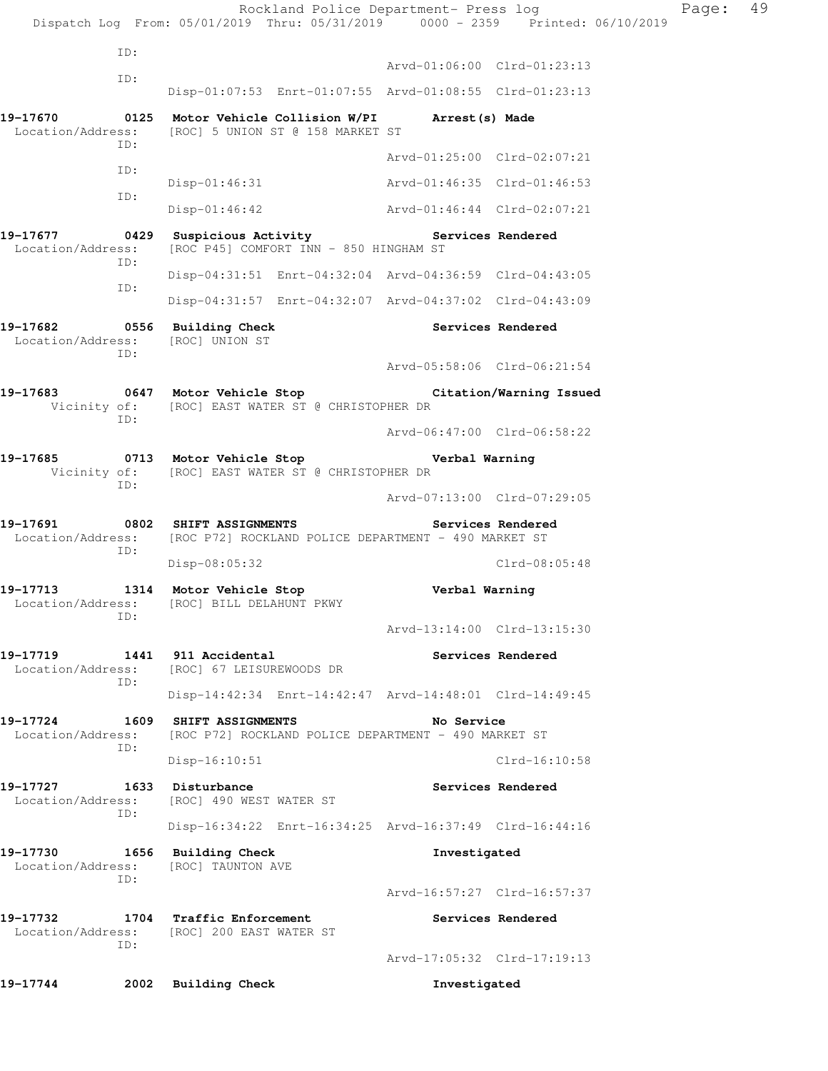```
          ID:
                                             Arvd-01:06:00  Clrd-01:23:13
          ID:
                  Disp-01:07:53  Enrt-01:07:55  Arvd-01:08:55  Clrd-01:23:13

19-17670        0125  Motor Vehicle Collision W/PI        Arrest(s) Made
  Location/Address:   [ROC] 5 UNION ST @ 158 MARKET ST
          ID:
                                             Arvd-01:25:00  Clrd-02:07:21
          ID:
                  Disp-01:46:31                Arvd-01:46:35  Clrd-01:46:53
          ID:
                  Disp-01:46:42                Arvd-01:46:44  Clrd-02:07:21

19-17677        0429  Suspicious Activity              Services Rendered
  Location/Address:   [ROC P45] COMFORT INN - 850 HINGHAM ST
          ID:
                  Disp-04:31:51  Enrt-04:32:04  Arvd-04:36:59  Clrd-04:43:05
          ID:
                  Disp-04:31:57  Enrt-04:32:07  Arvd-04:37:02  Clrd-04:43:09

19-17682        0556  Building Check                   Services Rendered
  Location/Address:   [ROC] UNION ST
          ID:
                                             Arvd-05:58:06  Clrd-06:21:54

19-17683        0647  Motor Vehicle Stop               Citation/Warning Issued
       Vicinity of:   [ROC] EAST WATER ST @ CHRISTOPHER DR
          ID:
                                             Arvd-06:47:00  Clrd-06:58:22

19-17685        0713  Motor Vehicle Stop               Verbal Warning
       Vicinity of:   [ROC] EAST WATER ST @ CHRISTOPHER DR
          ID:
                                             Arvd-07:13:00  Clrd-07:29:05

19-17691        0802  SHIFT ASSIGNMENTS                Services Rendered
  Location/Address:   [ROC P72] ROCKLAND POLICE DEPARTMENT - 490 MARKET ST
          ID:
                  Disp-08:05:32                               Clrd-08:05:48

19-17713        1314  Motor Vehicle Stop               Verbal Warning
  Location/Address:   [ROC] BILL DELAHUNT PKWY
          ID:
                                             Arvd-13:14:00  Clrd-13:15:30

19-17719        1441  911 Accidental                   Services Rendered
  Location/Address:   [ROC] 67 LEISUREWOODS DR
          ID:
                  Disp-14:42:34  Enrt-14:42:47  Arvd-14:48:01  Clrd-14:49:45

19-17724        1609  SHIFT ASSIGNMENTS                No Service
  Location/Address:   [ROC P72] ROCKLAND POLICE DEPARTMENT - 490 MARKET ST
          ID:
                  Disp-16:10:51                               Clrd-16:10:58

19-17727        1633  Disturbance                      Services Rendered
  Location/Address:   [ROC] 490 WEST WATER ST
          ID:
                  Disp-16:34:22  Enrt-16:34:25  Arvd-16:37:49  Clrd-16:44:16

19-17730        1656  Building Check                   Investigated
  Location/Address:   [ROC] TAUNTON AVE
          ID:
                                             Arvd-16:57:27  Clrd-16:57:37

19-17732        1704  Traffic Enforcement              Services Rendered
  Location/Address:   [ROC] 200 EAST WATER ST
          ID:
                                             Arvd-17:05:32  Clrd-17:19:13

19-17744        2002  Building Check                   Investigated
```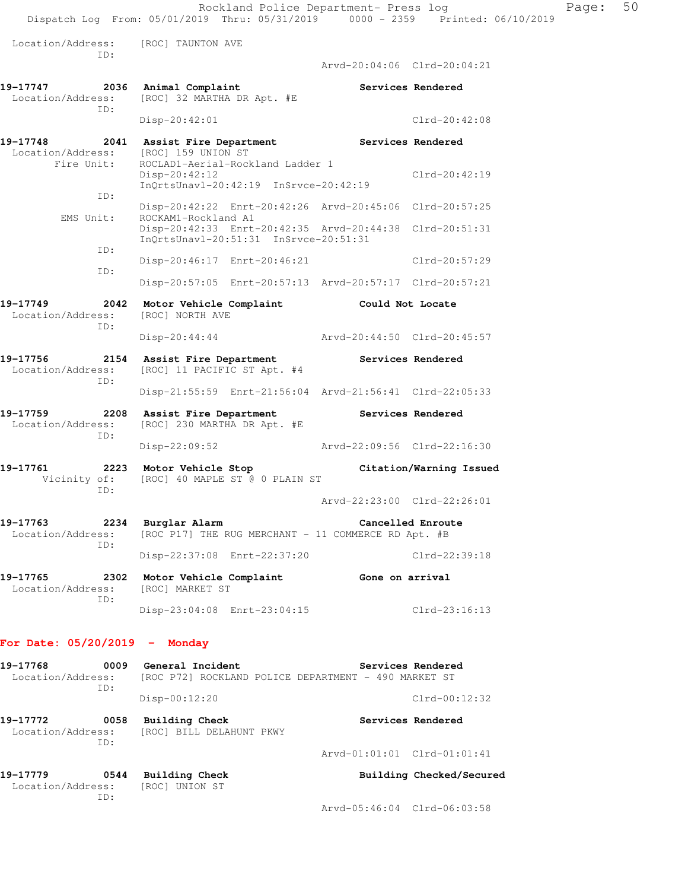Location/Address: [ROC] TAUNTON AVE
ID:
Arvd-20:04:06 Clrd-20:04:21

**19-17747 2036 Animal Complaint Services Rendered**
Location/Address: [ROC] 32 MARTHA DR Apt. #E
ID:
Disp-20:42:01 Clrd-20:42:08

**19-17748 2041 Assist Fire Department Services Rendered**
Location/Address: [ROC] 159 UNION ST
Fire Unit: ROCLAD1-Aerial-Rockland Ladder 1
Disp-20:42:12 Clrd-20:42:19
InQrtsUnavl-20:42:19 InSrvce-20:42:19
ID:
Disp-20:42:22 Enrt-20:42:26 Arvd-20:45:06 Clrd-20:57:25
EMS Unit: ROCKAM1-Rockland A1
Disp-20:42:33 Enrt-20:42:35 Arvd-20:44:38 Clrd-20:51:31
InQrtsUnavl-20:51:31 InSrvce-20:51:31
ID:
Disp-20:46:17 Enrt-20:46:21 Clrd-20:57:29
ID:
Disp-20:57:05 Enrt-20:57:13 Arvd-20:57:17 Clrd-20:57:21

**19-17749 2042 Motor Vehicle Complaint Could Not Locate**
Location/Address: [ROC] NORTH AVE
ID:
Disp-20:44:44 Arvd-20:44:50 Clrd-20:45:57

**19-17756 2154 Assist Fire Department Services Rendered**
Location/Address: [ROC] 11 PACIFIC ST Apt. #4
ID:
Disp-21:55:59 Enrt-21:56:04 Arvd-21:56:41 Clrd-22:05:33

**19-17759 2208 Assist Fire Department Services Rendered**
Location/Address: [ROC] 230 MARTHA DR Apt. #E
ID:
Disp-22:09:52 Arvd-22:09:56 Clrd-22:16:30

**19-17761 2223 Motor Vehicle Stop Citation/Warning Issued**
Vicinity of: [ROC] 40 MAPLE ST @ 0 PLAIN ST
ID:
Arvd-22:23:00 Clrd-22:26:01

**19-17763 2234 Burglar Alarm Cancelled Enroute**
Location/Address: [ROC P17] THE RUG MERCHANT - 11 COMMERCE RD Apt. #B
ID:
Disp-22:37:08 Enrt-22:37:20 Clrd-22:39:18

**19-17765 2302 Motor Vehicle Complaint Gone on arrival**
Location/Address: [ROC] MARKET ST
ID:
Disp-23:04:08 Enrt-23:04:15 Clrd-23:16:13

## For Date: 05/20/2019 - Monday

**19-17768 0009 General Incident Services Rendered**
Location/Address: [ROC P72] ROCKLAND POLICE DEPARTMENT - 490 MARKET ST
ID:
Disp-00:12:20 Clrd-00:12:32

**19-17772 0058 Building Check Services Rendered**
Location/Address: [ROC] BILL DELAHUNT PKWY
ID:
Arvd-01:01:01 Clrd-01:01:41

**19-17779 0544 Building Check Building Checked/Secured**
Location/Address: [ROC] UNION ST
ID:
Arvd-05:46:04 Clrd-06:03:58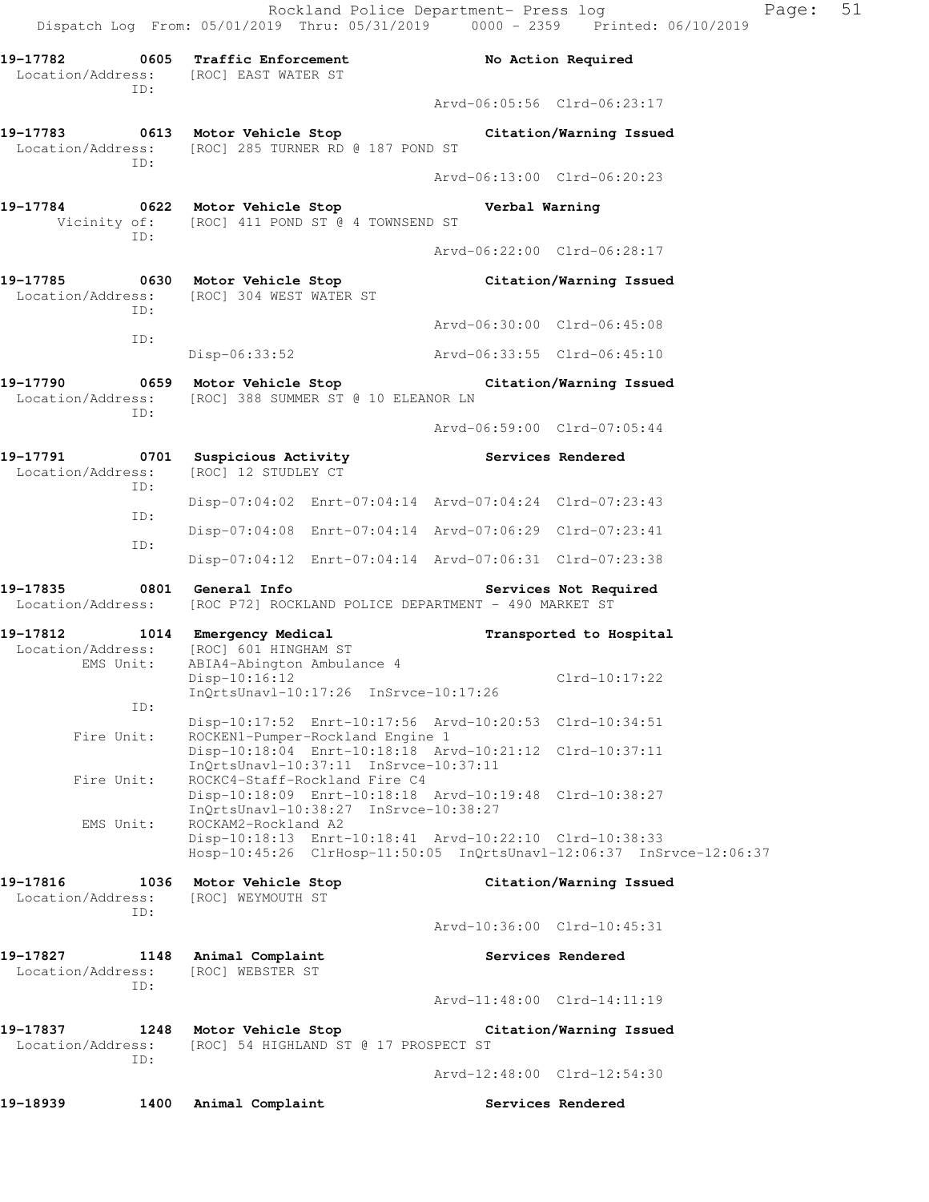**19-17782 0605 Traffic Enforcement — No Action Required**
Location/Address: [ROC] EAST WATER ST
ID:
Arvd-06:05:56 Clrd-06:23:17

**19-17783 0613 Motor Vehicle Stop — Citation/Warning Issued**
Location/Address: [ROC] 285 TURNER RD @ 187 POND ST
ID:
Arvd-06:13:00 Clrd-06:20:23

**19-17784 0622 Motor Vehicle Stop — Verbal Warning**
Vicinity of: [ROC] 411 POND ST @ 4 TOWNSEND ST
ID:
Arvd-06:22:00 Clrd-06:28:17

**19-17785 0630 Motor Vehicle Stop — Citation/Warning Issued**
Location/Address: [ROC] 304 WEST WATER ST
ID:
Arvd-06:30:00 Clrd-06:45:08
ID:
Disp-06:33:52 Arvd-06:33:55 Clrd-06:45:10

**19-17790 0659 Motor Vehicle Stop — Citation/Warning Issued**
Location/Address: [ROC] 388 SUMMER ST @ 10 ELEANOR LN
ID:
Arvd-06:59:00 Clrd-07:05:44

**19-17791 0701 Suspicious Activity — Services Rendered**
Location/Address: [ROC] 12 STUDLEY CT
ID:
Disp-07:04:02 Enrt-07:04:14 Arvd-07:04:24 Clrd-07:23:43
ID:
Disp-07:04:08 Enrt-07:04:14 Arvd-07:06:29 Clrd-07:23:41
ID:
Disp-07:04:12 Enrt-07:04:14 Arvd-07:06:31 Clrd-07:23:38

**19-17835 0801 General Info — Services Not Required**
Location/Address: [ROC P72] ROCKLAND POLICE DEPARTMENT - 490 MARKET ST

**19-17812 1014 Emergency Medical — Transported to Hospital**
Location/Address: [ROC] 601 HINGHAM ST
EMS Unit: ABIA4-Abington Ambulance 4
Disp-10:16:12 Clrd-10:17:22
InQrtsUnavl-10:17:26 InSrvce-10:17:26
ID:
Disp-10:17:52 Enrt-10:17:56 Arvd-10:20:53 Clrd-10:34:51
Fire Unit: ROCKEN1-Pumper-Rockland Engine 1
Disp-10:18:04 Enrt-10:18:18 Arvd-10:21:12 Clrd-10:37:11
InQrtsUnavl-10:37:11 InSrvce-10:37:11
Fire Unit: ROCKC4-Staff-Rockland Fire C4
Disp-10:18:09 Enrt-10:18:18 Arvd-10:19:48 Clrd-10:38:27
InQrtsUnavl-10:38:27 InSrvce-10:38:27
EMS Unit: ROCKAM2-Rockland A2
Disp-10:18:13 Enrt-10:18:41 Arvd-10:22:10 Clrd-10:38:33
Hosp-10:45:26 ClrHosp-11:50:05 InQrtsUnavl-12:06:37 InSrvce-12:06:37

**19-17816 1036 Motor Vehicle Stop — Citation/Warning Issued**
Location/Address: [ROC] WEYMOUTH ST
ID:
Arvd-10:36:00 Clrd-10:45:31

**19-17827 1148 Animal Complaint — Services Rendered**
Location/Address: [ROC] WEBSTER ST
ID:
Arvd-11:48:00 Clrd-14:11:19

**19-17837 1248 Motor Vehicle Stop — Citation/Warning Issued**
Location/Address: [ROC] 54 HIGHLAND ST @ 17 PROSPECT ST
ID:
Arvd-12:48:00 Clrd-12:54:30

**19-18939 1400 Animal Complaint — Services Rendered**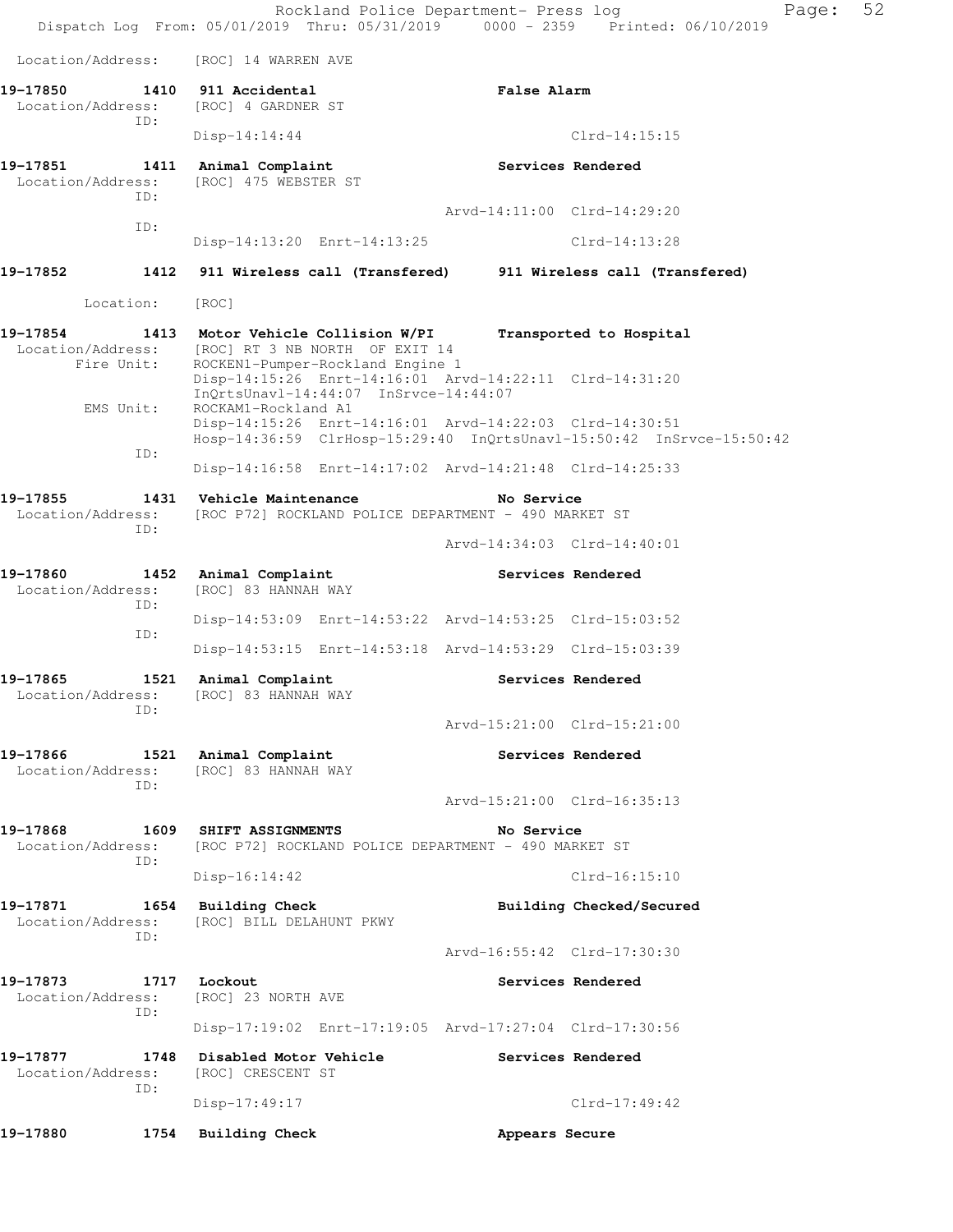Location/Address: [ROC] 14 WARREN AVE

```
19-17850        1410  911 Accidental                          False Alarm
 Location/Address:    [ROC] 4 GARDNER ST
              ID:
                      Disp-14:14:44                                  Clrd-14:15:15

19-17851        1411  Animal Complaint                        Services Rendered
 Location/Address:    [ROC] 475 WEBSTER ST
              ID:
                                                     Arvd-14:11:00  Clrd-14:29:20
              ID:
                      Disp-14:13:20  Enrt-14:13:25                   Clrd-14:13:28

19-17852        1412  911 Wireless call (Transfered)      911 Wireless call (Transfered)

        Location:     [ROC]

19-17854        1413  Motor Vehicle Collision W/PI        Transported to Hospital
 Location/Address:    [ROC] RT 3 NB NORTH  OF EXIT 14
       Fire Unit:     ROCKEN1-Pumper-Rockland Engine 1
                      Disp-14:15:26  Enrt-14:16:01  Arvd-14:22:11  Clrd-14:31:20
                      InQrtsUnavl-14:44:07  InSrvce-14:44:07
        EMS Unit:     ROCKAM1-Rockland A1
                      Disp-14:15:26  Enrt-14:16:01  Arvd-14:22:03  Clrd-14:30:51
                      Hosp-14:36:59  ClrHosp-15:29:40  InQrtsUnavl-15:50:42  InSrvce-15:50:42
              ID:
                      Disp-14:16:58  Enrt-14:17:02  Arvd-14:21:48  Clrd-14:25:33

19-17855        1431  Vehicle Maintenance                     No Service
 Location/Address:    [ROC P72] ROCKLAND POLICE DEPARTMENT - 490 MARKET ST
              ID:
                                                     Arvd-14:34:03  Clrd-14:40:01

19-17860        1452  Animal Complaint                        Services Rendered
 Location/Address:    [ROC] 83 HANNAH WAY
              ID:
                      Disp-14:53:09  Enrt-14:53:22  Arvd-14:53:25  Clrd-15:03:52
              ID:
                      Disp-14:53:15  Enrt-14:53:18  Arvd-14:53:29  Clrd-15:03:39

19-17865        1521  Animal Complaint                        Services Rendered
 Location/Address:    [ROC] 83 HANNAH WAY
              ID:
                                                     Arvd-15:21:00  Clrd-15:21:00

19-17866        1521  Animal Complaint                        Services Rendered
 Location/Address:    [ROC] 83 HANNAH WAY
              ID:
                                                     Arvd-15:21:00  Clrd-16:35:13

19-17868        1609  SHIFT ASSIGNMENTS                       No Service
 Location/Address:    [ROC P72] ROCKLAND POLICE DEPARTMENT - 490 MARKET ST
              ID:
                      Disp-16:14:42                                  Clrd-16:15:10

19-17871        1654  Building Check                          Building Checked/Secured
 Location/Address:    [ROC] BILL DELAHUNT PKWY
              ID:
                                                     Arvd-16:55:42  Clrd-17:30:30

19-17873        1717  Lockout                                 Services Rendered
 Location/Address:    [ROC] 23 NORTH AVE
              ID:
                      Disp-17:19:02  Enrt-17:19:05  Arvd-17:27:04  Clrd-17:30:56

19-17877        1748  Disabled Motor Vehicle                  Services Rendered
 Location/Address:    [ROC] CRESCENT ST
              ID:
                      Disp-17:49:17                                  Clrd-17:49:42

19-17880        1754  Building Check                          Appears Secure
```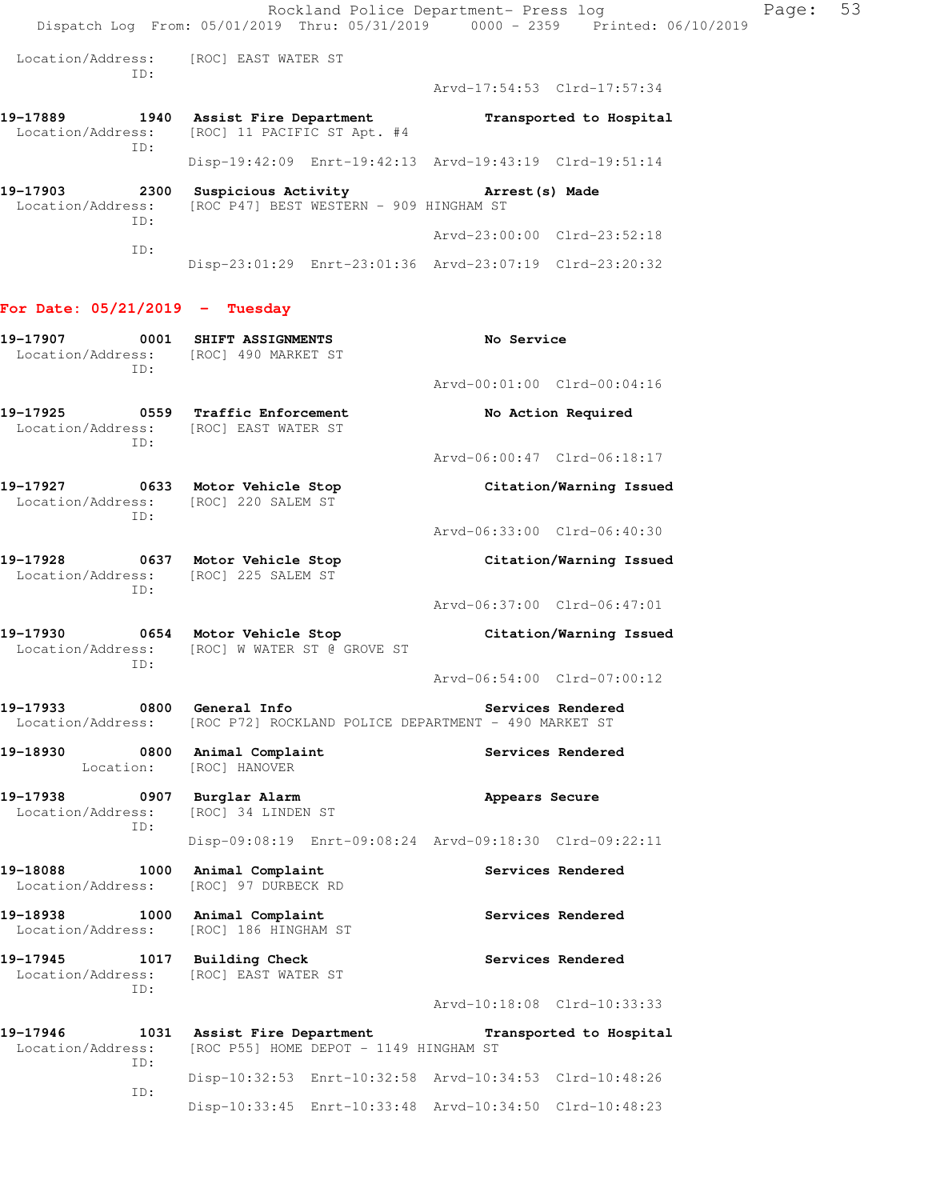Location/Address: [ROC] EAST WATER ST
ID:
Arvd-17:54:53 Clrd-17:57:34

**19-17889** 1940 **Assist Fire Department** **Transported to Hospital**
Location/Address: [ROC] 11 PACIFIC ST Apt. #4
ID:
Disp-19:42:09 Enrt-19:42:13 Arvd-19:43:19 Clrd-19:51:14

**19-17903** 2300 **Suspicious Activity** **Arrest(s) Made**
Location/Address: [ROC P47] BEST WESTERN - 909 HINGHAM ST
ID:
Arvd-23:00:00 Clrd-23:52:18
ID:
Disp-23:01:29 Enrt-23:01:36 Arvd-23:07:19 Clrd-23:20:32

## For Date: 05/21/2019 - Tuesday

**19-17907** 0001 **SHIFT ASSIGNMENTS** **No Service**
Location/Address: [ROC] 490 MARKET ST
ID:
Arvd-00:01:00 Clrd-00:04:16

**19-17925** 0559 **Traffic Enforcement** **No Action Required**
Location/Address: [ROC] EAST WATER ST
ID:
Arvd-06:00:47 Clrd-06:18:17

**19-17927** 0633 **Motor Vehicle Stop** **Citation/Warning Issued**
Location/Address: [ROC] 220 SALEM ST
ID:
Arvd-06:33:00 Clrd-06:40:30

**19-17928** 0637 **Motor Vehicle Stop** **Citation/Warning Issued**
Location/Address: [ROC] 225 SALEM ST
ID:
Arvd-06:37:00 Clrd-06:47:01

**19-17930** 0654 **Motor Vehicle Stop** **Citation/Warning Issued**
Location/Address: [ROC] W WATER ST @ GROVE ST
ID:
Arvd-06:54:00 Clrd-07:00:12

**19-17933** 0800 **General Info** **Services Rendered**
Location/Address: [ROC P72] ROCKLAND POLICE DEPARTMENT - 490 MARKET ST

**19-18930** 0800 **Animal Complaint** **Services Rendered**
Location: [ROC] HANOVER

**19-17938** 0907 **Burglar Alarm** **Appears Secure**
Location/Address: [ROC] 34 LINDEN ST
ID:
Disp-09:08:19 Enrt-09:08:24 Arvd-09:18:30 Clrd-09:22:11

**19-18088** 1000 **Animal Complaint** **Services Rendered**
Location/Address: [ROC] 97 DURBECK RD

**19-18938** 1000 **Animal Complaint** **Services Rendered**
Location/Address: [ROC] 186 HINGHAM ST

**19-17945** 1017 **Building Check** **Services Rendered**
Location/Address: [ROC] EAST WATER ST
ID:
Arvd-10:18:08 Clrd-10:33:33

**19-17946** 1031 **Assist Fire Department** **Transported to Hospital**
Location/Address: [ROC P55] HOME DEPOT - 1149 HINGHAM ST
ID:
Disp-10:32:53 Enrt-10:32:58 Arvd-10:34:53 Clrd-10:48:26
ID:
Disp-10:33:45 Enrt-10:33:48 Arvd-10:34:50 Clrd-10:48:23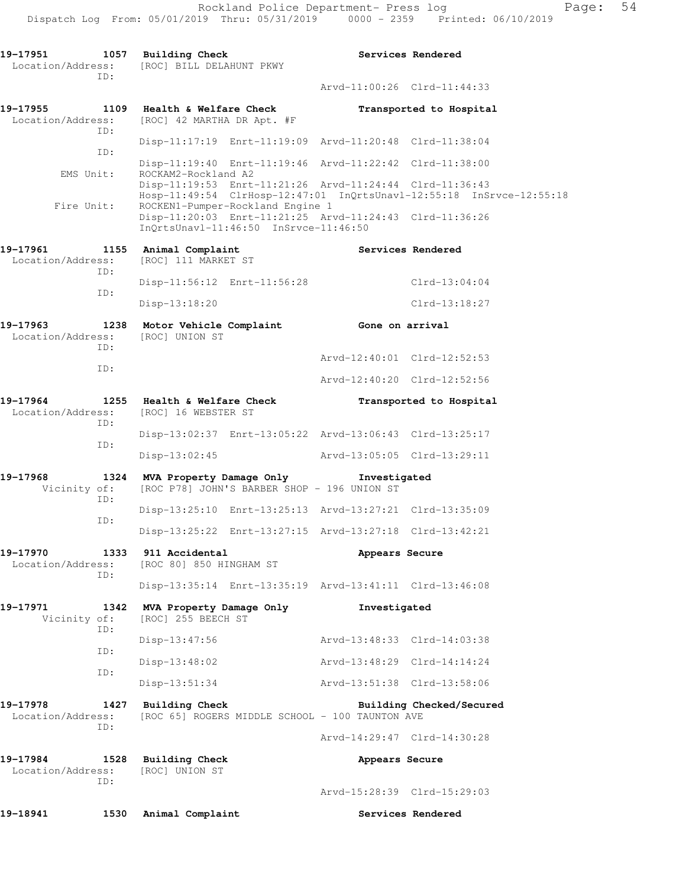```
19-17951        1057  Building Check                      Services Rendered
 Location/Address:    [ROC] BILL DELAHUNT PKWY
              ID:
                                                   Arvd-11:00:26  Clrd-11:44:33

19-17955        1109  Health & Welfare Check              Transported to Hospital
 Location/Address:    [ROC] 42 MARTHA DR Apt. #F
              ID:
                      Disp-11:17:19  Enrt-11:19:09  Arvd-11:20:48  Clrd-11:38:04
              ID:
                      Disp-11:19:40  Enrt-11:19:46  Arvd-11:22:42  Clrd-11:38:00
        EMS Unit:     ROCKAM2-Rockland A2
                      Disp-11:19:53  Enrt-11:21:26  Arvd-11:24:44  Clrd-11:36:43
                      Hosp-11:49:54  ClrHosp-12:47:01  InQrtsUnavl-12:55:18  InSrvce-12:55:18
       Fire Unit:     ROCKEN1-Pumper-Rockland Engine 1
                      Disp-11:20:03  Enrt-11:21:25  Arvd-11:24:43  Clrd-11:36:26
                      InQrtsUnavl-11:46:50  InSrvce-11:46:50

19-17961        1155  Animal Complaint                    Services Rendered
 Location/Address:    [ROC] 111 MARKET ST
              ID:
                      Disp-11:56:12  Enrt-11:56:28                 Clrd-13:04:04
              ID:
                      Disp-13:18:20                                Clrd-13:18:27

19-17963        1238  Motor Vehicle Complaint             Gone on arrival
 Location/Address:    [ROC] UNION ST
              ID:
                                                   Arvd-12:40:01  Clrd-12:52:53
              ID:
                                                   Arvd-12:40:20  Clrd-12:52:56

19-17964        1255  Health & Welfare Check              Transported to Hospital
 Location/Address:    [ROC] 16 WEBSTER ST
              ID:
                      Disp-13:02:37  Enrt-13:05:22  Arvd-13:06:43  Clrd-13:25:17
              ID:
                      Disp-13:02:45                 Arvd-13:05:05  Clrd-13:29:11

19-17968        1324  MVA Property Damage Only            Investigated
     Vicinity of:     [ROC P78] JOHN'S BARBER SHOP - 196 UNION ST
              ID:
                      Disp-13:25:10  Enrt-13:25:13  Arvd-13:27:21  Clrd-13:35:09
              ID:
                      Disp-13:25:22  Enrt-13:27:15  Arvd-13:27:18  Clrd-13:42:21

19-17970        1333  911 Accidental                      Appears Secure
 Location/Address:    [ROC 80] 850 HINGHAM ST
              ID:
                      Disp-13:35:14  Enrt-13:35:19  Arvd-13:41:11  Clrd-13:46:08

19-17971        1342  MVA Property Damage Only            Investigated
     Vicinity of:     [ROC] 255 BEECH ST
              ID:
                      Disp-13:47:56                 Arvd-13:48:33  Clrd-14:03:38
              ID:
                      Disp-13:48:02                 Arvd-13:48:29  Clrd-14:14:24
              ID:
                      Disp-13:51:34                 Arvd-13:51:38  Clrd-13:58:06

19-17978        1427  Building Check                      Building Checked/Secured
 Location/Address:    [ROC 65] ROGERS MIDDLE SCHOOL - 100 TAUNTON AVE
              ID:
                                                   Arvd-14:29:47  Clrd-14:30:28

19-17984        1528  Building Check                      Appears Secure
 Location/Address:    [ROC] UNION ST
              ID:
                                                   Arvd-15:28:39  Clrd-15:29:03

19-18941        1530  Animal Complaint                    Services Rendered
```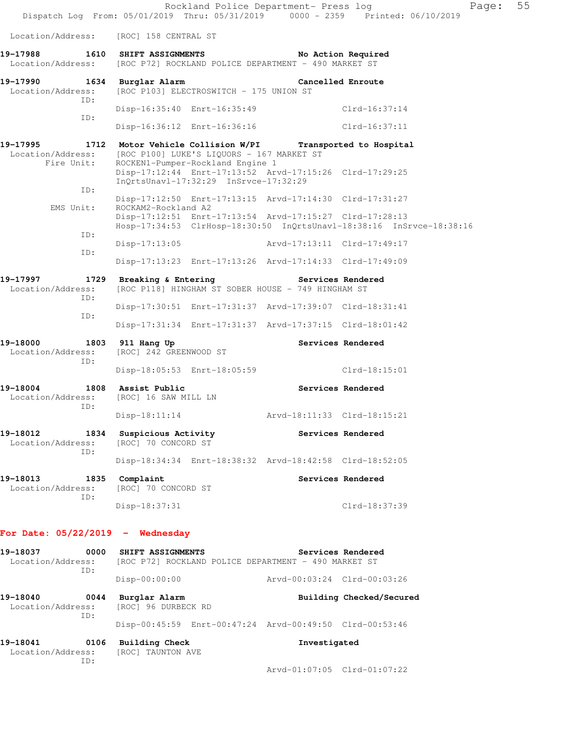Location/Address: [ROC] 158 CENTRAL ST

**19-17988 1610 SHIFT ASSIGNMENTS** No Action Required
Location/Address: [ROC P72] ROCKLAND POLICE DEPARTMENT - 490 MARKET ST

**19-17990 1634 Burglar Alarm** Cancelled Enroute
Location/Address: [ROC P103] ELECTROSWITCH - 175 UNION ST
ID:
Disp-16:35:40 Enrt-16:35:49 Clrd-16:37:14
ID:
Disp-16:36:12 Enrt-16:36:16 Clrd-16:37:11

**19-17995 1712 Motor Vehicle Collision W/PI** Transported to Hospital
Location/Address: [ROC P100] LUKE'S LIQUORS - 167 MARKET ST
Fire Unit: ROCKEN1-Pumper-Rockland Engine 1
Disp-17:12:44 Enrt-17:13:52 Arvd-17:15:26 Clrd-17:29:25
InQrtsUnavl-17:32:29 InSrvce-17:32:29
ID:
Disp-17:12:50 Enrt-17:13:15 Arvd-17:14:30 Clrd-17:31:27
EMS Unit: ROCKAM2-Rockland A2
Disp-17:12:51 Enrt-17:13:54 Arvd-17:15:27 Clrd-17:28:13
Hosp-17:34:53 ClrHosp-18:30:50 InQrtsUnavl-18:38:16 InSrvce-18:38:16
ID:
Disp-17:13:05 Arvd-17:13:11 Clrd-17:49:17
ID:
Disp-17:13:23 Enrt-17:13:26 Arvd-17:14:33 Clrd-17:49:09

**19-17997 1729 Breaking & Entering** Services Rendered
Location/Address: [ROC P118] HINGHAM ST SOBER HOUSE - 749 HINGHAM ST
ID:
Disp-17:30:51 Enrt-17:31:37 Arvd-17:39:07 Clrd-18:31:41
ID:
Disp-17:31:34 Enrt-17:31:37 Arvd-17:37:15 Clrd-18:01:42

**19-18000 1803 911 Hang Up** Services Rendered
Location/Address: [ROC] 242 GREENWOOD ST
ID:
Disp-18:05:53 Enrt-18:05:59 Clrd-18:15:01

**19-18004 1808 Assist Public** Services Rendered
Location/Address: [ROC] 16 SAW MILL LN
ID:
Disp-18:11:14 Arvd-18:11:33 Clrd-18:15:21

**19-18012 1834 Suspicious Activity** Services Rendered
Location/Address: [ROC] 70 CONCORD ST
ID:
Disp-18:34:34 Enrt-18:38:32 Arvd-18:42:58 Clrd-18:52:05

**19-18013 1835 Complaint** Services Rendered
Location/Address: [ROC] 70 CONCORD ST
ID:
Disp-18:37:31 Clrd-18:37:39

## For Date: 05/22/2019 - Wednesday

**19-18037 0000 SHIFT ASSIGNMENTS** Services Rendered
Location/Address: [ROC P72] ROCKLAND POLICE DEPARTMENT - 490 MARKET ST
ID:
Disp-00:00:00 Arvd-00:03:24 Clrd-00:03:26

**19-18040 0044 Burglar Alarm** Building Checked/Secured
Location/Address: [ROC] 96 DURBECK RD
ID:
Disp-00:45:59 Enrt-00:47:24 Arvd-00:49:50 Clrd-00:53:46

**19-18041 0106 Building Check** Investigated
Location/Address: [ROC] TAUNTON AVE
ID:
Arvd-01:07:05 Clrd-01:07:22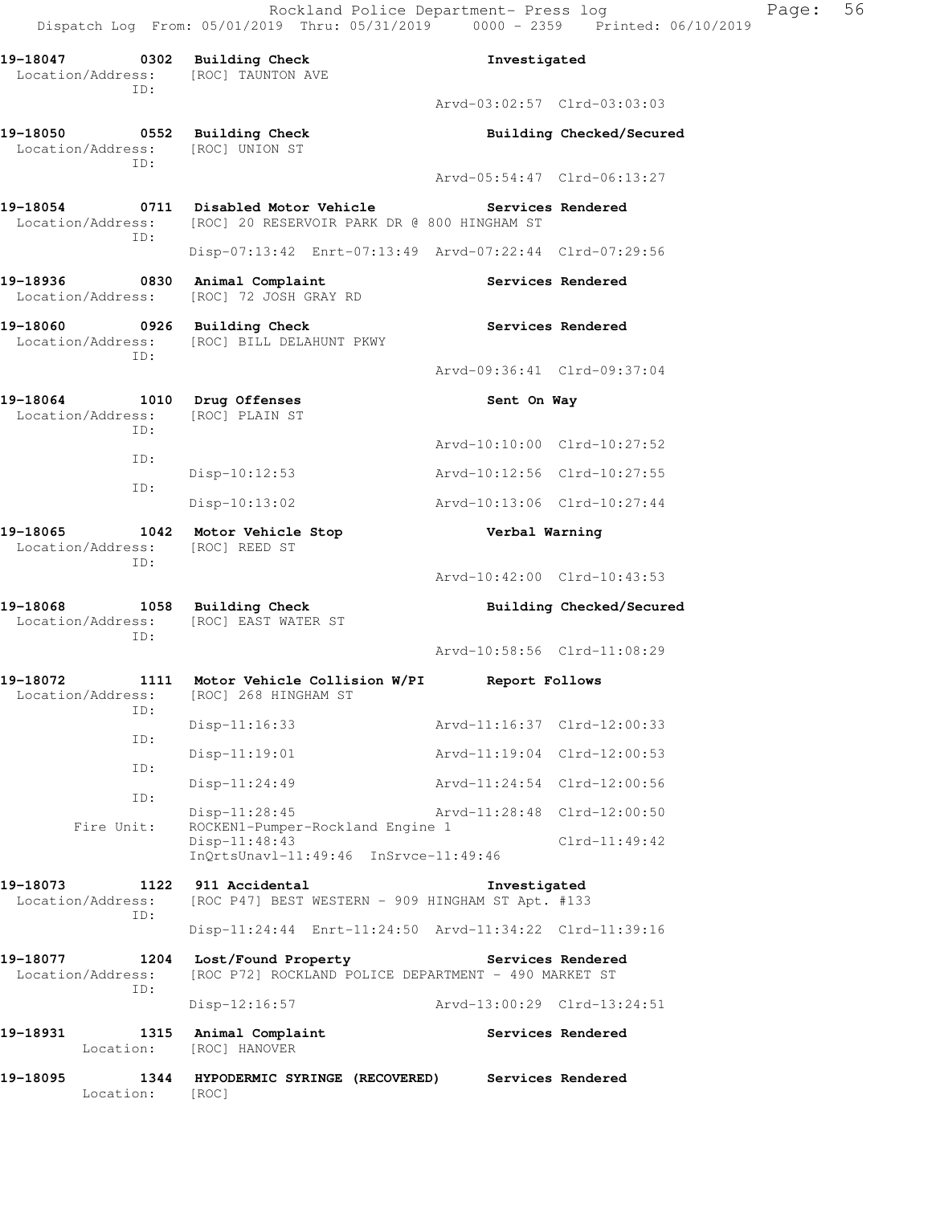Rockland Police Department- Press log
Dispatch Log From: 05/01/2019 Thru: 05/31/2019 0000 - 2359 Printed: 06/10/2019

**19-18047 0302 Building Check** — **Investigated**
Location/Address: [ROC] TAUNTON AVE
ID:
Arvd-03:02:57 Clrd-03:03:03

**19-18050 0552 Building Check** — **Building Checked/Secured**
Location/Address: [ROC] UNION ST
ID:
Arvd-05:54:47 Clrd-06:13:27

**19-18054 0711 Disabled Motor Vehicle** — **Services Rendered**
Location/Address: [ROC] 20 RESERVOIR PARK DR @ 800 HINGHAM ST
ID:
Disp-07:13:42 Enrt-07:13:49 Arvd-07:22:44 Clrd-07:29:56

**19-18936 0830 Animal Complaint** — **Services Rendered**
Location/Address: [ROC] 72 JOSH GRAY RD

**19-18060 0926 Building Check** — **Services Rendered**
Location/Address: [ROC] BILL DELAHUNT PKWY
ID:
Arvd-09:36:41 Clrd-09:37:04

**19-18064 1010 Drug Offenses** — **Sent On Way**
Location/Address: [ROC] PLAIN ST
ID:
Arvd-10:10:00 Clrd-10:27:52
ID:
Disp-10:12:53 Arvd-10:12:56 Clrd-10:27:55
ID:
Disp-10:13:02 Arvd-10:13:06 Clrd-10:27:44

**19-18065 1042 Motor Vehicle Stop** — **Verbal Warning**
Location/Address: [ROC] REED ST
ID:
Arvd-10:42:00 Clrd-10:43:53

**19-18068 1058 Building Check** — **Building Checked/Secured**
Location/Address: [ROC] EAST WATER ST
ID:
Arvd-10:58:56 Clrd-11:08:29

**19-18072 1111 Motor Vehicle Collision W/PI** — **Report Follows**
Location/Address: [ROC] 268 HINGHAM ST
ID:
Disp-11:16:33 Arvd-11:16:37 Clrd-12:00:33
ID:
Disp-11:19:01 Arvd-11:19:04 Clrd-12:00:53
ID:
Disp-11:24:49 Arvd-11:24:54 Clrd-12:00:56
ID:
Disp-11:28:45 Arvd-11:28:48 Clrd-12:00:50
Fire Unit: ROCKEN1-Pumper-Rockland Engine 1
Disp-11:48:43 Clrd-11:49:42
InQrtsUnavl-11:49:46 InSrvce-11:49:46

**19-18073 1122 911 Accidental** — **Investigated**
Location/Address: [ROC P47] BEST WESTERN - 909 HINGHAM ST Apt. #133
ID:
Disp-11:24:44 Enrt-11:24:50 Arvd-11:34:22 Clrd-11:39:16

**19-18077 1204 Lost/Found Property** — **Services Rendered**
Location/Address: [ROC P72] ROCKLAND POLICE DEPARTMENT - 490 MARKET ST
ID:
Disp-12:16:57 Arvd-13:00:29 Clrd-13:24:51

**19-18931 1315 Animal Complaint** — **Services Rendered**
Location: [ROC] HANOVER

**19-18095 1344 HYPODERMIC SYRINGE (RECOVERED)** — **Services Rendered**
Location: [ROC]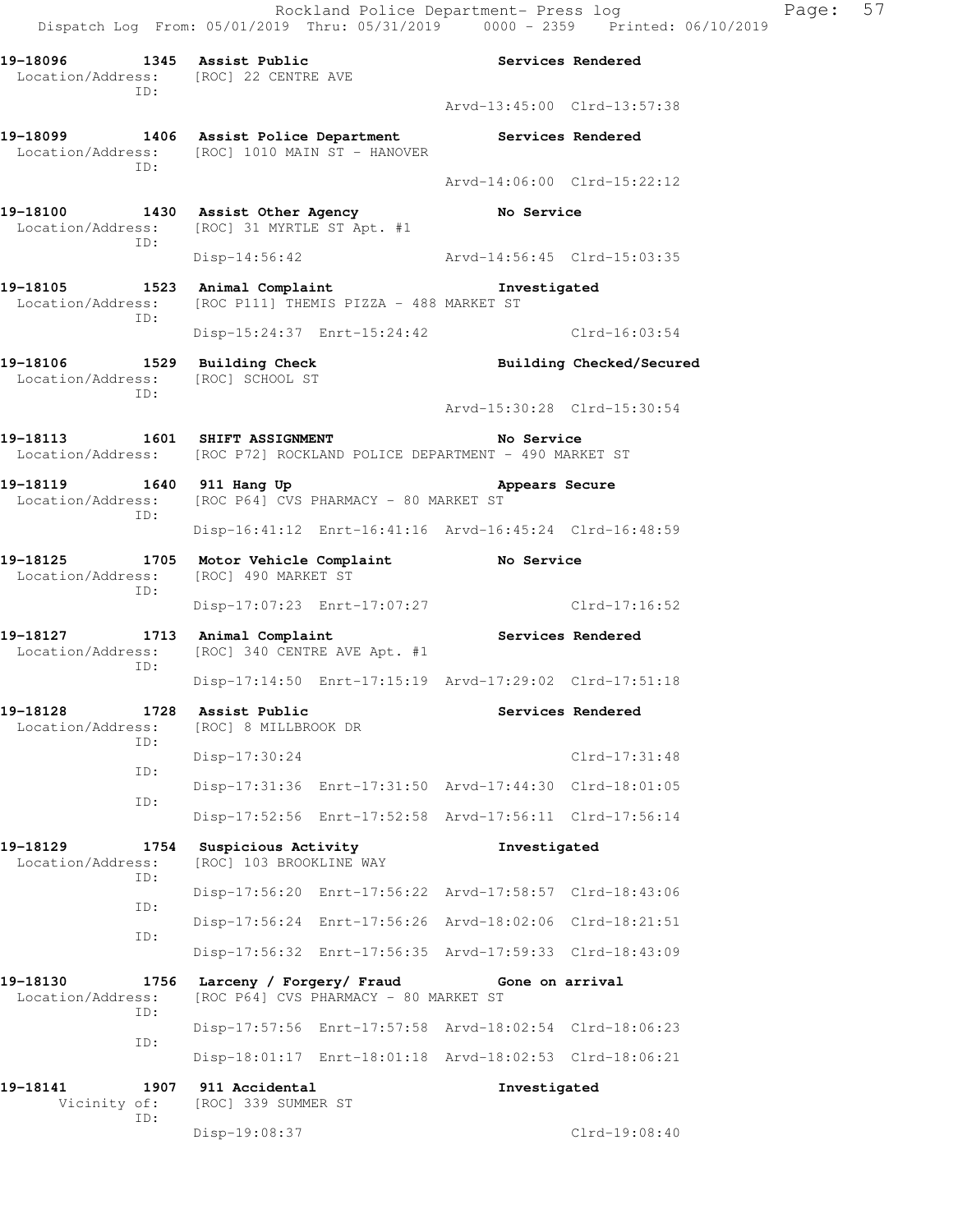```
19-18096        1345  Assist Public                         Services Rendered
  Location/Address:   [ROC] 22 CENTRE AVE
              ID:
                                                  Arvd-13:45:00  Clrd-13:57:38

19-18099        1406  Assist Police Department              Services Rendered
  Location/Address:   [ROC] 1010 MAIN ST - HANOVER
              ID:
                                                  Arvd-14:06:00  Clrd-15:22:12

19-18100        1430  Assist Other Agency                   No Service
  Location/Address:   [ROC] 31 MYRTLE ST Apt. #1
              ID:
                      Disp-14:56:42               Arvd-14:56:45  Clrd-15:03:35

19-18105        1523  Animal Complaint                      Investigated
  Location/Address:   [ROC P111] THEMIS PIZZA - 488 MARKET ST
              ID:
                      Disp-15:24:37  Enrt-15:24:42               Clrd-16:03:54

19-18106        1529  Building Check                        Building Checked/Secured
  Location/Address:   [ROC] SCHOOL ST
              ID:
                                                  Arvd-15:30:28  Clrd-15:30:54

19-18113        1601  SHIFT ASSIGNMENT                      No Service
  Location/Address:   [ROC P72] ROCKLAND POLICE DEPARTMENT - 490 MARKET ST

19-18119        1640  911 Hang Up                           Appears Secure
  Location/Address:   [ROC P64] CVS PHARMACY - 80 MARKET ST
              ID:
                      Disp-16:41:12  Enrt-16:41:16  Arvd-16:45:24  Clrd-16:48:59

19-18125        1705  Motor Vehicle Complaint               No Service
  Location/Address:   [ROC] 490 MARKET ST
              ID:
                      Disp-17:07:23  Enrt-17:07:27               Clrd-17:16:52

19-18127        1713  Animal Complaint                      Services Rendered
  Location/Address:   [ROC] 340 CENTRE AVE Apt. #1
              ID:
                      Disp-17:14:50  Enrt-17:15:19  Arvd-17:29:02  Clrd-17:51:18

19-18128        1728  Assist Public                         Services Rendered
  Location/Address:   [ROC] 8 MILLBROOK DR
              ID:
                      Disp-17:30:24                              Clrd-17:31:48
              ID:
                      Disp-17:31:36  Enrt-17:31:50  Arvd-17:44:30  Clrd-18:01:05
              ID:
                      Disp-17:52:56  Enrt-17:52:58  Arvd-17:56:11  Clrd-17:56:14

19-18129        1754  Suspicious Activity                   Investigated
  Location/Address:   [ROC] 103 BROOKLINE WAY
              ID:
                      Disp-17:56:20  Enrt-17:56:22  Arvd-17:58:57  Clrd-18:43:06
              ID:
                      Disp-17:56:24  Enrt-17:56:26  Arvd-18:02:06  Clrd-18:21:51
              ID:
                      Disp-17:56:32  Enrt-17:56:35  Arvd-17:59:33  Clrd-18:43:09

19-18130        1756  Larceny / Forgery/ Fraud              Gone on arrival
  Location/Address:   [ROC P64] CVS PHARMACY - 80 MARKET ST
              ID:
                      Disp-17:57:56  Enrt-17:57:58  Arvd-18:02:54  Clrd-18:06:23
              ID:
                      Disp-18:01:17  Enrt-18:01:18  Arvd-18:02:53  Clrd-18:06:21

19-18141        1907  911 Accidental                        Investigated
      Vicinity of:    [ROC] 339 SUMMER ST
              ID:
                      Disp-19:08:37                              Clrd-19:08:40
```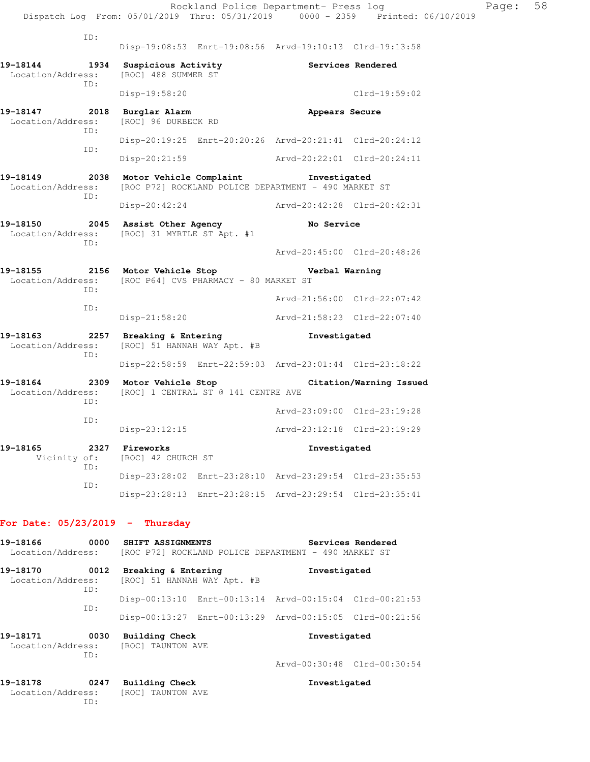ID:

Disp-19:08:53 Enrt-19:08:56 Arvd-19:10:13 Clrd-19:13:58

**19-18144 1934 Suspicious Activity** — **Services Rendered**
Location/Address: [ROC] 488 SUMMER ST
ID:
Disp-19:58:20 Clrd-19:59:02

**19-18147 2018 Burglar Alarm** — **Appears Secure**
Location/Address: [ROC] 96 DURBECK RD
ID:
Disp-20:19:25 Enrt-20:20:26 Arvd-20:21:41 Clrd-20:24:12
ID:
Disp-20:21:59 Arvd-20:22:01 Clrd-20:24:11

**19-18149 2038 Motor Vehicle Complaint** — **Investigated**
Location/Address: [ROC P72] ROCKLAND POLICE DEPARTMENT - 490 MARKET ST
ID:
Disp-20:42:24 Arvd-20:42:28 Clrd-20:42:31

**19-18150 2045 Assist Other Agency** — **No Service**
Location/Address: [ROC] 31 MYRTLE ST Apt. #1
ID:
Arvd-20:45:00 Clrd-20:48:26

**19-18155 2156 Motor Vehicle Stop** — **Verbal Warning**
Location/Address: [ROC P64] CVS PHARMACY - 80 MARKET ST
ID:
Arvd-21:56:00 Clrd-22:07:42
ID:
Disp-21:58:20 Arvd-21:58:23 Clrd-22:07:40

**19-18163 2257 Breaking & Entering** — **Investigated**
Location/Address: [ROC] 51 HANNAH WAY Apt. #B
ID:
Disp-22:58:59 Enrt-22:59:03 Arvd-23:01:44 Clrd-23:18:22

**19-18164 2309 Motor Vehicle Stop** — **Citation/Warning Issued**
Location/Address: [ROC] 1 CENTRAL ST @ 141 CENTRE AVE
ID:
Arvd-23:09:00 Clrd-23:19:28
ID:
Disp-23:12:15 Arvd-23:12:18 Clrd-23:19:29

**19-18165 2327 Fireworks** — **Investigated**
Vicinity of: [ROC] 42 CHURCH ST
ID:
Disp-23:28:02 Enrt-23:28:10 Arvd-23:29:54 Clrd-23:35:53
ID:
Disp-23:28:13 Enrt-23:28:15 Arvd-23:29:54 Clrd-23:35:41

## For Date: 05/23/2019 - Thursday

**19-18166 0000 SHIFT ASSIGNMENTS** — **Services Rendered**
Location/Address: [ROC P72] ROCKLAND POLICE DEPARTMENT - 490 MARKET ST

**19-18170 0012 Breaking & Entering** — **Investigated**
Location/Address: [ROC] 51 HANNAH WAY Apt. #B
ID:
Disp-00:13:10 Enrt-00:13:14 Arvd-00:15:04 Clrd-00:21:53
ID:
Disp-00:13:27 Enrt-00:13:29 Arvd-00:15:05 Clrd-00:21:56

**19-18171 0030 Building Check** — **Investigated**
Location/Address: [ROC] TAUNTON AVE
ID:
Arvd-00:30:48 Clrd-00:30:54

**19-18178 0247 Building Check** — **Investigated**
Location/Address: [ROC] TAUNTON AVE
ID: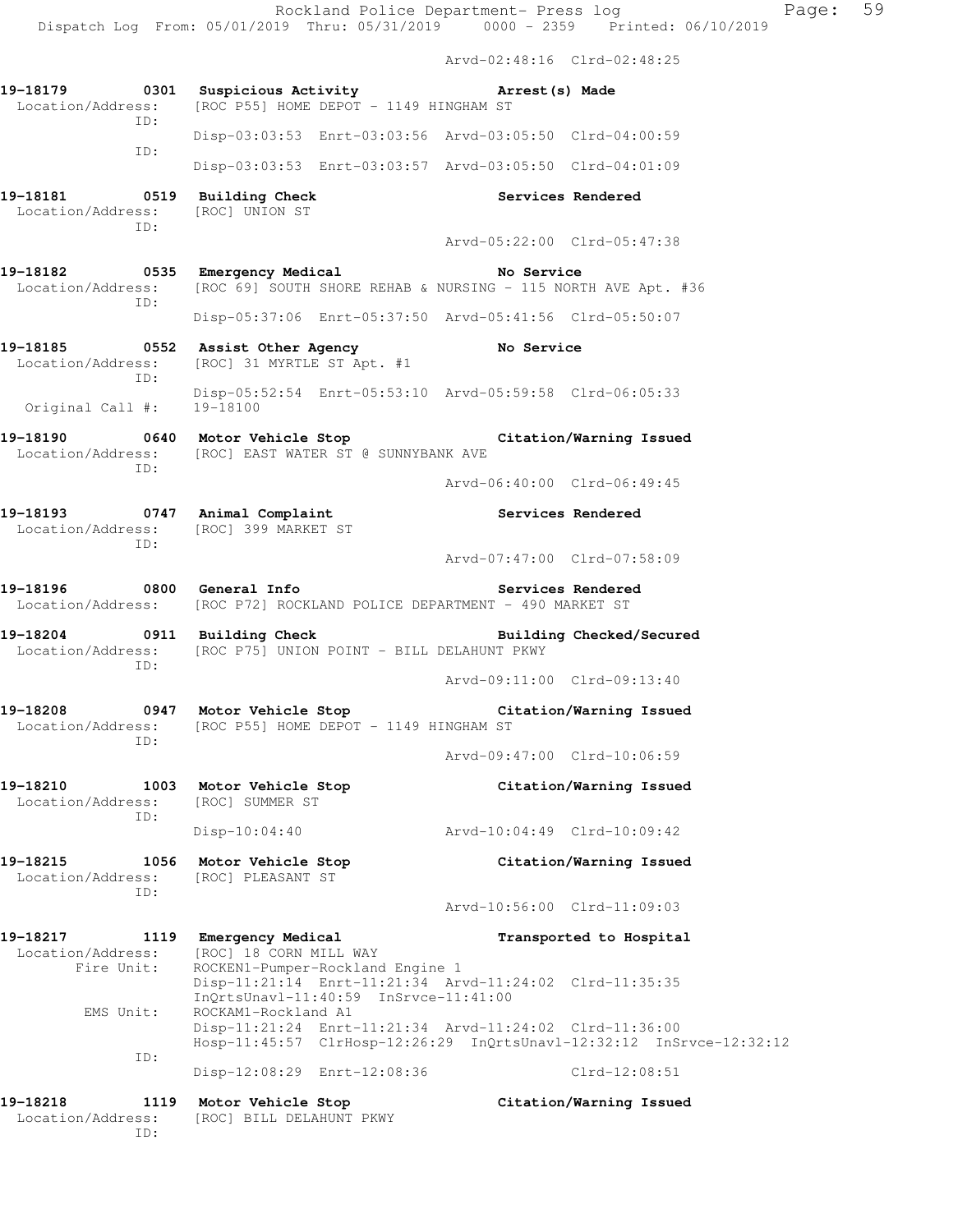Arvd-02:48:16 Clrd-02:48:25

**19-18179 0301 Suspicious Activity — Arrest(s) Made**
Location/Address: [ROC P55] HOME DEPOT - 1149 HINGHAM ST
ID:
Disp-03:03:53 Enrt-03:03:56 Arvd-03:05:50 Clrd-04:00:59
ID:
Disp-03:03:53 Enrt-03:03:57 Arvd-03:05:50 Clrd-04:01:09

**19-18181 0519 Building Check — Services Rendered**
Location/Address: [ROC] UNION ST
ID:
Arvd-05:22:00 Clrd-05:47:38

**19-18182 0535 Emergency Medical — No Service**
Location/Address: [ROC 69] SOUTH SHORE REHAB & NURSING - 115 NORTH AVE Apt. #36
ID:
Disp-05:37:06 Enrt-05:37:50 Arvd-05:41:56 Clrd-05:50:07

**19-18185 0552 Assist Other Agency — No Service**
Location/Address: [ROC] 31 MYRTLE ST Apt. #1
ID:
Disp-05:52:54 Enrt-05:53:10 Arvd-05:59:58 Clrd-06:05:33
Original Call #: 19-18100

**19-18190 0640 Motor Vehicle Stop — Citation/Warning Issued**
Location/Address: [ROC] EAST WATER ST @ SUNNYBANK AVE
ID:
Arvd-06:40:00 Clrd-06:49:45

**19-18193 0747 Animal Complaint — Services Rendered**
Location/Address: [ROC] 399 MARKET ST
ID:
Arvd-07:47:00 Clrd-07:58:09

**19-18196 0800 General Info — Services Rendered**
Location/Address: [ROC P72] ROCKLAND POLICE DEPARTMENT - 490 MARKET ST

**19-18204 0911 Building Check — Building Checked/Secured**
Location/Address: [ROC P75] UNION POINT - BILL DELAHUNT PKWY
ID:
Arvd-09:11:00 Clrd-09:13:40

**19-18208 0947 Motor Vehicle Stop — Citation/Warning Issued**
Location/Address: [ROC P55] HOME DEPOT - 1149 HINGHAM ST
ID:
Arvd-09:47:00 Clrd-10:06:59

**19-18210 1003 Motor Vehicle Stop — Citation/Warning Issued**
Location/Address: [ROC] SUMMER ST
ID:
Disp-10:04:40 Arvd-10:04:49 Clrd-10:09:42

**19-18215 1056 Motor Vehicle Stop — Citation/Warning Issued**
Location/Address: [ROC] PLEASANT ST
ID:
Arvd-10:56:00 Clrd-11:09:03

**19-18217 1119 Emergency Medical — Transported to Hospital**
Location/Address: [ROC] 18 CORN MILL WAY
Fire Unit: ROCKEN1-Pumper-Rockland Engine 1
Disp-11:21:14 Enrt-11:21:34 Arvd-11:24:02 Clrd-11:35:35
InQrtsUnavl-11:40:59 InSrvce-11:41:00
EMS Unit: ROCKAM1-Rockland A1
Disp-11:21:24 Enrt-11:21:34 Arvd-11:24:02 Clrd-11:36:00
Hosp-11:45:57 ClrHosp-12:26:29 InQrtsUnavl-12:32:12 InSrvce-12:32:12
ID:
Disp-12:08:29 Enrt-12:08:36 Clrd-12:08:51

**19-18218 1119 Motor Vehicle Stop — Citation/Warning Issued**
Location/Address: [ROC] BILL DELAHUNT PKWY
ID: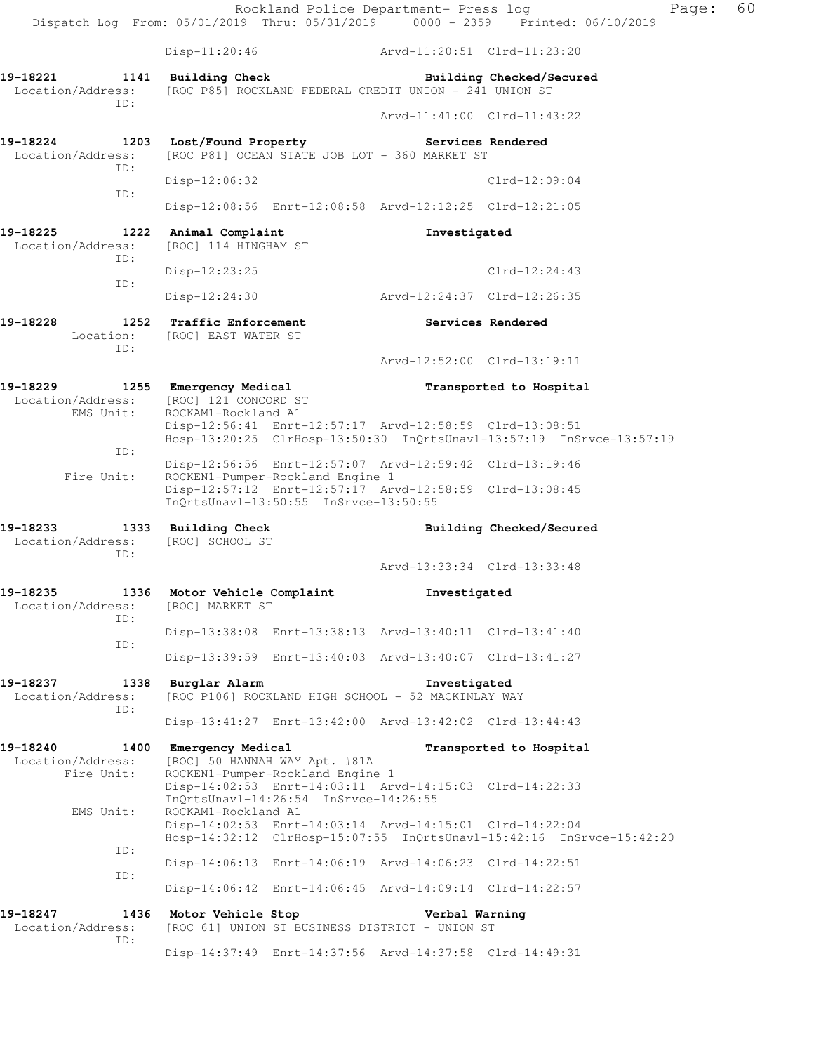Disp-11:20:46 Arvd-11:20:51 Clrd-11:23:20

**19-18221 1141 Building Check** **Building Checked/Secured**
Location/Address: [ROC P85] ROCKLAND FEDERAL CREDIT UNION - 241 UNION ST
ID:
Arvd-11:41:00 Clrd-11:43:22

**19-18224 1203 Lost/Found Property** **Services Rendered**
Location/Address: [ROC P81] OCEAN STATE JOB LOT - 360 MARKET ST
ID:
Disp-12:06:32 Clrd-12:09:04
ID:
Disp-12:08:56 Enrt-12:08:58 Arvd-12:12:25 Clrd-12:21:05

**19-18225 1222 Animal Complaint** **Investigated**
Location/Address: [ROC] 114 HINGHAM ST
ID:
Disp-12:23:25 Clrd-12:24:43
ID:
Disp-12:24:30 Arvd-12:24:37 Clrd-12:26:35

**19-18228 1252 Traffic Enforcement** **Services Rendered**
Location: [ROC] EAST WATER ST
ID:
Arvd-12:52:00 Clrd-13:19:11

**19-18229 1255 Emergency Medical** **Transported to Hospital**
Location/Address: [ROC] 121 CONCORD ST
EMS Unit: ROCKAM1-Rockland A1
Disp-12:56:41 Enrt-12:57:17 Arvd-12:58:59 Clrd-13:08:51
Hosp-13:20:25 ClrHosp-13:50:30 InQrtsUnavl-13:57:19 InSrvce-13:57:19
ID:
Disp-12:56:56 Enrt-12:57:07 Arvd-12:59:42 Clrd-13:19:46
Fire Unit: ROCKEN1-Pumper-Rockland Engine 1
Disp-12:57:12 Enrt-12:57:17 Arvd-12:58:59 Clrd-13:08:45
InQrtsUnavl-13:50:55 InSrvce-13:50:55

**19-18233 1333 Building Check** **Building Checked/Secured**
Location/Address: [ROC] SCHOOL ST
ID:
Arvd-13:33:34 Clrd-13:33:48

**19-18235 1336 Motor Vehicle Complaint** **Investigated**
Location/Address: [ROC] MARKET ST
ID:
Disp-13:38:08 Enrt-13:38:13 Arvd-13:40:11 Clrd-13:41:40
ID:
Disp-13:39:59 Enrt-13:40:03 Arvd-13:40:07 Clrd-13:41:27

**19-18237 1338 Burglar Alarm** **Investigated**
Location/Address: [ROC P106] ROCKLAND HIGH SCHOOL - 52 MACKINLAY WAY
ID:
Disp-13:41:27 Enrt-13:42:00 Arvd-13:42:02 Clrd-13:44:43

**19-18240 1400 Emergency Medical** **Transported to Hospital**
Location/Address: [ROC] 50 HANNAH WAY Apt. #81A
Fire Unit: ROCKEN1-Pumper-Rockland Engine 1
Disp-14:02:53 Enrt-14:03:11 Arvd-14:15:03 Clrd-14:22:33
InQrtsUnavl-14:26:54 InSrvce-14:26:55
EMS Unit: ROCKAM1-Rockland A1
Disp-14:02:53 Enrt-14:03:14 Arvd-14:15:01 Clrd-14:22:04
Hosp-14:32:12 ClrHosp-15:07:55 InQrtsUnavl-15:42:16 InSrvce-15:42:20
ID:
Disp-14:06:13 Enrt-14:06:19 Arvd-14:06:23 Clrd-14:22:51
ID:
Disp-14:06:42 Enrt-14:06:45 Arvd-14:09:14 Clrd-14:22:57

**19-18247 1436 Motor Vehicle Stop** **Verbal Warning**
Location/Address: [ROC 61] UNION ST BUSINESS DISTRICT - UNION ST
ID:
Disp-14:37:49 Enrt-14:37:56 Arvd-14:37:58 Clrd-14:49:31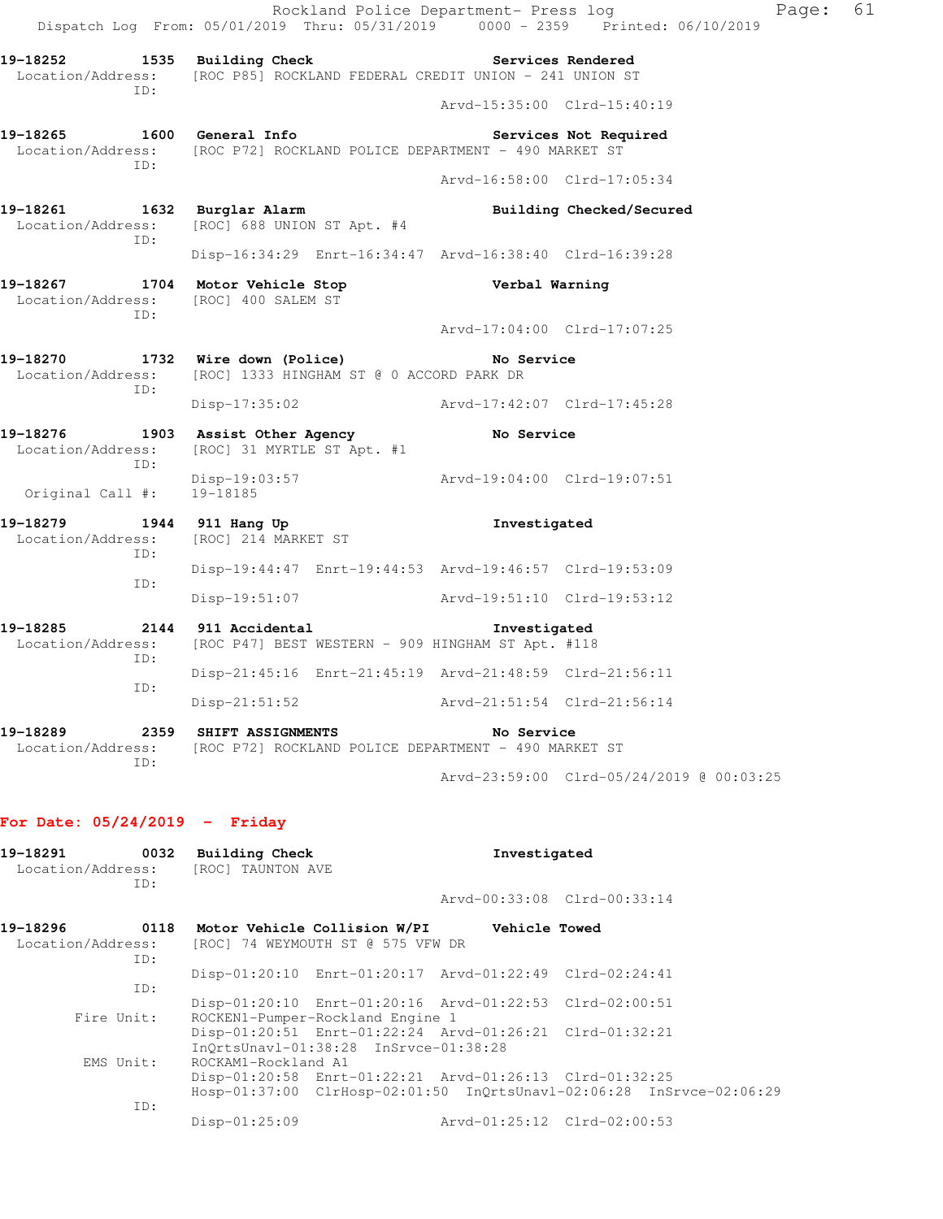**19-18252 1535 Building Check — Services Rendered**
Location/Address: [ROC P85] ROCKLAND FEDERAL CREDIT UNION - 241 UNION ST
ID:
Arvd-15:35:00 Clrd-15:40:19

**19-18265 1600 General Info — Services Not Required**
Location/Address: [ROC P72] ROCKLAND POLICE DEPARTMENT - 490 MARKET ST
ID:
Arvd-16:58:00 Clrd-17:05:34

**19-18261 1632 Burglar Alarm — Building Checked/Secured**
Location/Address: [ROC] 688 UNION ST Apt. #4
ID:
Disp-16:34:29 Enrt-16:34:47 Arvd-16:38:40 Clrd-16:39:28

**19-18267 1704 Motor Vehicle Stop — Verbal Warning**
Location/Address: [ROC] 400 SALEM ST
ID:
Arvd-17:04:00 Clrd-17:07:25

**19-18270 1732 Wire down (Police) — No Service**
Location/Address: [ROC] 1333 HINGHAM ST @ 0 ACCORD PARK DR
ID:
Disp-17:35:02 Arvd-17:42:07 Clrd-17:45:28

**19-18276 1903 Assist Other Agency — No Service**
Location/Address: [ROC] 31 MYRTLE ST Apt. #1
ID:
Disp-19:03:57 Arvd-19:04:00 Clrd-19:07:51
Original Call #: 19-18185

**19-18279 1944 911 Hang Up — Investigated**
Location/Address: [ROC] 214 MARKET ST
ID:
Disp-19:44:47 Enrt-19:44:53 Arvd-19:46:57 Clrd-19:53:09
ID:
Disp-19:51:07 Arvd-19:51:10 Clrd-19:53:12

**19-18285 2144 911 Accidental — Investigated**
Location/Address: [ROC P47] BEST WESTERN - 909 HINGHAM ST Apt. #118
ID:
Disp-21:45:16 Enrt-21:45:19 Arvd-21:48:59 Clrd-21:56:11
ID:
Disp-21:51:52 Arvd-21:51:54 Clrd-21:56:14

**19-18289 2359 SHIFT ASSIGNMENTS — No Service**
Location/Address: [ROC P72] ROCKLAND POLICE DEPARTMENT - 490 MARKET ST
ID:
Arvd-23:59:00 Clrd-05/24/2019 @ 00:03:25

## For Date: 05/24/2019 - Friday

**19-18291 0032 Building Check — Investigated**
Location/Address: [ROC] TAUNTON AVE
ID:
Arvd-00:33:08 Clrd-00:33:14

**19-18296 0118 Motor Vehicle Collision W/PI — Vehicle Towed**
Location/Address: [ROC] 74 WEYMOUTH ST @ 575 VFW DR
ID:
Disp-01:20:10 Enrt-01:20:17 Arvd-01:22:49 Clrd-02:24:41
ID:
Disp-01:20:10 Enrt-01:20:16 Arvd-01:22:53 Clrd-02:00:51
Fire Unit: ROCKEN1-Pumper-Rockland Engine 1
Disp-01:20:51 Enrt-01:22:24 Arvd-01:26:21 Clrd-01:32:21
InQrtsUnavl-01:38:28 InSrvce-01:38:28
EMS Unit: ROCKAM1-Rockland A1
Disp-01:20:58 Enrt-01:22:21 Arvd-01:26:13 Clrd-01:32:25
Hosp-01:37:00 ClrHosp-02:01:50 InQrtsUnavl-02:06:28 InSrvce-02:06:29
ID:
Disp-01:25:09 Arvd-01:25:12 Clrd-02:00:53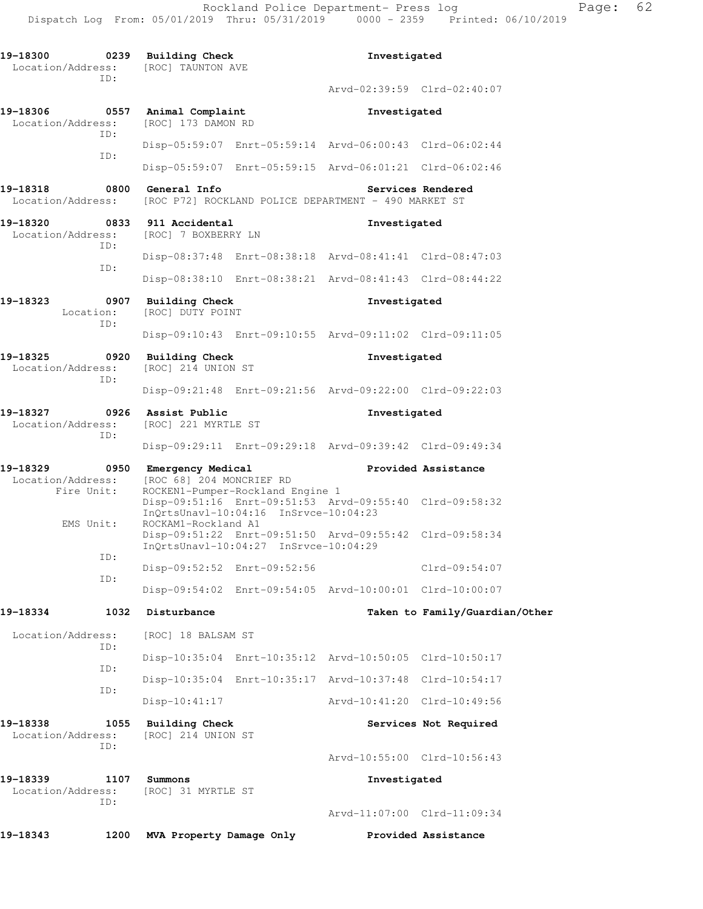19-18300 0239 Building Check Investigated
Location/Address: [ROC] TAUNTON AVE
ID:
Arvd-02:39:59 Clrd-02:40:07

19-18306 0557 Animal Complaint Investigated
Location/Address: [ROC] 173 DAMON RD
ID:
Disp-05:59:07 Enrt-05:59:14 Arvd-06:00:43 Clrd-06:02:44
ID:
Disp-05:59:07 Enrt-05:59:15 Arvd-06:01:21 Clrd-06:02:46

19-18318 0800 General Info Services Rendered
Location/Address: [ROC P72] ROCKLAND POLICE DEPARTMENT - 490 MARKET ST

19-18320 0833 911 Accidental Investigated
Location/Address: [ROC] 7 BOXBERRY LN
ID:
Disp-08:37:48 Enrt-08:38:18 Arvd-08:41:41 Clrd-08:47:03
ID:
Disp-08:38:10 Enrt-08:38:21 Arvd-08:41:43 Clrd-08:44:22

19-18323 0907 Building Check Investigated
Location: [ROC] DUTY POINT
ID:
Disp-09:10:43 Enrt-09:10:55 Arvd-09:11:02 Clrd-09:11:05

19-18325 0920 Building Check Investigated
Location/Address: [ROC] 214 UNION ST
ID:
Disp-09:21:48 Enrt-09:21:56 Arvd-09:22:00 Clrd-09:22:03

19-18327 0926 Assist Public Investigated
Location/Address: [ROC] 221 MYRTLE ST
ID:
Disp-09:29:11 Enrt-09:29:18 Arvd-09:39:42 Clrd-09:49:34

19-18329 0950 Emergency Medical Provided Assistance
Location/Address: [ROC 68] 204 MONCRIEF RD
Fire Unit: ROCKEN1-Pumper-Rockland Engine 1
Disp-09:51:16 Enrt-09:51:53 Arvd-09:55:40 Clrd-09:58:32
InQrtsUnavl-10:04:16 InSrvce-10:04:23
EMS Unit: ROCKAM1-Rockland A1
Disp-09:51:22 Enrt-09:51:50 Arvd-09:55:42 Clrd-09:58:34
InQrtsUnavl-10:04:27 InSrvce-10:04:29
ID:
Disp-09:52:52 Enrt-09:52:56 Clrd-09:54:07
ID:
Disp-09:54:02 Enrt-09:54:05 Arvd-10:00:01 Clrd-10:00:07

19-18334 1032 Disturbance Taken to Family/Guardian/Other

Location/Address: [ROC] 18 BALSAM ST
ID:
Disp-10:35:04 Enrt-10:35:12 Arvd-10:50:05 Clrd-10:50:17
ID:
Disp-10:35:04 Enrt-10:35:17 Arvd-10:37:48 Clrd-10:54:17
ID:
Disp-10:41:17 Arvd-10:41:20 Clrd-10:49:56

19-18338 1055 Building Check Services Not Required
Location/Address: [ROC] 214 UNION ST
ID:
Arvd-10:55:00 Clrd-10:56:43

19-18339 1107 Summons Investigated
Location/Address: [ROC] 31 MYRTLE ST
ID:
Arvd-11:07:00 Clrd-11:09:34

19-18343 1200 MVA Property Damage Only Provided Assistance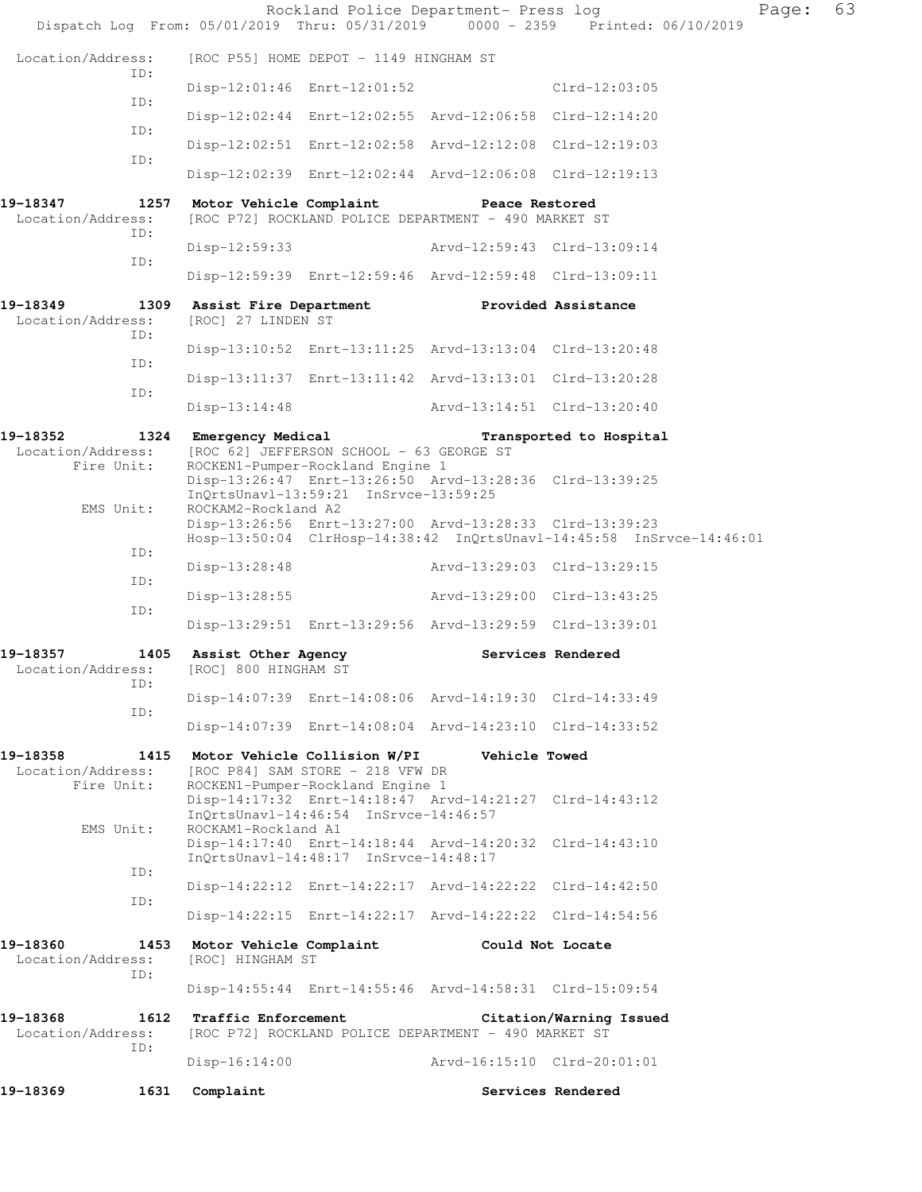```
 Location/Address:    [ROC P55] HOME DEPOT - 1149 HINGHAM ST
               ID:
                      Disp-12:01:46  Enrt-12:01:52                   Clrd-12:03:05
               ID:
                      Disp-12:02:44  Enrt-12:02:55  Arvd-12:06:58  Clrd-12:14:20
               ID:
                      Disp-12:02:51  Enrt-12:02:58  Arvd-12:12:08  Clrd-12:19:03
               ID:
                      Disp-12:02:39  Enrt-12:02:44  Arvd-12:06:08  Clrd-12:19:13

19-18347        1257  Motor Vehicle Complaint          Peace Restored
 Location/Address:    [ROC P72] ROCKLAND POLICE DEPARTMENT - 490 MARKET ST
               ID:
                      Disp-12:59:33                 Arvd-12:59:43  Clrd-13:09:14
               ID:
                      Disp-12:59:39  Enrt-12:59:46  Arvd-12:59:48  Clrd-13:09:11

19-18349        1309  Assist Fire Department           Provided Assistance
 Location/Address:    [ROC] 27 LINDEN ST
               ID:
                      Disp-13:10:52  Enrt-13:11:25  Arvd-13:13:04  Clrd-13:20:48
               ID:
                      Disp-13:11:37  Enrt-13:11:42  Arvd-13:13:01  Clrd-13:20:28
               ID:
                      Disp-13:14:48                 Arvd-13:14:51  Clrd-13:20:40

19-18352        1324  Emergency Medical                Transported to Hospital
 Location/Address:    [ROC 62] JEFFERSON SCHOOL - 63 GEORGE ST
        Fire Unit:    ROCKEN1-Pumper-Rockland Engine 1
                      Disp-13:26:47  Enrt-13:26:50  Arvd-13:28:36  Clrd-13:39:25
                      InQrtsUnavl-13:59:21  InSrvce-13:59:25
         EMS Unit:    ROCKAM2-Rockland A2
                      Disp-13:26:56  Enrt-13:27:00  Arvd-13:28:33  Clrd-13:39:23
                      Hosp-13:50:04  ClrHosp-14:38:42  InQrtsUnavl-14:45:58  InSrvce-14:46:01
               ID:
                      Disp-13:28:48                 Arvd-13:29:03  Clrd-13:29:15
               ID:
                      Disp-13:28:55                 Arvd-13:29:00  Clrd-13:43:25
               ID:
                      Disp-13:29:51  Enrt-13:29:56  Arvd-13:29:59  Clrd-13:39:01

19-18357        1405  Assist Other Agency              Services Rendered
 Location/Address:    [ROC] 800 HINGHAM ST
               ID:
                      Disp-14:07:39  Enrt-14:08:06  Arvd-14:19:30  Clrd-14:33:49
               ID:
                      Disp-14:07:39  Enrt-14:08:04  Arvd-14:23:10  Clrd-14:33:52

19-18358        1415  Motor Vehicle Collision W/PI     Vehicle Towed
 Location/Address:    [ROC P84] SAM STORE - 218 VFW DR
        Fire Unit:    ROCKEN1-Pumper-Rockland Engine 1
                      Disp-14:17:32  Enrt-14:18:47  Arvd-14:21:27  Clrd-14:43:12
                      InQrtsUnavl-14:46:54  InSrvce-14:46:57
         EMS Unit:    ROCKAM1-Rockland A1
                      Disp-14:17:40  Enrt-14:18:44  Arvd-14:20:32  Clrd-14:43:10
                      InQrtsUnavl-14:48:17  InSrvce-14:48:17
               ID:
                      Disp-14:22:12  Enrt-14:22:17  Arvd-14:22:22  Clrd-14:42:50
               ID:
                      Disp-14:22:15  Enrt-14:22:17  Arvd-14:22:22  Clrd-14:54:56

19-18360        1453  Motor Vehicle Complaint          Could Not Locate
 Location/Address:    [ROC] HINGHAM ST
               ID:
                      Disp-14:55:44  Enrt-14:55:46  Arvd-14:58:31  Clrd-15:09:54

19-18368        1612  Traffic Enforcement              Citation/Warning Issued
 Location/Address:    [ROC P72] ROCKLAND POLICE DEPARTMENT - 490 MARKET ST
               ID:
                      Disp-16:14:00                 Arvd-16:15:10  Clrd-20:01:01

19-18369        1631  Complaint                        Services Rendered
```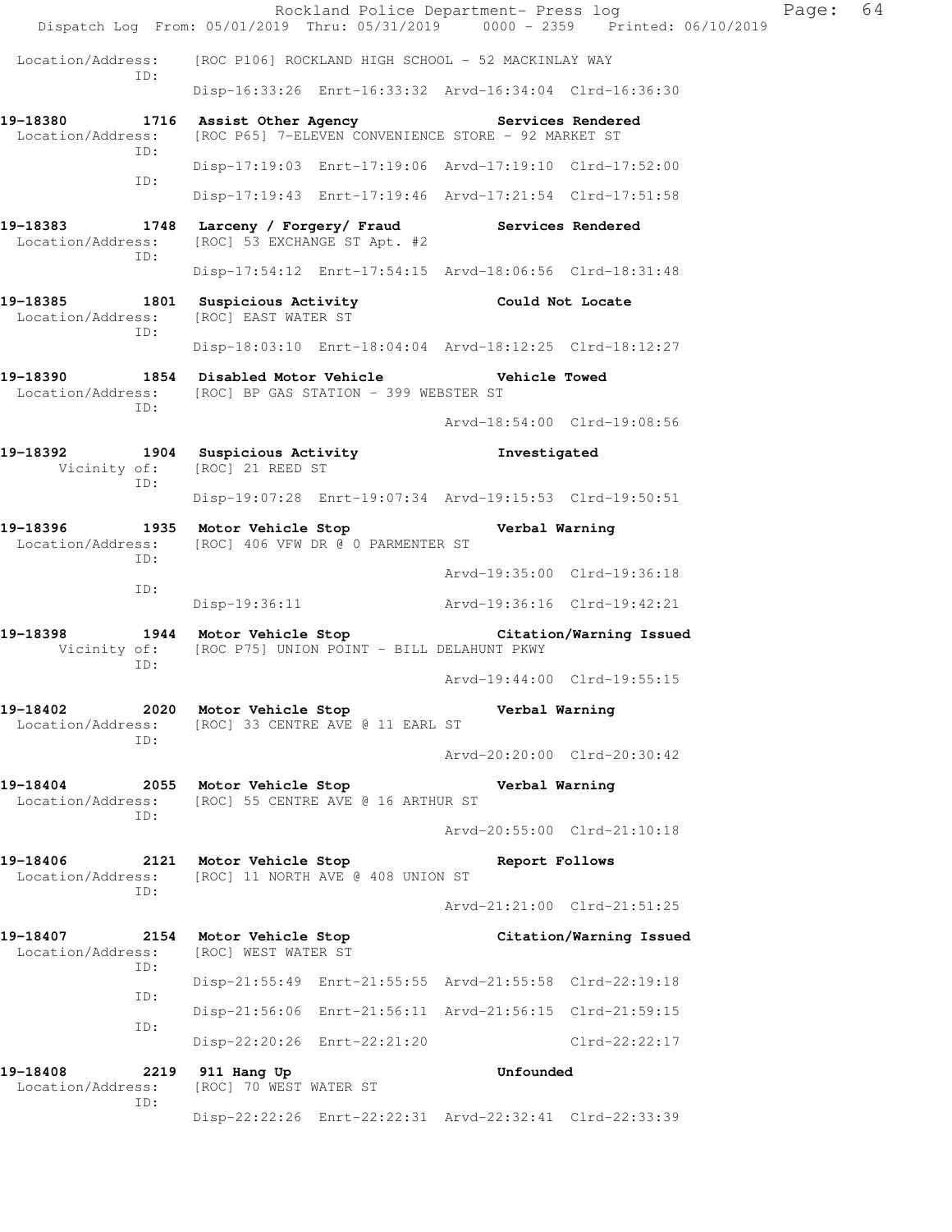Rockland Police Department- Press log
Dispatch Log From: 05/01/2019 Thru: 05/31/2019 0000 - 2359 Printed: 06/10/2019

```
 Location/Address:    [ROC P106] ROCKLAND HIGH SCHOOL - 52 MACKINLAY WAY
                ID:   
                      Disp-16:33:26  Enrt-16:33:32  Arvd-16:34:04  Clrd-16:36:30

19-18380        1716  Assist Other Agency                    Services Rendered
 Location/Address:    [ROC P65] 7-ELEVEN CONVENIENCE STORE - 92 MARKET ST
                ID:   
                      Disp-17:19:03  Enrt-17:19:06  Arvd-17:19:10  Clrd-17:52:00
                ID:   
                      Disp-17:19:43  Enrt-17:19:46  Arvd-17:21:54  Clrd-17:51:58

19-18383        1748  Larceny / Forgery/ Fraud               Services Rendered
 Location/Address:    [ROC] 53 EXCHANGE ST Apt. #2
                ID:   
                      Disp-17:54:12  Enrt-17:54:15  Arvd-18:06:56  Clrd-18:31:48

19-18385        1801  Suspicious Activity                    Could Not Locate
 Location/Address:    [ROC] EAST WATER ST
                ID:   
                      Disp-18:03:10  Enrt-18:04:04  Arvd-18:12:25  Clrd-18:12:27

19-18390        1854  Disabled Motor Vehicle                 Vehicle Towed
 Location/Address:    [ROC] BP GAS STATION - 399 WEBSTER ST
                ID:   
                                                    Arvd-18:54:00  Clrd-19:08:56

19-18392        1904  Suspicious Activity                    Investigated
      Vicinity of:    [ROC] 21 REED ST
                ID:   
                      Disp-19:07:28  Enrt-19:07:34  Arvd-19:15:53  Clrd-19:50:51

19-18396        1935  Motor Vehicle Stop                     Verbal Warning
 Location/Address:    [ROC] 406 VFW DR @ 0 PARMENTER ST
                ID:   
                                                    Arvd-19:35:00  Clrd-19:36:18
                ID:   
                      Disp-19:36:11                 Arvd-19:36:16  Clrd-19:42:21

19-18398        1944  Motor Vehicle Stop                     Citation/Warning Issued
      Vicinity of:    [ROC P75] UNION POINT - BILL DELAHUNT PKWY
                ID:   
                                                    Arvd-19:44:00  Clrd-19:55:15

19-18402        2020  Motor Vehicle Stop                     Verbal Warning
 Location/Address:    [ROC] 33 CENTRE AVE @ 11 EARL ST
                ID:   
                                                    Arvd-20:20:00  Clrd-20:30:42

19-18404        2055  Motor Vehicle Stop                     Verbal Warning
 Location/Address:    [ROC] 55 CENTRE AVE @ 16 ARTHUR ST
                ID:   
                                                    Arvd-20:55:00  Clrd-21:10:18

19-18406        2121  Motor Vehicle Stop                     Report Follows
 Location/Address:    [ROC] 11 NORTH AVE @ 408 UNION ST
                ID:   
                                                    Arvd-21:21:00  Clrd-21:51:25

19-18407        2154  Motor Vehicle Stop                     Citation/Warning Issued
 Location/Address:    [ROC] WEST WATER ST
                ID:   
                      Disp-21:55:49  Enrt-21:55:55  Arvd-21:55:58  Clrd-22:19:18
                ID:   
                      Disp-21:56:06  Enrt-21:56:11  Arvd-21:56:15  Clrd-21:59:15
                ID:   
                      Disp-22:20:26  Enrt-22:21:20                 Clrd-22:22:17

19-18408        2219  911 Hang Up                            Unfounded
 Location/Address:    [ROC] 70 WEST WATER ST
                ID:   
                      Disp-22:22:26  Enrt-22:22:31  Arvd-22:32:41  Clrd-22:33:39
```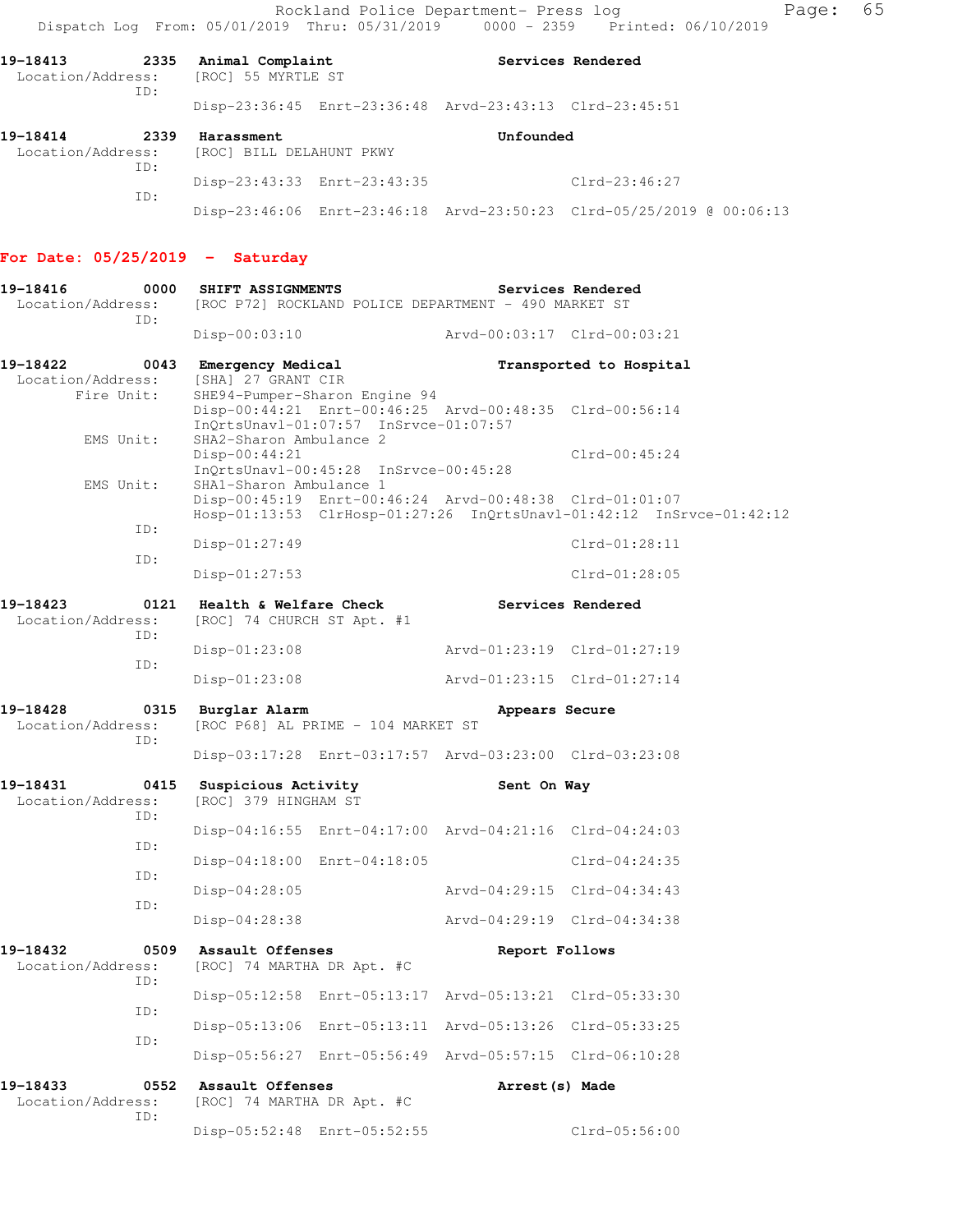19-18413 2335 Animal Complaint Services Rendered
Location/Address: [ROC] 55 MYRTLE ST
ID:
Disp-23:36:45 Enrt-23:36:48 Arvd-23:43:13 Clrd-23:45:51

19-18414 2339 Harassment Unfounded
Location/Address: [ROC] BILL DELAHUNT PKWY
ID:
Disp-23:43:33 Enrt-23:43:35 Clrd-23:46:27
ID:
Disp-23:46:06 Enrt-23:46:18 Arvd-23:50:23 Clrd-05/25/2019 @ 00:06:13

**For Date: 05/25/2019 - Saturday**

19-18416 0000 SHIFT ASSIGNMENTS Services Rendered
Location/Address: [ROC P72] ROCKLAND POLICE DEPARTMENT - 490 MARKET ST
ID:
Disp-00:03:10 Arvd-00:03:17 Clrd-00:03:21

19-18422 0043 Emergency Medical Transported to Hospital
Location/Address: [SHA] 27 GRANT CIR
Fire Unit: SHE94-Pumper-Sharon Engine 94
Disp-00:44:21 Enrt-00:46:25 Arvd-00:48:35 Clrd-00:56:14
InQrtsUnavl-01:07:57 InSrvce-01:07:57
EMS Unit: SHA2-Sharon Ambulance 2
Disp-00:44:21 Clrd-00:45:24
InQrtsUnavl-00:45:28 InSrvce-00:45:28
EMS Unit: SHA1-Sharon Ambulance 1
Disp-00:45:19 Enrt-00:46:24 Arvd-00:48:38 Clrd-01:01:07
Hosp-01:13:53 ClrHosp-01:27:26 InQrtsUnavl-01:42:12 InSrvce-01:42:12
ID:
Disp-01:27:49 Clrd-01:28:11
ID:
Disp-01:27:53 Clrd-01:28:05

19-18423 0121 Health & Welfare Check Services Rendered
Location/Address: [ROC] 74 CHURCH ST Apt. #1
ID:
Disp-01:23:08 Arvd-01:23:19 Clrd-01:27:19
ID:
Disp-01:23:08 Arvd-01:23:15 Clrd-01:27:14

19-18428 0315 Burglar Alarm Appears Secure
Location/Address: [ROC P68] AL PRIME - 104 MARKET ST
ID:
Disp-03:17:28 Enrt-03:17:57 Arvd-03:23:00 Clrd-03:23:08

19-18431 0415 Suspicious Activity Sent On Way
Location/Address: [ROC] 379 HINGHAM ST
ID:
Disp-04:16:55 Enrt-04:17:00 Arvd-04:21:16 Clrd-04:24:03
ID:
Disp-04:18:00 Enrt-04:18:05 Clrd-04:24:35
ID:
Disp-04:28:05 Arvd-04:29:15 Clrd-04:34:43
ID:
Disp-04:28:38 Arvd-04:29:19 Clrd-04:34:38

19-18432 0509 Assault Offenses Report Follows
Location/Address: [ROC] 74 MARTHA DR Apt. #C
ID:
Disp-05:12:58 Enrt-05:13:17 Arvd-05:13:21 Clrd-05:33:30
ID:
Disp-05:13:06 Enrt-05:13:11 Arvd-05:13:26 Clrd-05:33:25
ID:
Disp-05:56:27 Enrt-05:56:49 Arvd-05:57:15 Clrd-06:10:28

19-18433 0552 Assault Offenses Arrest(s) Made
Location/Address: [ROC] 74 MARTHA DR Apt. #C
ID:
Disp-05:52:48 Enrt-05:52:55 Clrd-05:56:00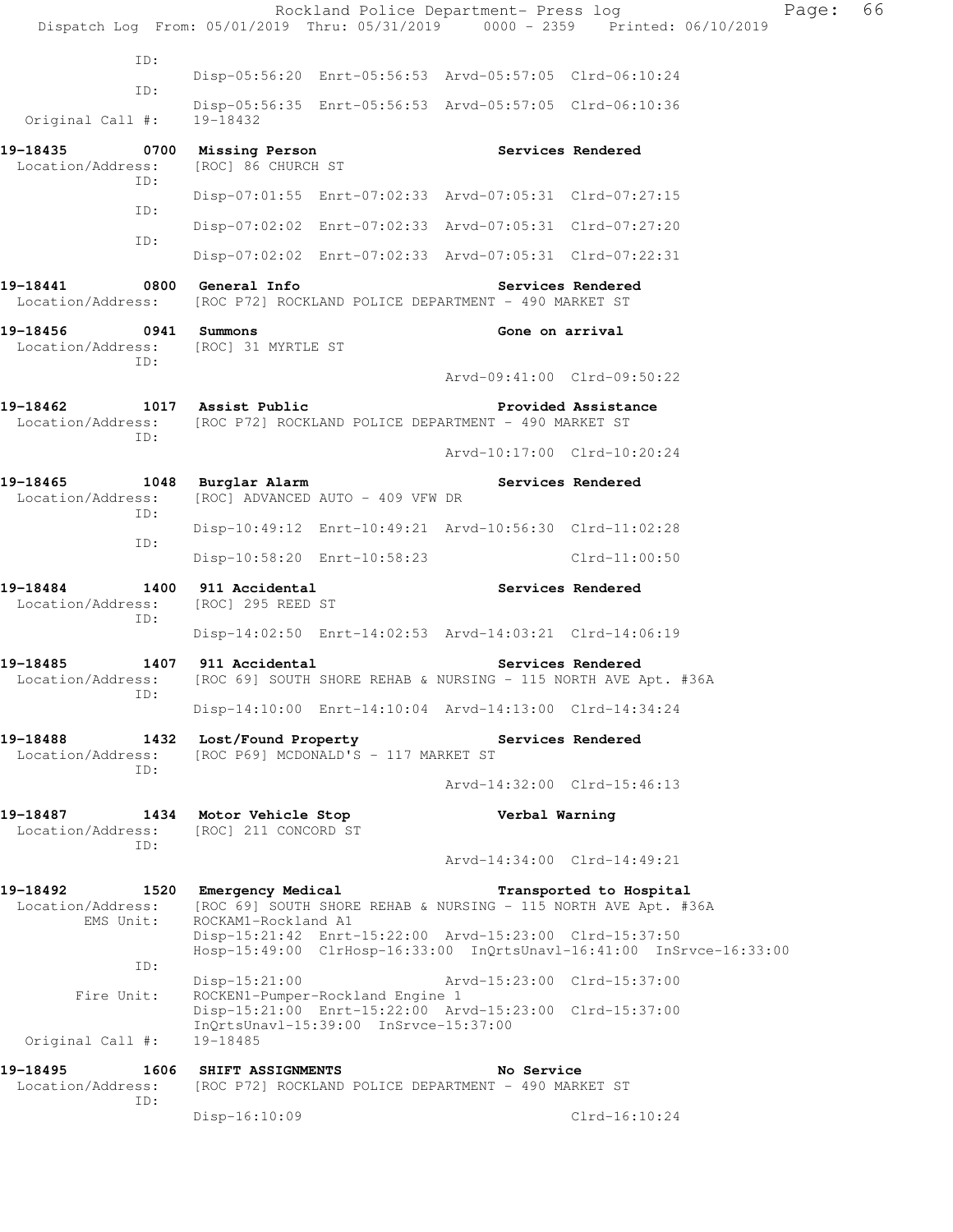ID:
Disp-05:56:20 Enrt-05:56:53 Arvd-05:57:05 Clrd-06:10:24
ID:
Disp-05:56:35 Enrt-05:56:53 Arvd-05:57:05 Clrd-06:10:36
Original Call #: 19-18432

**19-18435 0700 Missing Person** **Services Rendered**
Location/Address: [ROC] 86 CHURCH ST
ID:
Disp-07:01:55 Enrt-07:02:33 Arvd-07:05:31 Clrd-07:27:15
ID:
Disp-07:02:02 Enrt-07:02:33 Arvd-07:05:31 Clrd-07:27:20
ID:
Disp-07:02:02 Enrt-07:02:33 Arvd-07:05:31 Clrd-07:22:31

**19-18441 0800 General Info** **Services Rendered**
Location/Address: [ROC P72] ROCKLAND POLICE DEPARTMENT - 490 MARKET ST

**19-18456 0941 Summons** **Gone on arrival**
Location/Address: [ROC] 31 MYRTLE ST
ID:
Arvd-09:41:00 Clrd-09:50:22

**19-18462 1017 Assist Public** **Provided Assistance**
Location/Address: [ROC P72] ROCKLAND POLICE DEPARTMENT - 490 MARKET ST
ID:
Arvd-10:17:00 Clrd-10:20:24

**19-18465 1048 Burglar Alarm** **Services Rendered**
Location/Address: [ROC] ADVANCED AUTO - 409 VFW DR
ID:
Disp-10:49:12 Enrt-10:49:21 Arvd-10:56:30 Clrd-11:02:28
ID:
Disp-10:58:20 Enrt-10:58:23 Clrd-11:00:50

**19-18484 1400 911 Accidental** **Services Rendered**
Location/Address: [ROC] 295 REED ST
ID:
Disp-14:02:50 Enrt-14:02:53 Arvd-14:03:21 Clrd-14:06:19

**19-18485 1407 911 Accidental** **Services Rendered**
Location/Address: [ROC 69] SOUTH SHORE REHAB & NURSING - 115 NORTH AVE Apt. #36A
ID:
Disp-14:10:00 Enrt-14:10:04 Arvd-14:13:00 Clrd-14:34:24

**19-18488 1432 Lost/Found Property** **Services Rendered**
Location/Address: [ROC P69] MCDONALD'S - 117 MARKET ST
ID:
Arvd-14:32:00 Clrd-15:46:13

**19-18487 1434 Motor Vehicle Stop** **Verbal Warning**
Location/Address: [ROC] 211 CONCORD ST
ID:
Arvd-14:34:00 Clrd-14:49:21

**19-18492 1520 Emergency Medical** **Transported to Hospital**
Location/Address: [ROC 69] SOUTH SHORE REHAB & NURSING - 115 NORTH AVE Apt. #36A
EMS Unit: ROCKAM1-Rockland A1
Disp-15:21:42 Enrt-15:22:00 Arvd-15:23:00 Clrd-15:37:50
Hosp-15:49:00 ClrHosp-16:33:00 InQrtsUnavl-16:41:00 InSrvce-16:33:00
ID:
Disp-15:21:00 Arvd-15:23:00 Clrd-15:37:00
Fire Unit: ROCKEN1-Pumper-Rockland Engine 1
Disp-15:21:00 Enrt-15:22:00 Arvd-15:23:00 Clrd-15:37:00
InQrtsUnavl-15:39:00 InSrvce-15:37:00
Original Call #: 19-18485

**19-18495 1606 SHIFT ASSIGNMENTS** **No Service**
Location/Address: [ROC P72] ROCKLAND POLICE DEPARTMENT - 490 MARKET ST
ID:
Disp-16:10:09 Clrd-16:10:24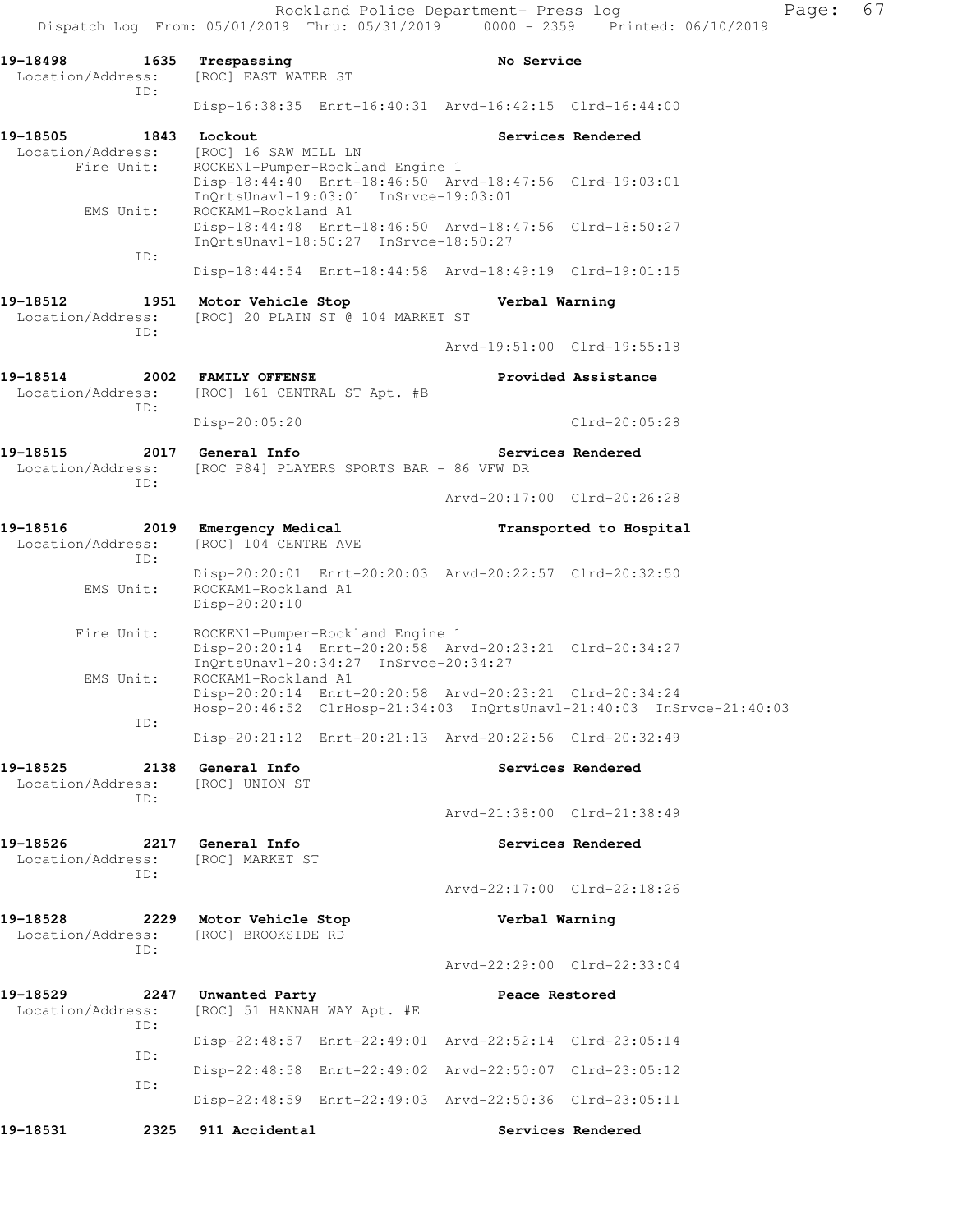19-18498 1635 Trespassing No Service
Location/Address: [ROC] EAST WATER ST
ID:
Disp-16:38:35 Enrt-16:40:31 Arvd-16:42:15 Clrd-16:44:00

19-18505 1843 Lockout Services Rendered
Location/Address: [ROC] 16 SAW MILL LN
Fire Unit: ROCKEN1-Pumper-Rockland Engine 1
Disp-18:44:40 Enrt-18:46:50 Arvd-18:47:56 Clrd-19:03:01
InQrtsUnavl-19:03:01 InSrvce-19:03:01
EMS Unit: ROCKAM1-Rockland A1
Disp-18:44:48 Enrt-18:46:50 Arvd-18:47:56 Clrd-18:50:27
InQrtsUnavl-18:50:27 InSrvce-18:50:27
ID:
Disp-18:44:54 Enrt-18:44:58 Arvd-18:49:19 Clrd-19:01:15

19-18512 1951 Motor Vehicle Stop Verbal Warning
Location/Address: [ROC] 20 PLAIN ST @ 104 MARKET ST
ID:
Arvd-19:51:00 Clrd-19:55:18

19-18514 2002 FAMILY OFFENSE Provided Assistance
Location/Address: [ROC] 161 CENTRAL ST Apt. #B
ID:
Disp-20:05:20 Clrd-20:05:28

19-18515 2017 General Info Services Rendered
Location/Address: [ROC P84] PLAYERS SPORTS BAR - 86 VFW DR
ID:
Arvd-20:17:00 Clrd-20:26:28

19-18516 2019 Emergency Medical Transported to Hospital
Location/Address: [ROC] 104 CENTRE AVE
ID:
Disp-20:20:01 Enrt-20:20:03 Arvd-20:22:57 Clrd-20:32:50
EMS Unit: ROCKAM1-Rockland A1
Disp-20:20:10

Fire Unit: ROCKEN1-Pumper-Rockland Engine 1
Disp-20:20:14 Enrt-20:20:58 Arvd-20:23:21 Clrd-20:34:27
InQrtsUnavl-20:34:27 InSrvce-20:34:27
EMS Unit: ROCKAM1-Rockland A1
Disp-20:20:14 Enrt-20:20:58 Arvd-20:23:21 Clrd-20:34:24
Hosp-20:46:52 ClrHosp-21:34:03 InQrtsUnavl-21:40:03 InSrvce-21:40:03
ID:
Disp-20:21:12 Enrt-20:21:13 Arvd-20:22:56 Clrd-20:32:49

19-18525 2138 General Info Services Rendered
Location/Address: [ROC] UNION ST
ID:
Arvd-21:38:00 Clrd-21:38:49

19-18526 2217 General Info Services Rendered
Location/Address: [ROC] MARKET ST
ID:
Arvd-22:17:00 Clrd-22:18:26

19-18528 2229 Motor Vehicle Stop Verbal Warning
Location/Address: [ROC] BROOKSIDE RD
ID:
Arvd-22:29:00 Clrd-22:33:04

19-18529 2247 Unwanted Party Peace Restored
Location/Address: [ROC] 51 HANNAH WAY Apt. #E
ID:
Disp-22:48:57 Enrt-22:49:01 Arvd-22:52:14 Clrd-23:05:14
ID:
Disp-22:48:58 Enrt-22:49:02 Arvd-22:50:07 Clrd-23:05:12
ID:
Disp-22:48:59 Enrt-22:49:03 Arvd-22:50:36 Clrd-23:05:11

19-18531 2325 911 Accidental Services Rendered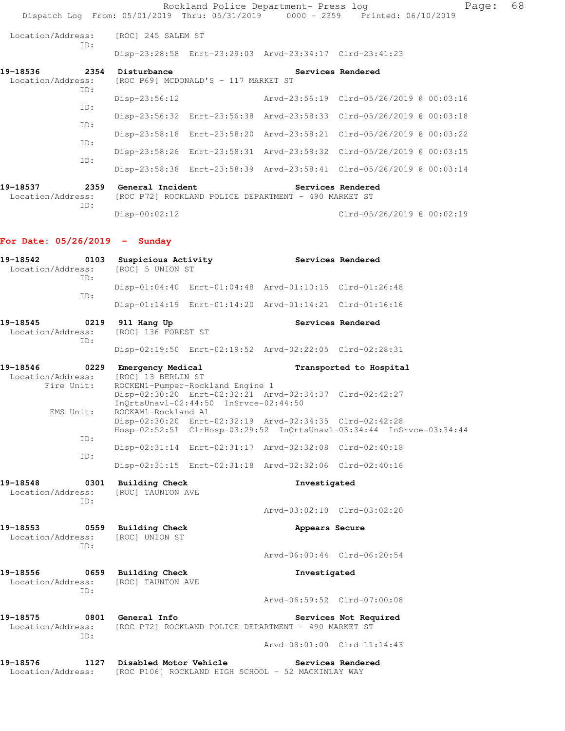```
Location/Address:    [ROC] 245 SALEM ST
              ID:
                     Disp-23:28:58  Enrt-23:29:03  Arvd-23:34:17  Clrd-23:41:23

19-18536        2354  Disturbance                          Services Rendered
 Location/Address:    [ROC P69] MCDONALD'S - 117 MARKET ST
              ID:
                     Disp-23:56:12                 Arvd-23:56:19  Clrd-05/26/2019 @ 00:03:16
              ID:
                     Disp-23:56:32  Enrt-23:56:38  Arvd-23:58:33  Clrd-05/26/2019 @ 00:03:18
              ID:
                     Disp-23:58:18  Enrt-23:58:20  Arvd-23:58:21  Clrd-05/26/2019 @ 00:03:22
              ID:
                     Disp-23:58:26  Enrt-23:58:31  Arvd-23:58:32  Clrd-05/26/2019 @ 00:03:15
              ID:
                     Disp-23:58:38  Enrt-23:58:39  Arvd-23:58:41  Clrd-05/26/2019 @ 00:03:14

19-18537        2359  General Incident                     Services Rendered
 Location/Address:    [ROC P72] ROCKLAND POLICE DEPARTMENT - 490 MARKET ST
              ID:
                     Disp-00:02:12                                Clrd-05/26/2019 @ 00:02:19
```

**For Date: 05/26/2019 - Sunday**

```
19-18542        0103  Suspicious Activity                  Services Rendered
 Location/Address:    [ROC] 5 UNION ST
              ID:
                     Disp-01:04:40  Enrt-01:04:48  Arvd-01:10:15  Clrd-01:26:48
              ID:
                     Disp-01:14:19  Enrt-01:14:20  Arvd-01:14:21  Clrd-01:16:16

19-18545        0219  911 Hang Up                          Services Rendered
 Location/Address:    [ROC] 136 FOREST ST
              ID:
                     Disp-02:19:50  Enrt-02:19:52  Arvd-02:22:05  Clrd-02:28:31

19-18546        0229  Emergency Medical                    Transported to Hospital
 Location/Address:    [ROC] 13 BERLIN ST
       Fire Unit:     ROCKEN1-Pumper-Rockland Engine 1
                     Disp-02:30:20  Enrt-02:32:21  Arvd-02:34:37  Clrd-02:42:27
                     InQrtsUnavl-02:44:50  InSrvce-02:44:50
        EMS Unit:     ROCKAM1-Rockland A1
                     Disp-02:30:20  Enrt-02:32:19  Arvd-02:34:35  Clrd-02:42:28
                     Hosp-02:52:51  ClrHosp-03:29:52  InQrtsUnavl-03:34:44  InSrvce-03:34:44
              ID:
                     Disp-02:31:14  Enrt-02:31:17  Arvd-02:32:08  Clrd-02:40:18
              ID:
                     Disp-02:31:15  Enrt-02:31:18  Arvd-02:32:06  Clrd-02:40:16

19-18548        0301  Building Check                       Investigated
 Location/Address:    [ROC] TAUNTON AVE
              ID:
                                                  Arvd-03:02:10  Clrd-03:02:20

19-18553        0559  Building Check                       Appears Secure
 Location/Address:    [ROC] UNION ST
              ID:
                                                  Arvd-06:00:44  Clrd-06:20:54

19-18556        0659  Building Check                       Investigated
 Location/Address:    [ROC] TAUNTON AVE
              ID:
                                                  Arvd-06:59:52  Clrd-07:00:08

19-18575        0801  General Info                         Services Not Required
 Location/Address:    [ROC P72] ROCKLAND POLICE DEPARTMENT - 490 MARKET ST
              ID:
                                                  Arvd-08:01:00  Clrd-11:14:43

19-18576        1127  Disabled Motor Vehicle               Services Rendered
 Location/Address:    [ROC P106] ROCKLAND HIGH SCHOOL - 52 MACKINLAY WAY
```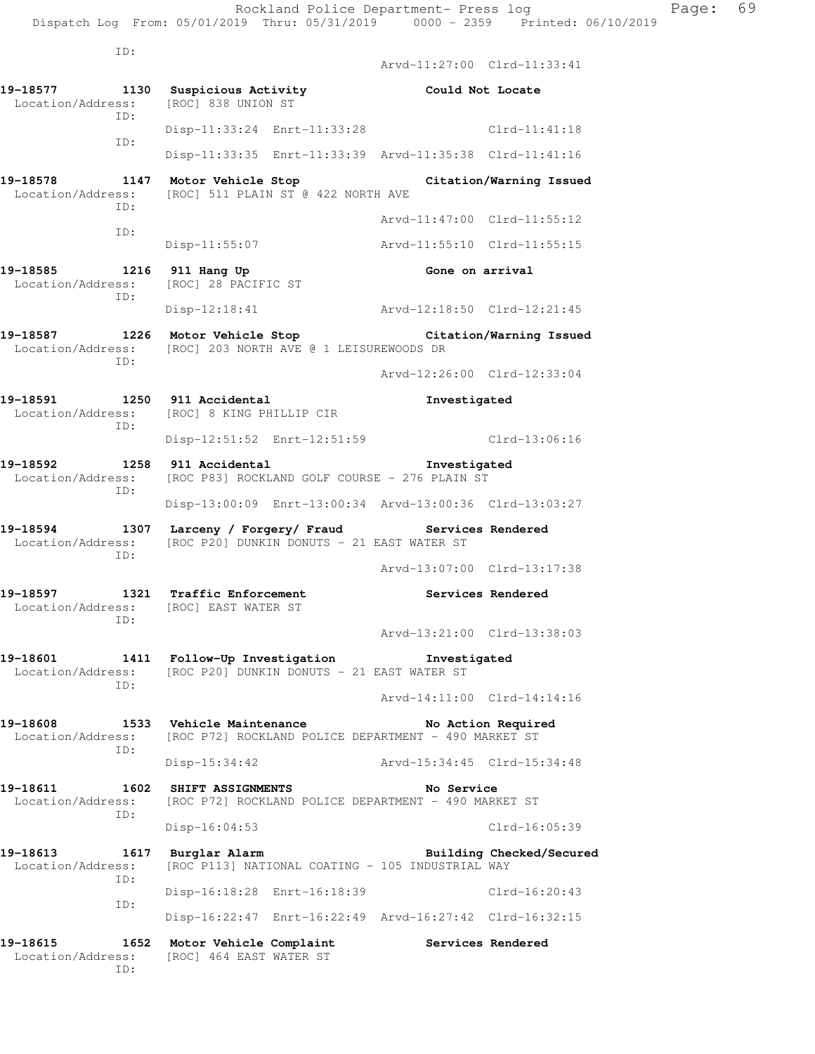ID:
Arvd-11:27:00 Clrd-11:33:41

**19-18577 1130 Suspicious Activity Could Not Locate**
Location/Address: [ROC] 838 UNION ST
ID:
Disp-11:33:24 Enrt-11:33:28 Clrd-11:41:18
ID:
Disp-11:33:35 Enrt-11:33:39 Arvd-11:35:38 Clrd-11:41:16

**19-18578 1147 Motor Vehicle Stop Citation/Warning Issued**
Location/Address: [ROC] 511 PLAIN ST @ 422 NORTH AVE
ID:
Arvd-11:47:00 Clrd-11:55:12
ID:
Disp-11:55:07 Arvd-11:55:10 Clrd-11:55:15

**19-18585 1216 911 Hang Up Gone on arrival**
Location/Address: [ROC] 28 PACIFIC ST
ID:
Disp-12:18:41 Arvd-12:18:50 Clrd-12:21:45

**19-18587 1226 Motor Vehicle Stop Citation/Warning Issued**
Location/Address: [ROC] 203 NORTH AVE @ 1 LEISUREWOODS DR
ID:
Arvd-12:26:00 Clrd-12:33:04

**19-18591 1250 911 Accidental Investigated**
Location/Address: [ROC] 8 KING PHILLIP CIR
ID:
Disp-12:51:52 Enrt-12:51:59 Clrd-13:06:16

**19-18592 1258 911 Accidental Investigated**
Location/Address: [ROC P83] ROCKLAND GOLF COURSE - 276 PLAIN ST
ID:
Disp-13:00:09 Enrt-13:00:34 Arvd-13:00:36 Clrd-13:03:27

**19-18594 1307 Larceny / Forgery/ Fraud Services Rendered**
Location/Address: [ROC P20] DUNKIN DONUTS - 21 EAST WATER ST
ID:
Arvd-13:07:00 Clrd-13:17:38

**19-18597 1321 Traffic Enforcement Services Rendered**
Location/Address: [ROC] EAST WATER ST
ID:
Arvd-13:21:00 Clrd-13:38:03

**19-18601 1411 Follow-Up Investigation Investigated**
Location/Address: [ROC P20] DUNKIN DONUTS - 21 EAST WATER ST
ID:
Arvd-14:11:00 Clrd-14:14:16

**19-18608 1533 Vehicle Maintenance No Action Required**
Location/Address: [ROC P72] ROCKLAND POLICE DEPARTMENT - 490 MARKET ST
ID:
Disp-15:34:42 Arvd-15:34:45 Clrd-15:34:48

**19-18611 1602 SHIFT ASSIGNMENTS No Service**
Location/Address: [ROC P72] ROCKLAND POLICE DEPARTMENT - 490 MARKET ST
ID:
Disp-16:04:53 Clrd-16:05:39

**19-18613 1617 Burglar Alarm Building Checked/Secured**
Location/Address: [ROC P113] NATIONAL COATING - 105 INDUSTRIAL WAY
ID:
Disp-16:18:28 Enrt-16:18:39 Clrd-16:20:43
ID:
Disp-16:22:47 Enrt-16:22:49 Arvd-16:27:42 Clrd-16:32:15

**19-18615 1652 Motor Vehicle Complaint Services Rendered**
Location/Address: [ROC] 464 EAST WATER ST
ID: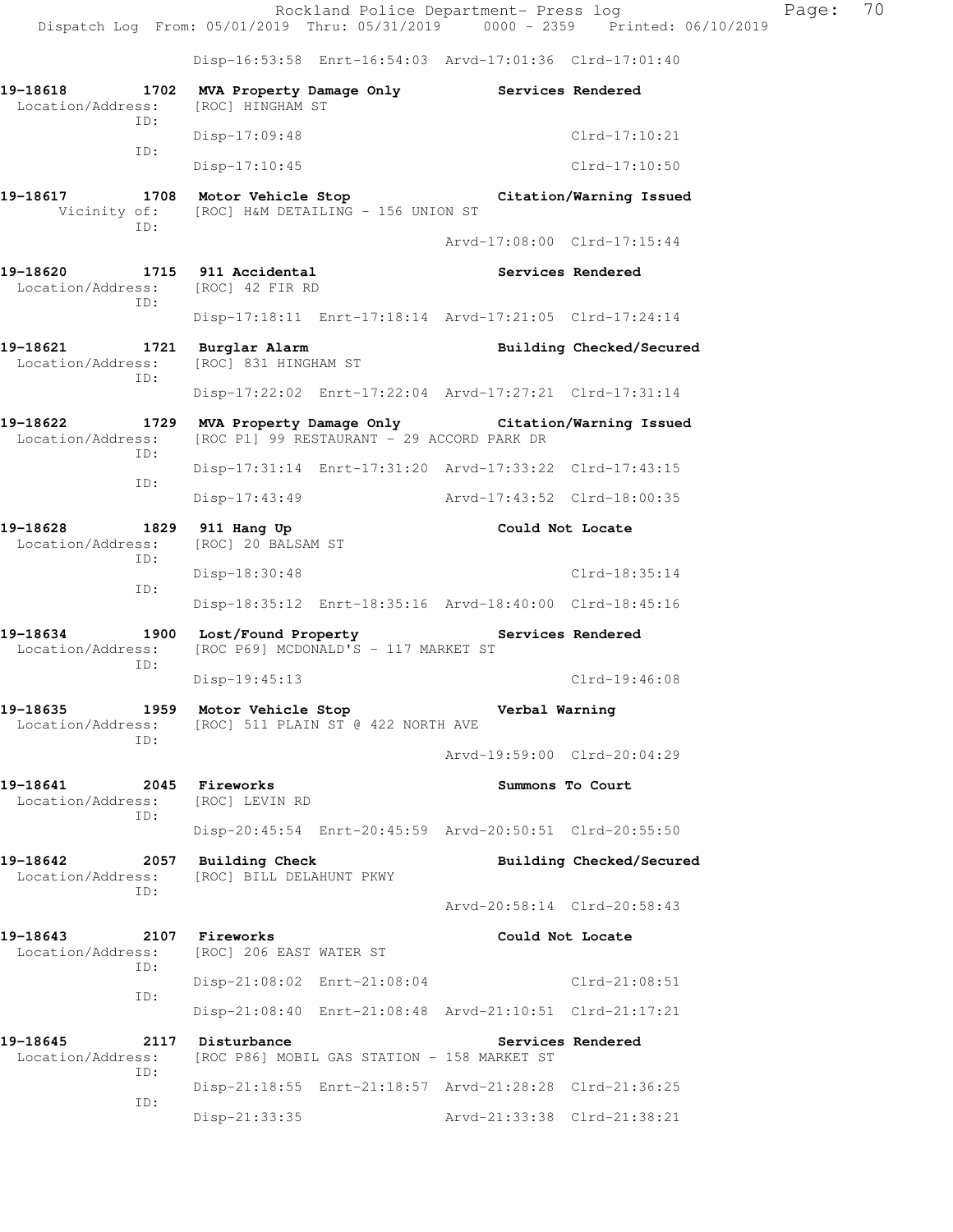Disp-16:53:58 Enrt-16:54:03 Arvd-17:01:36 Clrd-17:01:40

**19-18618 1702 MVA Property Damage Only** **Services Rendered**
Location/Address: [ROC] HINGHAM ST
ID:
Disp-17:09:48 Clrd-17:10:21
ID:
Disp-17:10:45 Clrd-17:10:50

**19-18617 1708 Motor Vehicle Stop** **Citation/Warning Issued**
Vicinity of: [ROC] H&M DETAILING - 156 UNION ST
ID:
Arvd-17:08:00 Clrd-17:15:44

**19-18620 1715 911 Accidental** **Services Rendered**
Location/Address: [ROC] 42 FIR RD
ID:
Disp-17:18:11 Enrt-17:18:14 Arvd-17:21:05 Clrd-17:24:14

**19-18621 1721 Burglar Alarm** **Building Checked/Secured**
Location/Address: [ROC] 831 HINGHAM ST
ID:
Disp-17:22:02 Enrt-17:22:04 Arvd-17:27:21 Clrd-17:31:14

**19-18622 1729 MVA Property Damage Only** **Citation/Warning Issued**
Location/Address: [ROC P1] 99 RESTAURANT - 29 ACCORD PARK DR
ID:
Disp-17:31:14 Enrt-17:31:20 Arvd-17:33:22 Clrd-17:43:15
ID:
Disp-17:43:49 Arvd-17:43:52 Clrd-18:00:35

**19-18628 1829 911 Hang Up** **Could Not Locate**
Location/Address: [ROC] 20 BALSAM ST
ID:
Disp-18:30:48 Clrd-18:35:14
ID:
Disp-18:35:12 Enrt-18:35:16 Arvd-18:40:00 Clrd-18:45:16

**19-18634 1900 Lost/Found Property** **Services Rendered**
Location/Address: [ROC P69] MCDONALD'S - 117 MARKET ST
ID:
Disp-19:45:13 Clrd-19:46:08

**19-18635 1959 Motor Vehicle Stop** **Verbal Warning**
Location/Address: [ROC] 511 PLAIN ST @ 422 NORTH AVE
ID:
Arvd-19:59:00 Clrd-20:04:29

**19-18641 2045 Fireworks** **Summons To Court**
Location/Address: [ROC] LEVIN RD
ID:
Disp-20:45:54 Enrt-20:45:59 Arvd-20:50:51 Clrd-20:55:50

**19-18642 2057 Building Check** **Building Checked/Secured**
Location/Address: [ROC] BILL DELAHUNT PKWY
ID:
Arvd-20:58:14 Clrd-20:58:43

**19-18643 2107 Fireworks** **Could Not Locate**
Location/Address: [ROC] 206 EAST WATER ST
ID:
Disp-21:08:02 Enrt-21:08:04 Clrd-21:08:51
ID:
Disp-21:08:40 Enrt-21:08:48 Arvd-21:10:51 Clrd-21:17:21

**19-18645 2117 Disturbance** **Services Rendered**
Location/Address: [ROC P86] MOBIL GAS STATION - 158 MARKET ST
ID:
Disp-21:18:55 Enrt-21:18:57 Arvd-21:28:28 Clrd-21:36:25
ID:
Disp-21:33:35 Arvd-21:33:38 Clrd-21:38:21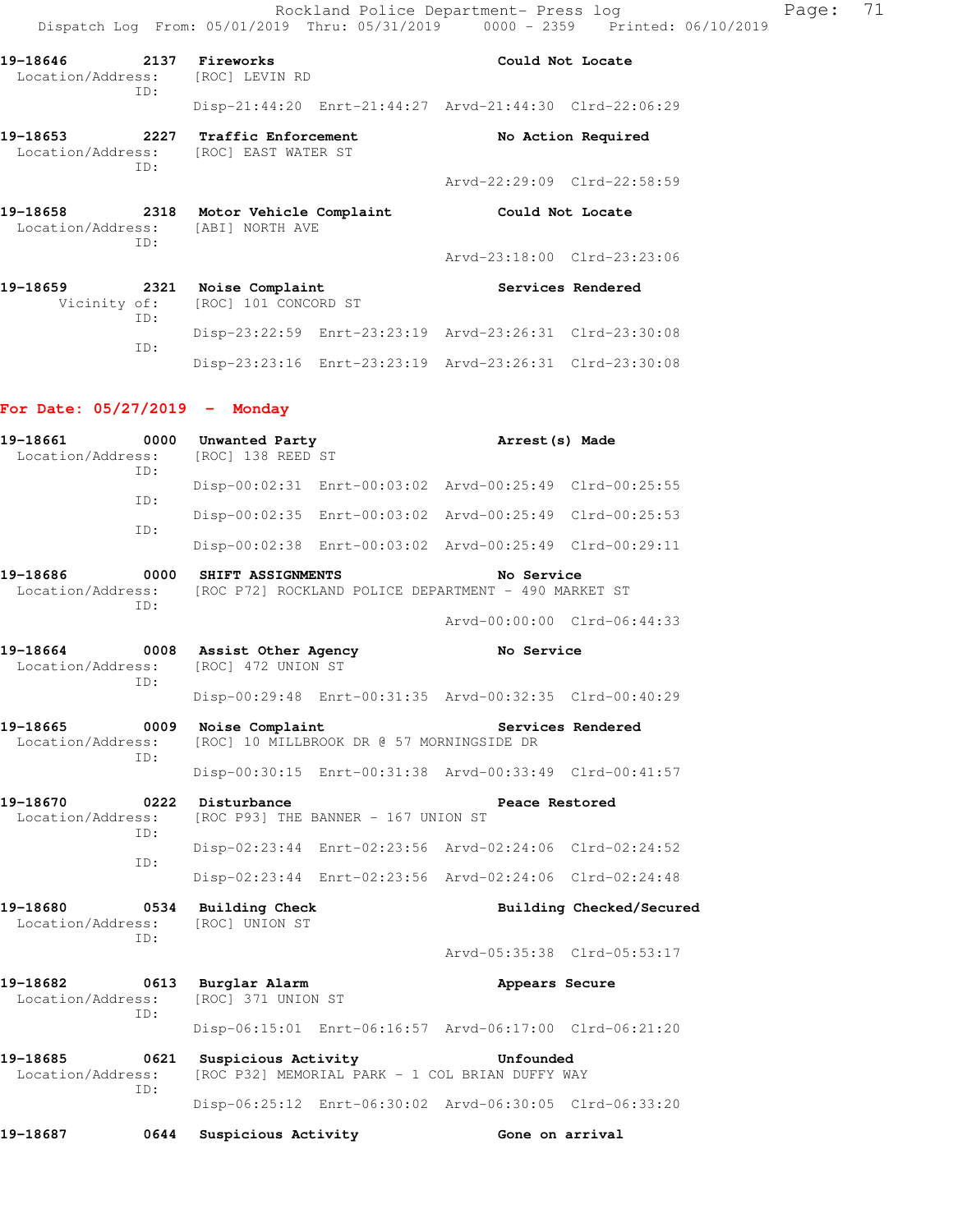19-18646 2137 Fireworks Could Not Locate
Location/Address: [ROC] LEVIN RD
ID:
Disp-21:44:20 Enrt-21:44:27 Arvd-21:44:30 Clrd-22:06:29

19-18653 2227 Traffic Enforcement No Action Required
Location/Address: [ROC] EAST WATER ST
ID:
Arvd-22:29:09 Clrd-22:58:59

19-18658 2318 Motor Vehicle Complaint Could Not Locate
Location/Address: [ABI] NORTH AVE
ID:
Arvd-23:18:00 Clrd-23:23:06

19-18659 2321 Noise Complaint Services Rendered
Vicinity of: [ROC] 101 CONCORD ST
ID:
Disp-23:22:59 Enrt-23:23:19 Arvd-23:26:31 Clrd-23:30:08
ID:
Disp-23:23:16 Enrt-23:23:19 Arvd-23:26:31 Clrd-23:30:08

## For Date: 05/27/2019 - Monday

19-18661 0000 Unwanted Party Arrest(s) Made
Location/Address: [ROC] 138 REED ST
ID:
Disp-00:02:31 Enrt-00:03:02 Arvd-00:25:49 Clrd-00:25:55
ID:
Disp-00:02:35 Enrt-00:03:02 Arvd-00:25:49 Clrd-00:25:53
ID:
Disp-00:02:38 Enrt-00:03:02 Arvd-00:25:49 Clrd-00:29:11

19-18686 0000 SHIFT ASSIGNMENTS No Service
Location/Address: [ROC P72] ROCKLAND POLICE DEPARTMENT - 490 MARKET ST
ID:
Arvd-00:00:00 Clrd-06:44:33

19-18664 0008 Assist Other Agency No Service
Location/Address: [ROC] 472 UNION ST
ID:
Disp-00:29:48 Enrt-00:31:35 Arvd-00:32:35 Clrd-00:40:29

19-18665 0009 Noise Complaint Services Rendered
Location/Address: [ROC] 10 MILLBROOK DR @ 57 MORNINGSIDE DR
ID:
Disp-00:30:15 Enrt-00:31:38 Arvd-00:33:49 Clrd-00:41:57

19-18670 0222 Disturbance Peace Restored
Location/Address: [ROC P93] THE BANNER - 167 UNION ST
ID:
Disp-02:23:44 Enrt-02:23:56 Arvd-02:24:06 Clrd-02:24:52
ID:
Disp-02:23:44 Enrt-02:23:56 Arvd-02:24:06 Clrd-02:24:48

19-18680 0534 Building Check Building Checked/Secured
Location/Address: [ROC] UNION ST
ID:
Arvd-05:35:38 Clrd-05:53:17

19-18682 0613 Burglar Alarm Appears Secure
Location/Address: [ROC] 371 UNION ST
ID:
Disp-06:15:01 Enrt-06:16:57 Arvd-06:17:00 Clrd-06:21:20

19-18685 0621 Suspicious Activity Unfounded
Location/Address: [ROC P32] MEMORIAL PARK - 1 COL BRIAN DUFFY WAY
ID:
Disp-06:25:12 Enrt-06:30:02 Arvd-06:30:05 Clrd-06:33:20

19-18687 0644 Suspicious Activity Gone on arrival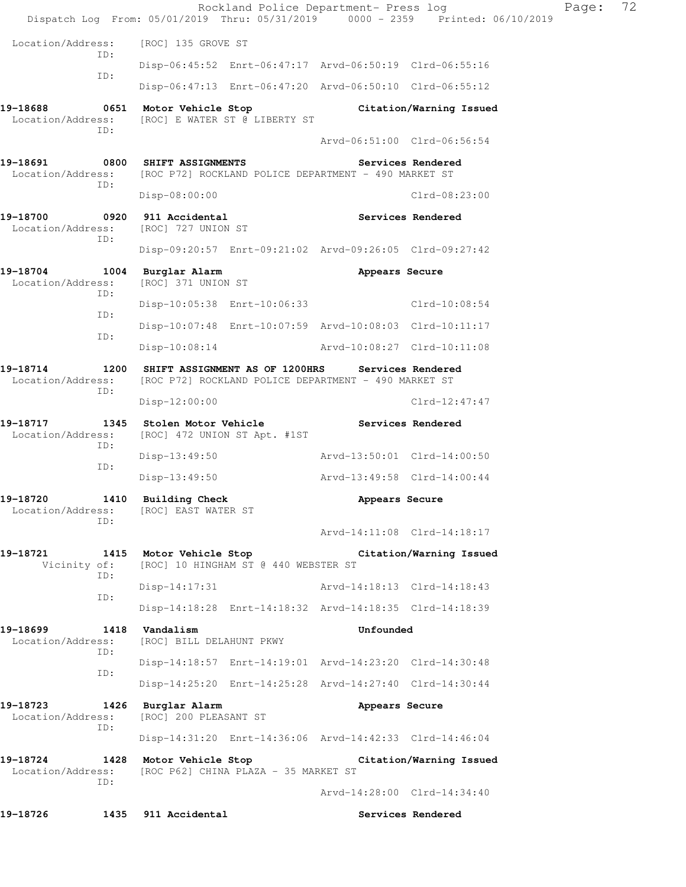Location/Address: [ROC] 135 GROVE ST
ID:
Disp-06:45:52 Enrt-06:47:17 Arvd-06:50:19 Clrd-06:55:16
ID:
Disp-06:47:13 Enrt-06:47:20 Arvd-06:50:10 Clrd-06:55:12

**19-18688 0651 Motor Vehicle Stop — Citation/Warning Issued**
Location/Address: [ROC] E WATER ST @ LIBERTY ST
ID:
Arvd-06:51:00 Clrd-06:56:54

**19-18691 0800 SHIFT ASSIGNMENTS — Services Rendered**
Location/Address: [ROC P72] ROCKLAND POLICE DEPARTMENT - 490 MARKET ST
ID:
Disp-08:00:00 Clrd-08:23:00

**19-18700 0920 911 Accidental — Services Rendered**
Location/Address: [ROC] 727 UNION ST
ID:
Disp-09:20:57 Enrt-09:21:02 Arvd-09:26:05 Clrd-09:27:42

**19-18704 1004 Burglar Alarm — Appears Secure**
Location/Address: [ROC] 371 UNION ST
ID:
Disp-10:05:38 Enrt-10:06:33 Clrd-10:08:54
ID:
Disp-10:07:48 Enrt-10:07:59 Arvd-10:08:03 Clrd-10:11:17
ID:
Disp-10:08:14 Arvd-10:08:27 Clrd-10:11:08

**19-18714 1200 SHIFT ASSIGNMENT AS OF 1200HRS — Services Rendered**
Location/Address: [ROC P72] ROCKLAND POLICE DEPARTMENT - 490 MARKET ST
ID:
Disp-12:00:00 Clrd-12:47:47

**19-18717 1345 Stolen Motor Vehicle — Services Rendered**
Location/Address: [ROC] 472 UNION ST Apt. #1ST
ID:
Disp-13:49:50 Arvd-13:50:01 Clrd-14:00:50
ID:
Disp-13:49:50 Arvd-13:49:58 Clrd-14:00:44

**19-18720 1410 Building Check — Appears Secure**
Location/Address: [ROC] EAST WATER ST
ID:
Arvd-14:11:08 Clrd-14:18:17

**19-18721 1415 Motor Vehicle Stop — Citation/Warning Issued**
Vicinity of: [ROC] 10 HINGHAM ST @ 440 WEBSTER ST
ID:
Disp-14:17:31 Arvd-14:18:13 Clrd-14:18:43
ID:
Disp-14:18:28 Enrt-14:18:32 Arvd-14:18:35 Clrd-14:18:39

**19-18699 1418 Vandalism — Unfounded**
Location/Address: [ROC] BILL DELAHUNT PKWY
ID:
Disp-14:18:57 Enrt-14:19:01 Arvd-14:23:20 Clrd-14:30:48
ID:
Disp-14:25:20 Enrt-14:25:28 Arvd-14:27:40 Clrd-14:30:44

**19-18723 1426 Burglar Alarm — Appears Secure**
Location/Address: [ROC] 200 PLEASANT ST
ID:
Disp-14:31:20 Enrt-14:36:06 Arvd-14:42:33 Clrd-14:46:04

**19-18724 1428 Motor Vehicle Stop — Citation/Warning Issued**
Location/Address: [ROC P62] CHINA PLAZA - 35 MARKET ST
ID:
Arvd-14:28:00 Clrd-14:34:40

**19-18726 1435 911 Accidental — Services Rendered**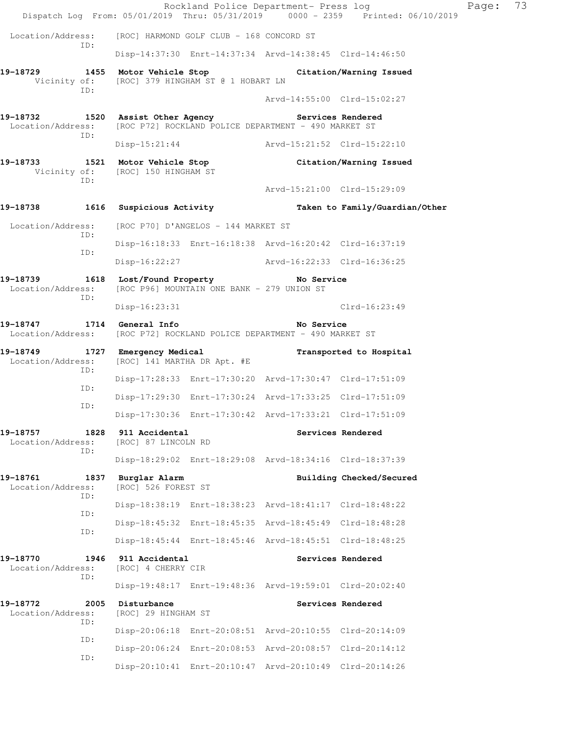Location/Address: [ROC] HARMOND GOLF CLUB - 168 CONCORD ST
ID:
Disp-14:37:30 Enrt-14:37:34 Arvd-14:38:45 Clrd-14:46:50

**19-18729 1455 Motor Vehicle Stop Citation/Warning Issued**
Vicinity of: [ROC] 379 HINGHAM ST @ 1 HOBART LN
ID:
Arvd-14:55:00 Clrd-15:02:27

**19-18732 1520 Assist Other Agency Services Rendered**
Location/Address: [ROC P72] ROCKLAND POLICE DEPARTMENT - 490 MARKET ST
ID:
Disp-15:21:44 Arvd-15:21:52 Clrd-15:22:10

**19-18733 1521 Motor Vehicle Stop Citation/Warning Issued**
Vicinity of: [ROC] 150 HINGHAM ST
ID:
Arvd-15:21:00 Clrd-15:29:09

**19-18738 1616 Suspicious Activity Taken to Family/Guardian/Other**
Location/Address: [ROC P70] D'ANGELOS - 144 MARKET ST
ID:
Disp-16:18:33 Enrt-16:18:38 Arvd-16:20:42 Clrd-16:37:19
ID:
Disp-16:22:27 Arvd-16:22:33 Clrd-16:36:25

**19-18739 1618 Lost/Found Property No Service**
Location/Address: [ROC P96] MOUNTAIN ONE BANK - 279 UNION ST
ID:
Disp-16:23:31 Clrd-16:23:49

**19-18747 1714 General Info No Service**
Location/Address: [ROC P72] ROCKLAND POLICE DEPARTMENT - 490 MARKET ST

**19-18749 1727 Emergency Medical Transported to Hospital**
Location/Address: [ROC] 141 MARTHA DR Apt. #E
ID:
Disp-17:28:33 Enrt-17:30:20 Arvd-17:30:47 Clrd-17:51:09
ID:
Disp-17:29:30 Enrt-17:30:24 Arvd-17:33:25 Clrd-17:51:09
ID:
Disp-17:30:36 Enrt-17:30:42 Arvd-17:33:21 Clrd-17:51:09

**19-18757 1828 911 Accidental Services Rendered**
Location/Address: [ROC] 87 LINCOLN RD
ID:
Disp-18:29:02 Enrt-18:29:08 Arvd-18:34:16 Clrd-18:37:39

**19-18761 1837 Burglar Alarm Building Checked/Secured**
Location/Address: [ROC] 526 FOREST ST
ID:
Disp-18:38:19 Enrt-18:38:23 Arvd-18:41:17 Clrd-18:48:22
ID:
Disp-18:45:32 Enrt-18:45:35 Arvd-18:45:49 Clrd-18:48:28
ID:
Disp-18:45:44 Enrt-18:45:46 Arvd-18:45:51 Clrd-18:48:25

**19-18770 1946 911 Accidental Services Rendered**
Location/Address: [ROC] 4 CHERRY CIR
ID:
Disp-19:48:17 Enrt-19:48:36 Arvd-19:59:01 Clrd-20:02:40

**19-18772 2005 Disturbance Services Rendered**
Location/Address: [ROC] 29 HINGHAM ST
ID:
Disp-20:06:18 Enrt-20:08:51 Arvd-20:10:55 Clrd-20:14:09
ID:
Disp-20:06:24 Enrt-20:08:53 Arvd-20:08:57 Clrd-20:14:12
ID:
Disp-20:10:41 Enrt-20:10:47 Arvd-20:10:49 Clrd-20:14:26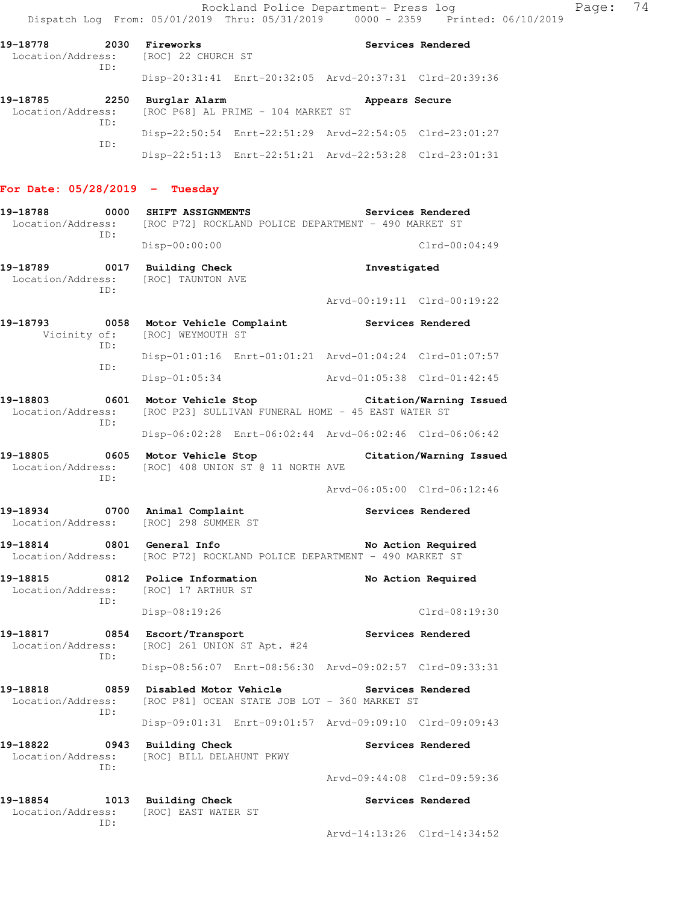**19-18778** **2030** **Fireworks** **Services Rendered**
Location/Address: [ROC] 22 CHURCH ST
ID:
Disp-20:31:41 Enrt-20:32:05 Arvd-20:37:31 Clrd-20:39:36

**19-18785** **2250** **Burglar Alarm** **Appears Secure**
Location/Address: [ROC P68] AL PRIME - 104 MARKET ST
ID:
Disp-22:50:54 Enrt-22:51:29 Arvd-22:54:05 Clrd-23:01:27
ID:
Disp-22:51:13 Enrt-22:51:21 Arvd-22:53:28 Clrd-23:01:31

## For Date: 05/28/2019 - Tuesday

**19-18788** **0000** **SHIFT ASSIGNMENTS** **Services Rendered**
Location/Address: [ROC P72] ROCKLAND POLICE DEPARTMENT - 490 MARKET ST
ID:
Disp-00:00:00 Clrd-00:04:49

**19-18789** **0017** **Building Check** **Investigated**
Location/Address: [ROC] TAUNTON AVE
ID:
Arvd-00:19:11 Clrd-00:19:22

**19-18793** **0058** **Motor Vehicle Complaint** **Services Rendered**
Vicinity of: [ROC] WEYMOUTH ST
ID:
Disp-01:01:16 Enrt-01:01:21 Arvd-01:04:24 Clrd-01:07:57
ID:
Disp-01:05:34 Arvd-01:05:38 Clrd-01:42:45

**19-18803** **0601** **Motor Vehicle Stop** **Citation/Warning Issued**
Location/Address: [ROC P23] SULLIVAN FUNERAL HOME - 45 EAST WATER ST
ID:
Disp-06:02:28 Enrt-06:02:44 Arvd-06:02:46 Clrd-06:06:42

**19-18805** **0605** **Motor Vehicle Stop** **Citation/Warning Issued**
Location/Address: [ROC] 408 UNION ST @ 11 NORTH AVE
ID:
Arvd-06:05:00 Clrd-06:12:46

**19-18934** **0700** **Animal Complaint** **Services Rendered**
Location/Address: [ROC] 298 SUMMER ST

**19-18814** **0801** **General Info** **No Action Required**
Location/Address: [ROC P72] ROCKLAND POLICE DEPARTMENT - 490 MARKET ST

**19-18815** **0812** **Police Information** **No Action Required**
Location/Address: [ROC] 17 ARTHUR ST
ID:
Disp-08:19:26 Clrd-08:19:30

**19-18817** **0854** **Escort/Transport** **Services Rendered**
Location/Address: [ROC] 261 UNION ST Apt. #24
ID:
Disp-08:56:07 Enrt-08:56:30 Arvd-09:02:57 Clrd-09:33:31

**19-18818** **0859** **Disabled Motor Vehicle** **Services Rendered**
Location/Address: [ROC P81] OCEAN STATE JOB LOT - 360 MARKET ST
ID:
Disp-09:01:31 Enrt-09:01:57 Arvd-09:09:10 Clrd-09:09:43

**19-18822** **0943** **Building Check** **Services Rendered**
Location/Address: [ROC] BILL DELAHUNT PKWY
ID:
Arvd-09:44:08 Clrd-09:59:36

**19-18854** **1013** **Building Check** **Services Rendered**
Location/Address: [ROC] EAST WATER ST
ID:
Arvd-14:13:26 Clrd-14:34:52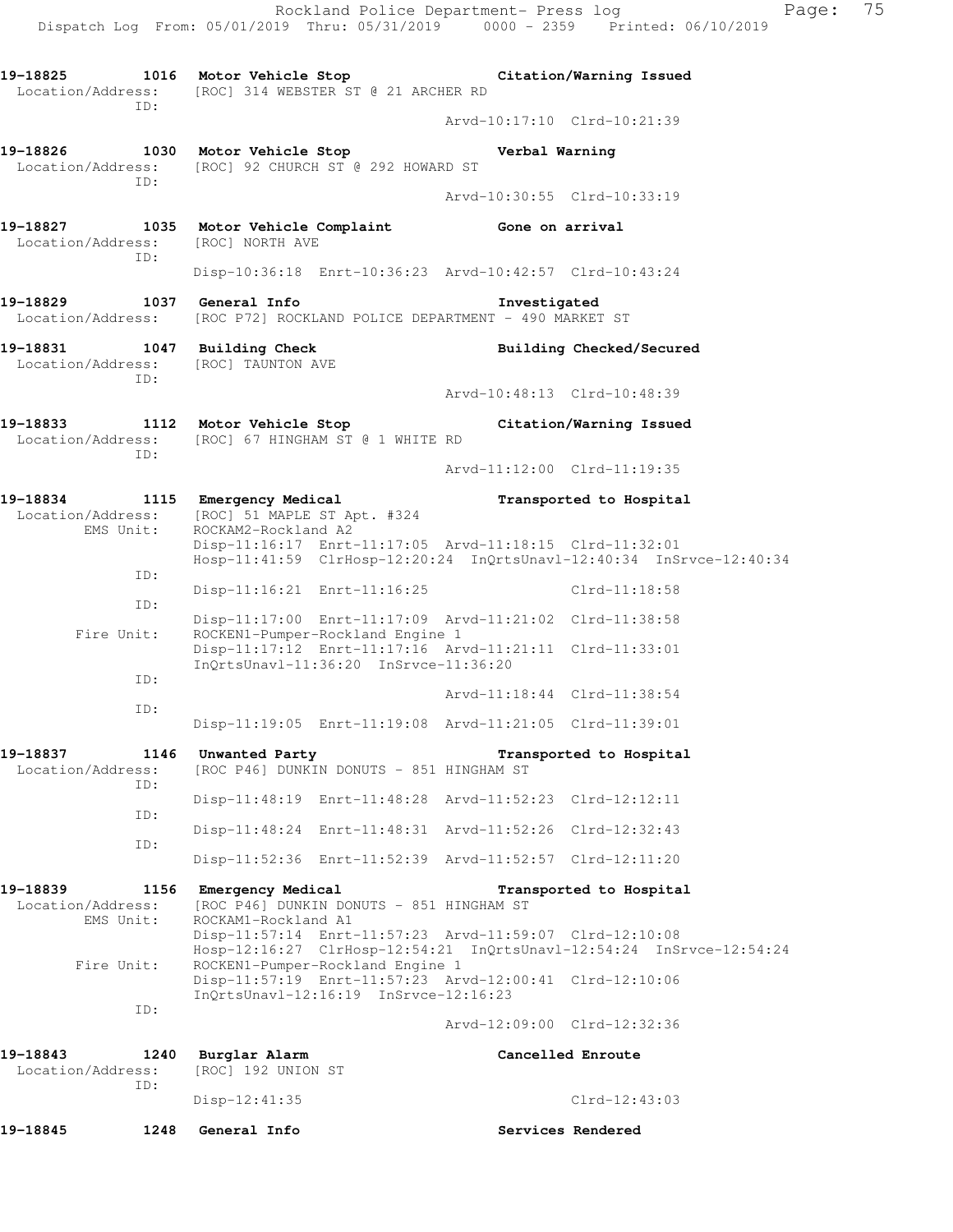**19-18825 1016 Motor Vehicle Stop** **Citation/Warning Issued**
Location/Address: [ROC] 314 WEBSTER ST @ 21 ARCHER RD
ID:
Arvd-10:17:10 Clrd-10:21:39

**19-18826 1030 Motor Vehicle Stop** **Verbal Warning**
Location/Address: [ROC] 92 CHURCH ST @ 292 HOWARD ST
ID:
Arvd-10:30:55 Clrd-10:33:19

**19-18827 1035 Motor Vehicle Complaint** **Gone on arrival**
Location/Address: [ROC] NORTH AVE
ID:
Disp-10:36:18 Enrt-10:36:23 Arvd-10:42:57 Clrd-10:43:24

**19-18829 1037 General Info** **Investigated**
Location/Address: [ROC P72] ROCKLAND POLICE DEPARTMENT - 490 MARKET ST

**19-18831 1047 Building Check** **Building Checked/Secured**
Location/Address: [ROC] TAUNTON AVE
ID:
Arvd-10:48:13 Clrd-10:48:39

**19-18833 1112 Motor Vehicle Stop** **Citation/Warning Issued**
Location/Address: [ROC] 67 HINGHAM ST @ 1 WHITE RD
ID:
Arvd-11:12:00 Clrd-11:19:35

**19-18834 1115 Emergency Medical** **Transported to Hospital**
Location/Address: [ROC] 51 MAPLE ST Apt. #324
EMS Unit: ROCKAM2-Rockland A2
Disp-11:16:17 Enrt-11:17:05 Arvd-11:18:15 Clrd-11:32:01
Hosp-11:41:59 ClrHosp-12:20:24 InQrtsUnavl-12:40:34 InSrvce-12:40:34
ID:
Disp-11:16:21 Enrt-11:16:25 Clrd-11:18:58
ID:
Disp-11:17:00 Enrt-11:17:09 Arvd-11:21:02 Clrd-11:38:58
Fire Unit: ROCKEN1-Pumper-Rockland Engine 1
Disp-11:17:12 Enrt-11:17:16 Arvd-11:21:11 Clrd-11:33:01
InQrtsUnavl-11:36:20 InSrvce-11:36:20
ID:
Arvd-11:18:44 Clrd-11:38:54
ID:
Disp-11:19:05 Enrt-11:19:08 Arvd-11:21:05 Clrd-11:39:01

**19-18837 1146 Unwanted Party** **Transported to Hospital**
Location/Address: [ROC P46] DUNKIN DONUTS - 851 HINGHAM ST
ID:
Disp-11:48:19 Enrt-11:48:28 Arvd-11:52:23 Clrd-12:12:11
ID:
Disp-11:48:24 Enrt-11:48:31 Arvd-11:52:26 Clrd-12:32:43
ID:
Disp-11:52:36 Enrt-11:52:39 Arvd-11:52:57 Clrd-12:11:20

**19-18839 1156 Emergency Medical** **Transported to Hospital**
Location/Address: [ROC P46] DUNKIN DONUTS - 851 HINGHAM ST
EMS Unit: ROCKAM1-Rockland A1
Disp-11:57:14 Enrt-11:57:23 Arvd-11:59:07 Clrd-12:10:08
Hosp-12:16:27 ClrHosp-12:54:21 InQrtsUnavl-12:54:24 InSrvce-12:54:24
Fire Unit: ROCKEN1-Pumper-Rockland Engine 1
Disp-11:57:19 Enrt-11:57:23 Arvd-12:00:41 Clrd-12:10:06
InQrtsUnavl-12:16:19 InSrvce-12:16:23
ID:
Arvd-12:09:00 Clrd-12:32:36

**19-18843 1240 Burglar Alarm** **Cancelled Enroute**
Location/Address: [ROC] 192 UNION ST
ID:
Disp-12:41:35 Clrd-12:43:03

**19-18845 1248 General Info** **Services Rendered**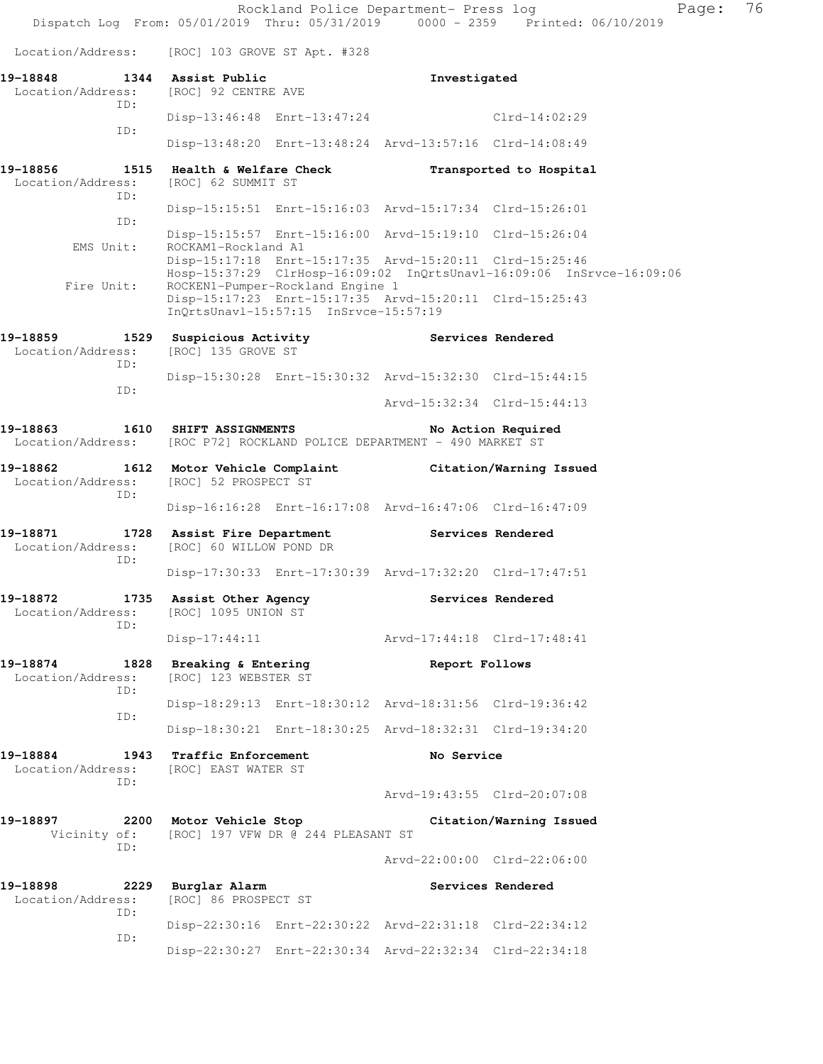Location/Address: [ROC] 103 GROVE ST Apt. #328

**19-18848 1344 Assist Public** Investigated
Location/Address: [ROC] 92 CENTRE AVE
ID:
Disp-13:46:48 Enrt-13:47:24 Clrd-14:02:29
ID:
Disp-13:48:20 Enrt-13:48:24 Arvd-13:57:16 Clrd-14:08:49

**19-18856 1515 Health & Welfare Check** Transported to Hospital
Location/Address: [ROC] 62 SUMMIT ST
ID:
Disp-15:15:51 Enrt-15:16:03 Arvd-15:17:34 Clrd-15:26:01
ID:
Disp-15:15:57 Enrt-15:16:00 Arvd-15:19:10 Clrd-15:26:04
EMS Unit: ROCKAM1-Rockland A1
Disp-15:17:18 Enrt-15:17:35 Arvd-15:20:11 Clrd-15:25:46
Hosp-15:37:29 ClrHosp-16:09:02 InQrtsUnavl-16:09:06 InSrvce-16:09:06
Fire Unit: ROCKEN1-Pumper-Rockland Engine 1
Disp-15:17:23 Enrt-15:17:35 Arvd-15:20:11 Clrd-15:25:43
InQrtsUnavl-15:57:15 InSrvce-15:57:19

**19-18859 1529 Suspicious Activity** Services Rendered
Location/Address: [ROC] 135 GROVE ST
ID:
Disp-15:30:28 Enrt-15:30:32 Arvd-15:32:30 Clrd-15:44:15
ID:
Arvd-15:32:34 Clrd-15:44:13

**19-18863 1610 SHIFT ASSIGNMENTS** No Action Required
Location/Address: [ROC P72] ROCKLAND POLICE DEPARTMENT - 490 MARKET ST

**19-18862 1612 Motor Vehicle Complaint** Citation/Warning Issued
Location/Address: [ROC] 52 PROSPECT ST
ID:
Disp-16:16:28 Enrt-16:17:08 Arvd-16:47:06 Clrd-16:47:09

**19-18871 1728 Assist Fire Department** Services Rendered
Location/Address: [ROC] 60 WILLOW POND DR
ID:
Disp-17:30:33 Enrt-17:30:39 Arvd-17:32:20 Clrd-17:47:51

**19-18872 1735 Assist Other Agency** Services Rendered
Location/Address: [ROC] 1095 UNION ST
ID:
Disp-17:44:11 Arvd-17:44:18 Clrd-17:48:41

**19-18874 1828 Breaking & Entering** Report Follows
Location/Address: [ROC] 123 WEBSTER ST
ID:
Disp-18:29:13 Enrt-18:30:12 Arvd-18:31:56 Clrd-19:36:42
ID:
Disp-18:30:21 Enrt-18:30:25 Arvd-18:32:31 Clrd-19:34:20

**19-18884 1943 Traffic Enforcement** No Service
Location/Address: [ROC] EAST WATER ST
ID:
Arvd-19:43:55 Clrd-20:07:08

**19-18897 2200 Motor Vehicle Stop** Citation/Warning Issued
Vicinity of: [ROC] 197 VFW DR @ 244 PLEASANT ST
ID:
Arvd-22:00:00 Clrd-22:06:00

**19-18898 2229 Burglar Alarm** Services Rendered
Location/Address: [ROC] 86 PROSPECT ST
ID:
Disp-22:30:16 Enrt-22:30:22 Arvd-22:31:18 Clrd-22:34:12
ID:
Disp-22:30:27 Enrt-22:30:34 Arvd-22:32:34 Clrd-22:34:18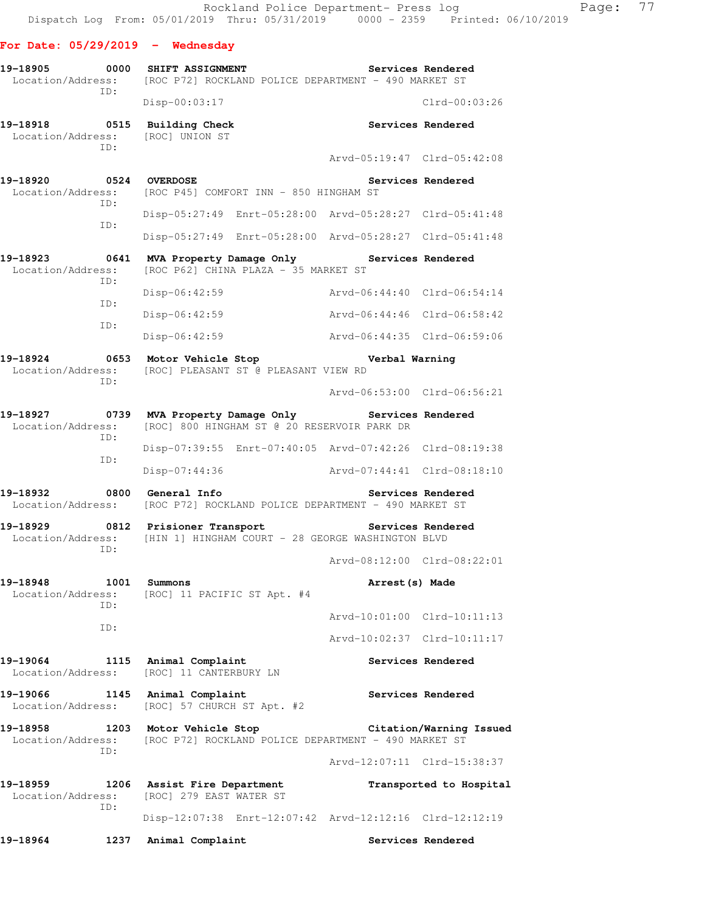**For Date: 05/29/2019 - Wednesday**

```
19-18905        0000   SHIFT ASSIGNMENT                        Services Rendered
  Location/Address:    [ROC P72] ROCKLAND POLICE DEPARTMENT - 490 MARKET ST
               ID:
                       Disp-00:03:17                                Clrd-00:03:26

19-18918        0515   Building Check                          Services Rendered
  Location/Address:    [ROC] UNION ST
               ID:
                                                  Arvd-05:19:47 Clrd-05:42:08

19-18920        0524   OVERDOSE                                Services Rendered
  Location/Address:    [ROC P45] COMFORT INN - 850 HINGHAM ST
               ID:
                       Disp-05:27:49  Enrt-05:28:00  Arvd-05:28:27  Clrd-05:41:48
               ID:
                       Disp-05:27:49  Enrt-05:28:00  Arvd-05:28:27  Clrd-05:41:48

19-18923        0641   MVA Property Damage Only                Services Rendered
  Location/Address:    [ROC P62] CHINA PLAZA - 35 MARKET ST
               ID:
                       Disp-06:42:59                 Arvd-06:44:40  Clrd-06:54:14
               ID:
                       Disp-06:42:59                 Arvd-06:44:46  Clrd-06:58:42
               ID:
                       Disp-06:42:59                 Arvd-06:44:35  Clrd-06:59:06

19-18924        0653   Motor Vehicle Stop                      Verbal Warning
  Location/Address:    [ROC] PLEASANT ST @ PLEASANT VIEW RD
               ID:
                                                  Arvd-06:53:00 Clrd-06:56:21

19-18927        0739   MVA Property Damage Only                Services Rendered
  Location/Address:    [ROC] 800 HINGHAM ST @ 20 RESERVOIR PARK DR
               ID:
                       Disp-07:39:55  Enrt-07:40:05  Arvd-07:42:26  Clrd-08:19:38
               ID:
                       Disp-07:44:36                 Arvd-07:44:41  Clrd-08:18:10

19-18932        0800   General Info                            Services Rendered
  Location/Address:    [ROC P72] ROCKLAND POLICE DEPARTMENT - 490 MARKET ST

19-18929        0812   Prisioner Transport                     Services Rendered
  Location/Address:    [HIN 1] HINGHAM COURT - 28 GEORGE WASHINGTON BLVD
               ID:
                                                  Arvd-08:12:00 Clrd-08:22:01

19-18948        1001   Summons                                 Arrest(s) Made
  Location/Address:    [ROC] 11 PACIFIC ST Apt. #4
               ID:
                                                  Arvd-10:01:00 Clrd-10:11:13
               ID:
                                                  Arvd-10:02:37 Clrd-10:11:17

19-19064        1115   Animal Complaint                        Services Rendered
  Location/Address:    [ROC] 11 CANTERBURY LN

19-19066        1145   Animal Complaint                        Services Rendered
  Location/Address:    [ROC] 57 CHURCH ST Apt. #2

19-18958        1203   Motor Vehicle Stop                      Citation/Warning Issued
  Location/Address:    [ROC P72] ROCKLAND POLICE DEPARTMENT - 490 MARKET ST
               ID:
                                                  Arvd-12:07:11 Clrd-15:38:37

19-18959        1206   Assist Fire Department                  Transported to Hospital
  Location/Address:    [ROC] 279 EAST WATER ST
               ID:
                       Disp-12:07:38  Enrt-12:07:42  Arvd-12:12:16  Clrd-12:12:19

19-18964        1237   Animal Complaint                        Services Rendered
```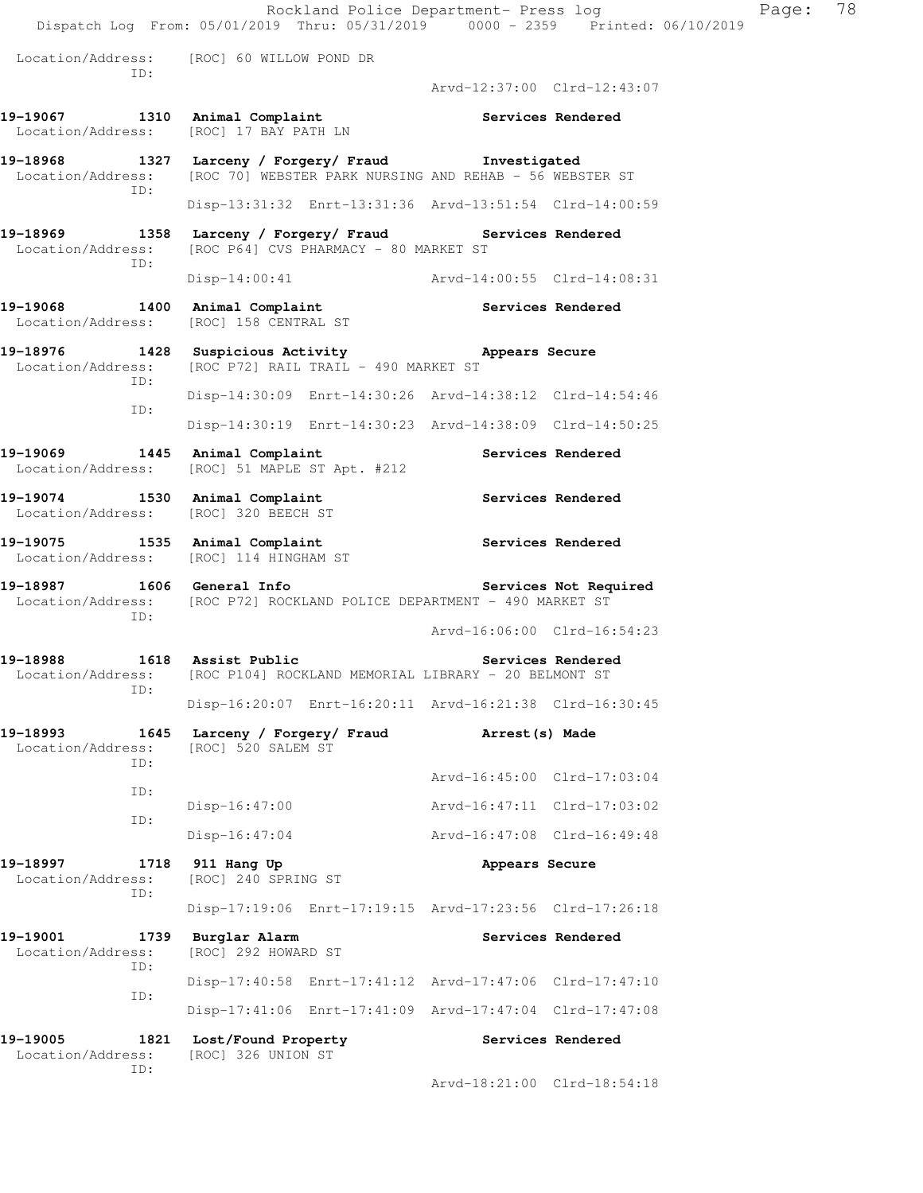Location/Address: [ROC] 60 WILLOW POND DR
ID:
Arvd-12:37:00 Clrd-12:43:07

**19-19067 1310 Animal Complaint** — **Services Rendered**
Location/Address: [ROC] 17 BAY PATH LN

**19-18968 1327 Larceny / Forgery/ Fraud** — **Investigated**
Location/Address: [ROC 70] WEBSTER PARK NURSING AND REHAB - 56 WEBSTER ST
ID:
Disp-13:31:32 Enrt-13:31:36 Arvd-13:51:54 Clrd-14:00:59

**19-18969 1358 Larceny / Forgery/ Fraud** — **Services Rendered**
Location/Address: [ROC P64] CVS PHARMACY - 80 MARKET ST
ID:
Disp-14:00:41 Arvd-14:00:55 Clrd-14:08:31

**19-19068 1400 Animal Complaint** — **Services Rendered**
Location/Address: [ROC] 158 CENTRAL ST

**19-18976 1428 Suspicious Activity** — **Appears Secure**
Location/Address: [ROC P72] RAIL TRAIL - 490 MARKET ST
ID:
Disp-14:30:09 Enrt-14:30:26 Arvd-14:38:12 Clrd-14:54:46
ID:
Disp-14:30:19 Enrt-14:30:23 Arvd-14:38:09 Clrd-14:50:25

**19-19069 1445 Animal Complaint** — **Services Rendered**
Location/Address: [ROC] 51 MAPLE ST Apt. #212

**19-19074 1530 Animal Complaint** — **Services Rendered**
Location/Address: [ROC] 320 BEECH ST

**19-19075 1535 Animal Complaint** — **Services Rendered**
Location/Address: [ROC] 114 HINGHAM ST

**19-18987 1606 General Info** — **Services Not Required**
Location/Address: [ROC P72] ROCKLAND POLICE DEPARTMENT - 490 MARKET ST
ID:
Arvd-16:06:00 Clrd-16:54:23

**19-18988 1618 Assist Public** — **Services Rendered**
Location/Address: [ROC P104] ROCKLAND MEMORIAL LIBRARY - 20 BELMONT ST
ID:
Disp-16:20:07 Enrt-16:20:11 Arvd-16:21:38 Clrd-16:30:45

**19-18993 1645 Larceny / Forgery/ Fraud** — **Arrest(s) Made**
Location/Address: [ROC] 520 SALEM ST
ID:
Arvd-16:45:00 Clrd-17:03:04
ID:
Disp-16:47:00 Arvd-16:47:11 Clrd-17:03:02
ID:
Disp-16:47:04 Arvd-16:47:08 Clrd-16:49:48

**19-18997 1718 911 Hang Up** — **Appears Secure**
Location/Address: [ROC] 240 SPRING ST
ID:
Disp-17:19:06 Enrt-17:19:15 Arvd-17:23:56 Clrd-17:26:18

**19-19001 1739 Burglar Alarm** — **Services Rendered**
Location/Address: [ROC] 292 HOWARD ST
ID:
Disp-17:40:58 Enrt-17:41:12 Arvd-17:47:06 Clrd-17:47:10
ID:
Disp-17:41:06 Enrt-17:41:09 Arvd-17:47:04 Clrd-17:47:08

**19-19005 1821 Lost/Found Property** — **Services Rendered**
Location/Address: [ROC] 326 UNION ST
ID:
Arvd-18:21:00 Clrd-18:54:18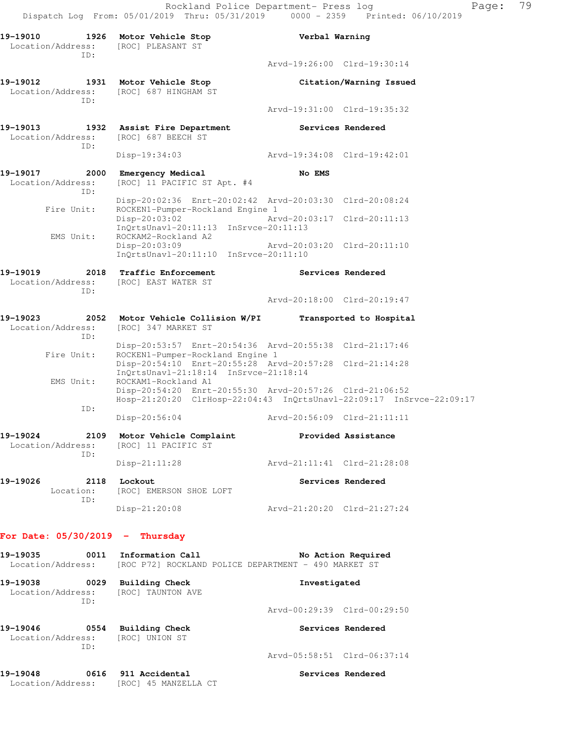19-19010 1926 Motor Vehicle Stop Verbal Warning
Location/Address: [ROC] PLEASANT ST
ID:
Arvd-19:26:00 Clrd-19:30:14

19-19012 1931 Motor Vehicle Stop Citation/Warning Issued
Location/Address: [ROC] 687 HINGHAM ST
ID:
Arvd-19:31:00 Clrd-19:35:32

19-19013 1932 Assist Fire Department Services Rendered
Location/Address: [ROC] 687 BEECH ST
ID:
Disp-19:34:03 Arvd-19:34:08 Clrd-19:42:01

19-19017 2000 Emergency Medical No EMS
Location/Address: [ROC] 11 PACIFIC ST Apt. #4
ID:
Disp-20:02:36 Enrt-20:02:42 Arvd-20:03:30 Clrd-20:08:24
Fire Unit: ROCKEN1-Pumper-Rockland Engine 1
Disp-20:03:02 Arvd-20:03:17 Clrd-20:11:13
InQrtsUnavl-20:11:13 InSrvce-20:11:13
EMS Unit: ROCKAM2-Rockland A2
Disp-20:03:09 Arvd-20:03:20 Clrd-20:11:10
InQrtsUnavl-20:11:10 InSrvce-20:11:10

19-19019 2018 Traffic Enforcement Services Rendered
Location/Address: [ROC] EAST WATER ST
ID:
Arvd-20:18:00 Clrd-20:19:47

19-19023 2052 Motor Vehicle Collision W/PI Transported to Hospital
Location/Address: [ROC] 347 MARKET ST
ID:
Disp-20:53:57 Enrt-20:54:36 Arvd-20:55:38 Clrd-21:17:46
Fire Unit: ROCKEN1-Pumper-Rockland Engine 1
Disp-20:54:10 Enrt-20:55:28 Arvd-20:57:28 Clrd-21:14:28
InQrtsUnavl-21:18:14 InSrvce-21:18:14
EMS Unit: ROCKAM1-Rockland A1
Disp-20:54:20 Enrt-20:55:30 Arvd-20:57:26 Clrd-21:06:52
Hosp-21:20:20 ClrHosp-22:04:43 InQrtsUnavl-22:09:17 InSrvce-22:09:17
ID:
Disp-20:56:04 Arvd-20:56:09 Clrd-21:11:11

19-19024 2109 Motor Vehicle Complaint Provided Assistance
Location/Address: [ROC] 11 PACIFIC ST
ID:
Disp-21:11:28 Arvd-21:11:41 Clrd-21:28:08

19-19026 2118 Lockout Services Rendered
Location: [ROC] EMERSON SHOE LOFT
ID:
Disp-21:20:08 Arvd-21:20:20 Clrd-21:27:24

## For Date: 05/30/2019 - Thursday

19-19035 0011 Information Call No Action Required
Location/Address: [ROC P72] ROCKLAND POLICE DEPARTMENT - 490 MARKET ST

19-19038 0029 Building Check Investigated
Location/Address: [ROC] TAUNTON AVE
ID:
Arvd-00:29:39 Clrd-00:29:50

19-19046 0554 Building Check Services Rendered
Location/Address: [ROC] UNION ST
ID:
Arvd-05:58:51 Clrd-06:37:14

19-19048 0616 911 Accidental Services Rendered
Location/Address: [ROC] 45 MANZELLA CT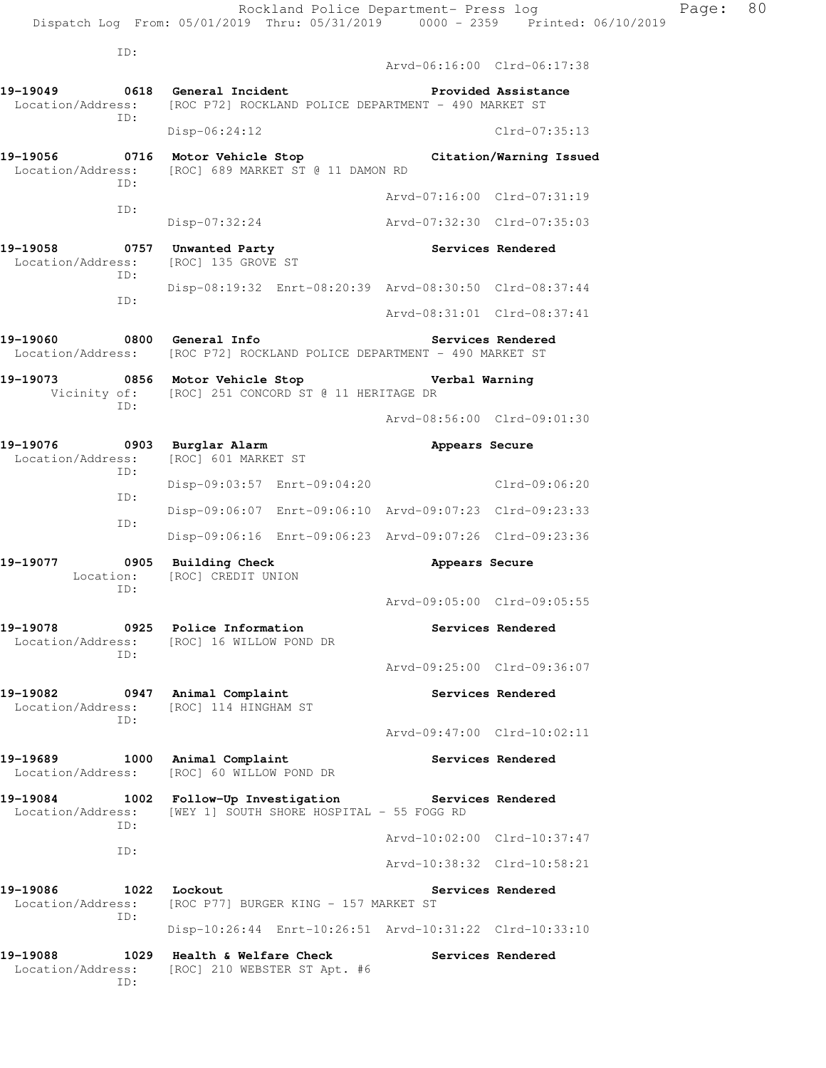ID:
Arvd-06:16:00 Clrd-06:17:38

**19-19049 0618 General Incident** **Provided Assistance**
Location/Address: [ROC P72] ROCKLAND POLICE DEPARTMENT - 490 MARKET ST
ID:
Disp-06:24:12 Clrd-07:35:13

**19-19056 0716 Motor Vehicle Stop** **Citation/Warning Issued**
Location/Address: [ROC] 689 MARKET ST @ 11 DAMON RD
ID:
Arvd-07:16:00 Clrd-07:31:19
ID:
Disp-07:32:24 Arvd-07:32:30 Clrd-07:35:03

**19-19058 0757 Unwanted Party** **Services Rendered**
Location/Address: [ROC] 135 GROVE ST
ID:
Disp-08:19:32 Enrt-08:20:39 Arvd-08:30:50 Clrd-08:37:44
ID:
Arvd-08:31:01 Clrd-08:37:41

**19-19060 0800 General Info** **Services Rendered**
Location/Address: [ROC P72] ROCKLAND POLICE DEPARTMENT - 490 MARKET ST

**19-19073 0856 Motor Vehicle Stop** **Verbal Warning**
Vicinity of: [ROC] 251 CONCORD ST @ 11 HERITAGE DR
ID:
Arvd-08:56:00 Clrd-09:01:30

**19-19076 0903 Burglar Alarm** **Appears Secure**
Location/Address: [ROC] 601 MARKET ST
ID:
Disp-09:03:57 Enrt-09:04:20 Clrd-09:06:20
ID:
Disp-09:06:07 Enrt-09:06:10 Arvd-09:07:23 Clrd-09:23:33
ID:
Disp-09:06:16 Enrt-09:06:23 Arvd-09:07:26 Clrd-09:23:36

**19-19077 0905 Building Check** **Appears Secure**
Location: [ROC] CREDIT UNION
ID:
Arvd-09:05:00 Clrd-09:05:55

**19-19078 0925 Police Information** **Services Rendered**
Location/Address: [ROC] 16 WILLOW POND DR
ID:
Arvd-09:25:00 Clrd-09:36:07

**19-19082 0947 Animal Complaint** **Services Rendered**
Location/Address: [ROC] 114 HINGHAM ST
ID:
Arvd-09:47:00 Clrd-10:02:11

**19-19689 1000 Animal Complaint** **Services Rendered**
Location/Address: [ROC] 60 WILLOW POND DR

**19-19084 1002 Follow-Up Investigation** **Services Rendered**
Location/Address: [WEY 1] SOUTH SHORE HOSPITAL - 55 FOGG RD
ID:
Arvd-10:02:00 Clrd-10:37:47
ID:
Arvd-10:38:32 Clrd-10:58:21

**19-19086 1022 Lockout** **Services Rendered**
Location/Address: [ROC P77] BURGER KING - 157 MARKET ST
ID:
Disp-10:26:44 Enrt-10:26:51 Arvd-10:31:22 Clrd-10:33:10

**19-19088 1029 Health & Welfare Check** **Services Rendered**
Location/Address: [ROC] 210 WEBSTER ST Apt. #6
ID: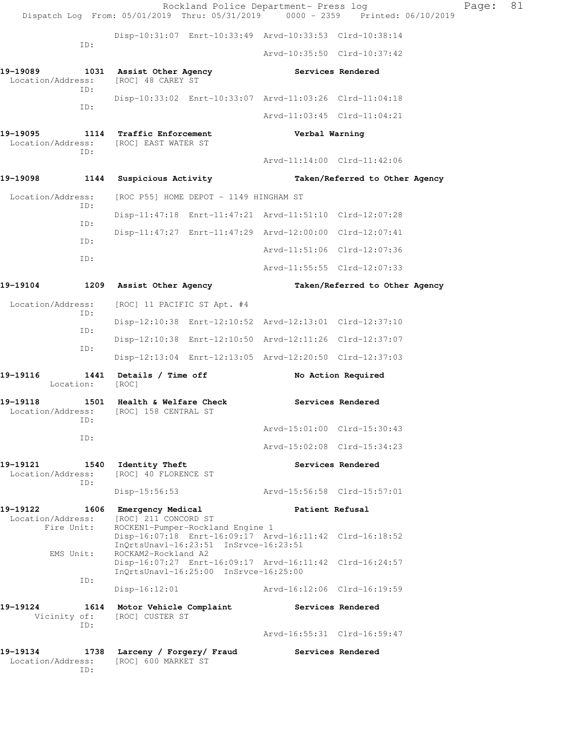Rockland Police Department- Press log
Dispatch Log From: 05/01/2019 Thru: 05/31/2019 0000 - 2359 Printed: 06/10/2019

```
                Disp-10:31:07  Enrt-10:33:49  Arvd-10:33:53  Clrd-10:38:14
          ID:
                                              Arvd-10:35:50  Clrd-10:37:42

19-19089        1031  Assist Other Agency              Services Rendered
 Location/Address:    [ROC] 48 CAREY ST
          ID:
                Disp-10:33:02  Enrt-10:33:07  Arvd-11:03:26  Clrd-11:04:18
          ID:
                                              Arvd-11:03:45  Clrd-11:04:21

19-19095        1114  Traffic Enforcement              Verbal Warning
 Location/Address:    [ROC] EAST WATER ST
          ID:
                                              Arvd-11:14:00  Clrd-11:42:06

19-19098        1144  Suspicious Activity              Taken/Referred to Other Agency

 Location/Address:    [ROC P55] HOME DEPOT - 1149 HINGHAM ST
          ID:
                Disp-11:47:18  Enrt-11:47:21  Arvd-11:51:10  Clrd-12:07:28
          ID:
                Disp-11:47:27  Enrt-11:47:29  Arvd-12:00:00  Clrd-12:07:41
          ID:
                                              Arvd-11:51:06  Clrd-12:07:36
          ID:
                                              Arvd-11:55:55  Clrd-12:07:33

19-19104        1209  Assist Other Agency              Taken/Referred to Other Agency

 Location/Address:    [ROC] 11 PACIFIC ST Apt. #4
          ID:
                Disp-12:10:38  Enrt-12:10:52  Arvd-12:13:01  Clrd-12:37:10
          ID:
                Disp-12:10:38  Enrt-12:10:50  Arvd-12:11:26  Clrd-12:37:07
          ID:
                Disp-12:13:04  Enrt-12:13:05  Arvd-12:20:50  Clrd-12:37:03

19-19116        1441  Details / Time off               No Action Required
        Location:     [ROC]

19-19118        1501  Health & Welfare Check           Services Rendered
 Location/Address:    [ROC] 158 CENTRAL ST
          ID:
                                              Arvd-15:01:00  Clrd-15:30:43
          ID:
                                              Arvd-15:02:08  Clrd-15:34:23

19-19121        1540  Identity Theft                   Services Rendered
 Location/Address:    [ROC] 40 FLORENCE ST
          ID:
                Disp-15:56:53                 Arvd-15:56:58  Clrd-15:57:01

19-19122        1606  Emergency Medical                Patient Refusal
 Location/Address:    [ROC] 211 CONCORD ST
       Fire Unit:     ROCKEN1-Pumper-Rockland Engine 1
                Disp-16:07:18  Enrt-16:09:17  Arvd-16:11:42  Clrd-16:18:52
                InQrtsUnavl-16:23:51  InSrvce-16:23:51
        EMS Unit:     ROCKAM2-Rockland A2
                Disp-16:07:27  Enrt-16:09:17  Arvd-16:11:42  Clrd-16:24:57
                InQrtsUnavl-16:25:00  InSrvce-16:25:00
          ID:
                Disp-16:12:01                 Arvd-16:12:06  Clrd-16:19:59

19-19124        1614  Motor Vehicle Complaint          Services Rendered
     Vicinity of:     [ROC] CUSTER ST
          ID:
                                              Arvd-16:55:31  Clrd-16:59:47

19-19134        1738  Larceny / Forgery/ Fraud         Services Rendered
 Location/Address:    [ROC] 600 MARKET ST
          ID:
```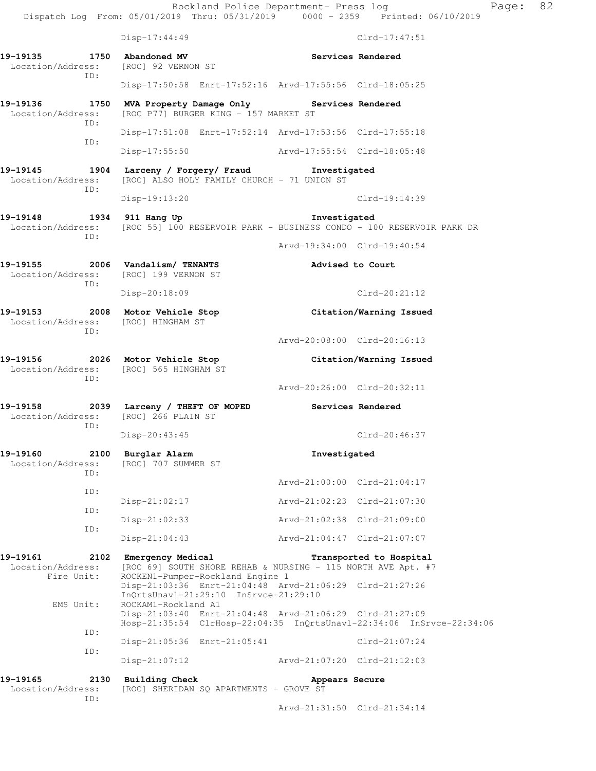Disp-17:44:49 Clrd-17:47:51

**19-19135 1750 Abandoned MV** **Services Rendered**
Location/Address: [ROC] 92 VERNON ST
ID:
Disp-17:50:58 Enrt-17:52:16 Arvd-17:55:56 Clrd-18:05:25

**19-19136 1750 MVA Property Damage Only** **Services Rendered**
Location/Address: [ROC P77] BURGER KING - 157 MARKET ST
ID:
Disp-17:51:08 Enrt-17:52:14 Arvd-17:53:56 Clrd-17:55:18
ID:
Disp-17:55:50 Arvd-17:55:54 Clrd-18:05:48

**19-19145 1904 Larceny / Forgery/ Fraud** **Investigated**
Location/Address: [ROC] ALSO HOLY FAMILY CHURCH - 71 UNION ST
ID:
Disp-19:13:20 Clrd-19:14:39

**19-19148 1934 911 Hang Up** **Investigated**
Location/Address: [ROC 55] 100 RESERVOIR PARK - BUSINESS CONDO - 100 RESERVOIR PARK DR
ID:
Arvd-19:34:00 Clrd-19:40:54

**19-19155 2006 Vandalism/ TENANTS** **Advised to Court**
Location/Address: [ROC] 199 VERNON ST
ID:
Disp-20:18:09 Clrd-20:21:12

**19-19153 2008 Motor Vehicle Stop** **Citation/Warning Issued**
Location/Address: [ROC] HINGHAM ST
ID:
Arvd-20:08:00 Clrd-20:16:13

**19-19156 2026 Motor Vehicle Stop** **Citation/Warning Issued**
Location/Address: [ROC] 565 HINGHAM ST
ID:
Arvd-20:26:00 Clrd-20:32:11

**19-19158 2039 Larceny / THEFT OF MOPED** **Services Rendered**
Location/Address: [ROC] 266 PLAIN ST
ID:
Disp-20:43:45 Clrd-20:46:37

**19-19160 2100 Burglar Alarm** **Investigated**
Location/Address: [ROC] 707 SUMMER ST
ID:
Arvd-21:00:00 Clrd-21:04:17
ID:
Disp-21:02:17 Arvd-21:02:23 Clrd-21:07:30
ID:
Disp-21:02:33 Arvd-21:02:38 Clrd-21:09:00
ID:
Disp-21:04:43 Arvd-21:04:47 Clrd-21:07:07

**19-19161 2102 Emergency Medical** **Transported to Hospital**
Location/Address: [ROC 69] SOUTH SHORE REHAB & NURSING - 115 NORTH AVE Apt. #7
Fire Unit: ROCKEN1-Pumper-Rockland Engine 1
Disp-21:03:36 Enrt-21:04:48 Arvd-21:06:29 Clrd-21:27:26
InQrtsUnavl-21:29:10 InSrvce-21:29:10
EMS Unit: ROCKAM1-Rockland A1
Disp-21:03:40 Enrt-21:04:48 Arvd-21:06:29 Clrd-21:27:09
Hosp-21:35:54 ClrHosp-22:04:35 InQrtsUnavl-22:34:06 InSrvce-22:34:06
ID:
Disp-21:05:36 Enrt-21:05:41 Clrd-21:07:24
ID:
Disp-21:07:12 Arvd-21:07:20 Clrd-21:12:03

**19-19165 2130 Building Check** **Appears Secure**
Location/Address: [ROC] SHERIDAN SQ APARTMENTS - GROVE ST
ID:
Arvd-21:31:50 Clrd-21:34:14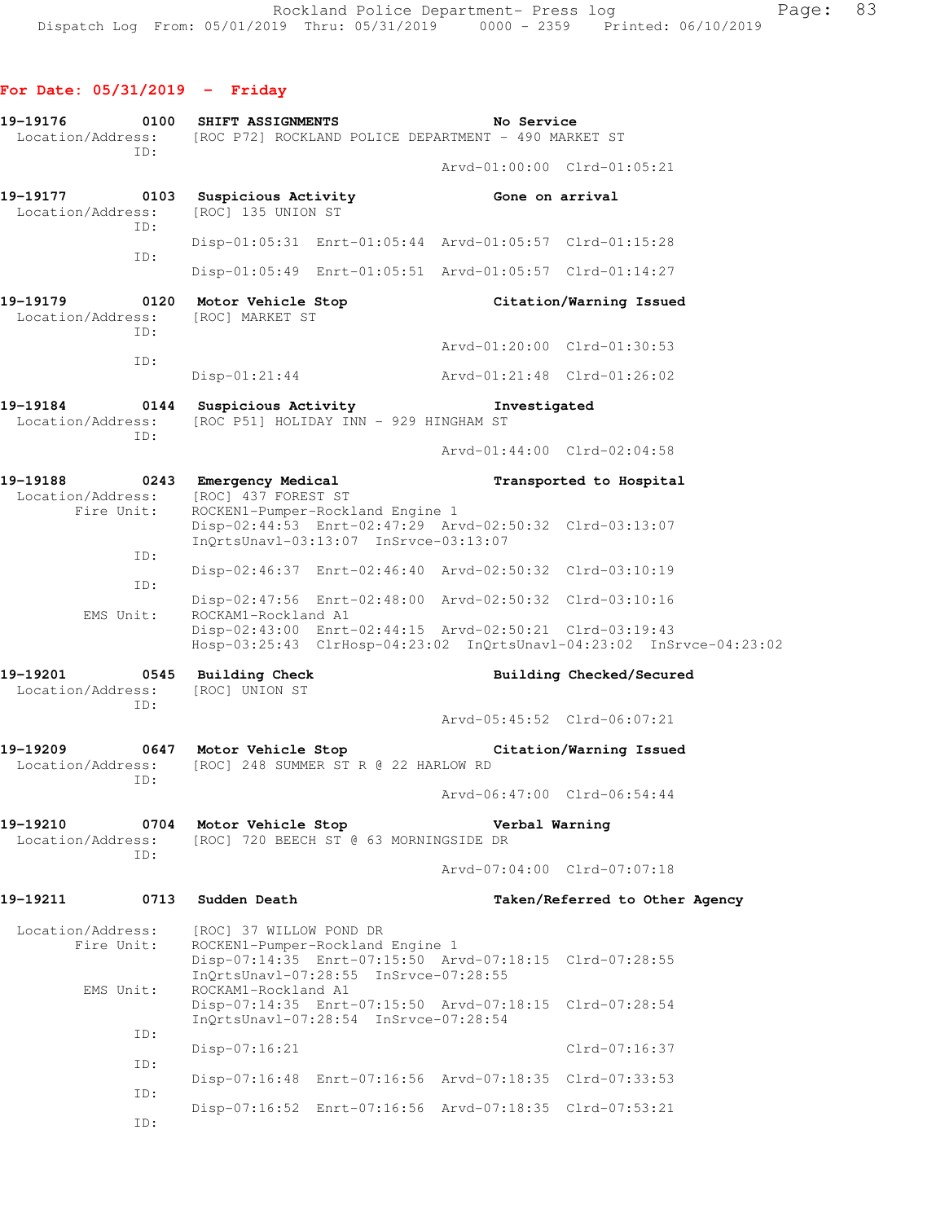**For Date: 05/31/2019 - Friday**

```
19-19176        0100   SHIFT ASSIGNMENTS                   No Service
  Location/Address:    [ROC P72] ROCKLAND POLICE DEPARTMENT - 490 MARKET ST
               ID:
                                                Arvd-01:00:00  Clrd-01:05:21

19-19177        0103   Suspicious Activity                 Gone on arrival
  Location/Address:    [ROC] 135 UNION ST
               ID:
                       Disp-01:05:31  Enrt-01:05:44  Arvd-01:05:57  Clrd-01:15:28
               ID:
                       Disp-01:05:49  Enrt-01:05:51  Arvd-01:05:57  Clrd-01:14:27

19-19179        0120   Motor Vehicle Stop                  Citation/Warning Issued
  Location/Address:    [ROC] MARKET ST
               ID:
                                                Arvd-01:20:00  Clrd-01:30:53
               ID:
                       Disp-01:21:44                   Arvd-01:21:48  Clrd-01:26:02

19-19184        0144   Suspicious Activity                 Investigated
  Location/Address:    [ROC P51] HOLIDAY INN - 929 HINGHAM ST
               ID:
                                                Arvd-01:44:00  Clrd-02:04:58

19-19188        0243   Emergency Medical                   Transported to Hospital
  Location/Address:    [ROC] 437 FOREST ST
        Fire Unit:     ROCKEN1-Pumper-Rockland Engine 1
                       Disp-02:44:53  Enrt-02:47:29  Arvd-02:50:32  Clrd-03:13:07
                       InQrtsUnavl-03:13:07  InSrvce-03:13:07
               ID:
                       Disp-02:46:37  Enrt-02:46:40  Arvd-02:50:32  Clrd-03:10:19
               ID:
                       Disp-02:47:56  Enrt-02:48:00  Arvd-02:50:32  Clrd-03:10:16
         EMS Unit:     ROCKAM1-Rockland A1
                       Disp-02:43:00  Enrt-02:44:15  Arvd-02:50:21  Clrd-03:19:43
                       Hosp-03:25:43  ClrHosp-04:23:02  InQrtsUnavl-04:23:02  InSrvce-04:23:02

19-19201        0545   Building Check                      Building Checked/Secured
  Location/Address:    [ROC] UNION ST
               ID:
                                                Arvd-05:45:52  Clrd-06:07:21

19-19209        0647   Motor Vehicle Stop                  Citation/Warning Issued
  Location/Address:    [ROC] 248 SUMMER ST R @ 22 HARLOW RD
               ID:
                                                Arvd-06:47:00  Clrd-06:54:44

19-19210        0704   Motor Vehicle Stop                  Verbal Warning
  Location/Address:    [ROC] 720 BEECH ST @ 63 MORNINGSIDE DR
               ID:
                                                Arvd-07:04:00  Clrd-07:07:18

19-19211        0713   Sudden Death                        Taken/Referred to Other Agency

  Location/Address:    [ROC] 37 WILLOW POND DR
        Fire Unit:     ROCKEN1-Pumper-Rockland Engine 1
                       Disp-07:14:35  Enrt-07:15:50  Arvd-07:18:15  Clrd-07:28:55
                       InQrtsUnavl-07:28:55  InSrvce-07:28:55
         EMS Unit:     ROCKAM1-Rockland A1
                       Disp-07:14:35  Enrt-07:15:50  Arvd-07:18:15  Clrd-07:28:54
                       InQrtsUnavl-07:28:54  InSrvce-07:28:54
               ID:
                       Disp-07:16:21                                 Clrd-07:16:37
               ID:
                       Disp-07:16:48  Enrt-07:16:56  Arvd-07:18:35  Clrd-07:33:53
               ID:
                       Disp-07:16:52  Enrt-07:16:56  Arvd-07:18:35  Clrd-07:53:21
               ID:
```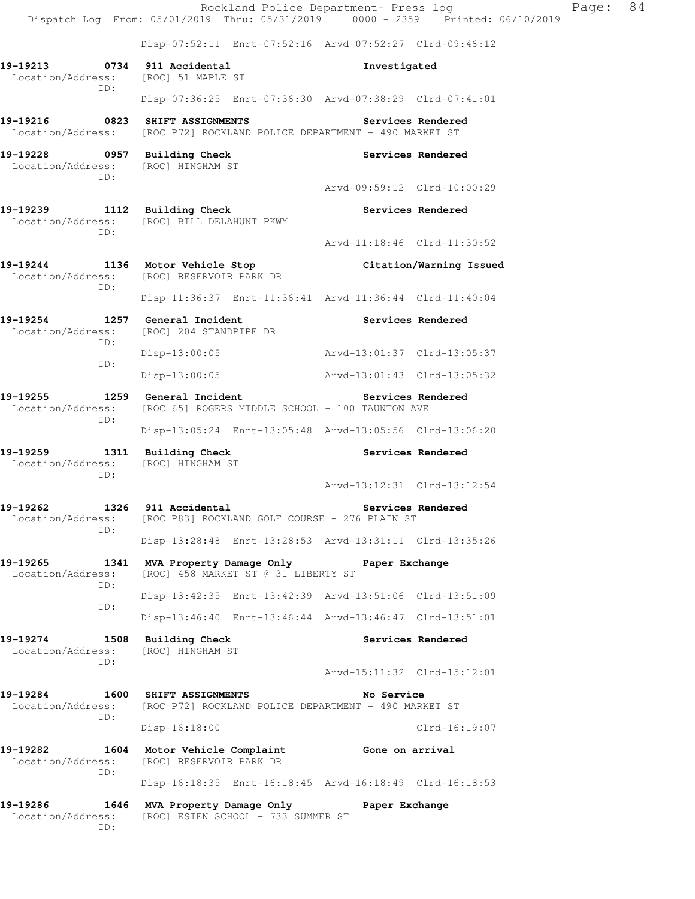Disp-07:52:11 Enrt-07:52:16 Arvd-07:52:27 Clrd-09:46:12

**19-19213 0734 911 Accidental** Investigated
Location/Address: [ROC] 51 MAPLE ST
ID:
Disp-07:36:25 Enrt-07:36:30 Arvd-07:38:29 Clrd-07:41:01

**19-19216 0823 SHIFT ASSIGNMENTS** Services Rendered
Location/Address: [ROC P72] ROCKLAND POLICE DEPARTMENT - 490 MARKET ST

**19-19228 0957 Building Check** Services Rendered
Location/Address: [ROC] HINGHAM ST
ID:
Arvd-09:59:12 Clrd-10:00:29

**19-19239 1112 Building Check** Services Rendered
Location/Address: [ROC] BILL DELAHUNT PKWY
ID:
Arvd-11:18:46 Clrd-11:30:52

**19-19244 1136 Motor Vehicle Stop** Citation/Warning Issued
Location/Address: [ROC] RESERVOIR PARK DR
ID:
Disp-11:36:37 Enrt-11:36:41 Arvd-11:36:44 Clrd-11:40:04

**19-19254 1257 General Incident** Services Rendered
Location/Address: [ROC] 204 STANDPIPE DR
ID:
Disp-13:00:05 Arvd-13:01:37 Clrd-13:05:37
ID:
Disp-13:00:05 Arvd-13:01:43 Clrd-13:05:32

**19-19255 1259 General Incident** Services Rendered
Location/Address: [ROC 65] ROGERS MIDDLE SCHOOL - 100 TAUNTON AVE
ID:
Disp-13:05:24 Enrt-13:05:48 Arvd-13:05:56 Clrd-13:06:20

**19-19259 1311 Building Check** Services Rendered
Location/Address: [ROC] HINGHAM ST
ID:
Arvd-13:12:31 Clrd-13:12:54

**19-19262 1326 911 Accidental** Services Rendered
Location/Address: [ROC P83] ROCKLAND GOLF COURSE - 276 PLAIN ST
ID:
Disp-13:28:48 Enrt-13:28:53 Arvd-13:31:11 Clrd-13:35:26

**19-19265 1341 MVA Property Damage Only** Paper Exchange
Location/Address: [ROC] 458 MARKET ST @ 31 LIBERTY ST
ID:
Disp-13:42:35 Enrt-13:42:39 Arvd-13:51:06 Clrd-13:51:09
ID:
Disp-13:46:40 Enrt-13:46:44 Arvd-13:46:47 Clrd-13:51:01

**19-19274 1508 Building Check** Services Rendered
Location/Address: [ROC] HINGHAM ST
ID:
Arvd-15:11:32 Clrd-15:12:01

**19-19284 1600 SHIFT ASSIGNMENTS** No Service
Location/Address: [ROC P72] ROCKLAND POLICE DEPARTMENT - 490 MARKET ST
ID:
Disp-16:18:00 Clrd-16:19:07

**19-19282 1604 Motor Vehicle Complaint** Gone on arrival
Location/Address: [ROC] RESERVOIR PARK DR
ID:
Disp-16:18:35 Enrt-16:18:45 Arvd-16:18:49 Clrd-16:18:53

**19-19286 1646 MVA Property Damage Only** Paper Exchange
Location/Address: [ROC] ESTEN SCHOOL - 733 SUMMER ST
ID: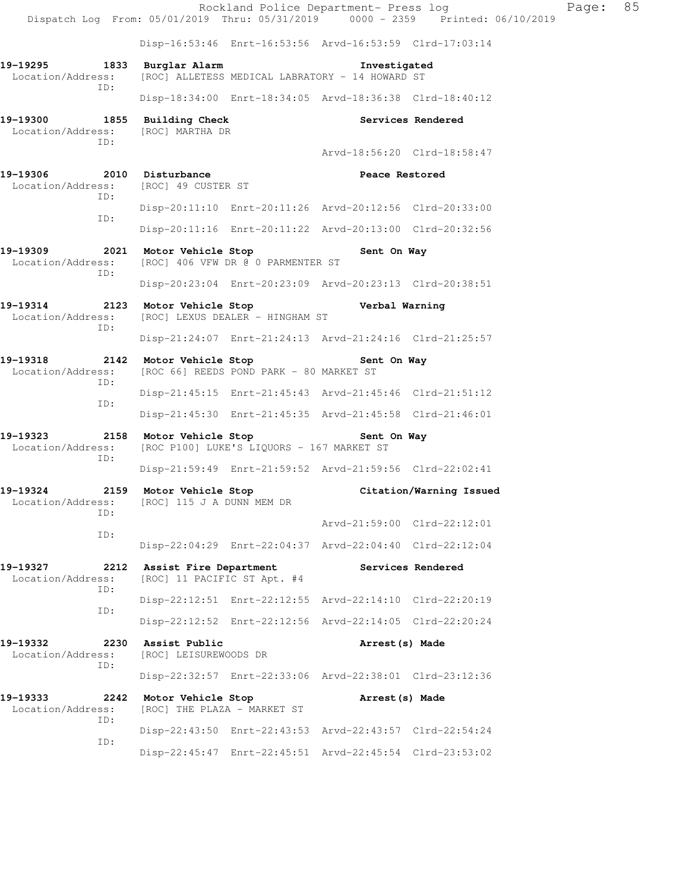Disp-16:53:46 Enrt-16:53:56 Arvd-16:53:59 Clrd-17:03:14

**19-19295 1833 Burglar Alarm** — **Investigated**
Location/Address: [ROC] ALLETESS MEDICAL LABRATORY - 14 HOWARD ST
ID:
Disp-18:34:00 Enrt-18:34:05 Arvd-18:36:38 Clrd-18:40:12

**19-19300 1855 Building Check** — **Services Rendered**
Location/Address: [ROC] MARTHA DR
ID:
Arvd-18:56:20 Clrd-18:58:47

**19-19306 2010 Disturbance** — **Peace Restored**
Location/Address: [ROC] 49 CUSTER ST
ID:
Disp-20:11:10 Enrt-20:11:26 Arvd-20:12:56 Clrd-20:33:00
ID:
Disp-20:11:16 Enrt-20:11:22 Arvd-20:13:00 Clrd-20:32:56

**19-19309 2021 Motor Vehicle Stop** — **Sent On Way**
Location/Address: [ROC] 406 VFW DR @ 0 PARMENTER ST
ID:
Disp-20:23:04 Enrt-20:23:09 Arvd-20:23:13 Clrd-20:38:51

**19-19314 2123 Motor Vehicle Stop** — **Verbal Warning**
Location/Address: [ROC] LEXUS DEALER - HINGHAM ST
ID:
Disp-21:24:07 Enrt-21:24:13 Arvd-21:24:16 Clrd-21:25:57

**19-19318 2142 Motor Vehicle Stop** — **Sent On Way**
Location/Address: [ROC 66] REEDS POND PARK - 80 MARKET ST
ID:
Disp-21:45:15 Enrt-21:45:43 Arvd-21:45:46 Clrd-21:51:12
ID:
Disp-21:45:30 Enrt-21:45:35 Arvd-21:45:58 Clrd-21:46:01

**19-19323 2158 Motor Vehicle Stop** — **Sent On Way**
Location/Address: [ROC P100] LUKE'S LIQUORS - 167 MARKET ST
ID:
Disp-21:59:49 Enrt-21:59:52 Arvd-21:59:56 Clrd-22:02:41

**19-19324 2159 Motor Vehicle Stop** — **Citation/Warning Issued**
Location/Address: [ROC] 115 J A DUNN MEM DR
ID:
Arvd-21:59:00 Clrd-22:12:01
ID:
Disp-22:04:29 Enrt-22:04:37 Arvd-22:04:40 Clrd-22:12:04

**19-19327 2212 Assist Fire Department** — **Services Rendered**
Location/Address: [ROC] 11 PACIFIC ST Apt. #4
ID:
Disp-22:12:51 Enrt-22:12:55 Arvd-22:14:10 Clrd-22:20:19
ID:
Disp-22:12:52 Enrt-22:12:56 Arvd-22:14:05 Clrd-22:20:24

**19-19332 2230 Assist Public** — **Arrest(s) Made**
Location/Address: [ROC] LEISUREWOODS DR
ID:
Disp-22:32:57 Enrt-22:33:06 Arvd-22:38:01 Clrd-23:12:36

**19-19333 2242 Motor Vehicle Stop** — **Arrest(s) Made**
Location/Address: [ROC] THE PLAZA - MARKET ST
ID:
Disp-22:43:50 Enrt-22:43:53 Arvd-22:43:57 Clrd-22:54:24
ID:
Disp-22:45:47 Enrt-22:45:51 Arvd-22:45:54 Clrd-23:53:02